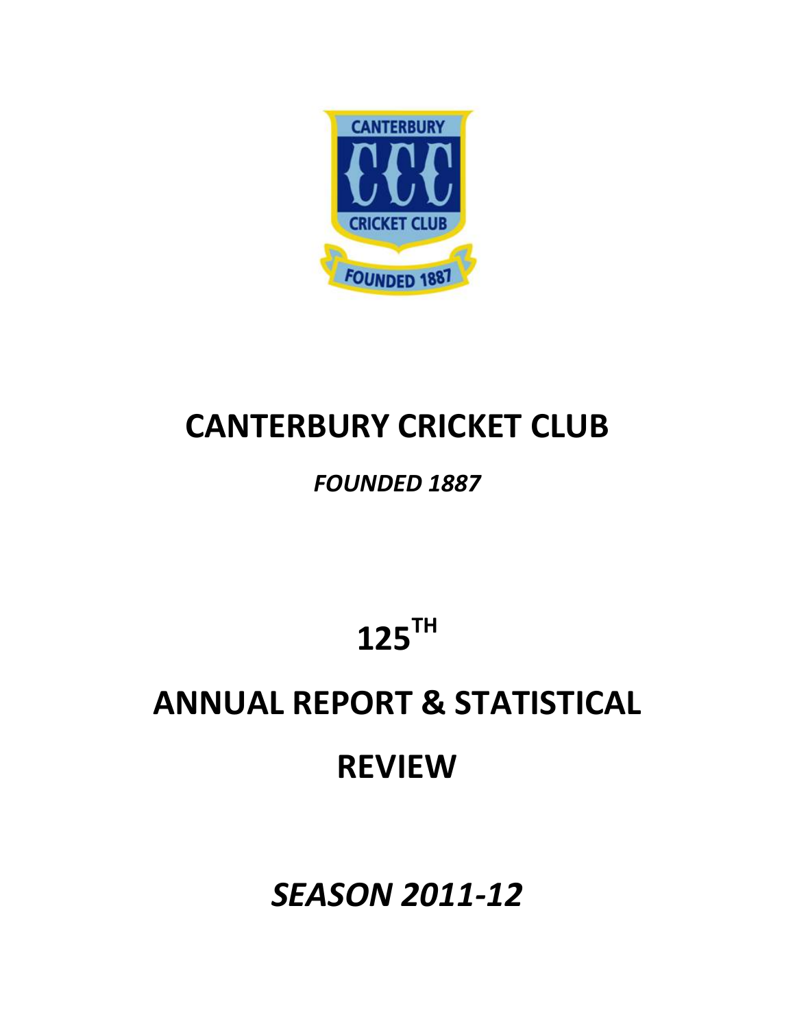# CANTERBURY CRICKET CLUB

*FOUNDED 1887*

# $125^{TH}$

# ANNUAL REPORT & STATISTICAL REVIEW

## *SEASON 2011-12*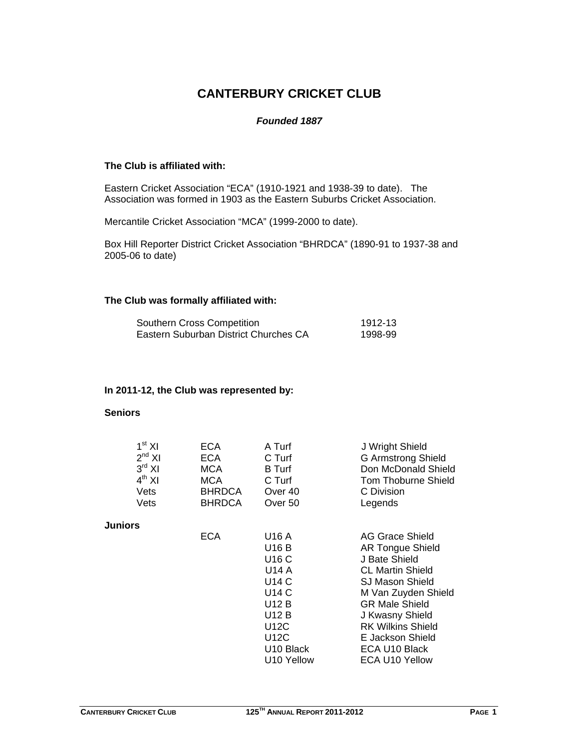# CANTERBURY CRICKET CLUB

***Founded 1887***

**The Club is affiliated with:**

Eastern Cricket Association "ECA" (1910-1921 and 1938-39 to date). The Association was formed in 1903 as the Eastern Suburbs Cricket Association.

Mercantile Cricket Association "MCA" (1999-2000 to date).

Box Hill Reporter District Cricket Association "BHRDCA" (1890-91 to 1937-38 and 2005-06 to date)

**The Club was formally affiliated with:**

| | |
|---|---|
| Southern Cross Competition | 1912-13 |
| Eastern Suburban District Churches CA | 1998-99 |

**In 2011-12, the Club was represented by:**

**Seniors**

| | | | |
|---|---|---|---|
| 1st XI | ECA | A Turf | J Wright Shield |
| 2nd XI | ECA | C Turf | G Armstrong Shield |
| 3rd XI | MCA | B Turf | Don McDonald Shield |
| 4th XI | MCA | C Turf | Tom Thoburne Shield |
| Vets | BHRDCA | Over 40 | C Division |
| Vets | BHRDCA | Over 50 | Legends |

**Juniors**

| | | |
|---|---|---|
| ECA | U16 A | AG Grace Shield |
| | U16 B | AR Tongue Shield |
| | U16 C | J Bate Shield |
| | U14 A | CL Martin Shield |
| | U14 C | SJ Mason Shield |
| | U14 C | M Van Zuyden Shield |
| | U12 B | GR Male Shield |
| | U12 B | J Kwasny Shield |
| | U12C | RK Wilkins Shield |
| | U12C | E Jackson Shield |
| | U10 Black | ECA U10 Black |
| | U10 Yellow | ECA U10 Yellow |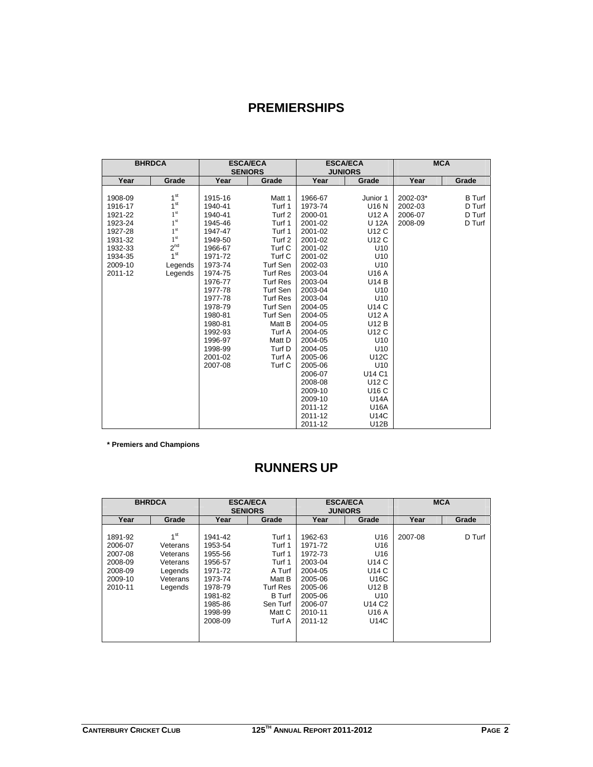# PREMIERSHIPS

| BHRDCA | | ESCA/ECA SENIORS | | ESCA/ECA JUNIORS | | MCA | |
|---|---|---|---|---|---|---|---|
| Year | Grade | Year | Grade | Year | Grade | Year | Grade |
| 1908-09 | 1st | 1915-16 | Matt 1 | 1966-67 | Junior 1 | 2002-03* | B Turf |
| 1916-17 | 1st | 1940-41 | Turf 1 | 1973-74 | U16 N | 2002-03 | D Turf |
| 1921-22 | 1st | 1940-41 | Turf 2 | 2000-01 | U12 A | 2006-07 | D Turf |
| 1923-24 | 1st | 1945-46 | Turf 1 | 2001-02 | U 12A | 2008-09 | D Turf |
| 1927-28 | 1st | 1947-47 | Turf 1 | 2001-02 | U12 C | | |
| 1931-32 | 1st | 1949-50 | Turf 2 | 2001-02 | U12 C | | |
| 1932-33 | 2nd | 1966-67 | Turf C | 2001-02 | U10 | | |
| 1934-35 | 1st | 1971-72 | Turf C | 2001-02 | U10 | | |
| 2009-10 | Legends | 1973-74 | Turf Sen | 2002-03 | U10 | | |
| 2011-12 | Legends | 1974-75 | Turf Res | 2003-04 | U16 A | | |
| | | 1976-77 | Turf Res | 2003-04 | U14 B | | |
| | | 1977-78 | Turf Sen | 2003-04 | U10 | | |
| | | 1977-78 | Turf Res | 2003-04 | U10 | | |
| | | 1978-79 | Turf Sen | 2004-05 | U14 C | | |
| | | 1980-81 | Turf Sen | 2004-05 | U12 A | | |
| | | 1980-81 | Matt B | 2004-05 | U12 B | | |
| | | 1992-93 | Turf A | 2004-05 | U12 C | | |
| | | 1996-97 | Matt D | 2004-05 | U10 | | |
| | | 1998-99 | Turf D | 2004-05 | U10 | | |
| | | 2001-02 | Turf A | 2005-06 | U12C | | |
| | | 2007-08 | Turf C | 2005-06 | U10 | | |
| | | | | 2006-07 | U14 C1 | | |
| | | | | 2008-08 | U12 C | | |
| | | | | 2009-10 | U16 C | | |
| | | | | 2009-10 | U14A | | |
| | | | | 2011-12 | U16A | | |
| | | | | 2011-12 | U14C | | |
| | | | | 2011-12 | U12B | | |

**\* Premiers and Champions**

# RUNNERS UP

| BHRDCA | | ESCA/ECA SENIORS | | ESCA/ECA JUNIORS | | MCA | |
|---|---|---|---|---|---|---|---|
| Year | Grade | Year | Grade | Year | Grade | Year | Grade |
| 1891-92 | 1st | 1941-42 | Turf 1 | 1962-63 | U16 | 2007-08 | D Turf |
| 2006-07 | Veterans | 1953-54 | Turf 1 | 1971-72 | U16 | | |
| 2007-08 | Veterans | 1955-56 | Turf 1 | 1972-73 | U16 | | |
| 2008-09 | Veterans | 1956-57 | Turf 1 | 2003-04 | U14 C | | |
| 2008-09 | Legends | 1971-72 | A Turf | 2004-05 | U14 C | | |
| 2009-10 | Veterans | 1973-74 | Matt B | 2005-06 | U16C | | |
| 2010-11 | Legends | 1978-79 | Turf Res | 2005-06 | U12 B | | |
| | | 1981-82 | B Turf | 2005-06 | U10 | | |
| | | 1985-86 | Sen Turf | 2006-07 | U14 C2 | | |
| | | 1998-99 | Matt C | 2010-11 | U16 A | | |
| | | 2008-09 | Turf A | 2011-12 | U14C | | |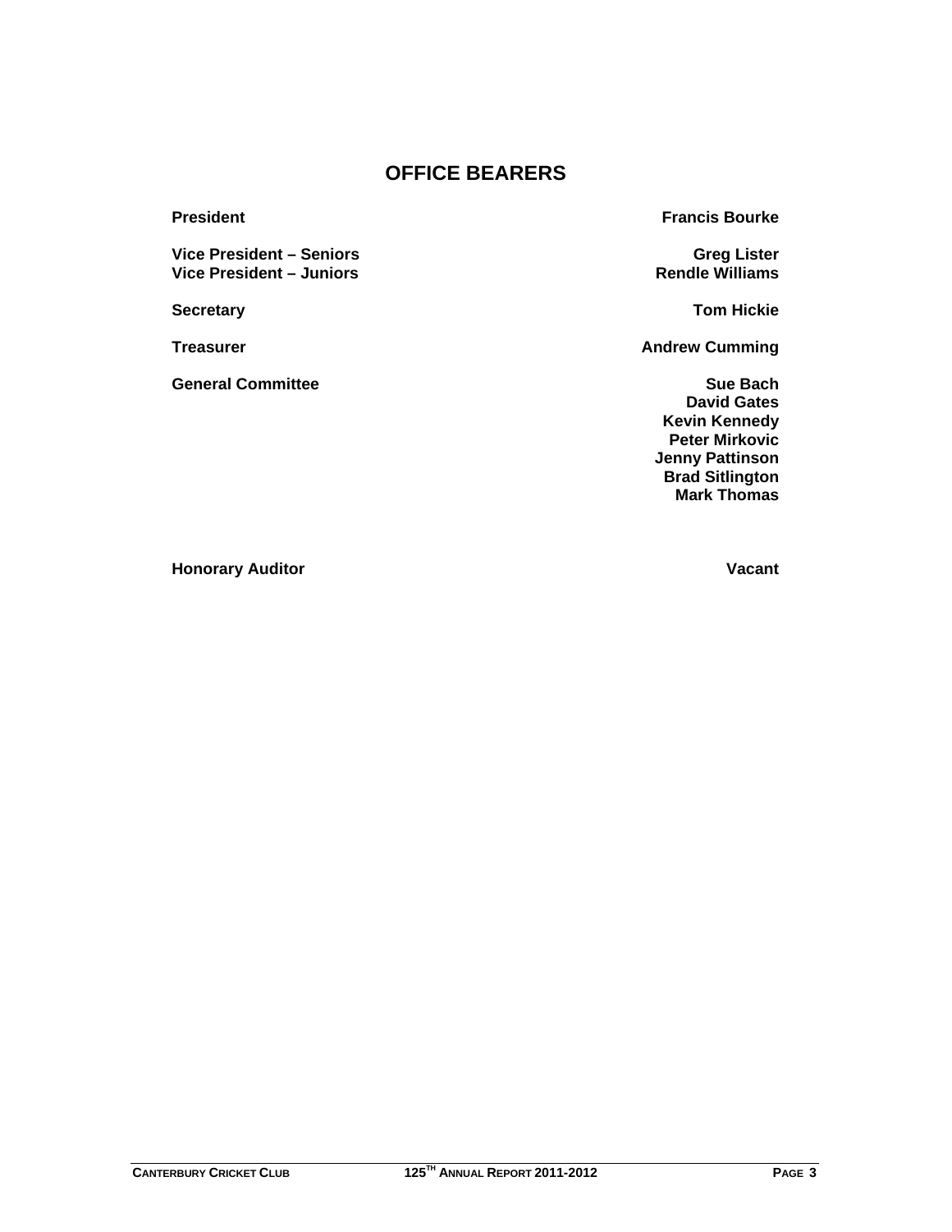# OFFICE BEARERS

| | |
|---|---|
| **President** | **Francis Bourke** |
| **Vice President – Seniors** | **Greg Lister** |
| **Vice President – Juniors** | **Rendle Williams** |
| **Secretary** | **Tom Hickie** |
| **Treasurer** | **Andrew Cumming** |
| **General Committee** | **Sue Bach**<br>**David Gates**<br>**Kevin Kennedy**<br>**Peter Mirkovic**<br>**Jenny Pattinson**<br>**Brad Sitlington**<br>**Mark Thomas** |
| **Honorary Auditor** | **Vacant** |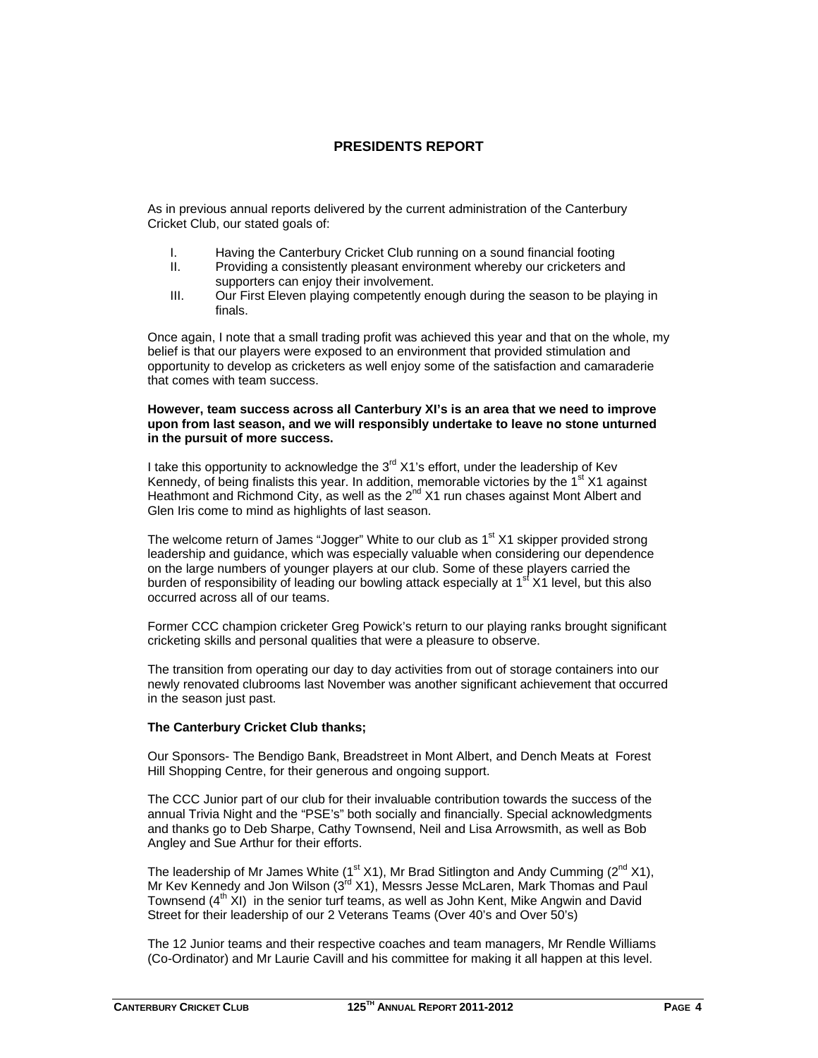# PRESIDENTS REPORT

As in previous annual reports delivered by the current administration of the Canterbury Cricket Club, our stated goals of:

I. Having the Canterbury Cricket Club running on a sound financial footing
II. Providing a consistently pleasant environment whereby our cricketers and supporters can enjoy their involvement.
III. Our First Eleven playing competently enough during the season to be playing in finals.

Once again, I note that a small trading profit was achieved this year and that on the whole, my belief is that our players were exposed to an environment that provided stimulation and opportunity to develop as cricketers as well enjoy some of the satisfaction and camaraderie that comes with team success.

**However, team success across all Canterbury XI's is an area that we need to improve upon from last season, and we will responsibly undertake to leave no stone unturned in the pursuit of more success.**

I take this opportunity to acknowledge the 3rd X1's effort, under the leadership of Kev Kennedy, of being finalists this year. In addition, memorable victories by the 1st X1 against Heathmont and Richmond City, as well as the 2nd X1 run chases against Mont Albert and Glen Iris come to mind as highlights of last season.

The welcome return of James "Jogger" White to our club as 1st X1 skipper provided strong leadership and guidance, which was especially valuable when considering our dependence on the large numbers of younger players at our club. Some of these players carried the burden of responsibility of leading our bowling attack especially at 1st X1 level, but this also occurred across all of our teams.

Former CCC champion cricketer Greg Powick's return to our playing ranks brought significant cricketing skills and personal qualities that were a pleasure to observe.

The transition from operating our day to day activities from out of storage containers into our newly renovated clubrooms last November was another significant achievement that occurred in the season just past.

**The Canterbury Cricket Club thanks;**

Our Sponsors- The Bendigo Bank, Breadstreet in Mont Albert, and Dench Meats at Forest Hill Shopping Centre, for their generous and ongoing support.

The CCC Junior part of our club for their invaluable contribution towards the success of the annual Trivia Night and the "PSE's" both socially and financially. Special acknowledgments and thanks go to Deb Sharpe, Cathy Townsend, Neil and Lisa Arrowsmith, as well as Bob Angley and Sue Arthur for their efforts.

The leadership of Mr James White (1st X1), Mr Brad Sitlington and Andy Cumming (2nd X1), Mr Kev Kennedy and Jon Wilson (3rd X1), Messrs Jesse McLaren, Mark Thomas and Paul Townsend (4th XI) in the senior turf teams, as well as John Kent, Mike Angwin and David Street for their leadership of our 2 Veterans Teams (Over 40's and Over 50's)

The 12 Junior teams and their respective coaches and team managers, Mr Rendle Williams (Co-Ordinator) and Mr Laurie Cavill and his committee for making it all happen at this level.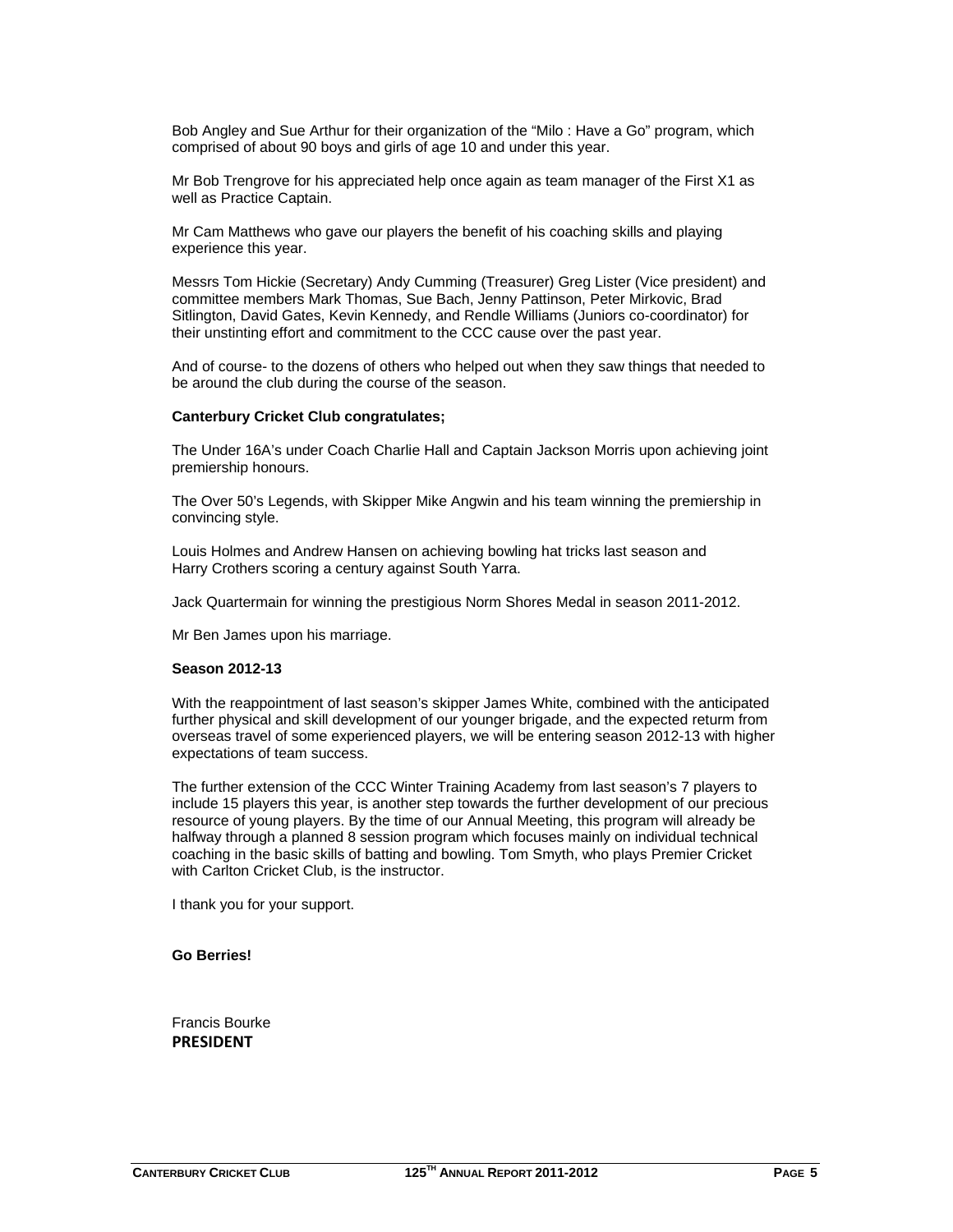Bob Angley and Sue Arthur for their organization of the "Milo : Have a Go" program, which comprised of about 90 boys and girls of age 10 and under this year.

Mr Bob Trengrove for his appreciated help once again as team manager of the First X1 as well as Practice Captain.

Mr Cam Matthews who gave our players the benefit of his coaching skills and playing experience this year.

Messrs Tom Hickie (Secretary) Andy Cumming (Treasurer) Greg Lister (Vice president) and committee members Mark Thomas, Sue Bach, Jenny Pattinson, Peter Mirkovic, Brad Sitlington, David Gates, Kevin Kennedy, and Rendle Williams (Juniors co-coordinator) for their unstinting effort and commitment to the CCC cause over the past year.

And of course- to the dozens of others who helped out when they saw things that needed to be around the club during the course of the season.

**Canterbury Cricket Club congratulates;**

The Under 16A's under Coach Charlie Hall and Captain Jackson Morris upon achieving joint premiership honours.

The Over 50's Legends, with Skipper Mike Angwin and his team winning the premiership in convincing style.

Louis Holmes and Andrew Hansen on achieving bowling hat tricks last season and Harry Crothers scoring a century against South Yarra.

Jack Quartermain for winning the prestigious Norm Shores Medal in season 2011-2012.

Mr Ben James upon his marriage.

**Season 2012-13**

With the reappointment of last season's skipper James White, combined with the anticipated further physical and skill development of our younger brigade, and the expected return from overseas travel of some experienced players, we will be entering season 2012-13 with higher expectations of team success.

The further extension of the CCC Winter Training Academy from last season's 7 players to include 15 players this year, is another step towards the further development of our precious resource of young players. By the time of our Annual Meeting, this program will already be halfway through a planned 8 session program which focuses mainly on individual technical coaching in the basic skills of batting and bowling. Tom Smyth, who plays Premier Cricket with Carlton Cricket Club, is the instructor.

I thank you for your support.

**Go Berries!**

Francis Bourke
**PRESIDENT**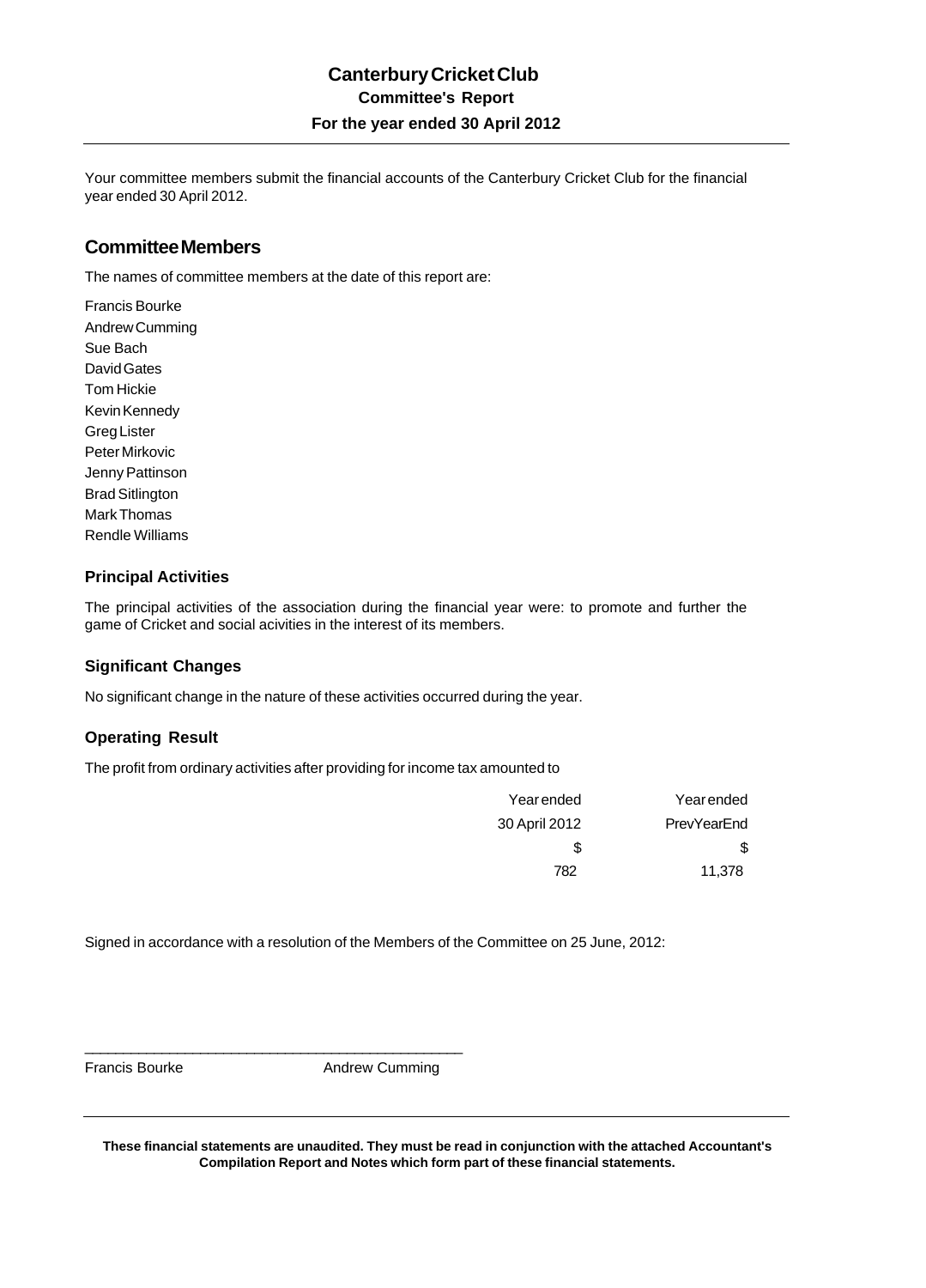# Canterbury Cricket Club

## Committee's Report

### For the year ended 30 April 2012

Your committee members submit the financial accounts of the Canterbury Cricket Club for the financial year ended 30 April 2012.

## Committee Members

The names of committee members at the date of this report are:

Francis Bourke
Andrew Cumming
Sue Bach
David Gates
Tom Hickie
Kevin Kennedy
Greg Lister
Peter Mirkovic
Jenny Pattinson
Brad Sitlington
Mark Thomas
Rendle Williams

### Principal Activities

The principal activities of the association during the financial year were: to promote and further the game of Cricket and social acivities in the interest of its members.

### Significant Changes

No significant change in the nature of these activities occurred during the year.

### Operating Result

The profit from ordinary activities after providing for income tax amounted to

| Year ended | Year ended |
|---|---|
| 30 April 2012 | PrevYearEnd |
| $ | $ |
| 782 | 11,378 |

Signed in accordance with a resolution of the Members of the Committee on 25 June, 2012:

\_\_\_\_\_\_\_\_\_\_\_\_\_\_\_\_\_\_\_\_\_\_\_\_\_\_\_\_\_\_\_\_\_\_\_\_\_\_\_\_\_\_\_\_\_\_\_\_

Francis Bourke          Andrew Cumming

**These financial statements are unaudited. They must be read in conjunction with the attached Accountant's Compilation Report and Notes which form part of these financial statements.**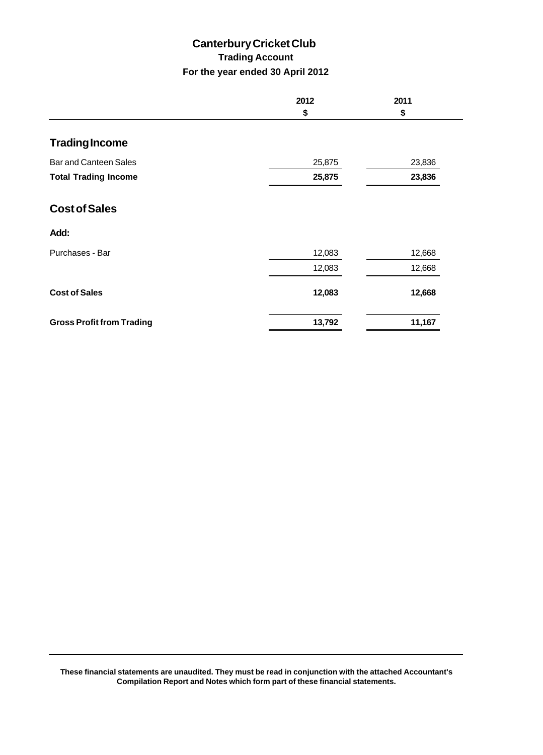# Canterbury Cricket Club

## Trading Account

### For the year ended 30 April 2012

| | 2012 | 2011 |
|---|---|---|
| | $ | $ |
| **Trading Income** | | |
| Bar and Canteen Sales | 25,875 | 23,836 |
| **Total Trading Income** | **25,875** | **23,836** |
| **Cost of Sales** | | |
| **Add:** | | |
| Purchases - Bar | 12,083 | 12,668 |
| | 12,083 | 12,668 |
| **Cost of Sales** | **12,083** | **12,668** |
| **Gross Profit from Trading** | **13,792** | **11,167** |

**These financial statements are unaudited. They must be read in conjunction with the attached Accountant's Compilation Report and Notes which form part of these financial statements.**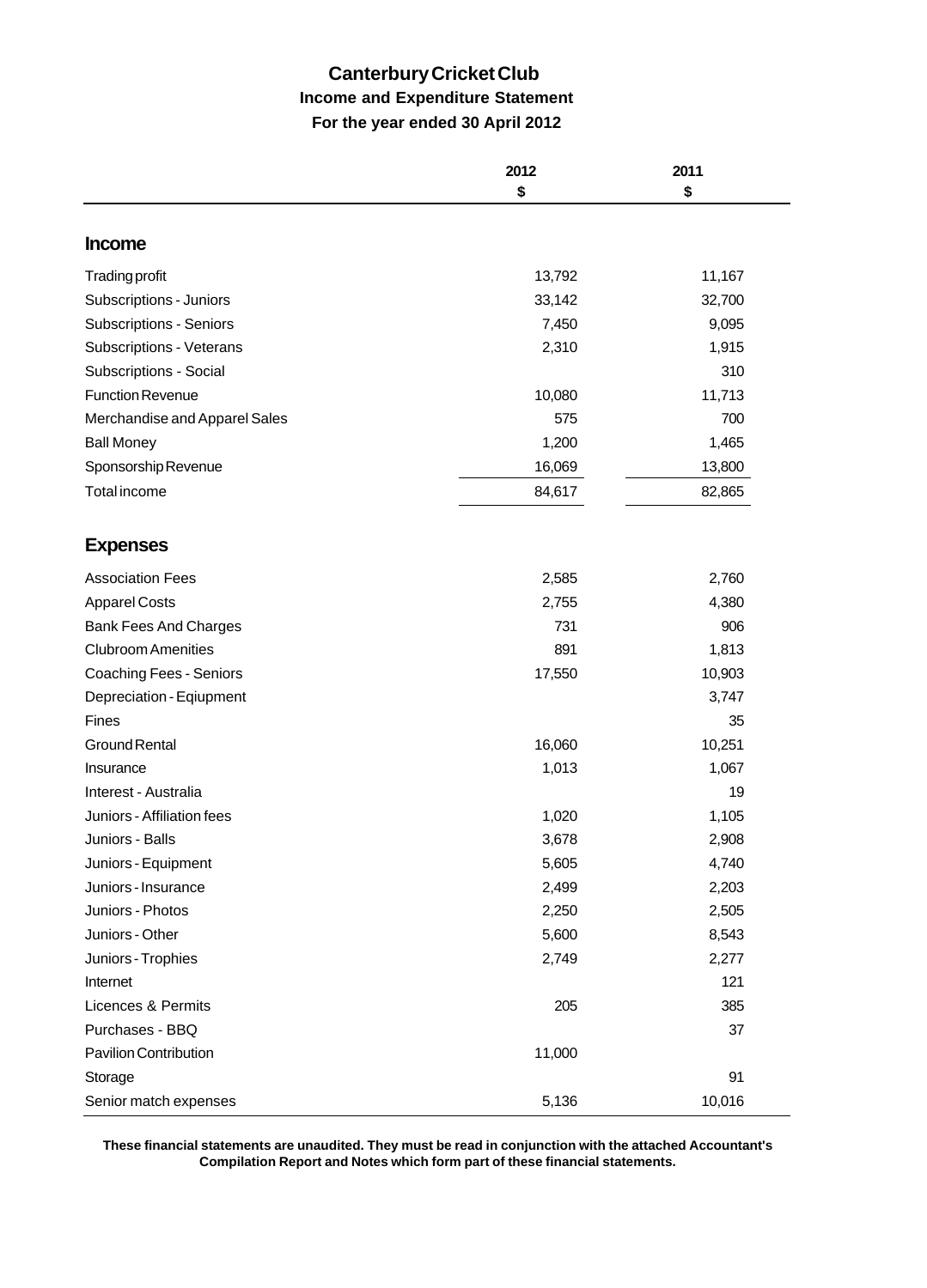# Canterbury Cricket Club

## Income and Expenditure Statement

### For the year ended 30 April 2012

| | 2012<br>$ | 2011<br>$ |
|---|---|---|
| **Income** | | |
| Trading profit | 13,792 | 11,167 |
| Subscriptions - Juniors | 33,142 | 32,700 |
| Subscriptions - Seniors | 7,450 | 9,095 |
| Subscriptions - Veterans | 2,310 | 1,915 |
| Subscriptions - Social | | 310 |
| Function Revenue | 10,080 | 11,713 |
| Merchandise and Apparel Sales | 575 | 700 |
| Ball Money | 1,200 | 1,465 |
| Sponsorship Revenue | 16,069 | 13,800 |
| Total income | 84,617 | 82,865 |
| **Expenses** | | |
| Association Fees | 2,585 | 2,760 |
| Apparel Costs | 2,755 | 4,380 |
| Bank Fees And Charges | 731 | 906 |
| Clubroom Amenities | 891 | 1,813 |
| Coaching Fees - Seniors | 17,550 | 10,903 |
| Depreciation - Eqiupment | | 3,747 |
| Fines | | 35 |
| Ground Rental | 16,060 | 10,251 |
| Insurance | 1,013 | 1,067 |
| Interest - Australia | | 19 |
| Juniors - Affiliation fees | 1,020 | 1,105 |
| Juniors - Balls | 3,678 | 2,908 |
| Juniors - Equipment | 5,605 | 4,740 |
| Juniors - Insurance | 2,499 | 2,203 |
| Juniors - Photos | 2,250 | 2,505 |
| Juniors - Other | 5,600 | 8,543 |
| Juniors - Trophies | 2,749 | 2,277 |
| Internet | | 121 |
| Licences & Permits | 205 | 385 |
| Purchases - BBQ | | 37 |
| Pavilion Contribution | 11,000 | |
| Storage | | 91 |
| Senior match expenses | 5,136 | 10,016 |

**These financial statements are unaudited. They must be read in conjunction with the attached Accountant's Compilation Report and Notes which form part of these financial statements.**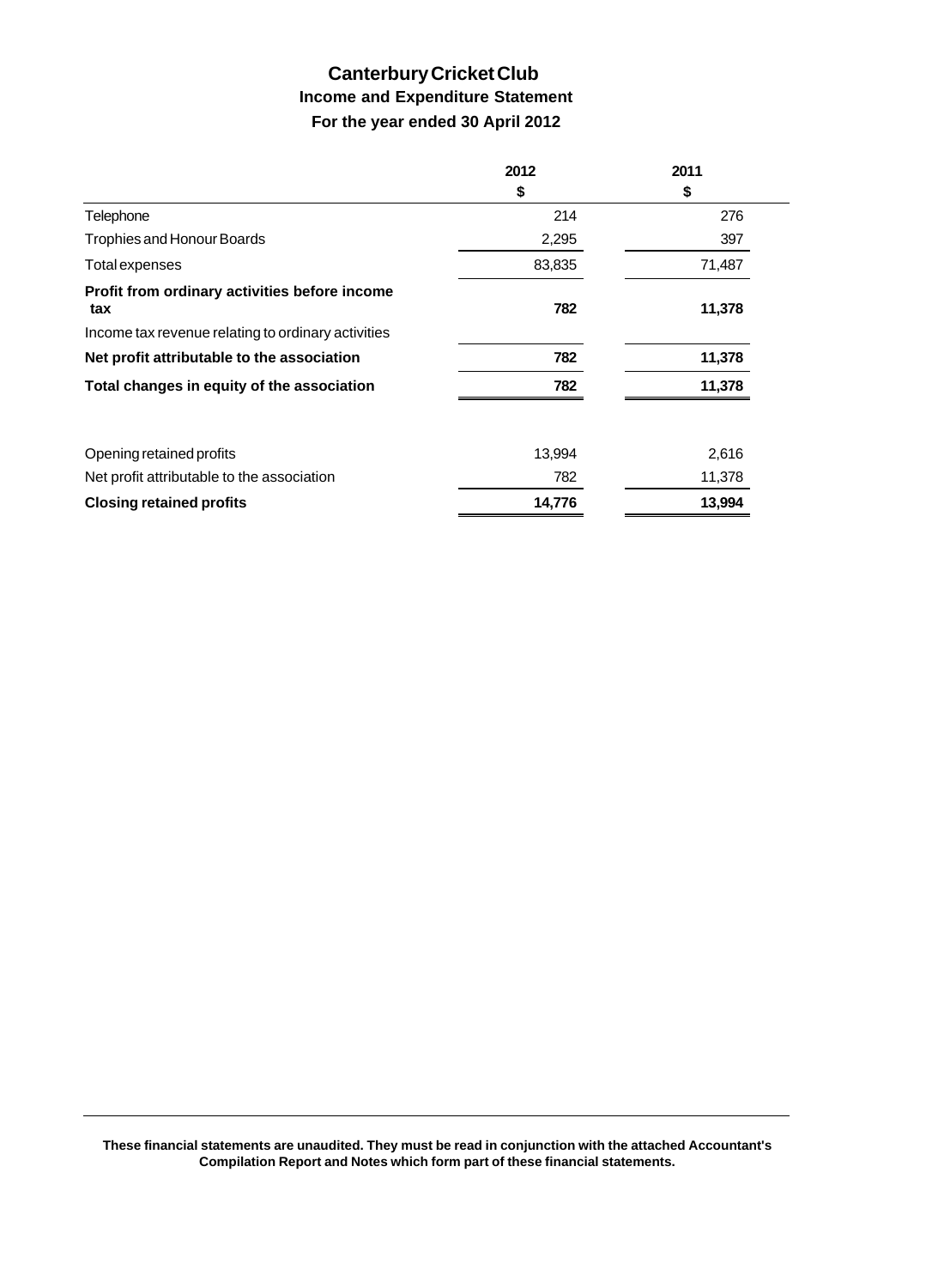# Canterbury Cricket Club

## Income and Expenditure Statement

### For the year ended 30 April 2012

| | 2012<br>$ | 2011<br>$ |
|---|---|---|
| Telephone | 214 | 276 |
| Trophies and Honour Boards | 2,295 | 397 |
| Total expenses | 83,835 | 71,487 |
| **Profit from ordinary activities before income tax** | **782** | **11,378** |
| Income tax revenue relating to ordinary activities | | |
| **Net profit attributable to the association** | **782** | **11,378** |
| **Total changes in equity of the association** | **782** | **11,378** |
| | | |
| Opening retained profits | 13,994 | 2,616 |
| Net profit attributable to the association | 782 | 11,378 |
| **Closing retained profits** | **14,776** | **13,994** |

**These financial statements are unaudited. They must be read in conjunction with the attached Accountant's Compilation Report and Notes which form part of these financial statements.**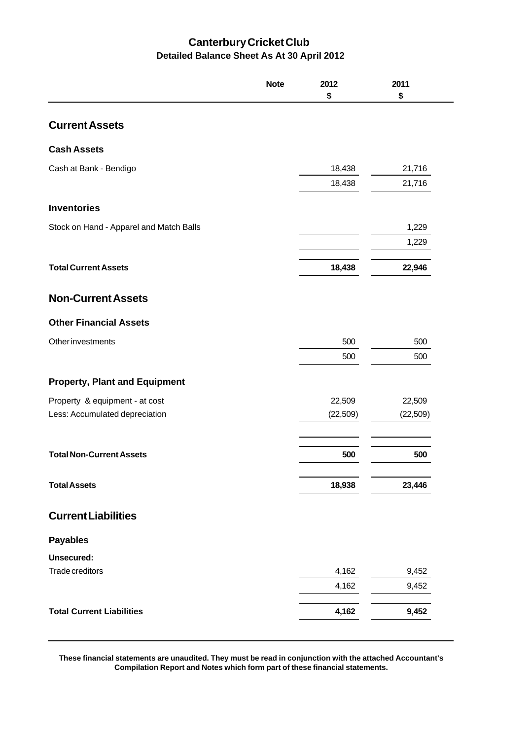# Canterbury Cricket Club

## Detailed Balance Sheet As At 30 April 2012

| | Note | 2012 $ | 2011 $ |
|---|---|---|---|
| **Current Assets** | | | |
| **Cash Assets** | | | |
| Cash at Bank - Bendigo | | 18,438 | 21,716 |
| | | 18,438 | 21,716 |
| **Inventories** | | | |
| Stock on Hand - Apparel and Match Balls | | | 1,229 |
| | | | 1,229 |
| **Total Current Assets** | | **18,438** | **22,946** |
| **Non-Current Assets** | | | |
| **Other Financial Assets** | | | |
| Other investments | | 500 | 500 |
| | | 500 | 500 |
| **Property, Plant and Equipment** | | | |
| Property & equipment - at cost | | 22,509 | 22,509 |
| Less: Accumulated depreciation | | (22,509) | (22,509) |
| **Total Non-Current Assets** | | **500** | **500** |
| **Total Assets** | | **18,938** | **23,446** |
| **Current Liabilities** | | | |
| **Payables** | | | |
| **Unsecured:** | | | |
| Trade creditors | | 4,162 | 9,452 |
| | | 4,162 | 9,452 |
| **Total Current Liabilities** | | **4,162** | **9,452** |

**These financial statements are unaudited. They must be read in conjunction with the attached Accountant's Compilation Report and Notes which form part of these financial statements.**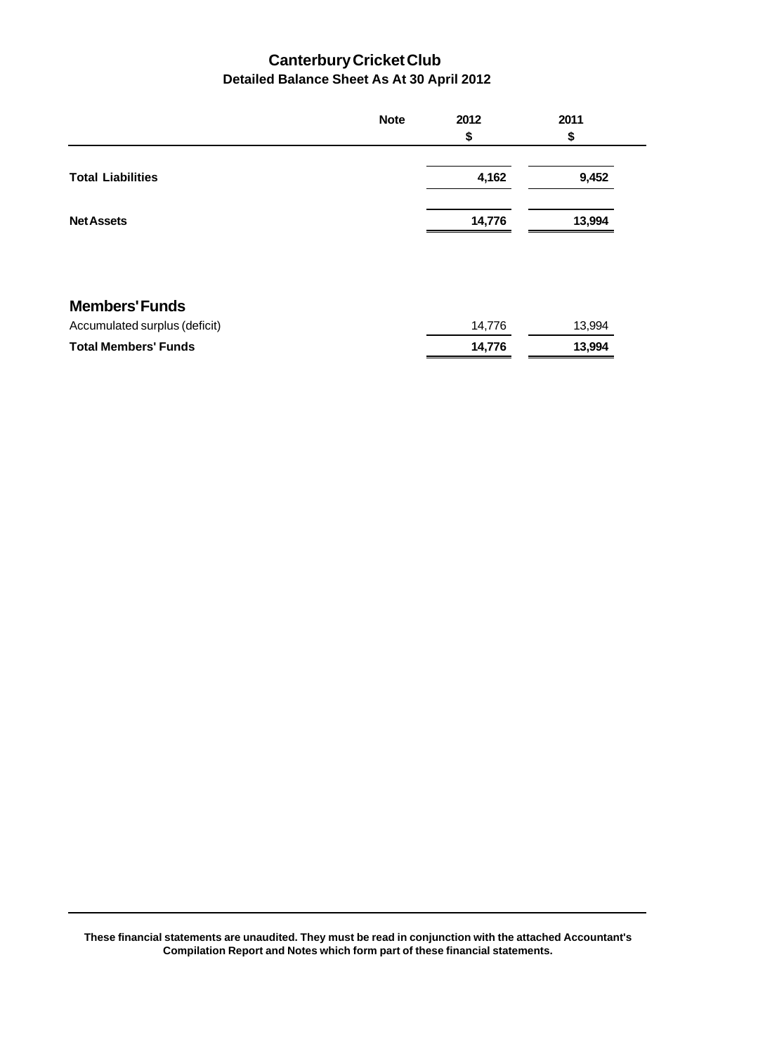# Canterbury Cricket Club

## Detailed Balance Sheet As At 30 April 2012

| | Note | 2012 $ | 2011 $ |
|---|---|---|---|
| **Total Liabilities** | | **4,162** | **9,452** |
| **Net Assets** | | **14,776** | **13,994** |

## Members' Funds

| | | 2012 $ | 2011 $ |
|---|---|---|---|
| Accumulated surplus (deficit) | | 14,776 | 13,994 |
| **Total Members' Funds** | | **14,776** | **13,994** |

**These financial statements are unaudited. They must be read in conjunction with the attached Accountant's Compilation Report and Notes which form part of these financial statements.**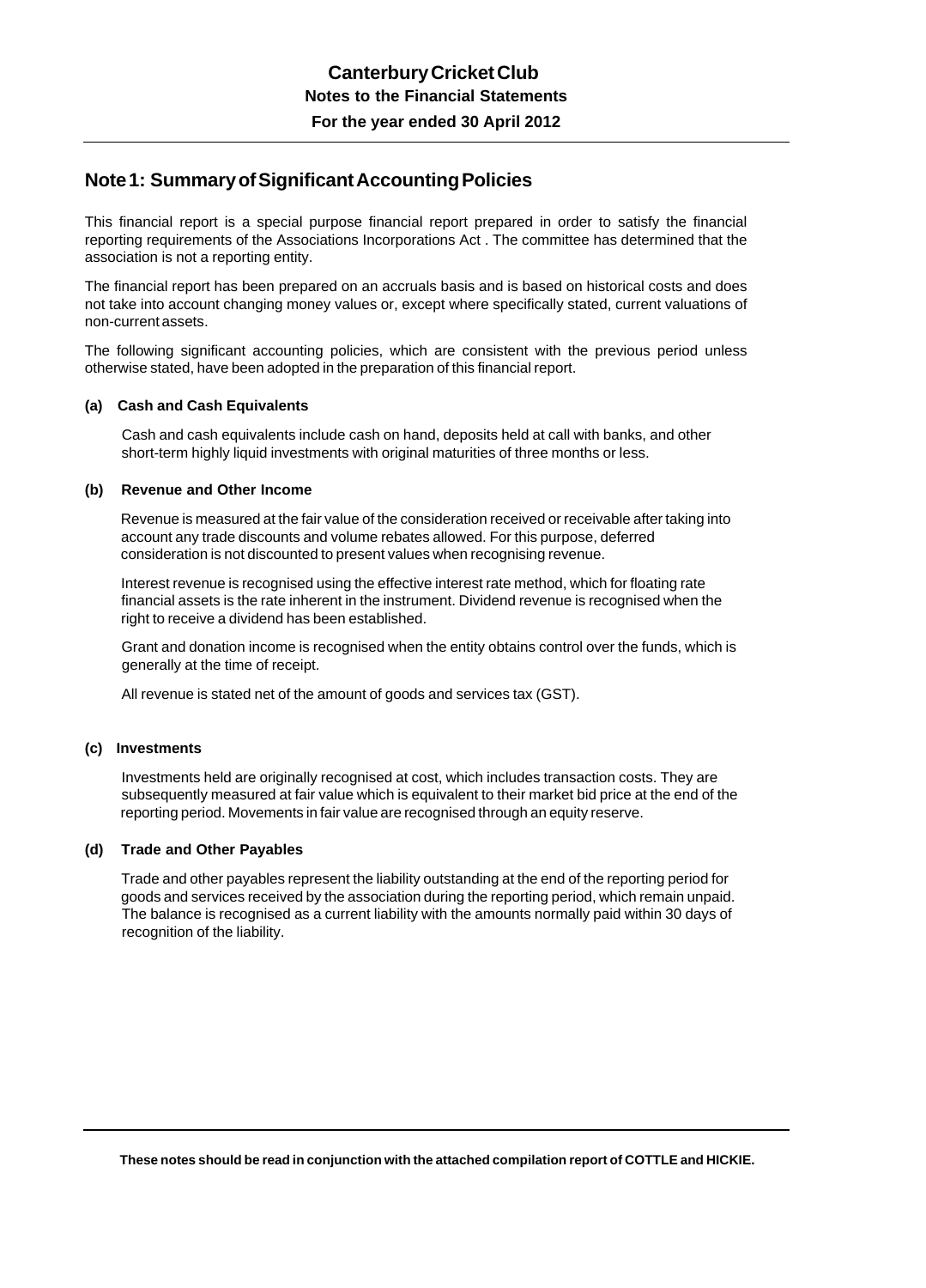# Canterbury Cricket Club

## Notes to the Financial Statements

## For the year ended 30 April 2012

## Note 1: Summary of Significant Accounting Policies

This financial report is a special purpose financial report prepared in order to satisfy the financial reporting requirements of the Associations Incorporations Act . The committee has determined that the association is not a reporting entity.

The financial report has been prepared on an accruals basis and is based on historical costs and does not take into account changing money values or, except where specifically stated, current valuations of non-current assets.

The following significant accounting policies, which are consistent with the previous period unless otherwise stated, have been adopted in the preparation of this financial report.

### (a) Cash and Cash Equivalents

Cash and cash equivalents include cash on hand, deposits held at call with banks, and other short-term highly liquid investments with original maturities of three months or less.

### (b) Revenue and Other Income

Revenue is measured at the fair value of the consideration received or receivable after taking into account any trade discounts and volume rebates allowed. For this purpose, deferred consideration is not discounted to present values when recognising revenue.

Interest revenue is recognised using the effective interest rate method, which for floating rate financial assets is the rate inherent in the instrument. Dividend revenue is recognised when the right to receive a dividend has been established.

Grant and donation income is recognised when the entity obtains control over the funds, which is generally at the time of receipt.

All revenue is stated net of the amount of goods and services tax (GST).

### (c) Investments

Investments held are originally recognised at cost, which includes transaction costs. They are subsequently measured at fair value which is equivalent to their market bid price at the end of the reporting period. Movements in fair value are recognised through an equity reserve.

### (d) Trade and Other Payables

Trade and other payables represent the liability outstanding at the end of the reporting period for goods and services received by the association during the reporting period, which remain unpaid. The balance is recognised as a current liability with the amounts normally paid within 30 days of recognition of the liability.

**These notes should be read in conjunction with the attached compilation report of COTTLE and HICKIE.**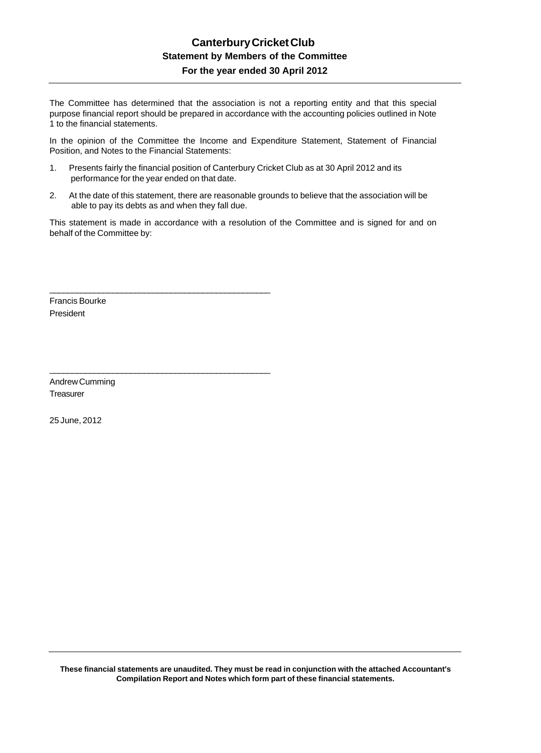# Canterbury Cricket Club

## Statement by Members of the Committee

### For the year ended 30 April 2012

The Committee has determined that the association is not a reporting entity and that this special purpose financial report should be prepared in accordance with the accounting policies outlined in Note 1 to the financial statements.

In the opinion of the Committee the Income and Expenditure Statement, Statement of Financial Position, and Notes to the Financial Statements:

1. Presents fairly the financial position of Canterbury Cricket Club as at 30 April 2012 and its performance for the year ended on that date.
2. At the date of this statement, there are reasonable grounds to believe that the association will be able to pay its debts as and when they fall due.

This statement is made in accordance with a resolution of the Committee and is signed for and on behalf of the Committee by:

_______________________________________________

Francis Bourke
President

_______________________________________________

Andrew Cumming
Treasurer

25 June, 2012

**These financial statements are unaudited. They must be read in conjunction with the attached Accountant's Compilation Report and Notes which form part of these financial statements.**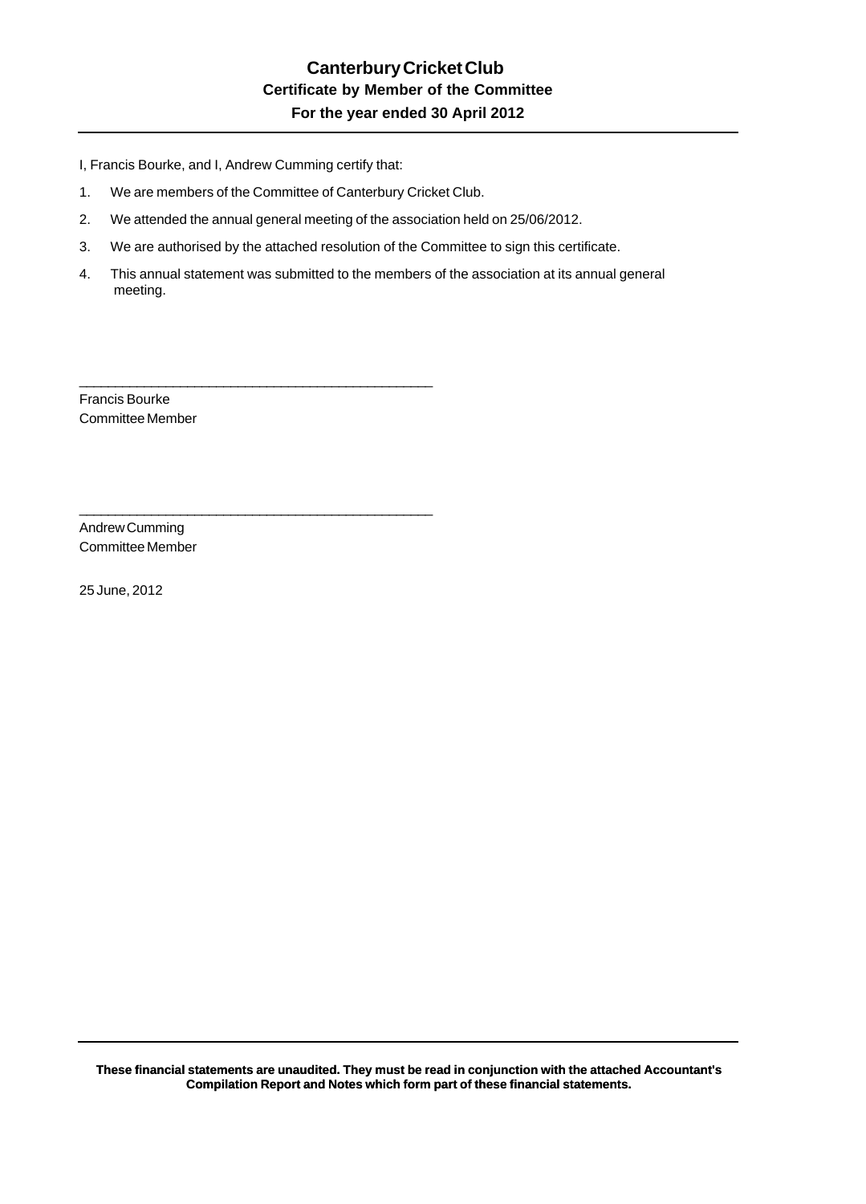# Canterbury Cricket Club

## Certificate by Member of the Committee

## For the year ended 30 April 2012

I, Francis Bourke, and I, Andrew Cumming certify that:

1. We are members of the Committee of Canterbury Cricket Club.
2. We attended the annual general meeting of the association held on 25/06/2012.
3. We are authorised by the attached resolution of the Committee to sign this certificate.
4. This annual statement was submitted to the members of the association at its annual general meeting.

_________________________________________________

Francis Bourke
Committee Member

_________________________________________________

Andrew Cumming
Committee Member

25 June, 2012

**These financial statements are unaudited. They must be read in conjunction with the attached Accountant's Compilation Report and Notes which form part of these financial statements.**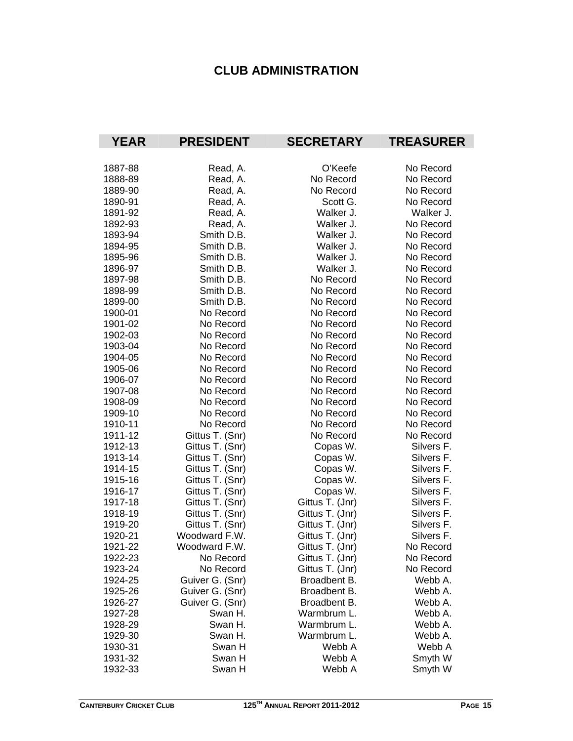# CLUB ADMINISTRATION

| YEAR | PRESIDENT | SECRETARY | TREASURER |
|---|---|---|---|
| 1887-88 | Read, A. | O'Keefe | No Record |
| 1888-89 | Read, A. | No Record | No Record |
| 1889-90 | Read, A. | No Record | No Record |
| 1890-91 | Read, A. | Scott G. | No Record |
| 1891-92 | Read, A. | Walker J. | Walker J. |
| 1892-93 | Read, A. | Walker J. | No Record |
| 1893-94 | Smith D.B. | Walker J. | No Record |
| 1894-95 | Smith D.B. | Walker J. | No Record |
| 1895-96 | Smith D.B. | Walker J. | No Record |
| 1896-97 | Smith D.B. | Walker J. | No Record |
| 1897-98 | Smith D.B. | No Record | No Record |
| 1898-99 | Smith D.B. | No Record | No Record |
| 1899-00 | Smith D.B. | No Record | No Record |
| 1900-01 | No Record | No Record | No Record |
| 1901-02 | No Record | No Record | No Record |
| 1902-03 | No Record | No Record | No Record |
| 1903-04 | No Record | No Record | No Record |
| 1904-05 | No Record | No Record | No Record |
| 1905-06 | No Record | No Record | No Record |
| 1906-07 | No Record | No Record | No Record |
| 1907-08 | No Record | No Record | No Record |
| 1908-09 | No Record | No Record | No Record |
| 1909-10 | No Record | No Record | No Record |
| 1910-11 | No Record | No Record | No Record |
| 1911-12 | Gittus T. (Snr) | No Record | No Record |
| 1912-13 | Gittus T. (Snr) | Copas W. | Silvers F. |
| 1913-14 | Gittus T. (Snr) | Copas W. | Silvers F. |
| 1914-15 | Gittus T. (Snr) | Copas W. | Silvers F. |
| 1915-16 | Gittus T. (Snr) | Copas W. | Silvers F. |
| 1916-17 | Gittus T. (Snr) | Copas W. | Silvers F. |
| 1917-18 | Gittus T. (Snr) | Gittus T. (Jnr) | Silvers F. |
| 1918-19 | Gittus T. (Snr) | Gittus T. (Jnr) | Silvers F. |
| 1919-20 | Gittus T. (Snr) | Gittus T. (Jnr) | Silvers F. |
| 1920-21 | Woodward F.W. | Gittus T. (Jnr) | Silvers F. |
| 1921-22 | Woodward F.W. | Gittus T. (Jnr) | No Record |
| 1922-23 | No Record | Gittus T. (Jnr) | No Record |
| 1923-24 | No Record | Gittus T. (Jnr) | No Record |
| 1924-25 | Guiver G. (Snr) | Broadbent B. | Webb A. |
| 1925-26 | Guiver G. (Snr) | Broadbent B. | Webb A. |
| 1926-27 | Guiver G. (Snr) | Broadbent B. | Webb A. |
| 1927-28 | Swan H. | Warmbrum L. | Webb A. |
| 1928-29 | Swan H. | Warmbrum L. | Webb A. |
| 1929-30 | Swan H. | Warmbrum L. | Webb A. |
| 1930-31 | Swan H | Webb A | Webb A |
| 1931-32 | Swan H | Webb A | Smyth W |
| 1932-33 | Swan H | Webb A | Smyth W |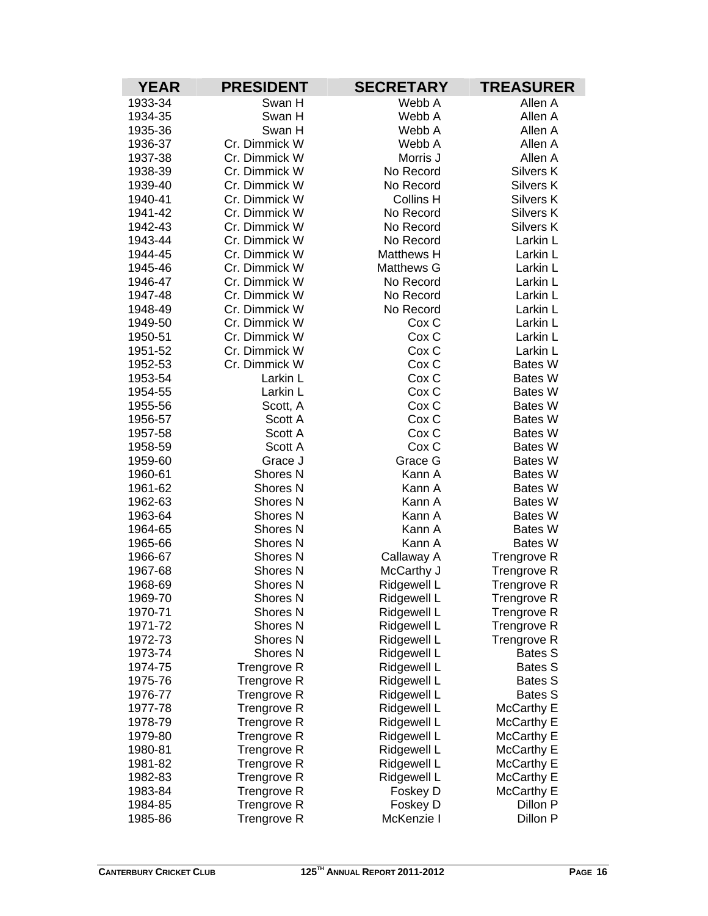| YEAR | PRESIDENT | SECRETARY | TREASURER |
|---|---|---|---|
| 1933-34 | Swan H | Webb A | Allen A |
| 1934-35 | Swan H | Webb A | Allen A |
| 1935-36 | Swan H | Webb A | Allen A |
| 1936-37 | Cr. Dimmick W | Webb A | Allen A |
| 1937-38 | Cr. Dimmick W | Morris J | Allen A |
| 1938-39 | Cr. Dimmick W | No Record | Silvers K |
| 1939-40 | Cr. Dimmick W | No Record | Silvers K |
| 1940-41 | Cr. Dimmick W | Collins H | Silvers K |
| 1941-42 | Cr. Dimmick W | No Record | Silvers K |
| 1942-43 | Cr. Dimmick W | No Record | Silvers K |
| 1943-44 | Cr. Dimmick W | No Record | Larkin L |
| 1944-45 | Cr. Dimmick W | Matthews H | Larkin L |
| 1945-46 | Cr. Dimmick W | Matthews G | Larkin L |
| 1946-47 | Cr. Dimmick W | No Record | Larkin L |
| 1947-48 | Cr. Dimmick W | No Record | Larkin L |
| 1948-49 | Cr. Dimmick W | No Record | Larkin L |
| 1949-50 | Cr. Dimmick W | Cox C | Larkin L |
| 1950-51 | Cr. Dimmick W | Cox C | Larkin L |
| 1951-52 | Cr. Dimmick W | Cox C | Larkin L |
| 1952-53 | Cr. Dimmick W | Cox C | Bates W |
| 1953-54 | Larkin L | Cox C | Bates W |
| 1954-55 | Larkin L | Cox C | Bates W |
| 1955-56 | Scott, A | Cox C | Bates W |
| 1956-57 | Scott A | Cox C | Bates W |
| 1957-58 | Scott A | Cox C | Bates W |
| 1958-59 | Scott A | Cox C | Bates W |
| 1959-60 | Grace J | Grace G | Bates W |
| 1960-61 | Shores N | Kann A | Bates W |
| 1961-62 | Shores N | Kann A | Bates W |
| 1962-63 | Shores N | Kann A | Bates W |
| 1963-64 | Shores N | Kann A | Bates W |
| 1964-65 | Shores N | Kann A | Bates W |
| 1965-66 | Shores N | Kann A | Bates W |
| 1966-67 | Shores N | Callaway A | Trengrove R |
| 1967-68 | Shores N | McCarthy J | Trengrove R |
| 1968-69 | Shores N | Ridgewell L | Trengrove R |
| 1969-70 | Shores N | Ridgewell L | Trengrove R |
| 1970-71 | Shores N | Ridgewell L | Trengrove R |
| 1971-72 | Shores N | Ridgewell L | Trengrove R |
| 1972-73 | Shores N | Ridgewell L | Trengrove R |
| 1973-74 | Shores N | Ridgewell L | Bates S |
| 1974-75 | Trengrove R | Ridgewell L | Bates S |
| 1975-76 | Trengrove R | Ridgewell L | Bates S |
| 1976-77 | Trengrove R | Ridgewell L | Bates S |
| 1977-78 | Trengrove R | Ridgewell L | McCarthy E |
| 1978-79 | Trengrove R | Ridgewell L | McCarthy E |
| 1979-80 | Trengrove R | Ridgewell L | McCarthy E |
| 1980-81 | Trengrove R | Ridgewell L | McCarthy E |
| 1981-82 | Trengrove R | Ridgewell L | McCarthy E |
| 1982-83 | Trengrove R | Ridgewell L | McCarthy E |
| 1983-84 | Trengrove R | Foskey D | McCarthy E |
| 1984-85 | Trengrove R | Foskey D | Dillon P |
| 1985-86 | Trengrove R | McKenzie I | Dillon P |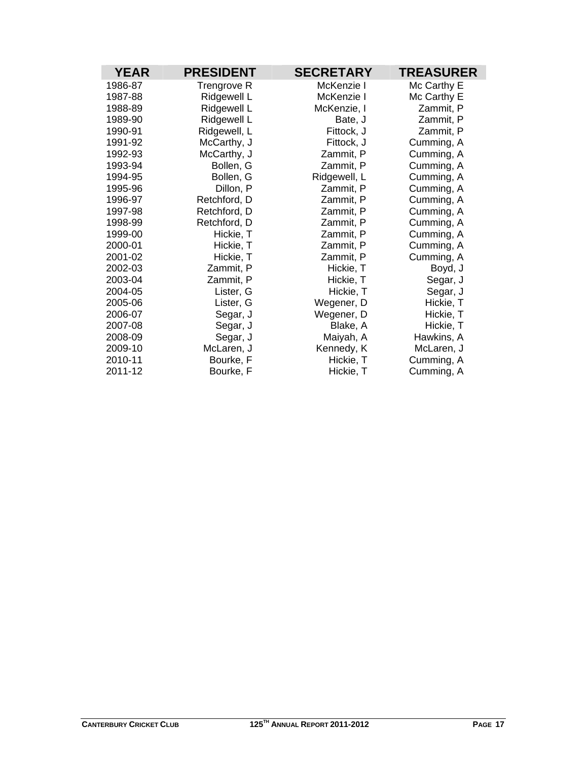| YEAR | PRESIDENT | SECRETARY | TREASURER |
|---|---|---|---|
| 1986-87 | Trengrove R | McKenzie I | Mc Carthy E |
| 1987-88 | Ridgewell L | McKenzie I | Mc Carthy E |
| 1988-89 | Ridgewell L | McKenzie, I | Zammit, P |
| 1989-90 | Ridgewell L | Bate, J | Zammit, P |
| 1990-91 | Ridgewell, L | Fittock, J | Zammit, P |
| 1991-92 | McCarthy, J | Fittock, J | Cumming, A |
| 1992-93 | McCarthy, J | Zammit, P | Cumming, A |
| 1993-94 | Bollen, G | Zammit, P | Cumming, A |
| 1994-95 | Bollen, G | Ridgewell, L | Cumming, A |
| 1995-96 | Dillon, P | Zammit, P | Cumming, A |
| 1996-97 | Retchford, D | Zammit, P | Cumming, A |
| 1997-98 | Retchford, D | Zammit, P | Cumming, A |
| 1998-99 | Retchford, D | Zammit, P | Cumming, A |
| 1999-00 | Hickie, T | Zammit, P | Cumming, A |
| 2000-01 | Hickie, T | Zammit, P | Cumming, A |
| 2001-02 | Hickie, T | Zammit, P | Cumming, A |
| 2002-03 | Zammit, P | Hickie, T | Boyd, J |
| 2003-04 | Zammit, P | Hickie, T | Segar, J |
| 2004-05 | Lister, G | Hickie, T | Segar, J |
| 2005-06 | Lister, G | Wegener, D | Hickie, T |
| 2006-07 | Segar, J | Wegener, D | Hickie, T |
| 2007-08 | Segar, J | Blake, A | Hickie, T |
| 2008-09 | Segar, J | Maiyah, A | Hawkins, A |
| 2009-10 | McLaren, J | Kennedy, K | McLaren, J |
| 2010-11 | Bourke, F | Hickie, T | Cumming, A |
| 2011-12 | Bourke, F | Hickie, T | Cumming, A |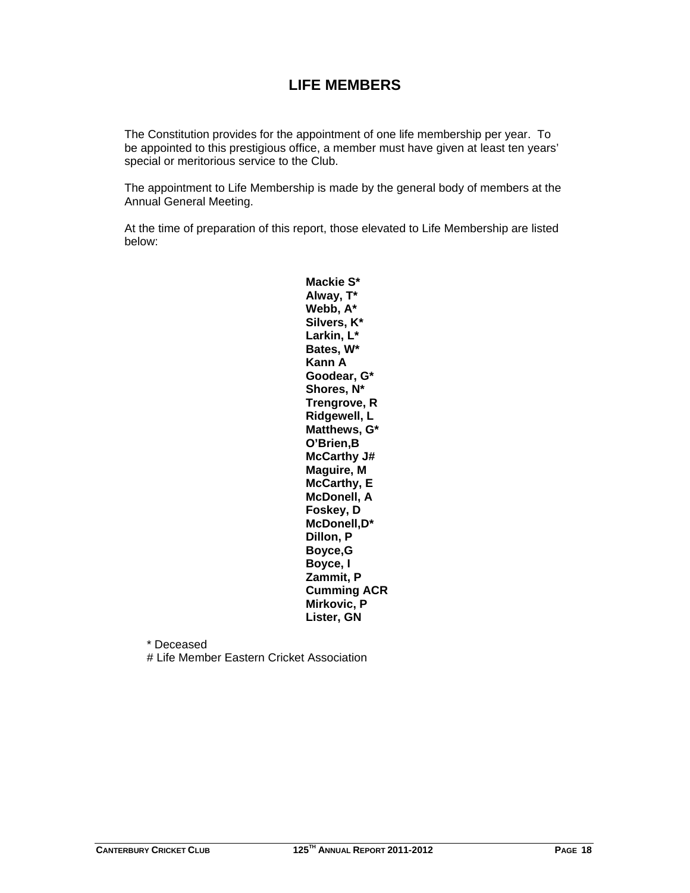# LIFE MEMBERS

The Constitution provides for the appointment of one life membership per year. To be appointed to this prestigious office, a member must have given at least ten years' special or meritorious service to the Club.

The appointment to Life Membership is made by the general body of members at the Annual General Meeting.

At the time of preparation of this report, those elevated to Life Membership are listed below:

**Mackie S***
**Alway, T***
**Webb, A***
**Silvers, K***
**Larkin, L***
**Bates, W***
**Kann A**
**Goodear, G***
**Shores, N***
**Trengrove, R**
**Ridgewell, L**
**Matthews, G***
**O'Brien,B**
**McCarthy J#**
**Maguire, M**
**McCarthy, E**
**McDonell, A**
**Foskey, D**
**McDonell,D***
**Dillon, P**
**Boyce,G**
**Boyce, I**
**Zammit, P**
**Cumming ACR**
**Mirkovic, P**
**Lister, GN**

\* Deceased
\# Life Member Eastern Cricket Association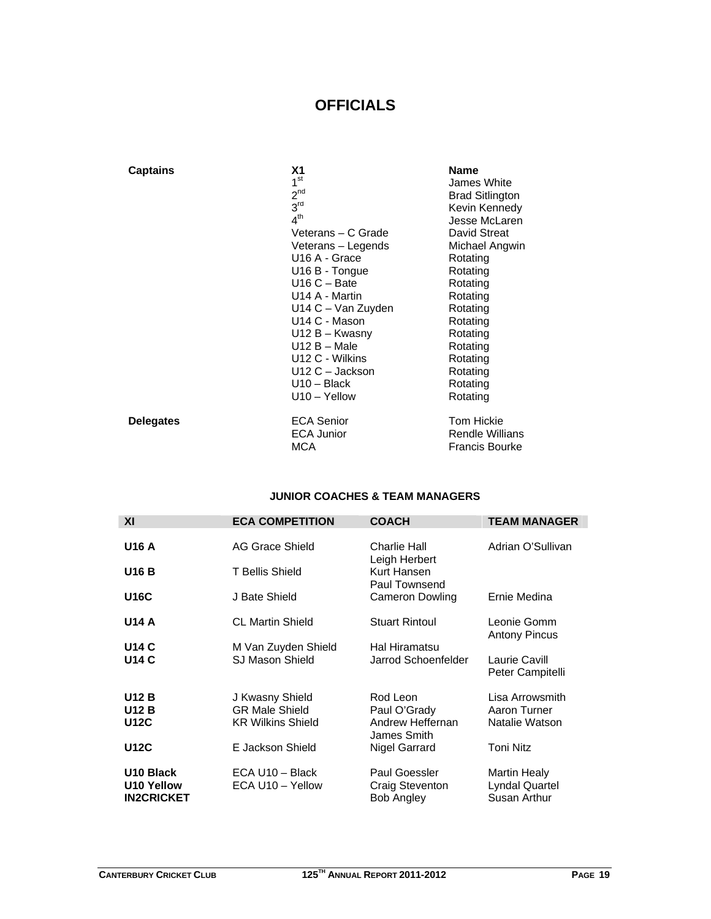# OFFICIALS

| Captains | XI | Name |
|---|---|---|
| | 1st | James White |
| | 2nd | Brad Sitlington |
| | 3rd | Kevin Kennedy |
| | 4th | Jesse McLaren |
| | Veterans – C Grade | David Streat |
| | Veterans – Legends | Michael Angwin |
| | U16 A - Grace | Rotating |
| | U16 B - Tongue | Rotating |
| | U16 C – Bate | Rotating |
| | U14 A - Martin | Rotating |
| | U14 C – Van Zuyden | Rotating |
| | U14 C - Mason | Rotating |
| | U12 B – Kwasny | Rotating |
| | U12 B – Male | Rotating |
| | U12 C - Wilkins | Rotating |
| | U12 C – Jackson | Rotating |
| | U10 – Black | Rotating |
| | U10 – Yellow | Rotating |
| **Delegates** | ECA Senior | Tom Hickie |
| | ECA Junior | Rendle Willians |
| | MCA | Francis Bourke |

### JUNIOR COACHES & TEAM MANAGERS

| XI | ECA COMPETITION | COACH | TEAM MANAGER |
|---|---|---|---|
| **U16 A** | AG Grace Shield | Charlie Hall<br>Leigh Herbert | Adrian O'Sullivan |
| **U16 B** | T Bellis Shield | Kurt Hansen<br>Paul Townsend | |
| **U16C** | J Bate Shield | Cameron Dowling | Ernie Medina |
| **U14 A** | CL Martin Shield | Stuart Rintoul | Leonie Gomm<br>Antony Pincus |
| **U14 C** | M Van Zuyden Shield | Hal Hiramatsu | |
| **U14 C** | SJ Mason Shield | Jarrod Schoenfelder | Laurie Cavill<br>Peter Campitelli |
| **U12 B** | J Kwasny Shield | Rod Leon | Lisa Arrowsmith |
| **U12 B** | GR Male Shield | Paul O'Grady | Aaron Turner |
| **U12C** | KR Wilkins Shield | Andrew Heffernan<br>James Smith | Natalie Watson |
| **U12C** | E Jackson Shield | Nigel Garrard | Toni Nitz |
| **U10 Black** | ECA U10 – Black | Paul Goessler | Martin Healy |
| **U10 Yellow** | ECA U10 – Yellow | Craig Steventon | Lyndal Quartel |
| **IN2CRICKET** | | Bob Angley | Susan Arthur |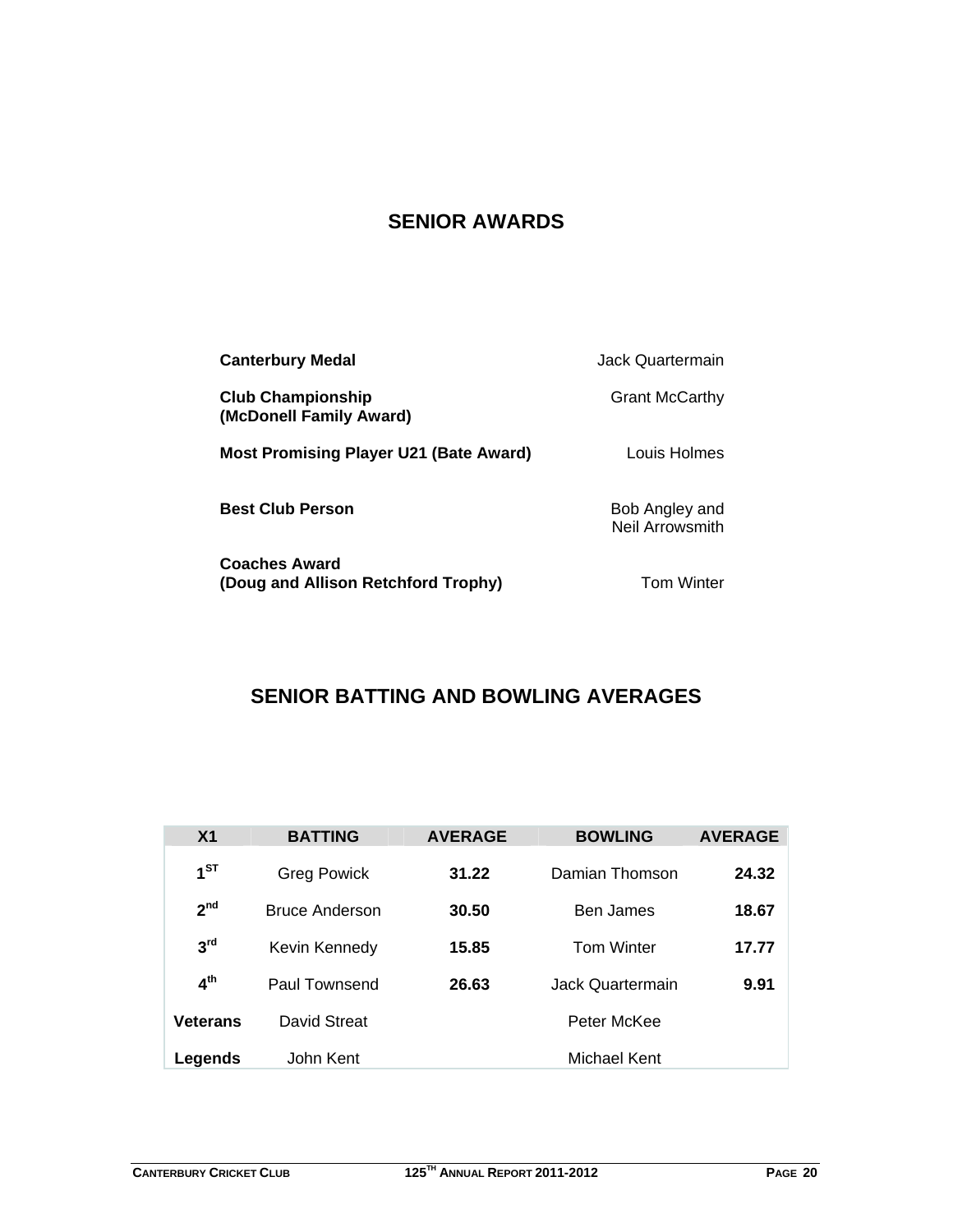## SENIOR AWARDS

| | |
|---|---|
| **Canterbury Medal** | Jack Quartermain |
| **Club Championship (McDonell Family Award)** | Grant McCarthy |
| **Most Promising Player U21 (Bate Award)** | Louis Holmes |
| **Best Club Person** | Bob Angley and Neil Arrowsmith |
| **Coaches Award (Doug and Allison Retchford Trophy)** | Tom Winter |

## SENIOR BATTING AND BOWLING AVERAGES

| X1 | BATTING | AVERAGE | BOWLING | AVERAGE |
|---|---|---|---|---|
| **1ST** | Greg Powick | **31.22** | Damian Thomson | **24.32** |
| **2nd** | Bruce Anderson | **30.50** | Ben James | **18.67** |
| **3rd** | Kevin Kennedy | **15.85** | Tom Winter | **17.77** |
| **4th** | Paul Townsend | **26.63** | Jack Quartermain | **9.91** |
| **Veterans** | David Streat | | Peter McKee | |
| **Legends** | John Kent | | Michael Kent | |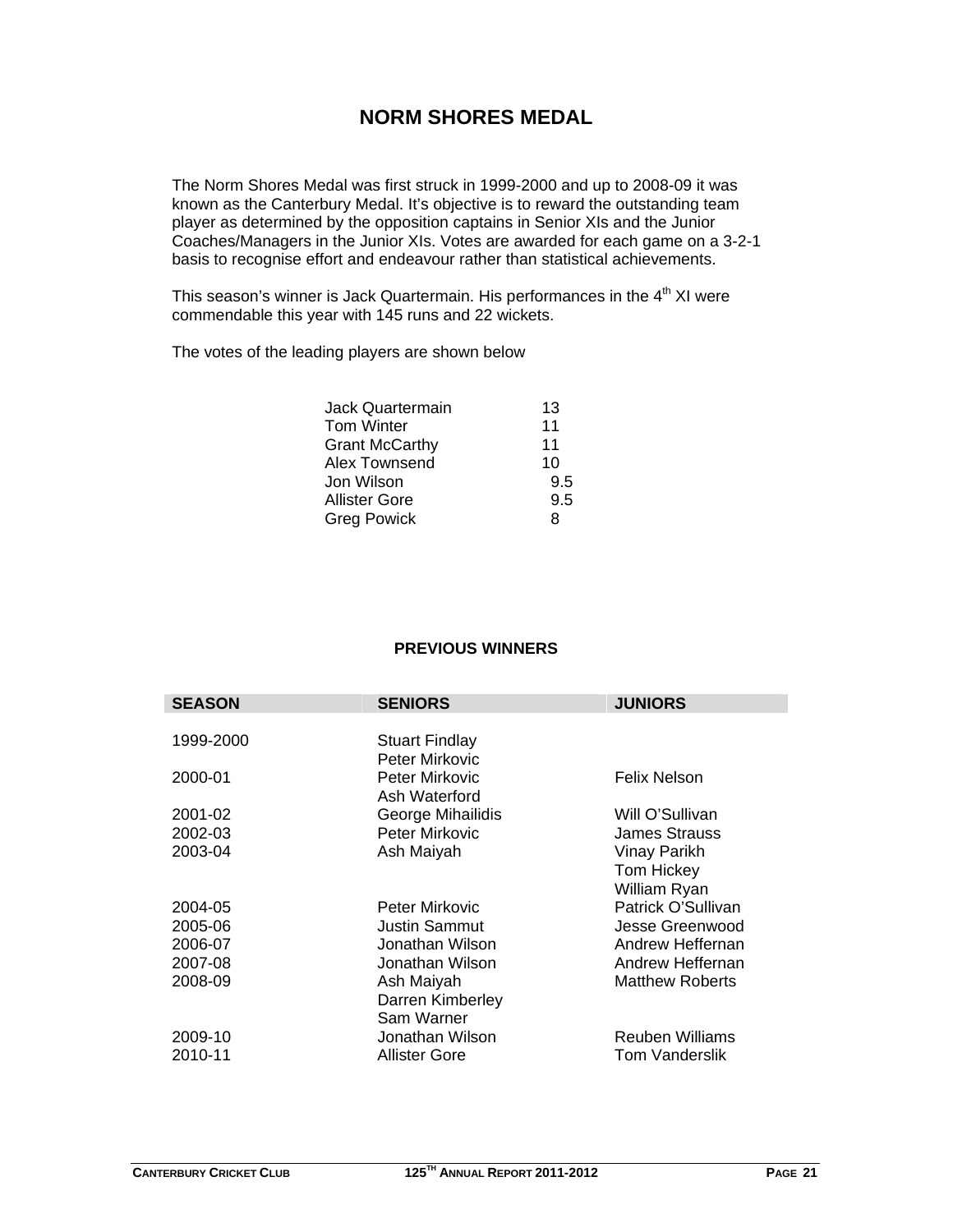# NORM SHORES MEDAL

The Norm Shores Medal was first struck in 1999-2000 and up to 2008-09 it was known as the Canterbury Medal. It's objective is to reward the outstanding team player as determined by the opposition captains in Senior XIs and the Junior Coaches/Managers in the Junior XIs. Votes are awarded for each game on a 3-2-1 basis to recognise effort and endeavour rather than statistical achievements.

This season's winner is Jack Quartermain. His performances in the 4th XI were commendable this year with 145 runs and 22 wickets.

The votes of the leading players are shown below

| | |
|---|---|
| Jack Quartermain | 13 |
| Tom Winter | 11 |
| Grant McCarthy | 11 |
| Alex Townsend | 10 |
| Jon Wilson | 9.5 |
| Allister Gore | 9.5 |
| Greg Powick | 8 |

**PREVIOUS WINNERS**

| SEASON | SENIORS | JUNIORS |
|---|---|---|
| 1999-2000 | Stuart Findlay<br>Peter Mirkovic | |
| 2000-01 | Peter Mirkovic<br>Ash Waterford | Felix Nelson |
| 2001-02 | George Mihailidis | Will O'Sullivan |
| 2002-03 | Peter Mirkovic | James Strauss |
| 2003-04 | Ash Maiyah | Vinay Parikh<br>Tom Hickey<br>William Ryan |
| 2004-05 | Peter Mirkovic | Patrick O'Sullivan |
| 2005-06 | Justin Sammut | Jesse Greenwood |
| 2006-07 | Jonathan Wilson | Andrew Heffernan |
| 2007-08 | Jonathan Wilson | Andrew Heffernan |
| 2008-09 | Ash Maiyah<br>Darren Kimberley<br>Sam Warner | Matthew Roberts |
| 2009-10 | Jonathan Wilson | Reuben Williams |
| 2010-11 | Allister Gore | Tom Vanderslik |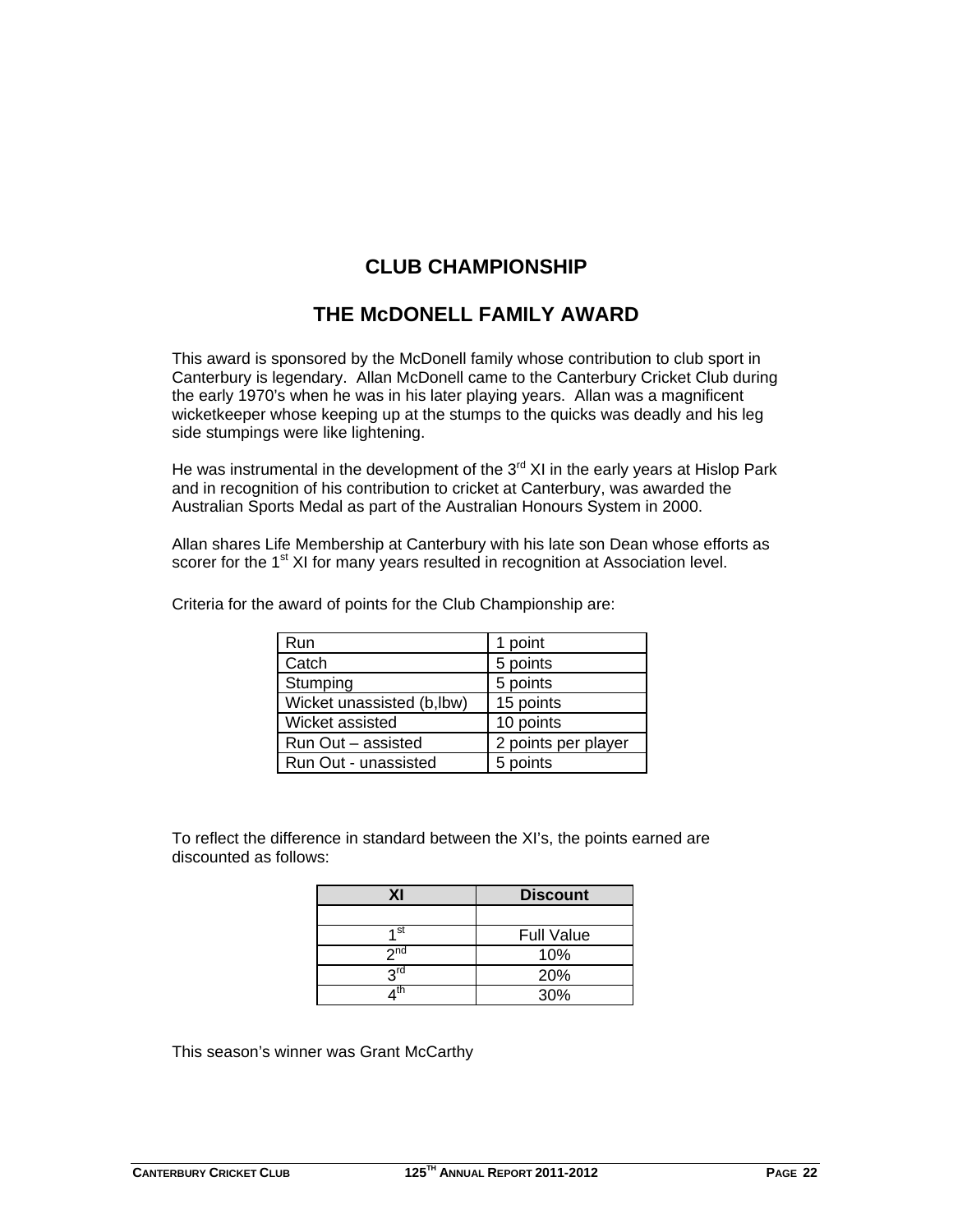# CLUB CHAMPIONSHIP

## THE McDONELL FAMILY AWARD

This award is sponsored by the McDonell family whose contribution to club sport in Canterbury is legendary. Allan McDonell came to the Canterbury Cricket Club during the early 1970's when he was in his later playing years. Allan was a magnificent wicketkeeper whose keeping up at the stumps to the quicks was deadly and his leg side stumpings were like lightening.

He was instrumental in the development of the 3rd XI in the early years at Hislop Park and in recognition of his contribution to cricket at Canterbury, was awarded the Australian Sports Medal as part of the Australian Honours System in 2000.

Allan shares Life Membership at Canterbury with his late son Dean whose efforts as scorer for the 1st XI for many years resulted in recognition at Association level.

Criteria for the award of points for the Club Championship are:

| | |
|---|---|
| Run | 1 point |
| Catch | 5 points |
| Stumping | 5 points |
| Wicket unassisted (b,lbw) | 15 points |
| Wicket assisted | 10 points |
| Run Out – assisted | 2 points per player |
| Run Out - unassisted | 5 points |

To reflect the difference in standard between the XI's, the points earned are discounted as follows:

| XI | Discount |
|---|---|
| | |
| 1st | Full Value |
| 2nd | 10% |
| 3rd | 20% |
| 4th | 30% |

This season's winner was Grant McCarthy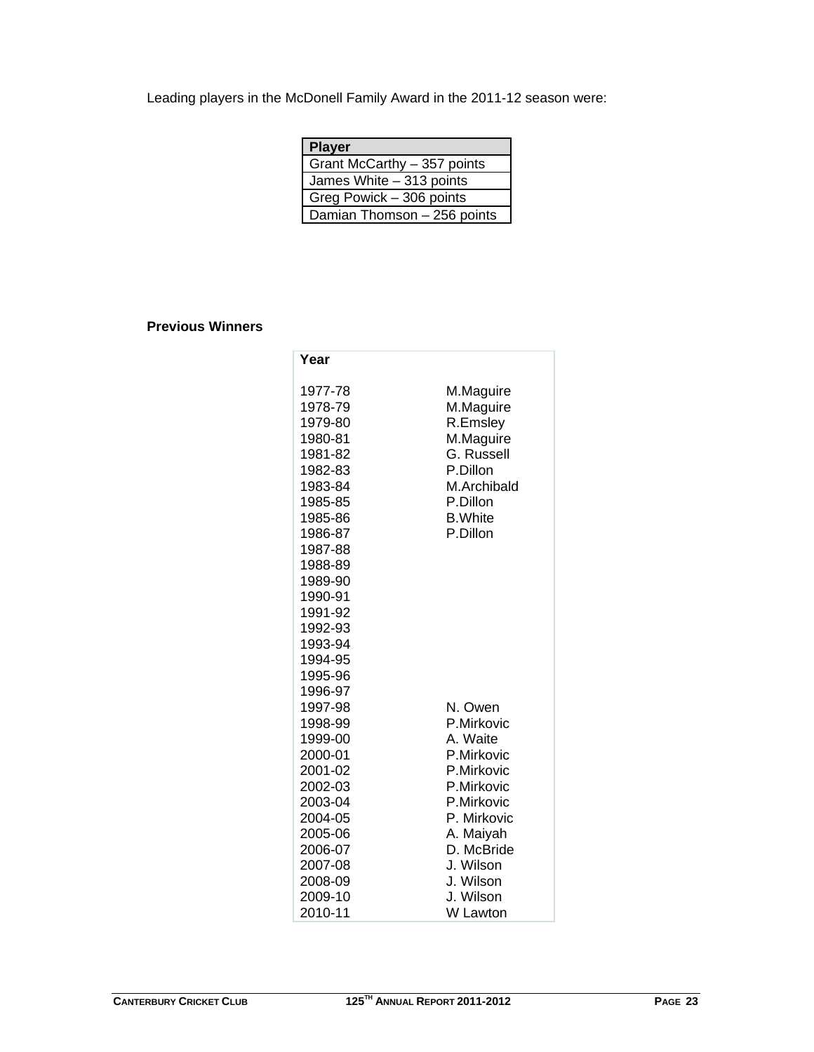Leading players in the McDonell Family Award in the 2011-12 season were:

| Player |
|---|
| Grant McCarthy – 357 points |
| James White – 313 points |
| Greg Powick – 306 points |
| Damian Thomson – 256 points |

**Previous Winners**

| Year | |
|---|---|
| 1977-78 | M.Maguire |
| 1978-79 | M.Maguire |
| 1979-80 | R.Emsley |
| 1980-81 | M.Maguire |
| 1981-82 | G. Russell |
| 1982-83 | P.Dillon |
| 1983-84 | M.Archibald |
| 1985-85 | P.Dillon |
| 1985-86 | B.White |
| 1986-87 | P.Dillon |
| 1987-88 | |
| 1988-89 | |
| 1989-90 | |
| 1990-91 | |
| 1991-92 | |
| 1992-93 | |
| 1993-94 | |
| 1994-95 | |
| 1995-96 | |
| 1996-97 | |
| 1997-98 | N. Owen |
| 1998-99 | P.Mirkovic |
| 1999-00 | A. Waite |
| 2000-01 | P.Mirkovic |
| 2001-02 | P.Mirkovic |
| 2002-03 | P.Mirkovic |
| 2003-04 | P.Mirkovic |
| 2004-05 | P. Mirkovic |
| 2005-06 | A. Maiyah |
| 2006-07 | D. McBride |
| 2007-08 | J. Wilson |
| 2008-09 | J. Wilson |
| 2009-10 | J. Wilson |
| 2010-11 | W Lawton |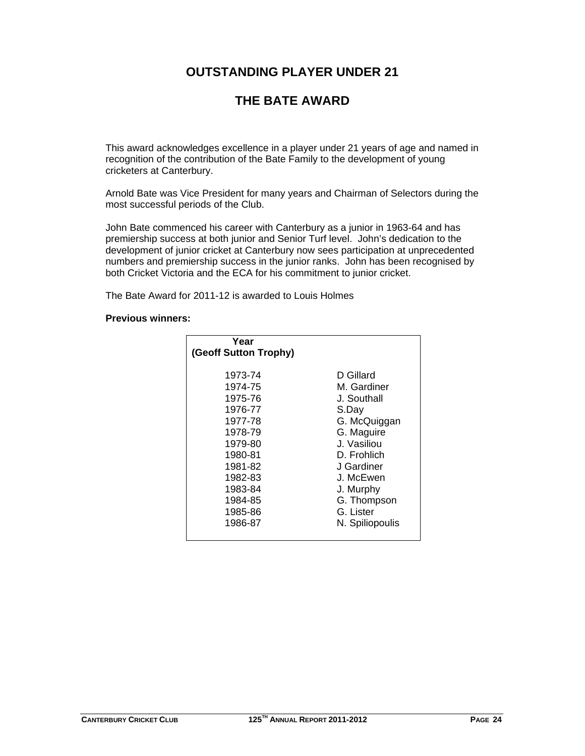# OUTSTANDING PLAYER UNDER 21

## THE BATE AWARD

This award acknowledges excellence in a player under 21 years of age and named in recognition of the contribution of the Bate Family to the development of young cricketers at Canterbury.

Arnold Bate was Vice President for many years and Chairman of Selectors during the most successful periods of the Club.

John Bate commenced his career with Canterbury as a junior in 1963-64 and has premiership success at both junior and Senior Turf level. John's dedication to the development of junior cricket at Canterbury now sees participation at unprecedented numbers and premiership success in the junior ranks. John has been recognised by both Cricket Victoria and the ECA for his commitment to junior cricket.

The Bate Award for 2011-12 is awarded to Louis Holmes

**Previous winners:**

| Year (Geoff Sutton Trophy) | |
|---|---|
| 1973-74 | D Gillard |
| 1974-75 | M. Gardiner |
| 1975-76 | J. Southall |
| 1976-77 | S.Day |
| 1977-78 | G. McQuiggan |
| 1978-79 | G. Maguire |
| 1979-80 | J. Vasiliou |
| 1980-81 | D. Frohlich |
| 1981-82 | J Gardiner |
| 1982-83 | J. McEwen |
| 1983-84 | J. Murphy |
| 1984-85 | G. Thompson |
| 1985-86 | G. Lister |
| 1986-87 | N. Spiliopoulis |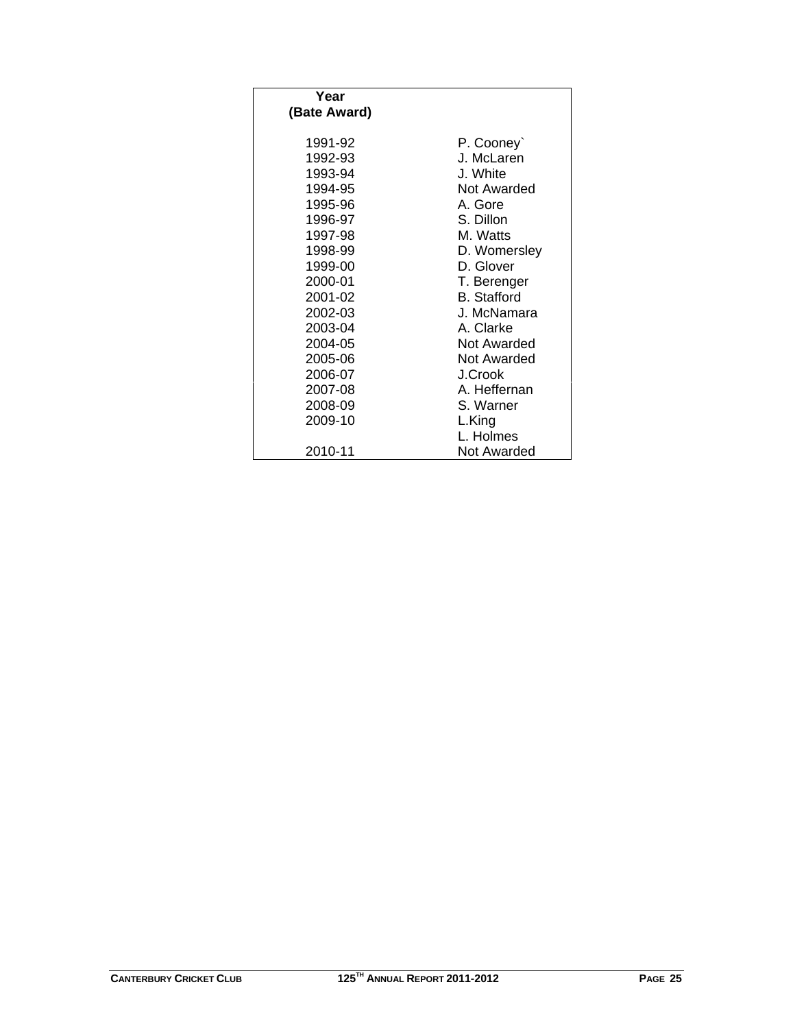| Year (Bate Award) | |
|---|---|
| 1991-92 | P. Cooney` |
| 1992-93 | J. McLaren |
| 1993-94 | J. White |
| 1994-95 | Not Awarded |
| 1995-96 | A. Gore |
| 1996-97 | S. Dillon |
| 1997-98 | M. Watts |
| 1998-99 | D. Womersley |
| 1999-00 | D. Glover |
| 2000-01 | T. Berenger |
| 2001-02 | B. Stafford |
| 2002-03 | J. McNamara |
| 2003-04 | A. Clarke |
| 2004-05 | Not Awarded |
| 2005-06 | Not Awarded |
| 2006-07 | J.Crook |
| 2007-08 | A. Heffernan |
| 2008-09 | S. Warner |
| 2009-10 | L.King |
| | L. Holmes |
| 2010-11 | Not Awarded |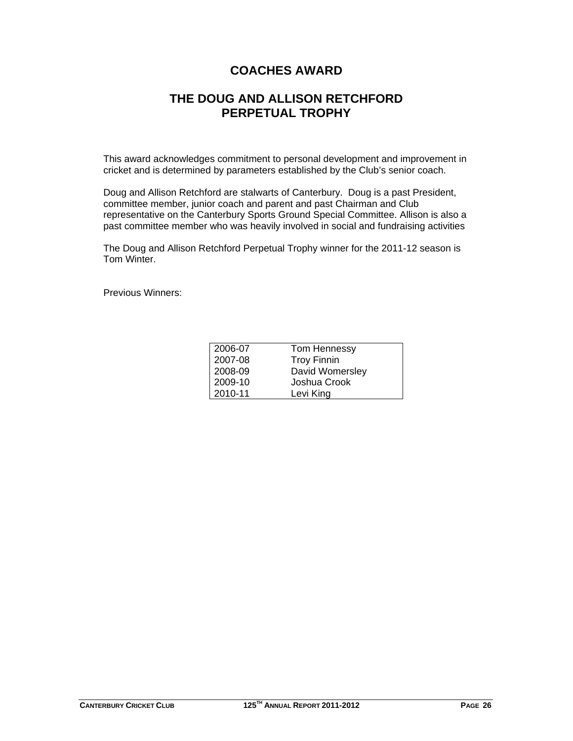# COACHES AWARD

## THE DOUG AND ALLISON RETCHFORD PERPETUAL TROPHY

This award acknowledges commitment to personal development and improvement in cricket and is determined by parameters established by the Club's senior coach.

Doug and Allison Retchford are stalwarts of Canterbury. Doug is a past President, committee member, junior coach and parent and past Chairman and Club representative on the Canterbury Sports Ground Special Committee. Allison is also a past committee member who was heavily involved in social and fundraising activities

The Doug and Allison Retchford Perpetual Trophy winner for the 2011-12 season is Tom Winter.

Previous Winners:

| | |
|---|---|
| 2006-07 | Tom Hennessy |
| 2007-08 | Troy Finnin |
| 2008-09 | David Womersley |
| 2009-10 | Joshua Crook |
| 2010-11 | Levi King |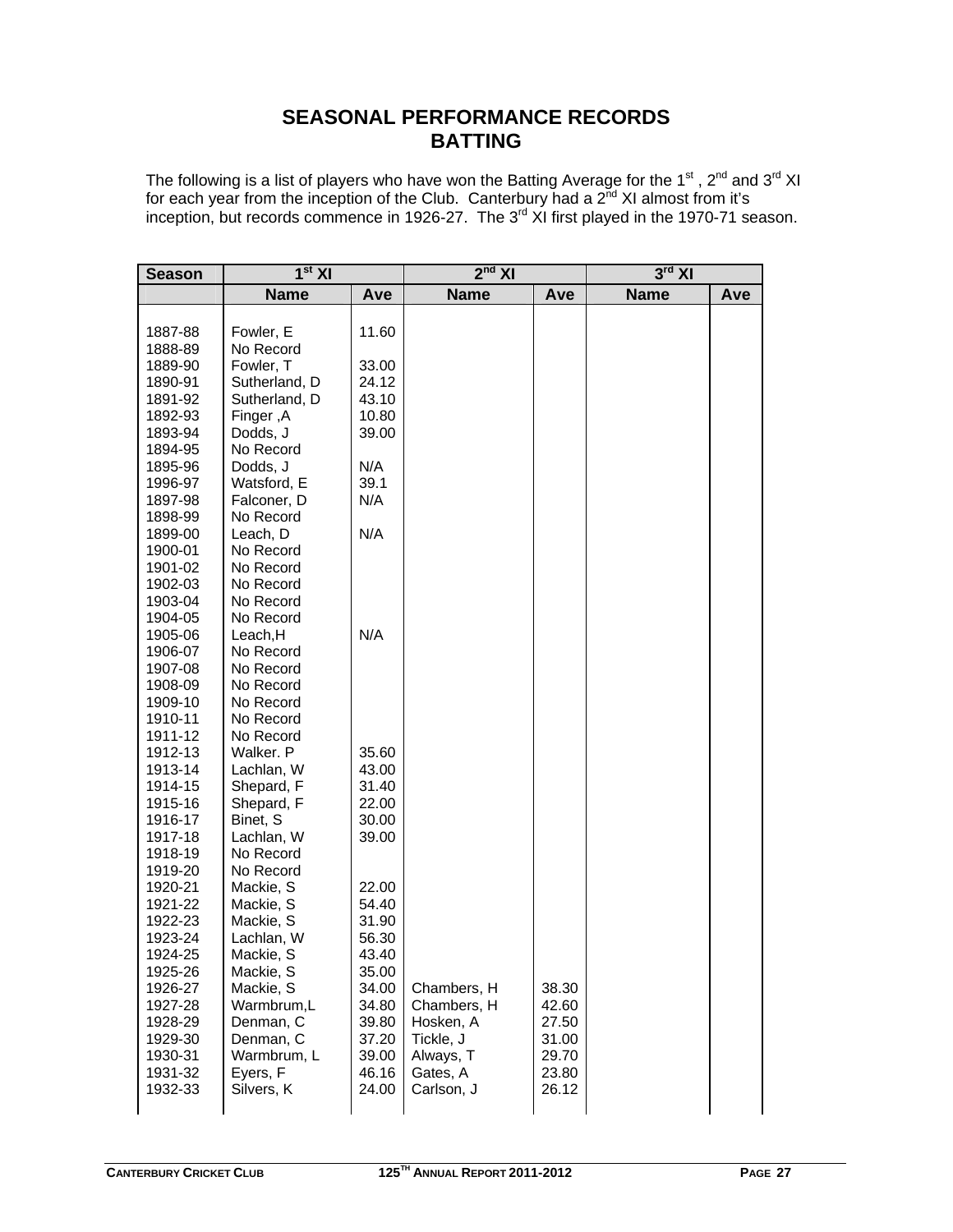# SEASONAL PERFORMANCE RECORDS
# BATTING

The following is a list of players who have won the Batting Average for the 1st , 2nd and 3rd XI for each year from the inception of the Club. Canterbury had a 2nd XI almost from it's inception, but records commence in 1926-27. The 3rd XI first played in the 1970-71 season.

| Season | 1st XI | | 2nd XI | | 3rd XI | |
|---|---|---|---|---|---|---|
| | Name | Ave | Name | Ave | Name | Ave |
| 1887-88 | Fowler, E | 11.60 | | | | |
| 1888-89 | No Record | | | | | |
| 1889-90 | Fowler, T | 33.00 | | | | |
| 1890-91 | Sutherland, D | 24.12 | | | | |
| 1891-92 | Sutherland, D | 43.10 | | | | |
| 1892-93 | Finger ,A | 10.80 | | | | |
| 1893-94 | Dodds, J | 39.00 | | | | |
| 1894-95 | No Record | | | | | |
| 1895-96 | Dodds, J | N/A | | | | |
| 1996-97 | Watsford, E | 39.1 | | | | |
| 1897-98 | Falconer, D | N/A | | | | |
| 1898-99 | No Record | | | | | |
| 1899-00 | Leach, D | N/A | | | | |
| 1900-01 | No Record | | | | | |
| 1901-02 | No Record | | | | | |
| 1902-03 | No Record | | | | | |
| 1903-04 | No Record | | | | | |
| 1904-05 | No Record | | | | | |
| 1905-06 | Leach,H | N/A | | | | |
| 1906-07 | No Record | | | | | |
| 1907-08 | No Record | | | | | |
| 1908-09 | No Record | | | | | |
| 1909-10 | No Record | | | | | |
| 1910-11 | No Record | | | | | |
| 1911-12 | No Record | | | | | |
| 1912-13 | Walker. P | 35.60 | | | | |
| 1913-14 | Lachlan, W | 43.00 | | | | |
| 1914-15 | Shepard, F | 31.40 | | | | |
| 1915-16 | Shepard, F | 22.00 | | | | |
| 1916-17 | Binet, S | 30.00 | | | | |
| 1917-18 | Lachlan, W | 39.00 | | | | |
| 1918-19 | No Record | | | | | |
| 1919-20 | No Record | | | | | |
| 1920-21 | Mackie, S | 22.00 | | | | |
| 1921-22 | Mackie, S | 54.40 | | | | |
| 1922-23 | Mackie, S | 31.90 | | | | |
| 1923-24 | Lachlan, W | 56.30 | | | | |
| 1924-25 | Mackie, S | 43.40 | | | | |
| 1925-26 | Mackie, S | 35.00 | | | | |
| 1926-27 | Mackie, S | 34.00 | Chambers, H | 38.30 | | |
| 1927-28 | Warmbrum,L | 34.80 | Chambers, H | 42.60 | | |
| 1928-29 | Denman, C | 39.80 | Hosken, A | 27.50 | | |
| 1929-30 | Denman, C | 37.20 | Tickle, J | 31.00 | | |
| 1930-31 | Warmbrum, L | 39.00 | Always, T | 29.70 | | |
| 1931-32 | Eyers, F | 46.16 | Gates, A | 23.80 | | |
| 1932-33 | Silvers, K | 24.00 | Carlson, J | 26.12 | | |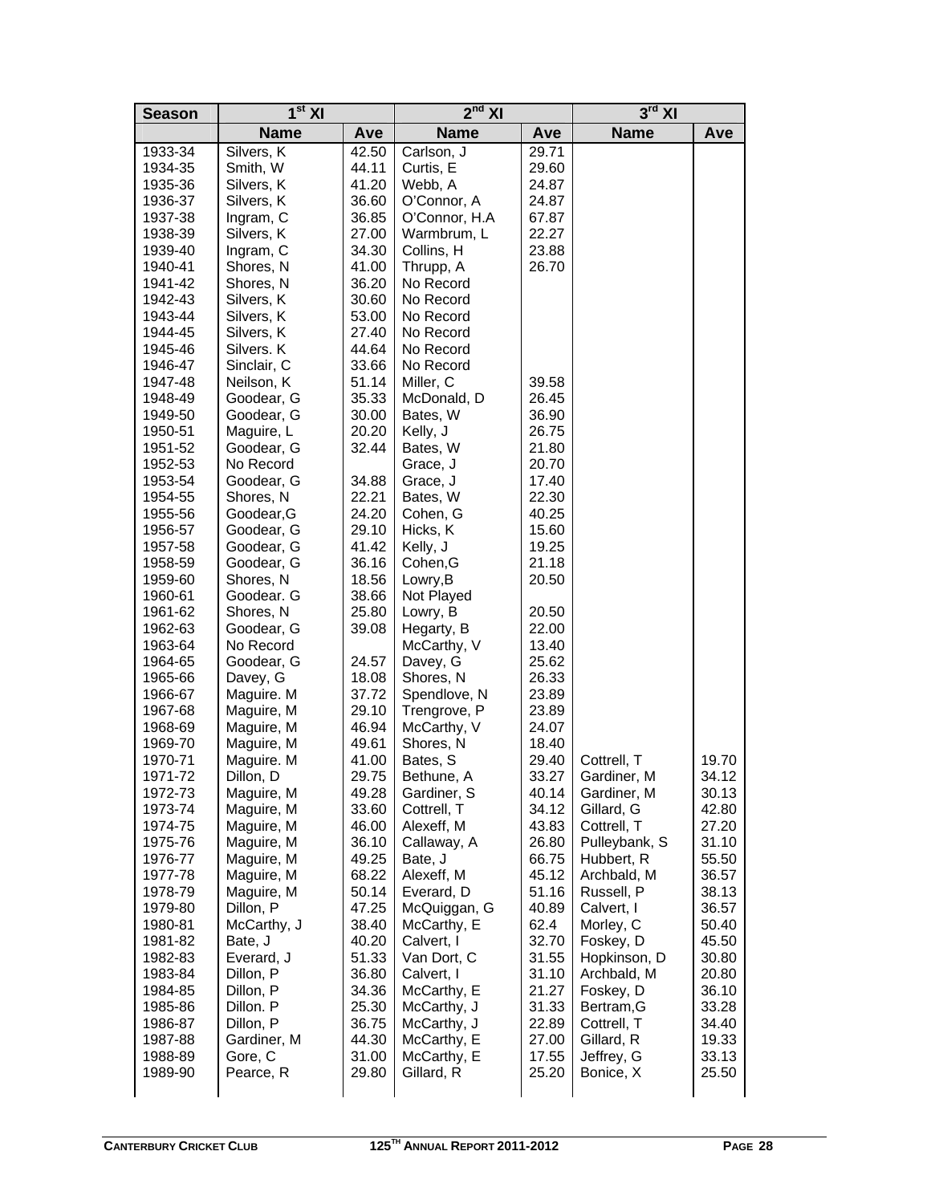| Season | 1st XI | | 2nd XI | | 3rd XI | |
|---|---|---|---|---|---|---|
| | Name | Ave | Name | Ave | Name | Ave |
| 1933-34 | Silvers, K | 42.50 | Carlson, J | 29.71 | | |
| 1934-35 | Smith, W | 44.11 | Curtis, E | 29.60 | | |
| 1935-36 | Silvers, K | 41.20 | Webb, A | 24.87 | | |
| 1936-37 | Silvers, K | 36.60 | O'Connor, A | 24.87 | | |
| 1937-38 | Ingram, C | 36.85 | O'Connor, H.A | 67.87 | | |
| 1938-39 | Silvers, K | 27.00 | Warmbrum, L | 22.27 | | |
| 1939-40 | Ingram, C | 34.30 | Collins, H | 23.88 | | |
| 1940-41 | Shores, N | 41.00 | Thrupp, A | 26.70 | | |
| 1941-42 | Shores, N | 36.20 | No Record | | | |
| 1942-43 | Silvers, K | 30.60 | No Record | | | |
| 1943-44 | Silvers, K | 53.00 | No Record | | | |
| 1944-45 | Silvers, K | 27.40 | No Record | | | |
| 1945-46 | Silvers. K | 44.64 | No Record | | | |
| 1946-47 | Sinclair, C | 33.66 | No Record | | | |
| 1947-48 | Neilson, K | 51.14 | Miller, C | 39.58 | | |
| 1948-49 | Goodear, G | 35.33 | McDonald, D | 26.45 | | |
| 1949-50 | Goodear, G | 30.00 | Bates, W | 36.90 | | |
| 1950-51 | Maguire, L | 20.20 | Kelly, J | 26.75 | | |
| 1951-52 | Goodear, G | 32.44 | Bates, W | 21.80 | | |
| 1952-53 | No Record | | Grace, J | 20.70 | | |
| 1953-54 | Goodear, G | 34.88 | Grace, J | 17.40 | | |
| 1954-55 | Shores, N | 22.21 | Bates, W | 22.30 | | |
| 1955-56 | Goodear,G | 24.20 | Cohen, G | 40.25 | | |
| 1956-57 | Goodear, G | 29.10 | Hicks, K | 15.60 | | |
| 1957-58 | Goodear, G | 41.42 | Kelly, J | 19.25 | | |
| 1958-59 | Goodear, G | 36.16 | Cohen,G | 21.18 | | |
| 1959-60 | Shores, N | 18.56 | Lowry,B | 20.50 | | |
| 1960-61 | Goodear. G | 38.66 | Not Played | | | |
| 1961-62 | Shores, N | 25.80 | Lowry, B | 20.50 | | |
| 1962-63 | Goodear, G | 39.08 | Hegarty, B | 22.00 | | |
| 1963-64 | No Record | | McCarthy, V | 13.40 | | |
| 1964-65 | Goodear, G | 24.57 | Davey, G | 25.62 | | |
| 1965-66 | Davey, G | 18.08 | Shores, N | 26.33 | | |
| 1966-67 | Maguire. M | 37.72 | Spendlove, N | 23.89 | | |
| 1967-68 | Maguire, M | 29.10 | Trengrove, P | 23.89 | | |
| 1968-69 | Maguire, M | 46.94 | McCarthy, V | 24.07 | | |
| 1969-70 | Maguire, M | 49.61 | Shores, N | 18.40 | | |
| 1970-71 | Maguire. M | 41.00 | Bates, S | 29.40 | Cottrell, T | 19.70 |
| 1971-72 | Dillon, D | 29.75 | Bethune, A | 33.27 | Gardiner, M | 34.12 |
| 1972-73 | Maguire, M | 49.28 | Gardiner, S | 40.14 | Gardiner, M | 30.13 |
| 1973-74 | Maguire, M | 33.60 | Cottrell, T | 34.12 | Gillard, G | 42.80 |
| 1974-75 | Maguire, M | 46.00 | Alexeff, M | 43.83 | Cottrell, T | 27.20 |
| 1975-76 | Maguire, M | 36.10 | Callaway, A | 26.80 | Pulleybank, S | 31.10 |
| 1976-77 | Maguire, M | 49.25 | Bate, J | 66.75 | Hubbert, R | 55.50 |
| 1977-78 | Maguire, M | 68.22 | Alexeff, M | 45.12 | Archbald, M | 36.57 |
| 1978-79 | Maguire, M | 50.14 | Everard, D | 51.16 | Russell, P | 38.13 |
| 1979-80 | Dillon, P | 47.25 | McQuiggan, G | 40.89 | Calvert, I | 36.57 |
| 1980-81 | McCarthy, J | 38.40 | McCarthy, E | 62.4 | Morley, C | 50.40 |
| 1981-82 | Bate, J | 40.20 | Calvert, I | 32.70 | Foskey, D | 45.50 |
| 1982-83 | Everard, J | 51.33 | Van Dort, C | 31.55 | Hopkinson, D | 30.80 |
| 1983-84 | Dillon, P | 36.80 | Calvert, I | 31.10 | Archbald, M | 20.80 |
| 1984-85 | Dillon, P | 34.36 | McCarthy, E | 21.27 | Foskey, D | 36.10 |
| 1985-86 | Dillon. P | 25.30 | McCarthy, J | 31.33 | Bertram,G | 33.28 |
| 1986-87 | Dillon, P | 36.75 | McCarthy, J | 22.89 | Cottrell, T | 34.40 |
| 1987-88 | Gardiner, M | 44.30 | McCarthy, E | 27.00 | Gillard, R | 19.33 |
| 1988-89 | Gore, C | 31.00 | McCarthy, E | 17.55 | Jeffrey, G | 33.13 |
| 1989-90 | Pearce, R | 29.80 | Gillard, R | 25.20 | Bonice, X | 25.50 |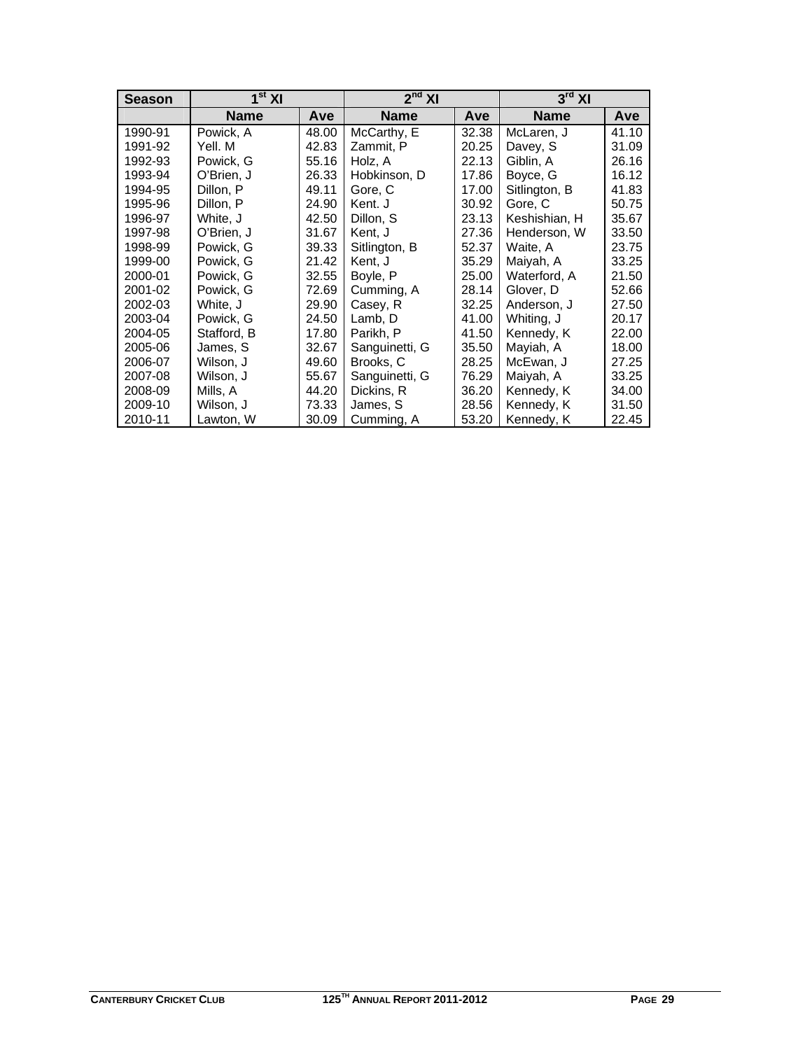| Season | 1st XI | | 2nd XI | | 3rd XI | |
|---|---|---|---|---|---|---|
| | **Name** | **Ave** | **Name** | **Ave** | **Name** | **Ave** |
| 1990-91 | Powick, A | 48.00 | McCarthy, E | 32.38 | McLaren, J | 41.10 |
| 1991-92 | Yell. M | 42.83 | Zammit, P | 20.25 | Davey, S | 31.09 |
| 1992-93 | Powick, G | 55.16 | Holz, A | 22.13 | Giblin, A | 26.16 |
| 1993-94 | O'Brien, J | 26.33 | Hobkinson, D | 17.86 | Boyce, G | 16.12 |
| 1994-95 | Dillon, P | 49.11 | Gore, C | 17.00 | Sitlington, B | 41.83 |
| 1995-96 | Dillon, P | 24.90 | Kent. J | 30.92 | Gore, C | 50.75 |
| 1996-97 | White, J | 42.50 | Dillon, S | 23.13 | Keshishian, H | 35.67 |
| 1997-98 | O'Brien, J | 31.67 | Kent, J | 27.36 | Henderson, W | 33.50 |
| 1998-99 | Powick, G | 39.33 | Sitlington, B | 52.37 | Waite, A | 23.75 |
| 1999-00 | Powick, G | 21.42 | Kent, J | 35.29 | Maiyah, A | 33.25 |
| 2000-01 | Powick, G | 32.55 | Boyle, P | 25.00 | Waterford, A | 21.50 |
| 2001-02 | Powick, G | 72.69 | Cumming, A | 28.14 | Glover, D | 52.66 |
| 2002-03 | White, J | 29.90 | Casey, R | 32.25 | Anderson, J | 27.50 |
| 2003-04 | Powick, G | 24.50 | Lamb, D | 41.00 | Whiting, J | 20.17 |
| 2004-05 | Stafford, B | 17.80 | Parikh, P | 41.50 | Kennedy, K | 22.00 |
| 2005-06 | James, S | 32.67 | Sanguinetti, G | 35.50 | Mayiah, A | 18.00 |
| 2006-07 | Wilson, J | 49.60 | Brooks, C | 28.25 | McEwan, J | 27.25 |
| 2007-08 | Wilson, J | 55.67 | Sanguinetti, G | 76.29 | Maiyah, A | 33.25 |
| 2008-09 | Mills, A | 44.20 | Dickins, R | 36.20 | Kennedy, K | 34.00 |
| 2009-10 | Wilson, J | 73.33 | James, S | 28.56 | Kennedy, K | 31.50 |
| 2010-11 | Lawton, W | 30.09 | Cumming, A | 53.20 | Kennedy, K | 22.45 |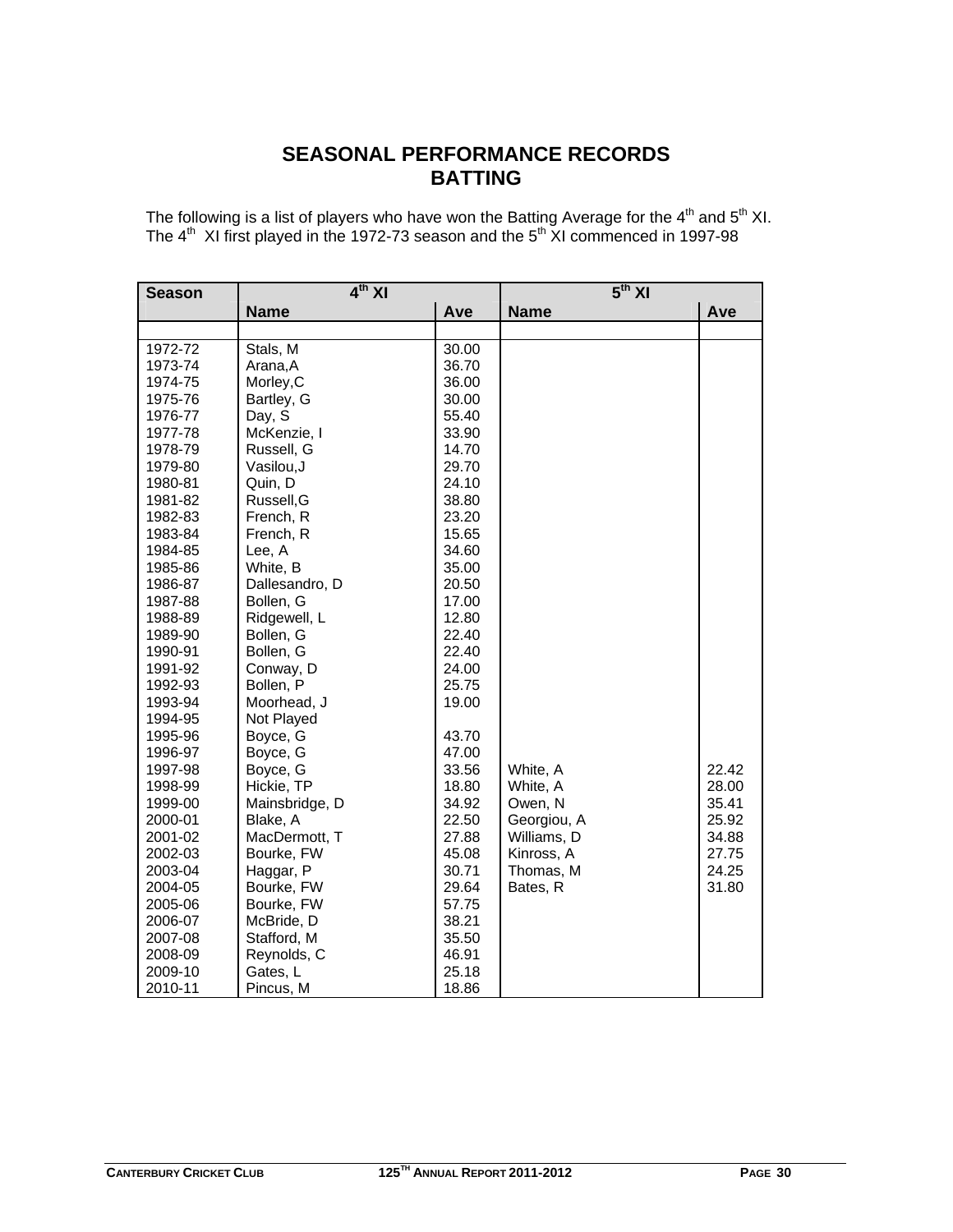# SEASONAL PERFORMANCE RECORDS
## BATTING

The following is a list of players who have won the Batting Average for the 4th and 5th XI. The 4th XI first played in the 1972-73 season and the 5th XI commenced in 1997-98

| Season | 4th XI | | 5th XI | |
|---|---|---|---|---|
| | Name | Ave | Name | Ave |
| 1972-72 | Stals, M | 30.00 | | |
| 1973-74 | Arana,A | 36.70 | | |
| 1974-75 | Morley,C | 36.00 | | |
| 1975-76 | Bartley, G | 30.00 | | |
| 1976-77 | Day, S | 55.40 | | |
| 1977-78 | McKenzie, I | 33.90 | | |
| 1978-79 | Russell, G | 14.70 | | |
| 1979-80 | Vasilou,J | 29.70 | | |
| 1980-81 | Quin, D | 24.10 | | |
| 1981-82 | Russell,G | 38.80 | | |
| 1982-83 | French, R | 23.20 | | |
| 1983-84 | French, R | 15.65 | | |
| 1984-85 | Lee, A | 34.60 | | |
| 1985-86 | White, B | 35.00 | | |
| 1986-87 | Dallesandro, D | 20.50 | | |
| 1987-88 | Bollen, G | 17.00 | | |
| 1988-89 | Ridgewell, L | 12.80 | | |
| 1989-90 | Bollen, G | 22.40 | | |
| 1990-91 | Bollen, G | 22.40 | | |
| 1991-92 | Conway, D | 24.00 | | |
| 1992-93 | Bollen, P | 25.75 | | |
| 1993-94 | Moorhead, J | 19.00 | | |
| 1994-95 | Not Played | | | |
| 1995-96 | Boyce, G | 43.70 | | |
| 1996-97 | Boyce, G | 47.00 | | |
| 1997-98 | Boyce, G | 33.56 | White, A | 22.42 |
| 1998-99 | Hickie, TP | 18.80 | White, A | 28.00 |
| 1999-00 | Mainsbridge, D | 34.92 | Owen, N | 35.41 |
| 2000-01 | Blake, A | 22.50 | Georgiou, A | 25.92 |
| 2001-02 | MacDermott, T | 27.88 | Williams, D | 34.88 |
| 2002-03 | Bourke, FW | 45.08 | Kinross, A | 27.75 |
| 2003-04 | Haggar, P | 30.71 | Thomas, M | 24.25 |
| 2004-05 | Bourke, FW | 29.64 | Bates, R | 31.80 |
| 2005-06 | Bourke, FW | 57.75 | | |
| 2006-07 | McBride, D | 38.21 | | |
| 2007-08 | Stafford, M | 35.50 | | |
| 2008-09 | Reynolds, C | 46.91 | | |
| 2009-10 | Gates, L | 25.18 | | |
| 2010-11 | Pincus, M | 18.86 | | |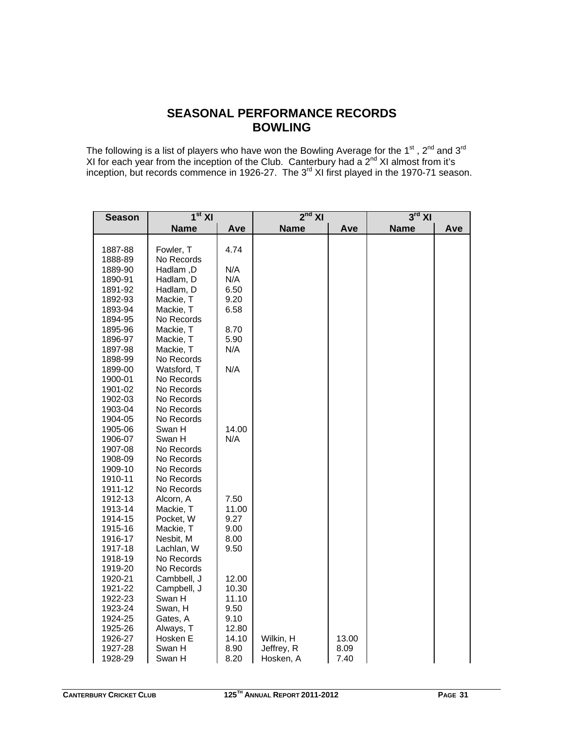# SEASONAL PERFORMANCE RECORDS
## BOWLING

The following is a list of players who have won the Bowling Average for the 1st , 2nd and 3rd XI for each year from the inception of the Club. Canterbury had a 2nd XI almost from it's inception, but records commence in 1926-27. The 3rd XI first played in the 1970-71 season.

| Season | 1st XI | | 2nd XI | | 3rd XI | |
|---|---|---|---|---|---|---|
| | Name | Ave | Name | Ave | Name | Ave |
| 1887-88 | Fowler, T | 4.74 | | | | |
| 1888-89 | No Records | | | | | |
| 1889-90 | Hadlam ,D | N/A | | | | |
| 1890-91 | Hadlam, D | N/A | | | | |
| 1891-92 | Hadlam, D | 6.50 | | | | |
| 1892-93 | Mackie, T | 9.20 | | | | |
| 1893-94 | Mackie, T | 6.58 | | | | |
| 1894-95 | No Records | | | | | |
| 1895-96 | Mackie, T | 8.70 | | | | |
| 1896-97 | Mackie, T | 5.90 | | | | |
| 1897-98 | Mackie, T | N/A | | | | |
| 1898-99 | No Records | | | | | |
| 1899-00 | Watsford, T | N/A | | | | |
| 1900-01 | No Records | | | | | |
| 1901-02 | No Records | | | | | |
| 1902-03 | No Records | | | | | |
| 1903-04 | No Records | | | | | |
| 1904-05 | No Records | | | | | |
| 1905-06 | Swan H | 14.00 | | | | |
| 1906-07 | Swan H | N/A | | | | |
| 1907-08 | No Records | | | | | |
| 1908-09 | No Records | | | | | |
| 1909-10 | No Records | | | | | |
| 1910-11 | No Records | | | | | |
| 1911-12 | No Records | | | | | |
| 1912-13 | Alcorn, A | 7.50 | | | | |
| 1913-14 | Mackie, T | 11.00 | | | | |
| 1914-15 | Pocket, W | 9.27 | | | | |
| 1915-16 | Mackie, T | 9.00 | | | | |
| 1916-17 | Nesbit, M | 8.00 | | | | |
| 1917-18 | Lachlan, W | 9.50 | | | | |
| 1918-19 | No Records | | | | | |
| 1919-20 | No Records | | | | | |
| 1920-21 | Cambbell, J | 12.00 | | | | |
| 1921-22 | Campbell, J | 10.30 | | | | |
| 1922-23 | Swan H | 11.10 | | | | |
| 1923-24 | Swan, H | 9.50 | | | | |
| 1924-25 | Gates, A | 9.10 | | | | |
| 1925-26 | Always, T | 12.80 | | | | |
| 1926-27 | Hosken E | 14.10 | Wilkin, H | 13.00 | | |
| 1927-28 | Swan H | 8.90 | Jeffrey, R | 8.09 | | |
| 1928-29 | Swan H | 8.20 | Hosken, A | 7.40 | | |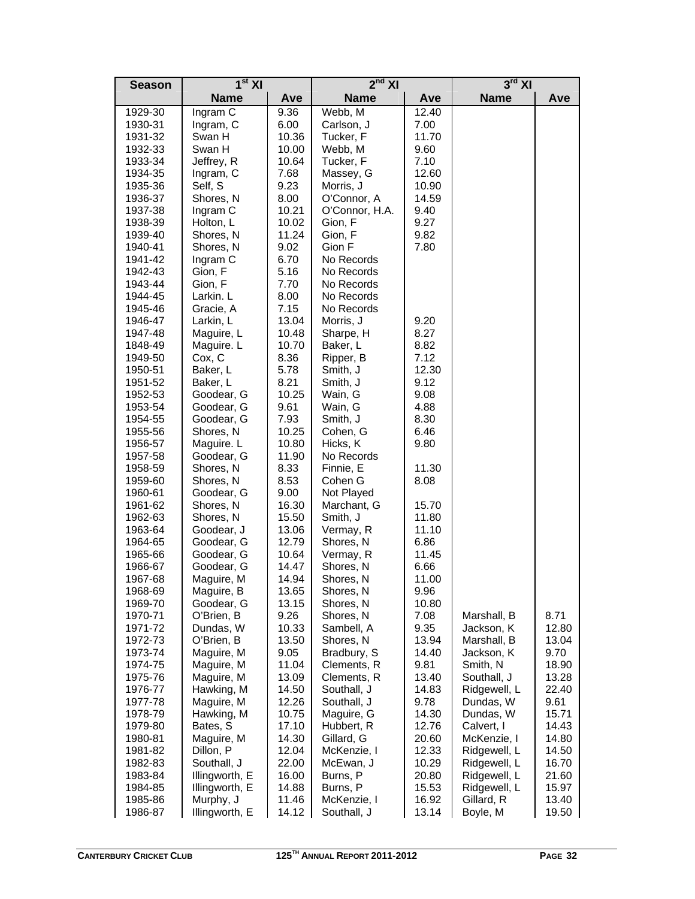| Season | 1st XI | | 2nd XI | | 3rd XI | |
|---|---|---|---|---|---|---|
| | Name | Ave | Name | Ave | Name | Ave |
| 1929-30 | Ingram C | 9.36 | Webb, M | 12.40 | | |
| 1930-31 | Ingram, C | 6.00 | Carlson, J | 7.00 | | |
| 1931-32 | Swan H | 10.36 | Tucker, F | 11.70 | | |
| 1932-33 | Swan H | 10.00 | Webb, M | 9.60 | | |
| 1933-34 | Jeffrey, R | 10.64 | Tucker, F | 7.10 | | |
| 1934-35 | Ingram, C | 7.68 | Massey, G | 12.60 | | |
| 1935-36 | Self, S | 9.23 | Morris, J | 10.90 | | |
| 1936-37 | Shores, N | 8.00 | O'Connor, A | 14.59 | | |
| 1937-38 | Ingram C | 10.21 | O'Connor, H.A. | 9.40 | | |
| 1938-39 | Holton, L | 10.02 | Gion, F | 9.27 | | |
| 1939-40 | Shores, N | 11.24 | Gion, F | 9.82 | | |
| 1940-41 | Shores, N | 9.02 | Gion F | 7.80 | | |
| 1941-42 | Ingram C | 6.70 | No Records | | | |
| 1942-43 | Gion, F | 5.16 | No Records | | | |
| 1943-44 | Gion, F | 7.70 | No Records | | | |
| 1944-45 | Larkin. L | 8.00 | No Records | | | |
| 1945-46 | Gracie, A | 7.15 | No Records | | | |
| 1946-47 | Larkin, L | 13.04 | Morris, J | 9.20 | | |
| 1947-48 | Maguire, L | 10.48 | Sharpe, H | 8.27 | | |
| 1848-49 | Maguire. L | 10.70 | Baker, L | 8.82 | | |
| 1949-50 | Cox, C | 8.36 | Ripper, B | 7.12 | | |
| 1950-51 | Baker, L | 5.78 | Smith, J | 12.30 | | |
| 1951-52 | Baker, L | 8.21 | Smith, J | 9.12 | | |
| 1952-53 | Goodear, G | 10.25 | Wain, G | 9.08 | | |
| 1953-54 | Goodear, G | 9.61 | Wain, G | 4.88 | | |
| 1954-55 | Goodear, G | 7.93 | Smith, J | 8.30 | | |
| 1955-56 | Shores, N | 10.25 | Cohen, G | 6.46 | | |
| 1956-57 | Maguire. L | 10.80 | Hicks, K | 9.80 | | |
| 1957-58 | Goodear, G | 11.90 | No Records | | | |
| 1958-59 | Shores, N | 8.33 | Finnie, E | 11.30 | | |
| 1959-60 | Shores, N | 8.53 | Cohen G | 8.08 | | |
| 1960-61 | Goodear, G | 9.00 | Not Played | | | |
| 1961-62 | Shores, N | 16.30 | Marchant, G | 15.70 | | |
| 1962-63 | Shores, N | 15.50 | Smith, J | 11.80 | | |
| 1963-64 | Goodear, J | 13.06 | Vermay, R | 11.10 | | |
| 1964-65 | Goodear, G | 12.79 | Shores, N | 6.86 | | |
| 1965-66 | Goodear, G | 10.64 | Vermay, R | 11.45 | | |
| 1966-67 | Goodear, G | 14.47 | Shores, N | 6.66 | | |
| 1967-68 | Maguire, M | 14.94 | Shores, N | 11.00 | | |
| 1968-69 | Maguire, B | 13.65 | Shores, N | 9.96 | | |
| 1969-70 | Goodear, G | 13.15 | Shores, N | 10.80 | | |
| 1970-71 | O'Brien, B | 9.26 | Shores, N | 7.08 | Marshall, B | 8.71 |
| 1971-72 | Dundas, W | 10.33 | Sambell, A | 9.35 | Jackson, K | 12.80 |
| 1972-73 | O'Brien, B | 13.50 | Shores, N | 13.94 | Marshall, B | 13.04 |
| 1973-74 | Maguire, M | 9.05 | Bradbury, S | 14.40 | Jackson, K | 9.70 |
| 1974-75 | Maguire, M | 11.04 | Clements, R | 9.81 | Smith, N | 18.90 |
| 1975-76 | Maguire, M | 13.09 | Clements, R | 13.40 | Southall, J | 13.28 |
| 1976-77 | Hawking, M | 14.50 | Southall, J | 14.83 | Ridgewell, L | 22.40 |
| 1977-78 | Maguire, M | 12.26 | Southall, J | 9.78 | Dundas, W | 9.61 |
| 1978-79 | Hawking, M | 10.75 | Maguire, G | 14.30 | Dundas, W | 15.71 |
| 1979-80 | Bates, S | 17.10 | Hubbert, R | 12.76 | Calvert, I | 14.43 |
| 1980-81 | Maguire, M | 14.30 | Gillard, G | 20.60 | McKenzie, I | 14.80 |
| 1981-82 | Dillon, P | 12.04 | McKenzie, I | 12.33 | Ridgewell, L | 14.50 |
| 1982-83 | Southall, J | 22.00 | McEwan, J | 10.29 | Ridgewell, L | 16.70 |
| 1983-84 | Illingworth, E | 16.00 | Burns, P | 20.80 | Ridgewell, L | 21.60 |
| 1984-85 | Illingworth, E | 14.88 | Burns, P | 15.53 | Ridgewell, L | 15.97 |
| 1985-86 | Murphy, J | 11.46 | McKenzie, I | 16.92 | Gillard, R | 13.40 |
| 1986-87 | Illingworth, E | 14.12 | Southall, J | 13.14 | Boyle, M | 19.50 |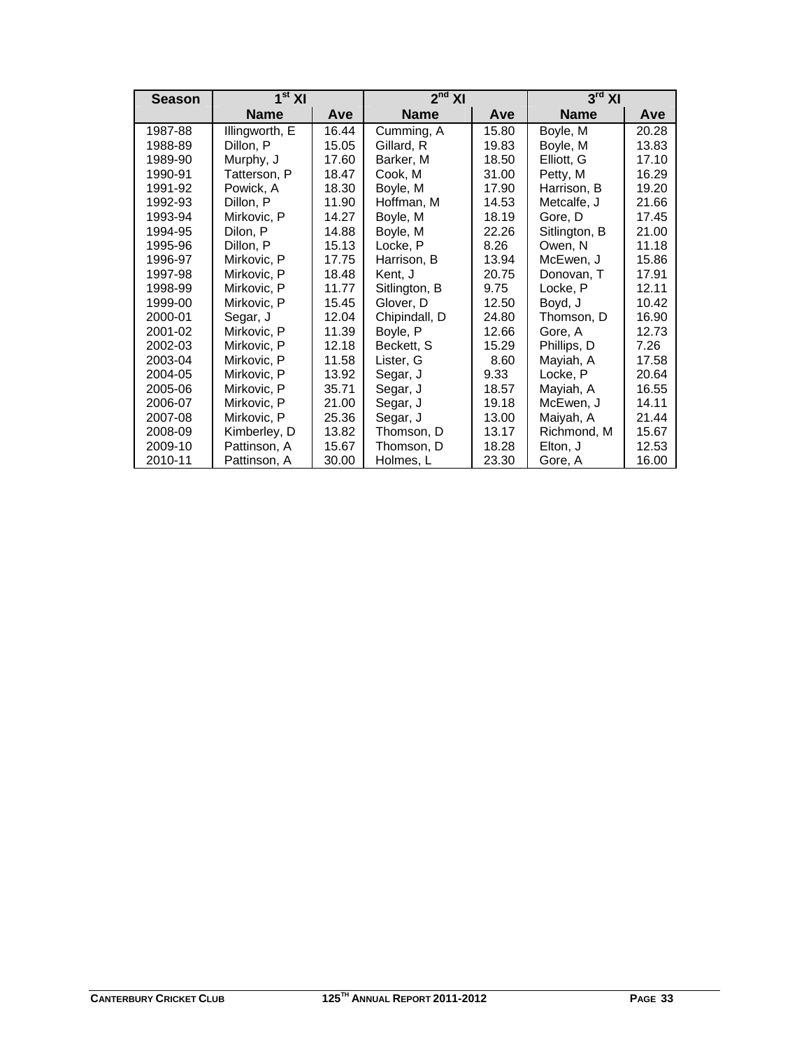| Season | 1st XI | | 2nd XI | | 3rd XI | |
|---|---|---|---|---|---|---|
| | Name | Ave | Name | Ave | Name | Ave |
| 1987-88 | Illingworth, E | 16.44 | Cumming, A | 15.80 | Boyle, M | 20.28 |
| 1988-89 | Dillon, P | 15.05 | Gillard, R | 19.83 | Boyle, M | 13.83 |
| 1989-90 | Murphy, J | 17.60 | Barker, M | 18.50 | Elliott, G | 17.10 |
| 1990-91 | Tatterson, P | 18.47 | Cook, M | 31.00 | Petty, M | 16.29 |
| 1991-92 | Powick, A | 18.30 | Boyle, M | 17.90 | Harrison, B | 19.20 |
| 1992-93 | Dillon, P | 11.90 | Hoffman, M | 14.53 | Metcalfe, J | 21.66 |
| 1993-94 | Mirkovic, P | 14.27 | Boyle, M | 18.19 | Gore, D | 17.45 |
| 1994-95 | Dilon, P | 14.88 | Boyle, M | 22.26 | Sitlington, B | 21.00 |
| 1995-96 | Dillon, P | 15.13 | Locke, P | 8.26 | Owen, N | 11.18 |
| 1996-97 | Mirkovic, P | 17.75 | Harrison, B | 13.94 | McEwen, J | 15.86 |
| 1997-98 | Mirkovic, P | 18.48 | Kent, J | 20.75 | Donovan, T | 17.91 |
| 1998-99 | Mirkovic, P | 11.77 | Sitlington, B | 9.75 | Locke, P | 12.11 |
| 1999-00 | Mirkovic, P | 15.45 | Glover, D | 12.50 | Boyd, J | 10.42 |
| 2000-01 | Segar, J | 12.04 | Chipindall, D | 24.80 | Thomson, D | 16.90 |
| 2001-02 | Mirkovic, P | 11.39 | Boyle, P | 12.66 | Gore, A | 12.73 |
| 2002-03 | Mirkovic, P | 12.18 | Beckett, S | 15.29 | Phillips, D | 7.26 |
| 2003-04 | Mirkovic, P | 11.58 | Lister, G | 8.60 | Mayiah, A | 17.58 |
| 2004-05 | Mirkovic, P | 13.92 | Segar, J | 9.33 | Locke, P | 20.64 |
| 2005-06 | Mirkovic, P | 35.71 | Segar, J | 18.57 | Mayiah, A | 16.55 |
| 2006-07 | Mirkovic, P | 21.00 | Segar, J | 19.18 | McEwen, J | 14.11 |
| 2007-08 | Mirkovic, P | 25.36 | Segar, J | 13.00 | Maiyah, A | 21.44 |
| 2008-09 | Kimberley, D | 13.82 | Thomson, D | 13.17 | Richmond, M | 15.67 |
| 2009-10 | Pattinson, A | 15.67 | Thomson, D | 18.28 | Elton, J | 12.53 |
| 2010-11 | Pattinson, A | 30.00 | Holmes, L | 23.30 | Gore, A | 16.00 |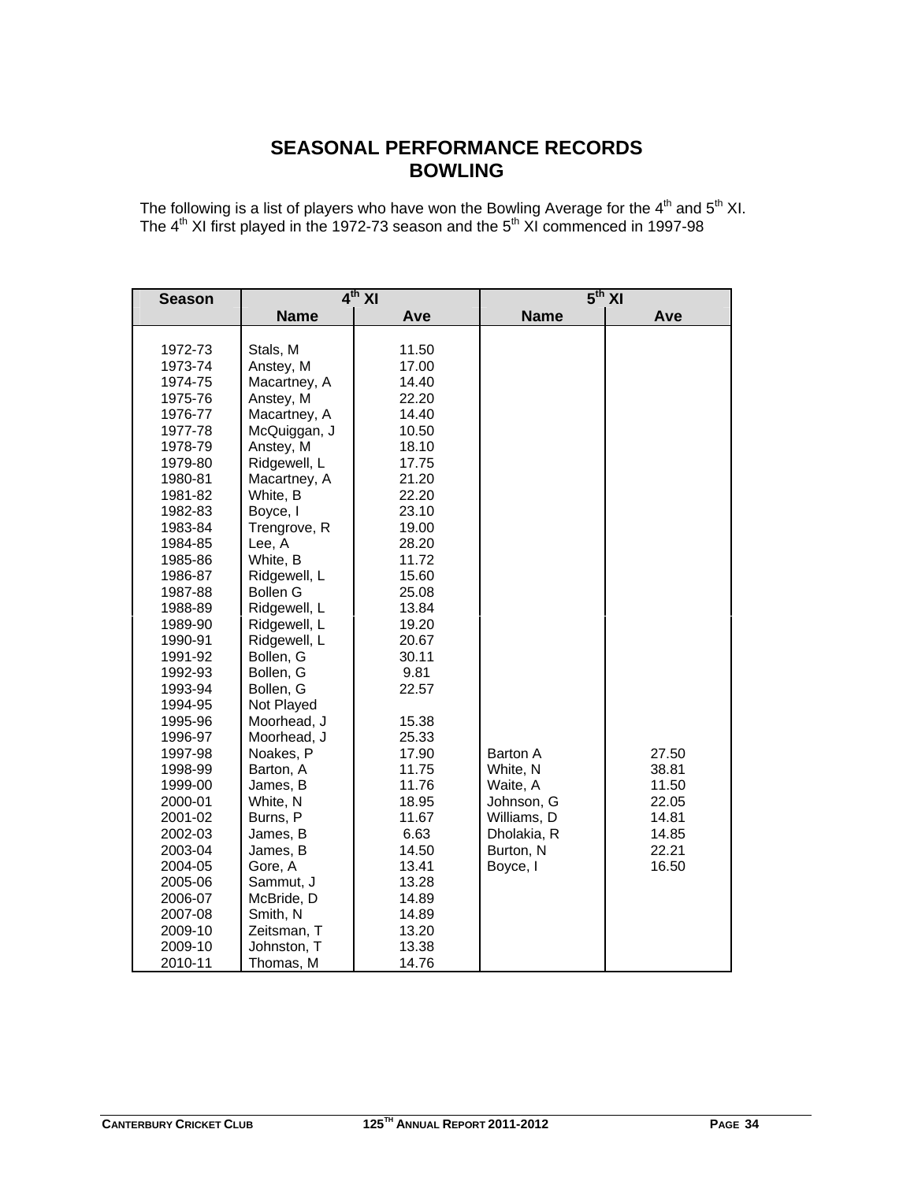# SEASONAL PERFORMANCE RECORDS
# BOWLING

The following is a list of players who have won the Bowling Average for the 4th and 5th XI. The 4th XI first played in the 1972-73 season and the 5th XI commenced in 1997-98

| Season | 4th XI | | 5th XI | |
|---|---|---|---|---|
| | Name | Ave | Name | Ave |
| 1972-73 | Stals, M | 11.50 | | |
| 1973-74 | Anstey, M | 17.00 | | |
| 1974-75 | Macartney, A | 14.40 | | |
| 1975-76 | Anstey, M | 22.20 | | |
| 1976-77 | Macartney, A | 14.40 | | |
| 1977-78 | McQuiggan, J | 10.50 | | |
| 1978-79 | Anstey, M | 18.10 | | |
| 1979-80 | Ridgewell, L | 17.75 | | |
| 1980-81 | Macartney, A | 21.20 | | |
| 1981-82 | White, B | 22.20 | | |
| 1982-83 | Boyce, I | 23.10 | | |
| 1983-84 | Trengrove, R | 19.00 | | |
| 1984-85 | Lee, A | 28.20 | | |
| 1985-86 | White, B | 11.72 | | |
| 1986-87 | Ridgewell, L | 15.60 | | |
| 1987-88 | Bollen G | 25.08 | | |
| 1988-89 | Ridgewell, L | 13.84 | | |
| 1989-90 | Ridgewell, L | 19.20 | | |
| 1990-91 | Ridgewell, L | 20.67 | | |
| 1991-92 | Bollen, G | 30.11 | | |
| 1992-93 | Bollen, G | 9.81 | | |
| 1993-94 | Bollen, G | 22.57 | | |
| 1994-95 | Not Played | | | |
| 1995-96 | Moorhead, J | 15.38 | | |
| 1996-97 | Moorhead, J | 25.33 | | |
| 1997-98 | Noakes, P | 17.90 | Barton A | 27.50 |
| 1998-99 | Barton, A | 11.75 | White, N | 38.81 |
| 1999-00 | James, B | 11.76 | Waite, A | 11.50 |
| 2000-01 | White, N | 18.95 | Johnson, G | 22.05 |
| 2001-02 | Burns, P | 11.67 | Williams, D | 14.81 |
| 2002-03 | James, B | 6.63 | Dholakia, R | 14.85 |
| 2003-04 | James, B | 14.50 | Burton, N | 22.21 |
| 2004-05 | Gore, A | 13.41 | Boyce, I | 16.50 |
| 2005-06 | Sammut, J | 13.28 | | |
| 2006-07 | McBride, D | 14.89 | | |
| 2007-08 | Smith, N | 14.89 | | |
| 2009-10 | Zeitsman, T | 13.20 | | |
| 2009-10 | Johnston, T | 13.38 | | |
| 2010-11 | Thomas, M | 14.76 | | |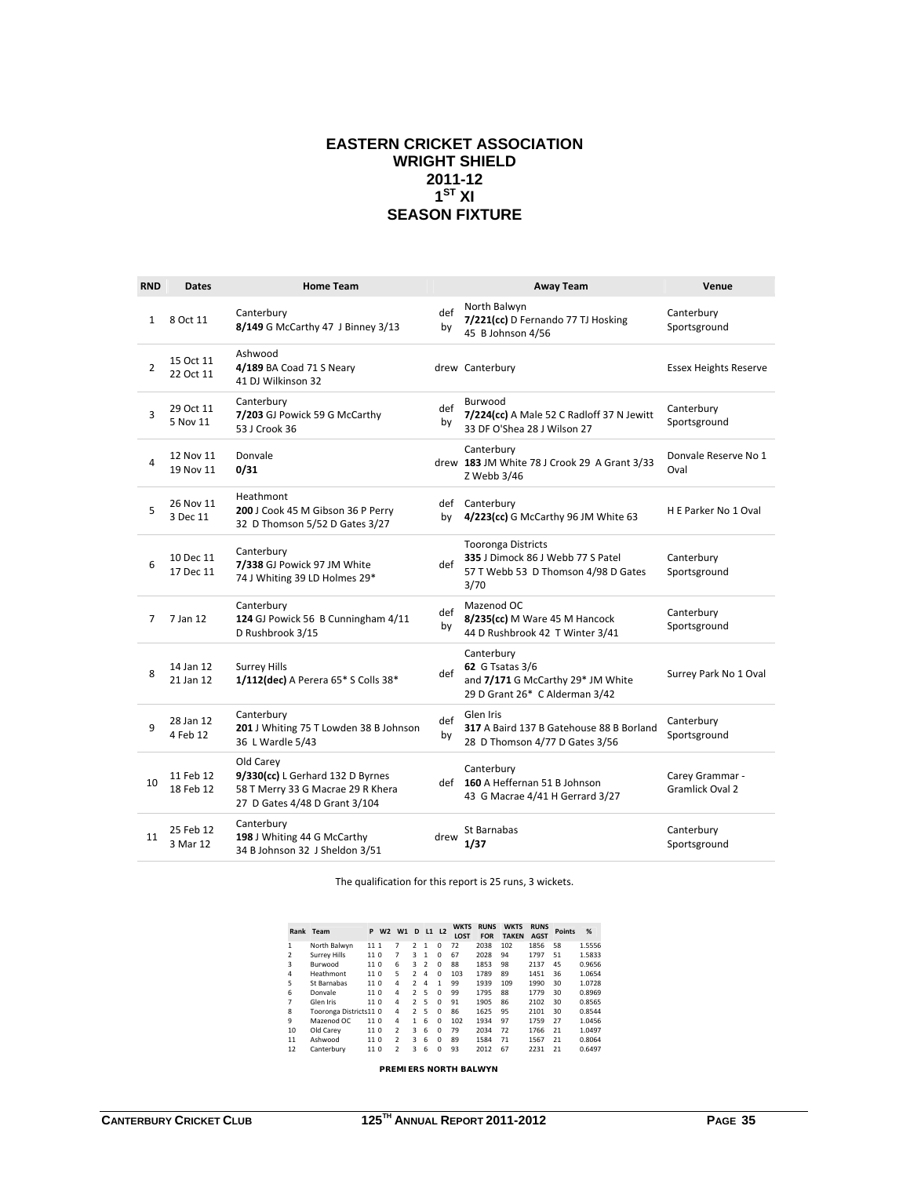# EASTERN CRICKET ASSOCIATION
## WRIGHT SHIELD
## 2011-12
## 1ST XI
## SEASON FIXTURE

| RND | Dates | Home Team | | Away Team | Venue |
|---|---|---|---|---|---|
| 1 | 8 Oct 11 | Canterbury **8/149** G McCarthy 47 J Binney 3/13 | def by | North Balwyn **7/221(cc)** D Fernando 77 TJ Hosking 45 B Johnson 4/56 | Canterbury Sportsground |
| 2 | 15 Oct 11 22 Oct 11 | Ashwood **4/189** BA Coad 71 S Neary 41 DJ Wilkinson 32 | drew | Canterbury | Essex Heights Reserve |
| 3 | 29 Oct 11 5 Nov 11 | Canterbury **7/203** GJ Powick 59 G McCarthy 53 J Crook 36 | def by | Burwood **7/224(cc)** A Male 52 C Radloff 37 N Jewitt 33 DF O'Shea 28 J Wilson 27 | Canterbury Sportsground |
| 4 | 12 Nov 11 19 Nov 11 | Donvale **0/31** | drew | Canterbury **183** JM White 78 J Crook 29 A Grant 3/33 Z Webb 3/46 | Donvale Reserve No 1 Oval |
| 5 | 26 Nov 11 3 Dec 11 | Heathmont **200** J Cook 45 M Gibson 36 P Perry 32 D Thomson 5/52 D Gates 3/27 | def by | Canterbury **4/223(cc)** G McCarthy 96 JM White 63 | H E Parker No 1 Oval |
| 6 | 10 Dec 11 17 Dec 11 | Canterbury **7/338** GJ Powick 97 JM White 74 J Whiting 39 LD Holmes 29* | def | Tooronga Districts **335** J Dimock 86 J Webb 77 S Patel 57 T Webb 53 D Thomson 4/98 D Gates 3/70 | Canterbury Sportsground |
| 7 | 7 Jan 12 | Canterbury **124** GJ Powick 56 B Cunningham 4/11 D Rushbrook 3/15 | def by | Mazenod OC **8/235(cc)** M Ware 45 M Hancock 44 D Rushbrook 42 T Winter 3/41 | Canterbury Sportsground |
| 8 | 14 Jan 12 21 Jan 12 | Surrey Hills **1/112(dec)** A Perera 65* S Colls 38* | def | Canterbury **62** G Tsatas 3/6 and **7/171** G McCarthy 29* JM White 29 D Grant 26* C Alderman 3/42 | Surrey Park No 1 Oval |
| 9 | 28 Jan 12 4 Feb 12 | Canterbury **201** J Whiting 75 T Lowden 38 B Johnson 36 L Wardle 5/43 | def by | Glen Iris **317** A Baird 137 B Gatehouse 88 B Borland 28 D Thomson 4/77 D Gates 3/56 | Canterbury Sportsground |
| 10 | 11 Feb 12 18 Feb 12 | Old Carey **9/330(cc)** L Gerhard 132 D Byrnes 58 T Merry 33 G Macrae 29 R Khera 27 D Gates 4/48 D Grant 3/104 | def | Canterbury **160** A Heffernan 51 B Johnson 43 G Macrae 4/41 H Gerrard 3/27 | Carey Grammar - Gramlick Oval 2 |
| 11 | 25 Feb 12 3 Mar 12 | Canterbury **198** J Whiting 44 G McCarthy 34 B Johnson 32 J Sheldon 3/51 | drew | St Barnabas **1/37** | Canterbury Sportsground |

The qualification for this report is 25 runs, 3 wickets.

| Rank | Team | P | W2 | W1 | D | L1 | L2 | WKTS LOST | RUNS FOR | WKTS TAKEN | RUNS AGST | Points | % |
|---|---|---|---|---|---|---|---|---|---|---|---|---|---|
| 1 | North Balwyn | 11 | 1 | 7 | 2 | 1 | 0 | 72 | 2038 | 102 | 1856 | 58 | 1.5556 |
| 2 | Surrey Hills | 11 | 0 | 7 | 3 | 1 | 0 | 67 | 2028 | 94 | 1797 | 51 | 1.5833 |
| 3 | Burwood | 11 | 0 | 6 | 3 | 2 | 0 | 88 | 1853 | 98 | 2137 | 45 | 0.9656 |
| 4 | Heathmont | 11 | 0 | 5 | 2 | 4 | 0 | 103 | 1789 | 89 | 1451 | 36 | 1.0654 |
| 5 | St Barnabas | 11 | 0 | 4 | 2 | 4 | 1 | 99 | 1939 | 109 | 1990 | 30 | 1.0728 |
| 6 | Donvale | 11 | 0 | 4 | 2 | 5 | 0 | 99 | 1795 | 88 | 1779 | 30 | 0.8969 |
| 7 | Glen Iris | 11 | 0 | 4 | 2 | 5 | 0 | 91 | 1905 | 86 | 2102 | 30 | 0.8565 |
| 8 | Tooronga Districts | 11 | 0 | 4 | 2 | 5 | 0 | 86 | 1625 | 95 | 2101 | 30 | 0.8544 |
| 9 | Mazenod OC | 11 | 0 | 4 | 1 | 6 | 0 | 102 | 1934 | 97 | 1759 | 27 | 1.0456 |
| 10 | Old Carey | 11 | 0 | 2 | 3 | 6 | 0 | 79 | 2034 | 72 | 1766 | 21 | 1.0497 |
| 11 | Ashwood | 11 | 0 | 2 | 3 | 6 | 0 | 89 | 1584 | 71 | 1567 | 21 | 0.8064 |
| 12 | Canterbury | 11 | 0 | 2 | 3 | 6 | 0 | 93 | 2012 | 67 | 2231 | 21 | 0.6497 |

**PREMIERS NORTH BALWYN**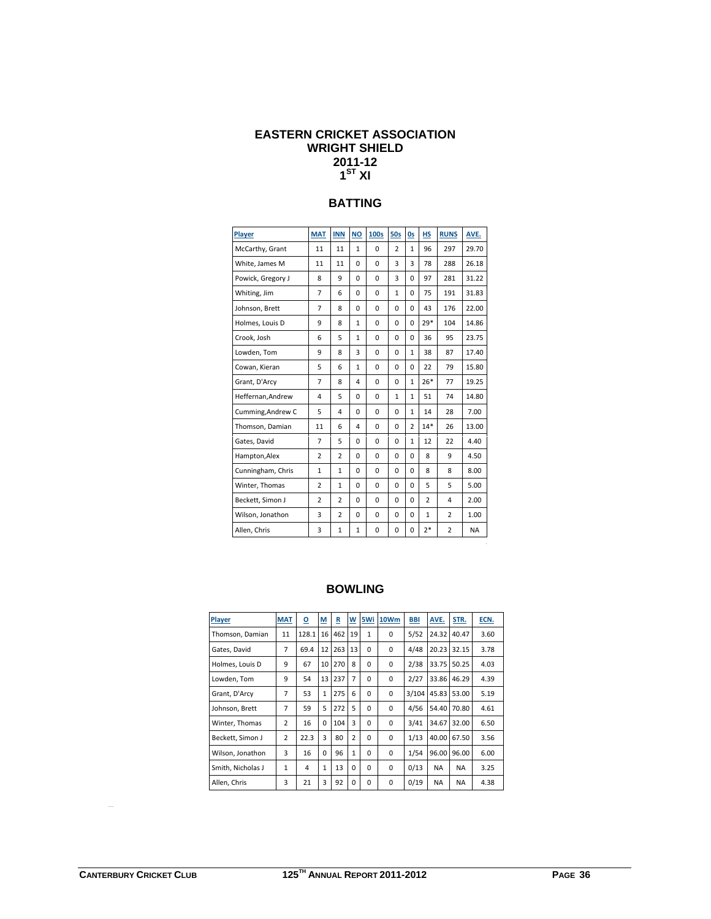# EASTERN CRICKET ASSOCIATION
## WRIGHT SHIELD
## 2011-12
## 1ST XI

### BATTING

| Player | MAT | INN | NO | 100s | 50s | 0s | HS | RUNS | AVE. |
|---|---|---|---|---|---|---|---|---|---|
| McCarthy, Grant | 11 | 11 | 1 | 0 | 2 | 1 | 96 | 297 | 29.70 |
| White, James M | 11 | 11 | 0 | 0 | 3 | 3 | 78 | 288 | 26.18 |
| Powick, Gregory J | 8 | 9 | 0 | 0 | 3 | 0 | 97 | 281 | 31.22 |
| Whiting, Jim | 7 | 6 | 0 | 0 | 1 | 0 | 75 | 191 | 31.83 |
| Johnson, Brett | 7 | 8 | 0 | 0 | 0 | 0 | 43 | 176 | 22.00 |
| Holmes, Louis D | 9 | 8 | 1 | 0 | 0 | 0 | 29* | 104 | 14.86 |
| Crook, Josh | 6 | 5 | 1 | 0 | 0 | 0 | 36 | 95 | 23.75 |
| Lowden, Tom | 9 | 8 | 3 | 0 | 0 | 1 | 38 | 87 | 17.40 |
| Cowan, Kieran | 5 | 6 | 1 | 0 | 0 | 0 | 22 | 79 | 15.80 |
| Grant, D'Arcy | 7 | 8 | 4 | 0 | 0 | 1 | 26* | 77 | 19.25 |
| Heffernan,Andrew | 4 | 5 | 0 | 0 | 1 | 1 | 51 | 74 | 14.80 |
| Cumming,Andrew C | 5 | 4 | 0 | 0 | 0 | 1 | 14 | 28 | 7.00 |
| Thomson, Damian | 11 | 6 | 4 | 0 | 0 | 2 | 14* | 26 | 13.00 |
| Gates, David | 7 | 5 | 0 | 0 | 0 | 1 | 12 | 22 | 4.40 |
| Hampton,Alex | 2 | 2 | 0 | 0 | 0 | 0 | 8 | 9 | 4.50 |
| Cunningham, Chris | 1 | 1 | 0 | 0 | 0 | 0 | 8 | 8 | 8.00 |
| Winter, Thomas | 2 | 1 | 0 | 0 | 0 | 0 | 5 | 5 | 5.00 |
| Beckett, Simon J | 2 | 2 | 0 | 0 | 0 | 0 | 2 | 4 | 2.00 |
| Wilson, Jonathon | 3 | 2 | 0 | 0 | 0 | 0 | 1 | 2 | 1.00 |
| Allen, Chris | 3 | 1 | 1 | 0 | 0 | 0 | 2* | 2 | NA |

### BOWLING

| Player | MAT | O | M | R | W | 5Wi | 10Wm | BBI | AVE. | STR. | ECN. |
|---|---|---|---|---|---|---|---|---|---|---|---|
| Thomson, Damian | 11 | 128.1 | 16 | 462 | 19 | 1 | 0 | 5/52 | 24.32 | 40.47 | 3.60 |
| Gates, David | 7 | 69.4 | 12 | 263 | 13 | 0 | 0 | 4/48 | 20.23 | 32.15 | 3.78 |
| Holmes, Louis D | 9 | 67 | 10 | 270 | 8 | 0 | 0 | 2/38 | 33.75 | 50.25 | 4.03 |
| Lowden, Tom | 9 | 54 | 13 | 237 | 7 | 0 | 0 | 2/27 | 33.86 | 46.29 | 4.39 |
| Grant, D'Arcy | 7 | 53 | 1 | 275 | 6 | 0 | 0 | 3/104 | 45.83 | 53.00 | 5.19 |
| Johnson, Brett | 7 | 59 | 5 | 272 | 5 | 0 | 0 | 4/56 | 54.40 | 70.80 | 4.61 |
| Winter, Thomas | 2 | 16 | 0 | 104 | 3 | 0 | 0 | 3/41 | 34.67 | 32.00 | 6.50 |
| Beckett, Simon J | 2 | 22.3 | 3 | 80 | 2 | 0 | 0 | 1/13 | 40.00 | 67.50 | 3.56 |
| Wilson, Jonathon | 3 | 16 | 0 | 96 | 1 | 0 | 0 | 1/54 | 96.00 | 96.00 | 6.00 |
| Smith, Nicholas J | 1 | 4 | 1 | 13 | 0 | 0 | 0 | 0/13 | NA | NA | 3.25 |
| Allen, Chris | 3 | 21 | 3 | 92 | 0 | 0 | 0 | 0/19 | NA | NA | 4.38 |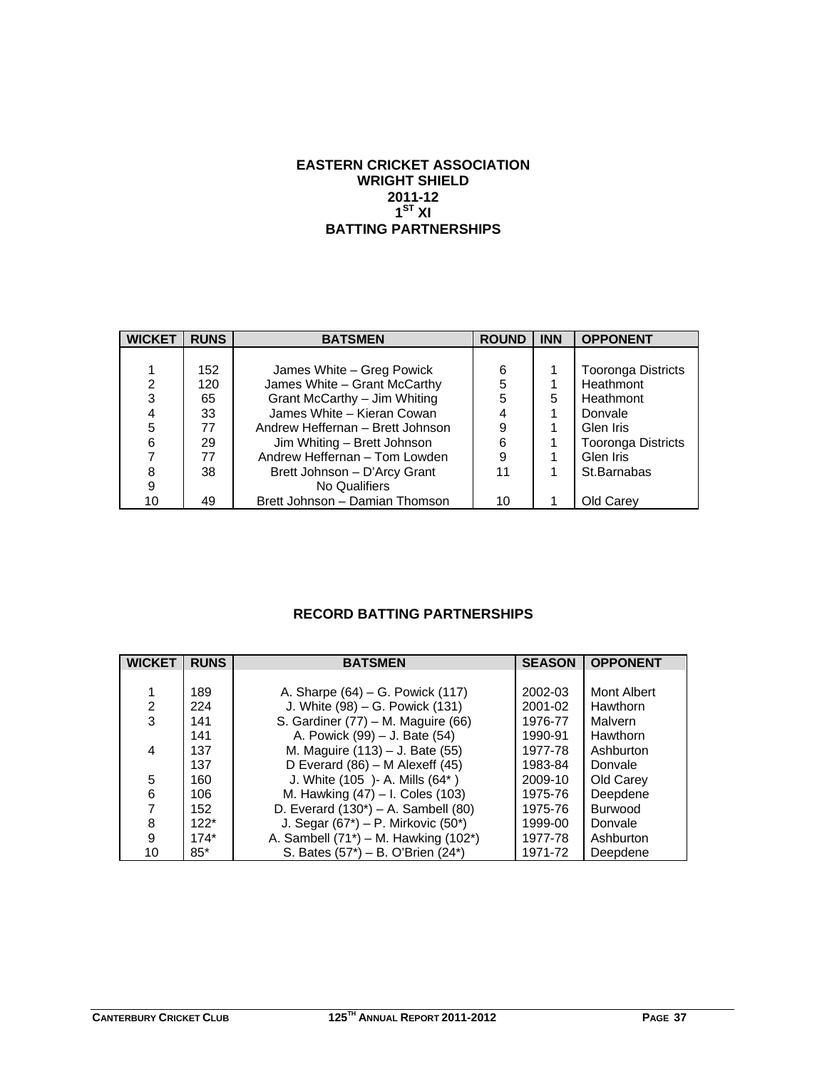**EASTERN CRICKET ASSOCIATION**
**WRIGHT SHIELD**
**2011-12**
**1ST XI**
**BATTING PARTNERSHIPS**

| WICKET | RUNS | BATSMEN | ROUND | INN | OPPONENT |
|---|---|---|---|---|---|
| 1 | 152 | James White – Greg Powick | 6 | 1 | Tooronga Districts |
| 2 | 120 | James White – Grant McCarthy | 5 | 1 | Heathmont |
| 3 | 65 | Grant McCarthy – Jim Whiting | 5 | 5 | Heathmont |
| 4 | 33 | James White – Kieran Cowan | 4 | 1 | Donvale |
| 5 | 77 | Andrew Heffernan – Brett Johnson | 9 | 1 | Glen Iris |
| 6 | 29 | Jim Whiting – Brett Johnson | 6 | 1 | Tooronga Districts |
| 7 | 77 | Andrew Heffernan – Tom Lowden | 9 | 1 | Glen Iris |
| 8 | 38 | Brett Johnson – D'Arcy Grant | 11 | 1 | St.Barnabas |
| 9 | | No Qualifiers | | | |
| 10 | 49 | Brett Johnson – Damian Thomson | 10 | 1 | Old Carey |

**RECORD BATTING PARTNERSHIPS**

| WICKET | RUNS | BATSMEN | SEASON | OPPONENT |
|---|---|---|---|---|
| 1 | 189 | A. Sharpe (64) – G. Powick (117) | 2002-03 | Mont Albert |
| 2 | 224 | J. White (98) – G. Powick (131) | 2001-02 | Hawthorn |
| 3 | 141 | S. Gardiner (77) – M. Maguire (66) | 1976-77 | Malvern |
| | 141 | A. Powick (99) – J. Bate (54) | 1990-91 | Hawthorn |
| 4 | 137 | M. Maguire (113) – J. Bate (55) | 1977-78 | Ashburton |
| | 137 | D Everard (86) – M Alexeff (45) | 1983-84 | Donvale |
| 5 | 160 | J. White (105 )- A. Mills (64* ) | 2009-10 | Old Carey |
| 6 | 106 | M. Hawking (47) – I. Coles (103) | 1975-76 | Deepdene |
| 7 | 152 | D. Everard (130*) – A. Sambell (80) | 1975-76 | Burwood |
| 8 | 122* | J. Segar (67*) – P. Mirkovic (50*) | 1999-00 | Donvale |
| 9 | 174* | A. Sambell (71*) – M. Hawking (102*) | 1977-78 | Ashburton |
| 10 | 85* | S. Bates (57*) – B. O'Brien (24*) | 1971-72 | Deepdene |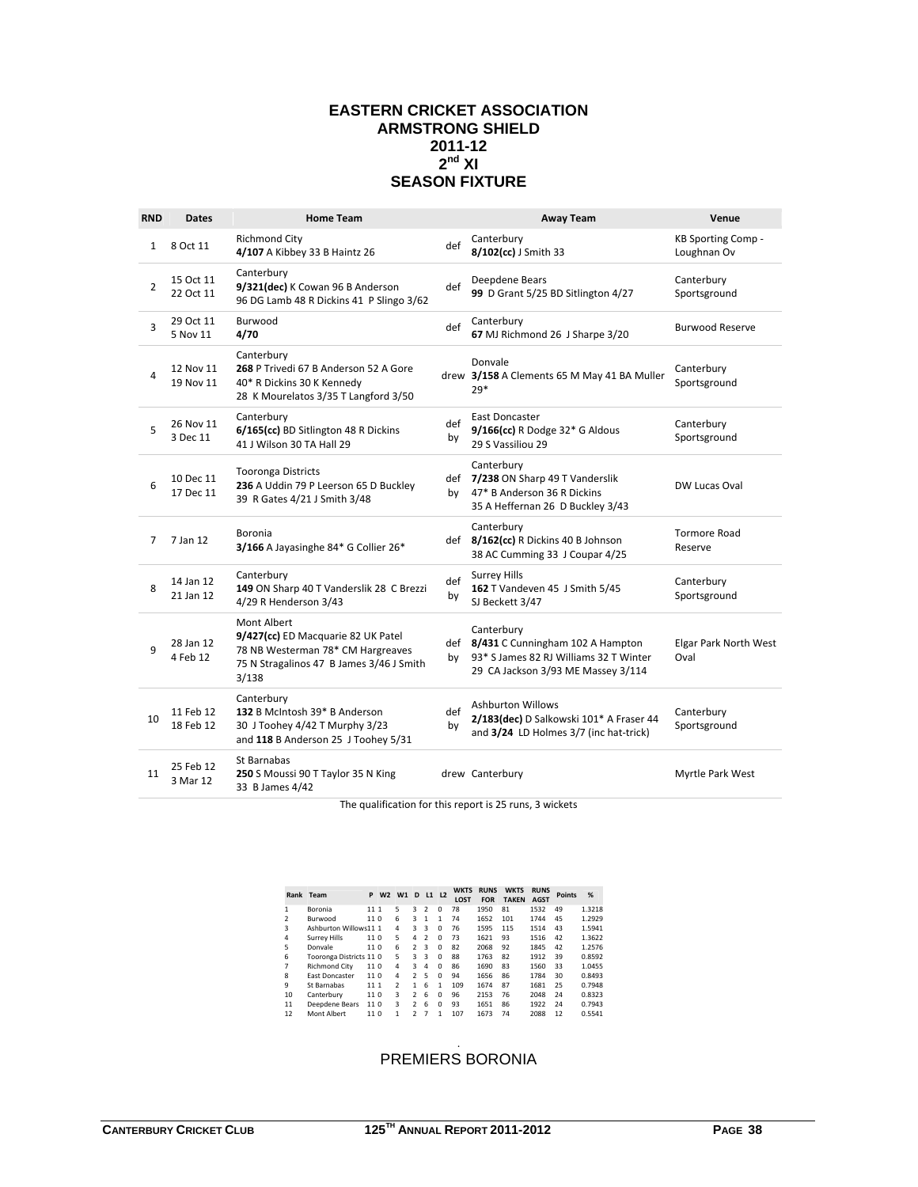# EASTERN CRICKET ASSOCIATION
## ARMSTRONG SHIELD
## 2011-12
## 2nd XI
## SEASON FIXTURE

| RND | Dates | Home Team | | Away Team | Venue |
|---|---|---|---|---|---|
| 1 | 8 Oct 11 | Richmond City **4/107** A Kibbey 33 B Haintz 26 | def | Canterbury **8/102(cc)** J Smith 33 | KB Sporting Comp - Loughnan Ov |
| 2 | 15 Oct 11 22 Oct 11 | Canterbury **9/321(dec)** K Cowan 96 B Anderson 96 DG Lamb 48 R Dickins 41 P Slingo 3/62 | def | Deepdene Bears **99** D Grant 5/25 BD Sitlington 4/27 | Canterbury Sportsground |
| 3 | 29 Oct 11 5 Nov 11 | Burwood **4/70** | def | Canterbury **67** MJ Richmond 26 J Sharpe 3/20 | Burwood Reserve |
| 4 | 12 Nov 11 19 Nov 11 | Canterbury **268** P Trivedi 67 B Anderson 52 A Gore 40* R Dickins 30 K Kennedy 28 K Mourelatos 3/35 T Langford 3/50 | drew | Donvale **3/158** A Clements 65 M May 41 BA Muller 29* | Canterbury Sportsground |
| 5 | 26 Nov 11 3 Dec 11 | Canterbury **6/165(cc)** BD Sitlington 48 R Dickins 41 J Wilson 30 TA Hall 29 | def by | East Doncaster **9/166(cc)** R Dodge 32* G Aldous 29 S Vassiliou 29 | Canterbury Sportsground |
| 6 | 10 Dec 11 17 Dec 11 | Tooronga Districts **236** A Uddin 79 P Leerson 65 D Buckley 39 R Gates 4/21 J Smith 3/48 | def by | Canterbury **7/238** ON Sharp 49 T Vanderslik 47* B Anderson 36 R Dickins 35 A Heffernan 26 D Buckley 3/43 | DW Lucas Oval |
| 7 | 7 Jan 12 | Boronia **3/166** A Jayasinghe 84* G Collier 26* | def | Canterbury **8/162(cc)** R Dickins 40 B Johnson 38 AC Cumming 33 J Coupar 4/25 | Tormore Road Reserve |
| 8 | 14 Jan 12 21 Jan 12 | Canterbury **149** ON Sharp 40 T Vanderslik 28 C Brezzi 4/29 R Henderson 3/43 | def by | Surrey Hills **162** T Vandeven 45 J Smith 5/45 SJ Beckett 3/47 | Canterbury Sportsground |
| 9 | 28 Jan 12 4 Feb 12 | Mont Albert **9/427(cc)** ED Macquarie 82 UK Patel 78 NB Westerman 78* CM Hargreaves 75 N Stragalinos 47 B James 3/46 J Smith 3/138 | def by | Canterbury **8/431** C Cunningham 102 A Hampton 93* S James 82 RJ Williams 32 T Winter 29 CA Jackson 3/93 ME Massey 3/114 | Elgar Park North West Oval |
| 10 | 11 Feb 12 18 Feb 12 | Canterbury **132** B McIntosh 39* B Anderson 30 J Toohey 4/42 T Murphy 3/23 and **118** B Anderson 25 J Toohey 5/31 | def by | Ashburton Willows **2/183(dec)** D Salkowski 101* A Fraser 44 and **3/24** LD Holmes 3/7 (inc hat-trick) | Canterbury Sportsground |
| 11 | 25 Feb 12 3 Mar 12 | St Barnabas **250** S Moussi 90 T Taylor 35 N King 33 B James 4/42 | drew | Canterbury | Myrtle Park West |

The qualification for this report is 25 runs, 3 wickets

| Rank | Team | P | W2 | W1 | D | L1 | L2 | WKTS LOST | RUNS FOR | WKTS TAKEN | RUNS AGST | Points | % |
|---|---|---|---|---|---|---|---|---|---|---|---|---|---|
| 1 | Boronia | 11 | 1 | 5 | 3 | 2 | 0 | 78 | 1950 | 81 | 1532 | 49 | 1.3218 |
| 2 | Burwood | 11 | 0 | 6 | 3 | 1 | 1 | 74 | 1652 | 101 | 1744 | 45 | 1.2929 |
| 3 | Ashburton Willows | 11 | 1 | 4 | 3 | 3 | 0 | 76 | 1595 | 115 | 1514 | 43 | 1.5941 |
| 4 | Surrey Hills | 11 | 0 | 5 | 4 | 2 | 0 | 73 | 1621 | 93 | 1516 | 42 | 1.3622 |
| 5 | Donvale | 11 | 0 | 6 | 2 | 3 | 0 | 82 | 2068 | 92 | 1845 | 42 | 1.2576 |
| 6 | Tooronga Districts | 11 | 0 | 5 | 3 | 3 | 0 | 88 | 1763 | 82 | 1912 | 39 | 0.8592 |
| 7 | Richmond City | 11 | 0 | 4 | 3 | 4 | 0 | 86 | 1690 | 83 | 1560 | 33 | 1.0455 |
| 8 | East Doncaster | 11 | 0 | 4 | 2 | 5 | 0 | 94 | 1656 | 86 | 1784 | 30 | 0.8493 |
| 9 | St Barnabas | 11 | 1 | 2 | 1 | 6 | 1 | 109 | 1674 | 87 | 1681 | 25 | 0.7948 |
| 10 | Canterbury | 11 | 0 | 3 | 2 | 6 | 0 | 96 | 2153 | 76 | 2048 | 24 | 0.8323 |
| 11 | Deepdene Bears | 11 | 0 | 3 | 2 | 6 | 0 | 93 | 1651 | 86 | 1922 | 24 | 0.7943 |
| 12 | Mont Albert | 11 | 0 | 1 | 2 | 7 | 1 | 107 | 1673 | 74 | 2088 | 12 | 0.5541 |

PREMIERS BORONIA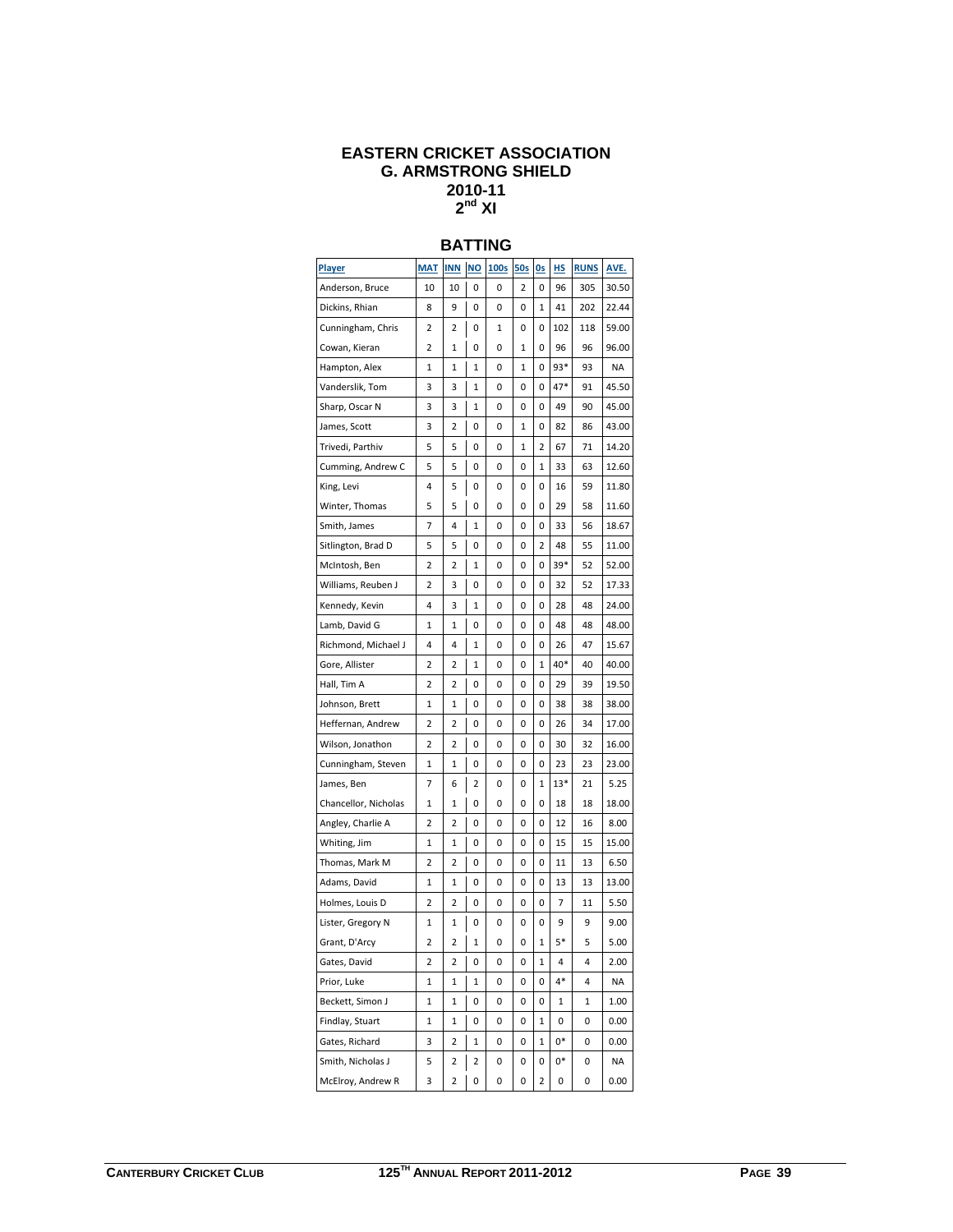# EASTERN CRICKET ASSOCIATION
## G. ARMSTRONG SHIELD
## 2010-11
## 2nd XI

### BATTING

| Player | MAT | INN | NO | 100s | 50s | 0s | HS | RUNS | AVE. |
|---|---|---|---|---|---|---|---|---|---|
| Anderson, Bruce | 10 | 10 | 0 | 0 | 2 | 0 | 96 | 305 | 30.50 |
| Dickins, Rhian | 8 | 9 | 0 | 0 | 0 | 1 | 41 | 202 | 22.44 |
| Cunningham, Chris | 2 | 2 | 0 | 1 | 0 | 0 | 102 | 118 | 59.00 |
| Cowan, Kieran | 2 | 1 | 0 | 0 | 1 | 0 | 96 | 96 | 96.00 |
| Hampton, Alex | 1 | 1 | 1 | 0 | 1 | 0 | 93* | 93 | NA |
| Vanderslik, Tom | 3 | 3 | 1 | 0 | 0 | 0 | 47* | 91 | 45.50 |
| Sharp, Oscar N | 3 | 3 | 1 | 0 | 0 | 0 | 49 | 90 | 45.00 |
| James, Scott | 3 | 2 | 0 | 0 | 1 | 0 | 82 | 86 | 43.00 |
| Trivedi, Parthiv | 5 | 5 | 0 | 0 | 1 | 2 | 67 | 71 | 14.20 |
| Cumming, Andrew C | 5 | 5 | 0 | 0 | 0 | 1 | 33 | 63 | 12.60 |
| King, Levi | 4 | 5 | 0 | 0 | 0 | 0 | 16 | 59 | 11.80 |
| Winter, Thomas | 5 | 5 | 0 | 0 | 0 | 0 | 29 | 58 | 11.60 |
| Smith, James | 7 | 4 | 1 | 0 | 0 | 0 | 33 | 56 | 18.67 |
| Sitlington, Brad D | 5 | 5 | 0 | 0 | 0 | 2 | 48 | 55 | 11.00 |
| McIntosh, Ben | 2 | 2 | 1 | 0 | 0 | 0 | 39* | 52 | 52.00 |
| Williams, Reuben J | 2 | 3 | 0 | 0 | 0 | 0 | 32 | 52 | 17.33 |
| Kennedy, Kevin | 4 | 3 | 1 | 0 | 0 | 0 | 28 | 48 | 24.00 |
| Lamb, David G | 1 | 1 | 0 | 0 | 0 | 0 | 48 | 48 | 48.00 |
| Richmond, Michael J | 4 | 4 | 1 | 0 | 0 | 0 | 26 | 47 | 15.67 |
| Gore, Allister | 2 | 2 | 1 | 0 | 0 | 1 | 40* | 40 | 40.00 |
| Hall, Tim A | 2 | 2 | 0 | 0 | 0 | 0 | 29 | 39 | 19.50 |
| Johnson, Brett | 1 | 1 | 0 | 0 | 0 | 0 | 38 | 38 | 38.00 |
| Heffernan, Andrew | 2 | 2 | 0 | 0 | 0 | 0 | 26 | 34 | 17.00 |
| Wilson, Jonathon | 2 | 2 | 0 | 0 | 0 | 0 | 30 | 32 | 16.00 |
| Cunningham, Steven | 1 | 1 | 0 | 0 | 0 | 0 | 23 | 23 | 23.00 |
| James, Ben | 7 | 6 | 2 | 0 | 0 | 1 | 13* | 21 | 5.25 |
| Chancellor, Nicholas | 1 | 1 | 0 | 0 | 0 | 0 | 18 | 18 | 18.00 |
| Angley, Charlie A | 2 | 2 | 0 | 0 | 0 | 0 | 12 | 16 | 8.00 |
| Whiting, Jim | 1 | 1 | 0 | 0 | 0 | 0 | 15 | 15 | 15.00 |
| Thomas, Mark M | 2 | 2 | 0 | 0 | 0 | 0 | 11 | 13 | 6.50 |
| Adams, David | 1 | 1 | 0 | 0 | 0 | 0 | 13 | 13 | 13.00 |
| Holmes, Louis D | 2 | 2 | 0 | 0 | 0 | 0 | 7 | 11 | 5.50 |
| Lister, Gregory N | 1 | 1 | 0 | 0 | 0 | 0 | 9 | 9 | 9.00 |
| Grant, D'Arcy | 2 | 2 | 1 | 0 | 0 | 1 | 5* | 5 | 5.00 |
| Gates, David | 2 | 2 | 0 | 0 | 0 | 1 | 4 | 4 | 2.00 |
| Prior, Luke | 1 | 1 | 1 | 0 | 0 | 0 | 4* | 4 | NA |
| Beckett, Simon J | 1 | 1 | 0 | 0 | 0 | 0 | 1 | 1 | 1.00 |
| Findlay, Stuart | 1 | 1 | 0 | 0 | 0 | 1 | 0 | 0 | 0.00 |
| Gates, Richard | 3 | 2 | 1 | 0 | 0 | 1 | 0* | 0 | 0.00 |
| Smith, Nicholas J | 5 | 2 | 2 | 0 | 0 | 0 | 0* | 0 | NA |
| McElroy, Andrew R | 3 | 2 | 0 | 0 | 0 | 2 | 0 | 0 | 0.00 |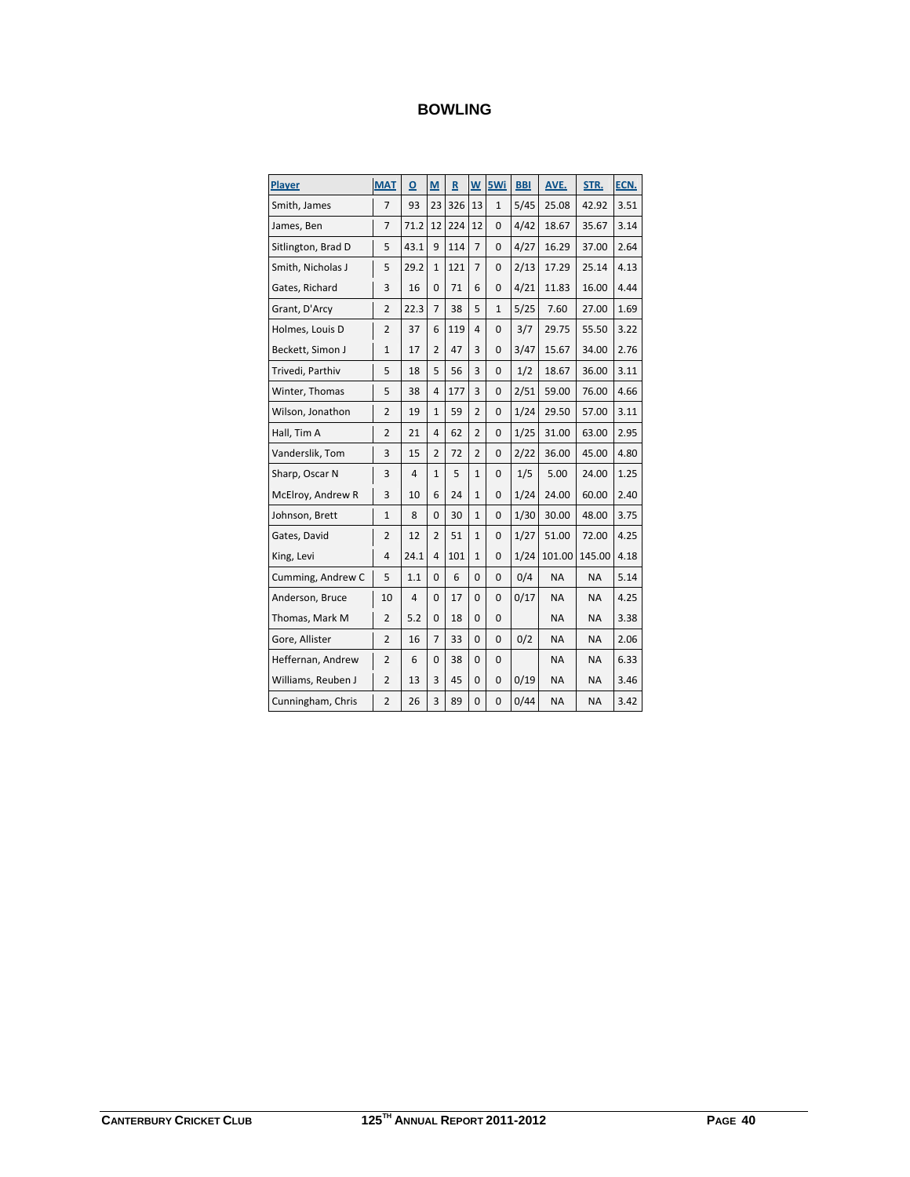## BOWLING

| Player | MAT | O | M | R | W | 5Wi | BBI | AVE. | STR. | ECN. |
|---|---|---|---|---|---|---|---|---|---|---|
| Smith, James | 7 | 93 | 23 | 326 | 13 | 1 | 5/45 | 25.08 | 42.92 | 3.51 |
| James, Ben | 7 | 71.2 | 12 | 224 | 12 | 0 | 4/42 | 18.67 | 35.67 | 3.14 |
| Sitlington, Brad D | 5 | 43.1 | 9 | 114 | 7 | 0 | 4/27 | 16.29 | 37.00 | 2.64 |
| Smith, Nicholas J | 5 | 29.2 | 1 | 121 | 7 | 0 | 2/13 | 17.29 | 25.14 | 4.13 |
| Gates, Richard | 3 | 16 | 0 | 71 | 6 | 0 | 4/21 | 11.83 | 16.00 | 4.44 |
| Grant, D'Arcy | 2 | 22.3 | 7 | 38 | 5 | 1 | 5/25 | 7.60 | 27.00 | 1.69 |
| Holmes, Louis D | 2 | 37 | 6 | 119 | 4 | 0 | 3/7 | 29.75 | 55.50 | 3.22 |
| Beckett, Simon J | 1 | 17 | 2 | 47 | 3 | 0 | 3/47 | 15.67 | 34.00 | 2.76 |
| Trivedi, Parthiv | 5 | 18 | 5 | 56 | 3 | 0 | 1/2 | 18.67 | 36.00 | 3.11 |
| Winter, Thomas | 5 | 38 | 4 | 177 | 3 | 0 | 2/51 | 59.00 | 76.00 | 4.66 |
| Wilson, Jonathon | 2 | 19 | 1 | 59 | 2 | 0 | 1/24 | 29.50 | 57.00 | 3.11 |
| Hall, Tim A | 2 | 21 | 4 | 62 | 2 | 0 | 1/25 | 31.00 | 63.00 | 2.95 |
| Vanderslik, Tom | 3 | 15 | 2 | 72 | 2 | 0 | 2/22 | 36.00 | 45.00 | 4.80 |
| Sharp, Oscar N | 3 | 4 | 1 | 5 | 1 | 0 | 1/5 | 5.00 | 24.00 | 1.25 |
| McElroy, Andrew R | 3 | 10 | 6 | 24 | 1 | 0 | 1/24 | 24.00 | 60.00 | 2.40 |
| Johnson, Brett | 1 | 8 | 0 | 30 | 1 | 0 | 1/30 | 30.00 | 48.00 | 3.75 |
| Gates, David | 2 | 12 | 2 | 51 | 1 | 0 | 1/27 | 51.00 | 72.00 | 4.25 |
| King, Levi | 4 | 24.1 | 4 | 101 | 1 | 0 | 1/24 | 101.00 | 145.00 | 4.18 |
| Cumming, Andrew C | 5 | 1.1 | 0 | 6 | 0 | 0 | 0/4 | NA | NA | 5.14 |
| Anderson, Bruce | 10 | 4 | 0 | 17 | 0 | 0 | 0/17 | NA | NA | 4.25 |
| Thomas, Mark M | 2 | 5.2 | 0 | 18 | 0 | 0 | | NA | NA | 3.38 |
| Gore, Allister | 2 | 16 | 7 | 33 | 0 | 0 | 0/2 | NA | NA | 2.06 |
| Heffernan, Andrew | 2 | 6 | 0 | 38 | 0 | 0 | | NA | NA | 6.33 |
| Williams, Reuben J | 2 | 13 | 3 | 45 | 0 | 0 | 0/19 | NA | NA | 3.46 |
| Cunningham, Chris | 2 | 26 | 3 | 89 | 0 | 0 | 0/44 | NA | NA | 3.42 |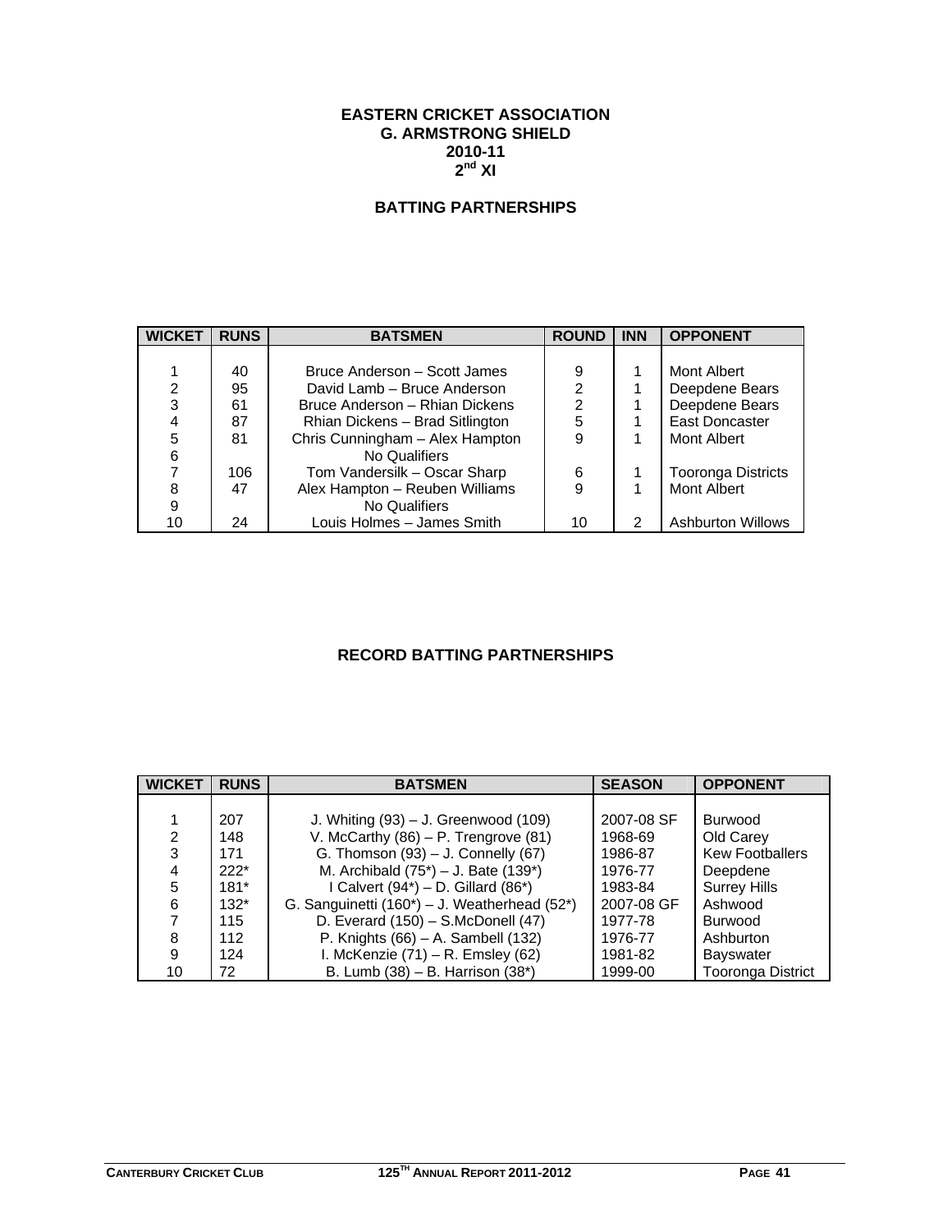**EASTERN CRICKET ASSOCIATION**
**G. ARMSTRONG SHIELD**
**2010-11**
**2nd XI**

## BATTING PARTNERSHIPS

| WICKET | RUNS | BATSMEN | ROUND | INN | OPPONENT |
|---|---|---|---|---|---|
| 1 | 40 | Bruce Anderson – Scott James | 9 | 1 | Mont Albert |
| 2 | 95 | David Lamb – Bruce Anderson | 2 | 1 | Deepdene Bears |
| 3 | 61 | Bruce Anderson – Rhian Dickens | 2 | 1 | Deepdene Bears |
| 4 | 87 | Rhian Dickens – Brad Sitlington | 5 | 1 | East Doncaster |
| 5 | 81 | Chris Cunningham – Alex Hampton | 9 | 1 | Mont Albert |
| 6 | | No Qualifiers | | | |
| 7 | 106 | Tom Vandersilk – Oscar Sharp | 6 | 1 | Tooronga Districts |
| 8 | 47 | Alex Hampton – Reuben Williams | 9 | 1 | Mont Albert |
| 9 | | No Qualifiers | | | |
| 10 | 24 | Louis Holmes – James Smith | 10 | 2 | Ashburton Willows |

## RECORD BATTING PARTNERSHIPS

| WICKET | RUNS | BATSMEN | SEASON | OPPONENT |
|---|---|---|---|---|
| 1 | 207 | J. Whiting (93) – J. Greenwood (109) | 2007-08 SF | Burwood |
| 2 | 148 | V. McCarthy (86) – P. Trengrove (81) | 1968-69 | Old Carey |
| 3 | 171 | G. Thomson (93) – J. Connelly (67) | 1986-87 | Kew Footballers |
| 4 | 222* | M. Archibald (75*) – J. Bate (139*) | 1976-77 | Deepdene |
| 5 | 181* | I Calvert (94*) – D. Gillard (86*) | 1983-84 | Surrey Hills |
| 6 | 132* | G. Sanguinetti (160*) – J. Weatherhead (52*) | 2007-08 GF | Ashwood |
| 7 | 115 | D. Everard (150) – S.McDonell (47) | 1977-78 | Burwood |
| 8 | 112 | P. Knights (66) – A. Sambell (132) | 1976-77 | Ashburton |
| 9 | 124 | I. McKenzie (71) – R. Emsley (62) | 1981-82 | Bayswater |
| 10 | 72 | B. Lumb (38) – B. Harrison (38*) | 1999-00 | Tooronga District |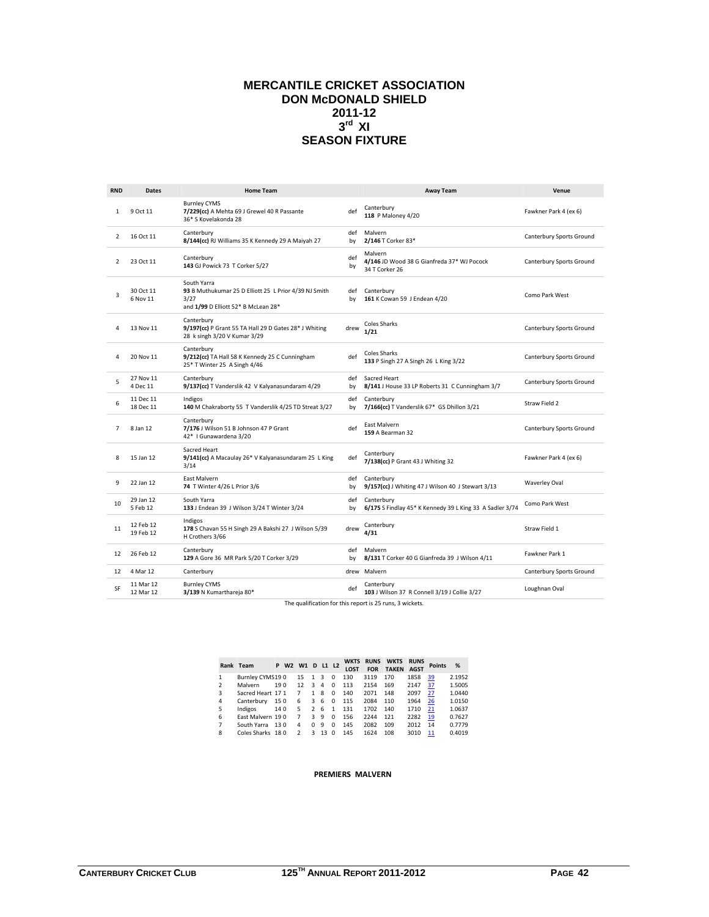# MERCANTILE CRICKET ASSOCIATION
## DON McDONALD SHIELD
## 2011-12
## 3rd XI
## SEASON FIXTURE

| RND | Dates | Home Team | | Away Team | Venue |
|---|---|---|---|---|---|
| 1 | 9 Oct 11 | Burnley CYMS<br>**7/229(cc)** A Mehta 69 J Grewel 40 R Passante 36* S Kovelakonda 28 | def | Canterbury<br>**118** P Maloney 4/20 | Fawkner Park 4 (ex 6) |
| 2 | 16 Oct 11 | Canterbury<br>**8/144(cc)** RJ Williams 35 K Kennedy 29 A Maiyah 27 | def by | Malvern<br>**2/146** T Corker 83* | Canterbury Sports Ground |
| 2 | 23 Oct 11 | Canterbury<br>**143** GJ Powick 73 T Corker 5/27 | def by | Malvern<br>**4/146** JD Wood 38 G Gianfreda 37* WJ Pocock 34 T Corker 26 | Canterbury Sports Ground |
| 3 | 30 Oct 11<br>6 Nov 11 | South Yarra<br>**93** B Muthukumar 25 D Elliott 25 L Prior 4/39 NJ Smith 3/27<br>and **1/99** D Elliott 52* B McLean 28* | def by | Canterbury<br>**161** K Cowan 59 J Endean 4/20 | Como Park West |
| 4 | 13 Nov 11 | Canterbury<br>**9/197(cc)** P Grant 55 TA Hall 29 D Gates 28* J Whiting 28 k singh 3/20 V Kumar 3/29 | drew | Coles Sharks<br>**1/21** | Canterbury Sports Ground |
| 4 | 20 Nov 11 | Canterbury<br>**9/212(cc)** TA Hall 58 K Kennedy 25 C Cunningham 25* T Winter 25 A Singh 4/46 | def | Coles Sharks<br>**133** P Singh 27 A Singh 26 L King 3/22 | Canterbury Sports Ground |
| 5 | 27 Nov 11<br>4 Dec 11 | Canterbury<br>**9/137(cc)** T Vanderslik 42 V Kalyanasundaram 4/29 | def by | Sacred Heart<br>**8/141** J House 33 LP Roberts 31 C Cunningham 3/7 | Canterbury Sports Ground |
| 6 | 11 Dec 11<br>18 Dec 11 | Indigos<br>**140** M Chakraborty 55 T Vanderslik 4/25 TD Streat 3/27 | def by | Canterbury<br>**7/166(cc)** T Vanderslik 67* GS Dhillon 3/21 | Straw Field 2 |
| 7 | 8 Jan 12 | Canterbury<br>**7/176** J Wilson 51 B Johnson 47 P Grant 42* I Gunawardena 3/20 | def | East Malvern<br>**159** A Bearman 32 | Canterbury Sports Ground |
| 8 | 15 Jan 12 | Sacred Heart<br>**9/141(cc)** A Macaulay 26* V Kalyanasundaram 25 L King 3/14 | def | Canterbury<br>**7/138(cc)** P Grant 43 J Whiting 32 | Fawkner Park 4 (ex 6) |
| 9 | 22 Jan 12 | East Malvern<br>**74** T Winter 4/26 L Prior 3/6 | def by | Canterbury<br>**9/157(cc)** J Whiting 47 J Wilson 40 J Stewart 3/13 | Waverley Oval |
| 10 | 29 Jan 12<br>5 Feb 12 | South Yarra<br>**133** J Endean 39 J Wilson 3/24 T Winter 3/24 | def by | Canterbury<br>**6/175** S Findlay 45* K Kennedy 39 L King 33 A Sadler 3/74 | Como Park West |
| 11 | 12 Feb 12<br>19 Feb 12 | Indigos<br>**178** S Chavan 55 H Singh 29 A Bakshi 27 J Wilson 5/39 H Crothers 3/66 | drew | Canterbury<br>**4/31** | Straw Field 1 |
| 12 | 26 Feb 12 | Canterbury<br>**129** A Gore 36 MR Park 5/20 T Corker 3/29 | def by | Malvern<br>**8/131** T Corker 40 G Gianfreda 39 J Wilson 4/11 | Fawkner Park 1 |
| 12 | 4 Mar 12 | Canterbury | drew | Malvern | Canterbury Sports Ground |
| SF | 11 Mar 12<br>12 Mar 12 | Burnley CYMS<br>**3/139** N Kumarthareja 80* | def | Canterbury<br>**103** J Wilson 37 R Connell 3/19 J Collie 3/27 | Loughnan Oval |

The qualification for this report is 25 runs, 3 wickets.

| Rank | Team | P | W2 | W1 | D | L1 | L2 | WKTS LOST | RUNS FOR | WKTS TAKEN | RUNS AGST | Points | % |
|---|---|---|---|---|---|---|---|---|---|---|---|---|---|
| 1 | Burnley CYMS | 19 | 0 | 15 | 1 | 3 | 0 | 130 | 3119 | 170 | 1858 | 39 | 2.1952 |
| 2 | Malvern | 19 | 0 | 12 | 3 | 4 | 0 | 113 | 2154 | 169 | 2147 | 37 | 1.5005 |
| 3 | Sacred Heart | 17 | 1 | 7 | 1 | 8 | 0 | 140 | 2071 | 148 | 2097 | 27 | 1.0440 |
| 4 | Canterbury | 15 | 0 | 6 | 3 | 6 | 0 | 115 | 2084 | 110 | 1964 | 26 | 1.0150 |
| 5 | Indigos | 14 | 0 | 5 | 2 | 6 | 1 | 131 | 1702 | 140 | 1710 | 21 | 1.0637 |
| 6 | East Malvern | 19 | 0 | 7 | 3 | 9 | 0 | 156 | 2244 | 121 | 2282 | 19 | 0.7627 |
| 7 | South Yarra | 13 | 0 | 4 | 0 | 9 | 0 | 145 | 2082 | 109 | 2012 | 14 | 0.7779 |
| 8 | Coles Sharks | 18 | 0 | 2 | 3 | 13 | 0 | 145 | 1624 | 108 | 3010 | 11 | 0.4019 |

**PREMIERS MALVERN**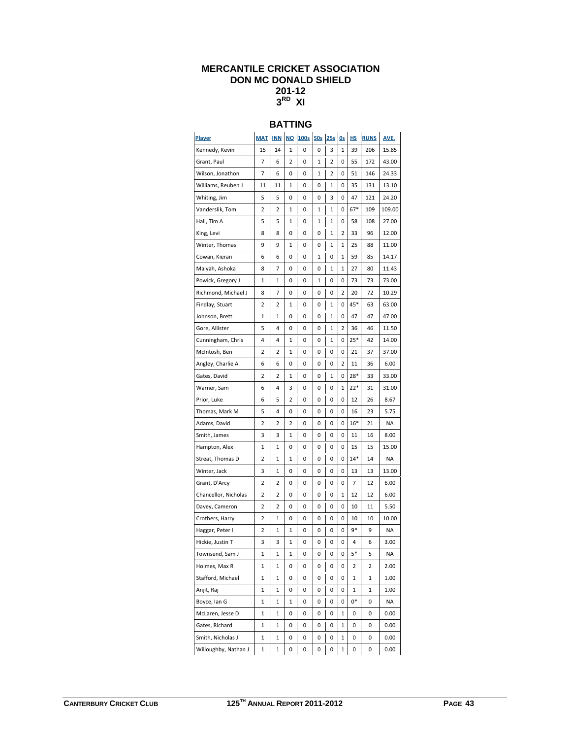# MERCANTILE CRICKET ASSOCIATION
## DON MC DONALD SHIELD
## 201-12
## 3RD XI

### BATTING

| Player | MAT | INN | NO | 100s | 50s | 25s | 0s | HS | RUNS | AVE. |
|---|---|---|---|---|---|---|---|---|---|---|
| Kennedy, Kevin | 15 | 14 | 1 | 0 | 0 | 3 | 1 | 39 | 206 | 15.85 |
| Grant, Paul | 7 | 6 | 2 | 0 | 1 | 2 | 0 | 55 | 172 | 43.00 |
| Wilson, Jonathon | 7 | 6 | 0 | 0 | 1 | 2 | 0 | 51 | 146 | 24.33 |
| Williams, Reuben J | 11 | 11 | 1 | 0 | 0 | 1 | 0 | 35 | 131 | 13.10 |
| Whiting, Jim | 5 | 5 | 0 | 0 | 0 | 3 | 0 | 47 | 121 | 24.20 |
| Vanderslik, Tom | 2 | 2 | 1 | 0 | 1 | 1 | 0 | 67* | 109 | 109.00 |
| Hall, Tim A | 5 | 5 | 1 | 0 | 1 | 1 | 0 | 58 | 108 | 27.00 |
| King, Levi | 8 | 8 | 0 | 0 | 0 | 1 | 2 | 33 | 96 | 12.00 |
| Winter, Thomas | 9 | 9 | 1 | 0 | 0 | 1 | 1 | 25 | 88 | 11.00 |
| Cowan, Kieran | 6 | 6 | 0 | 0 | 1 | 0 | 1 | 59 | 85 | 14.17 |
| Maiyah, Ashoka | 8 | 7 | 0 | 0 | 0 | 1 | 1 | 27 | 80 | 11.43 |
| Powick, Gregory J | 1 | 1 | 0 | 0 | 1 | 0 | 0 | 73 | 73 | 73.00 |
| Richmond, Michael J | 8 | 7 | 0 | 0 | 0 | 0 | 2 | 20 | 72 | 10.29 |
| Findlay, Stuart | 2 | 2 | 1 | 0 | 0 | 1 | 0 | 45* | 63 | 63.00 |
| Johnson, Brett | 1 | 1 | 0 | 0 | 0 | 1 | 0 | 47 | 47 | 47.00 |
| Gore, Allister | 5 | 4 | 0 | 0 | 0 | 1 | 2 | 36 | 46 | 11.50 |
| Cunningham, Chris | 4 | 4 | 1 | 0 | 0 | 1 | 0 | 25* | 42 | 14.00 |
| McIntosh, Ben | 2 | 2 | 1 | 0 | 0 | 0 | 0 | 21 | 37 | 37.00 |
| Angley, Charlie A | 6 | 6 | 0 | 0 | 0 | 0 | 2 | 11 | 36 | 6.00 |
| Gates, David | 2 | 2 | 1 | 0 | 0 | 1 | 0 | 28* | 33 | 33.00 |
| Warner, Sam | 6 | 4 | 3 | 0 | 0 | 0 | 1 | 22* | 31 | 31.00 |
| Prior, Luke | 6 | 5 | 2 | 0 | 0 | 0 | 0 | 12 | 26 | 8.67 |
| Thomas, Mark M | 5 | 4 | 0 | 0 | 0 | 0 | 0 | 16 | 23 | 5.75 |
| Adams, David | 2 | 2 | 2 | 0 | 0 | 0 | 0 | 16* | 21 | NA |
| Smith, James | 3 | 3 | 1 | 0 | 0 | 0 | 0 | 11 | 16 | 8.00 |
| Hampton, Alex | 1 | 1 | 0 | 0 | 0 | 0 | 0 | 15 | 15 | 15.00 |
| Streat, Thomas D | 2 | 1 | 1 | 0 | 0 | 0 | 0 | 14* | 14 | NA |
| Winter, Jack | 3 | 1 | 0 | 0 | 0 | 0 | 0 | 13 | 13 | 13.00 |
| Grant, D'Arcy | 2 | 2 | 0 | 0 | 0 | 0 | 0 | 7 | 12 | 6.00 |
| Chancellor, Nicholas | 2 | 2 | 0 | 0 | 0 | 0 | 1 | 12 | 12 | 6.00 |
| Davey, Cameron | 2 | 2 | 0 | 0 | 0 | 0 | 0 | 10 | 11 | 5.50 |
| Crothers, Harry | 2 | 1 | 0 | 0 | 0 | 0 | 0 | 10 | 10 | 10.00 |
| Haggar, Peter I | 2 | 1 | 1 | 0 | 0 | 0 | 0 | 9* | 9 | NA |
| Hickie, Justin T | 3 | 3 | 1 | 0 | 0 | 0 | 0 | 4 | 6 | 3.00 |
| Townsend, Sam J | 1 | 1 | 1 | 0 | 0 | 0 | 0 | 5* | 5 | NA |
| Holmes, Max R | 1 | 1 | 0 | 0 | 0 | 0 | 0 | 2 | 2 | 2.00 |
| Stafford, Michael | 1 | 1 | 0 | 0 | 0 | 0 | 0 | 1 | 1 | 1.00 |
| Anjit, Raj | 1 | 1 | 0 | 0 | 0 | 0 | 0 | 1 | 1 | 1.00 |
| Boyce, Ian G | 1 | 1 | 1 | 0 | 0 | 0 | 0 | 0* | 0 | NA |
| McLaren, Jesse D | 1 | 1 | 0 | 0 | 0 | 0 | 1 | 0 | 0 | 0.00 |
| Gates, Richard | 1 | 1 | 0 | 0 | 0 | 0 | 1 | 0 | 0 | 0.00 |
| Smith, Nicholas J | 1 | 1 | 0 | 0 | 0 | 0 | 1 | 0 | 0 | 0.00 |
| Willoughby, Nathan J | 1 | 1 | 0 | 0 | 0 | 0 | 1 | 0 | 0 | 0.00 |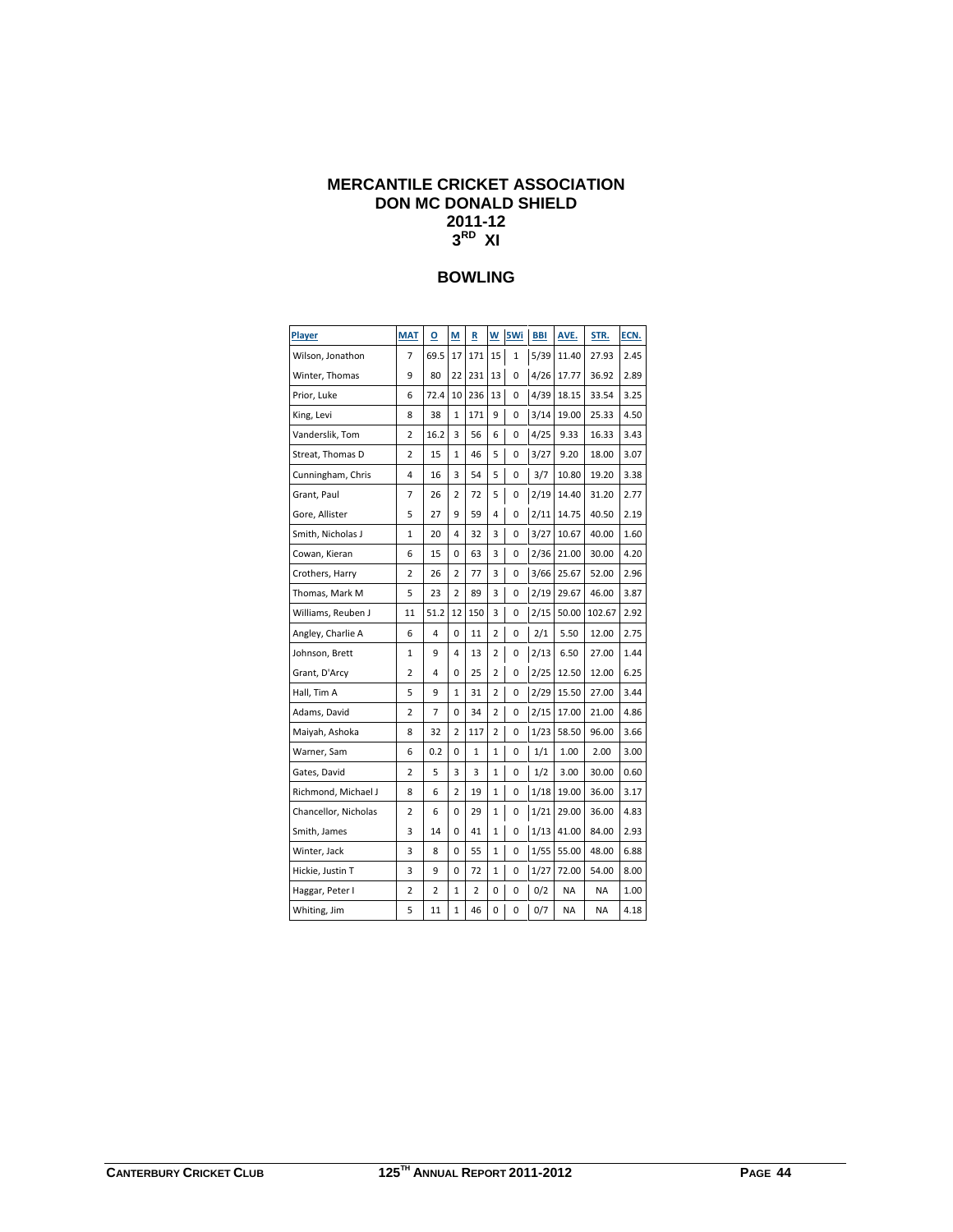# MERCANTILE CRICKET ASSOCIATION
## DON MC DONALD SHIELD
## 2011-12
## 3RD XI

## BOWLING

| Player | MAT | O | M | R | W | 5Wi | BBI | AVE. | STR. | ECN. |
|---|---|---|---|---|---|---|---|---|---|---|
| Wilson, Jonathon | 7 | 69.5 | 17 | 171 | 15 | 1 | 5/39 | 11.40 | 27.93 | 2.45 |
| Winter, Thomas | 9 | 80 | 22 | 231 | 13 | 0 | 4/26 | 17.77 | 36.92 | 2.89 |
| Prior, Luke | 6 | 72.4 | 10 | 236 | 13 | 0 | 4/39 | 18.15 | 33.54 | 3.25 |
| King, Levi | 8 | 38 | 1 | 171 | 9 | 0 | 3/14 | 19.00 | 25.33 | 4.50 |
| Vanderslik, Tom | 2 | 16.2 | 3 | 56 | 6 | 0 | 4/25 | 9.33 | 16.33 | 3.43 |
| Streat, Thomas D | 2 | 15 | 1 | 46 | 5 | 0 | 3/27 | 9.20 | 18.00 | 3.07 |
| Cunningham, Chris | 4 | 16 | 3 | 54 | 5 | 0 | 3/7 | 10.80 | 19.20 | 3.38 |
| Grant, Paul | 7 | 26 | 2 | 72 | 5 | 0 | 2/19 | 14.40 | 31.20 | 2.77 |
| Gore, Allister | 5 | 27 | 9 | 59 | 4 | 0 | 2/11 | 14.75 | 40.50 | 2.19 |
| Smith, Nicholas J | 1 | 20 | 4 | 32 | 3 | 0 | 3/27 | 10.67 | 40.00 | 1.60 |
| Cowan, Kieran | 6 | 15 | 0 | 63 | 3 | 0 | 2/36 | 21.00 | 30.00 | 4.20 |
| Crothers, Harry | 2 | 26 | 2 | 77 | 3 | 0 | 3/66 | 25.67 | 52.00 | 2.96 |
| Thomas, Mark M | 5 | 23 | 2 | 89 | 3 | 0 | 2/19 | 29.67 | 46.00 | 3.87 |
| Williams, Reuben J | 11 | 51.2 | 12 | 150 | 3 | 0 | 2/15 | 50.00 | 102.67 | 2.92 |
| Angley, Charlie A | 6 | 4 | 0 | 11 | 2 | 0 | 2/1 | 5.50 | 12.00 | 2.75 |
| Johnson, Brett | 1 | 9 | 4 | 13 | 2 | 0 | 2/13 | 6.50 | 27.00 | 1.44 |
| Grant, D'Arcy | 2 | 4 | 0 | 25 | 2 | 0 | 2/25 | 12.50 | 12.00 | 6.25 |
| Hall, Tim A | 5 | 9 | 1 | 31 | 2 | 0 | 2/29 | 15.50 | 27.00 | 3.44 |
| Adams, David | 2 | 7 | 0 | 34 | 2 | 0 | 2/15 | 17.00 | 21.00 | 4.86 |
| Maiyah, Ashoka | 8 | 32 | 2 | 117 | 2 | 0 | 1/23 | 58.50 | 96.00 | 3.66 |
| Warner, Sam | 6 | 0.2 | 0 | 1 | 1 | 0 | 1/1 | 1.00 | 2.00 | 3.00 |
| Gates, David | 2 | 5 | 3 | 3 | 1 | 0 | 1/2 | 3.00 | 30.00 | 0.60 |
| Richmond, Michael J | 8 | 6 | 2 | 19 | 1 | 0 | 1/18 | 19.00 | 36.00 | 3.17 |
| Chancellor, Nicholas | 2 | 6 | 0 | 29 | 1 | 0 | 1/21 | 29.00 | 36.00 | 4.83 |
| Smith, James | 3 | 14 | 0 | 41 | 1 | 0 | 1/13 | 41.00 | 84.00 | 2.93 |
| Winter, Jack | 3 | 8 | 0 | 55 | 1 | 0 | 1/55 | 55.00 | 48.00 | 6.88 |
| Hickie, Justin T | 3 | 9 | 0 | 72 | 1 | 0 | 1/27 | 72.00 | 54.00 | 8.00 |
| Haggar, Peter I | 2 | 2 | 1 | 2 | 0 | 0 | 0/2 | NA | NA | 1.00 |
| Whiting, Jim | 5 | 11 | 1 | 46 | 0 | 0 | 0/7 | NA | NA | 4.18 |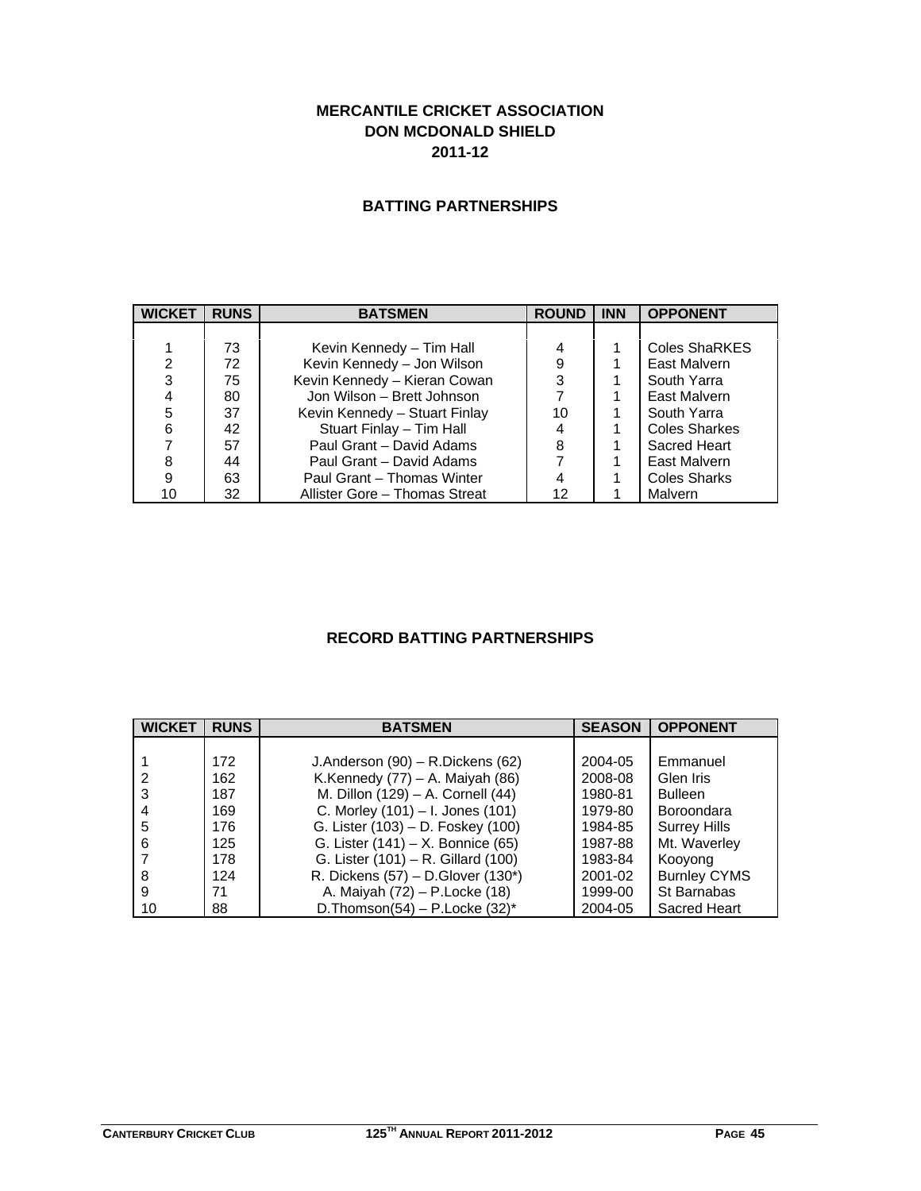# MERCANTILE CRICKET ASSOCIATION
# DON MCDONALD SHIELD
# 2011-12

## BATTING PARTNERSHIPS

| WICKET | RUNS | BATSMEN | ROUND | INN | OPPONENT |
|---|---|---|---|---|---|
| 1 | 73 | Kevin Kennedy – Tim Hall | 4 | 1 | Coles ShaRKES |
| 2 | 72 | Kevin Kennedy – Jon Wilson | 9 | 1 | East Malvern |
| 3 | 75 | Kevin Kennedy – Kieran Cowan | 3 | 1 | South Yarra |
| 4 | 80 | Jon Wilson – Brett Johnson | 7 | 1 | East Malvern |
| 5 | 37 | Kevin Kennedy – Stuart Finlay | 10 | 1 | South Yarra |
| 6 | 42 | Stuart Finlay – Tim Hall | 4 | 1 | Coles Sharkes |
| 7 | 57 | Paul Grant – David Adams | 8 | 1 | Sacred Heart |
| 8 | 44 | Paul Grant – David Adams | 7 | 1 | East Malvern |
| 9 | 63 | Paul Grant – Thomas Winter | 4 | 1 | Coles Sharks |
| 10 | 32 | Allister Gore – Thomas Streat | 12 | 1 | Malvern |

## RECORD BATTING PARTNERSHIPS

| WICKET | RUNS | BATSMEN | SEASON | OPPONENT |
|---|---|---|---|---|
| 1 | 172 | J.Anderson (90) – R.Dickens (62) | 2004-05 | Emmanuel |
| 2 | 162 | K.Kennedy (77) – A. Maiyah (86) | 2008-08 | Glen Iris |
| 3 | 187 | M. Dillon (129) – A. Cornell (44) | 1980-81 | Bulleen |
| 4 | 169 | C. Morley (101) – I. Jones (101) | 1979-80 | Boroondara |
| 5 | 176 | G. Lister (103) – D. Foskey (100) | 1984-85 | Surrey Hills |
| 6 | 125 | G. Lister (141) – X. Bonnice (65) | 1987-88 | Mt. Waverley |
| 7 | 178 | G. Lister (101) – R. Gillard (100) | 1983-84 | Kooyong |
| 8 | 124 | R. Dickens (57) – D.Glover (130*) | 2001-02 | Burnley CYMS |
| 9 | 71 | A. Maiyah (72) – P.Locke (18) | 1999-00 | St Barnabas |
| 10 | 88 | D.Thomson(54) – P.Locke (32)* | 2004-05 | Sacred Heart |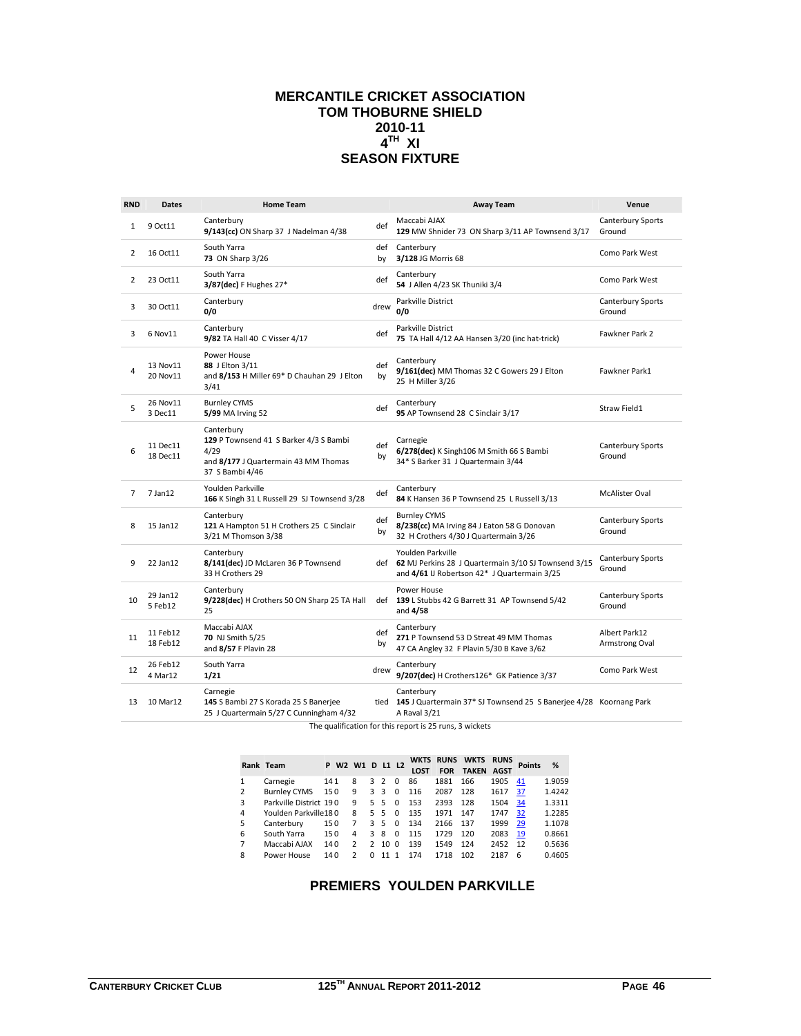# MERCANTILE CRICKET ASSOCIATION
## TOM THOBURNE SHIELD
## 2010-11
## 4TH XI
## SEASON FIXTURE

| RND | Dates | Home Team | | Away Team | Venue |
|---|---|---|---|---|---|
| 1 | 9 Oct11 | Canterbury **9/143(cc)** ON Sharp 37 J Nadelman 4/38 | def | Maccabi AJAX **129** MW Shnider 73 ON Sharp 3/11 AP Townsend 3/17 | Canterbury Sports Ground |
| 2 | 16 Oct11 | South Yarra **73** ON Sharp 3/26 | def by | Canterbury **3/128** JG Morris 68 | Como Park West |
| 2 | 23 Oct11 | South Yarra **3/87(dec)** F Hughes 27* | def | Canterbury **54** J Allen 4/23 SK Thuniki 3/4 | Como Park West |
| 3 | 30 Oct11 | Canterbury **0/0** | drew | Parkville District **0/0** | Canterbury Sports Ground |
| 3 | 6 Nov11 | Canterbury **9/82** TA Hall 40 C Visser 4/17 | def | Parkville District **75** TA Hall 4/12 AA Hansen 3/20 (inc hat-trick) | Fawkner Park 2 |
| 4 | 13 Nov11 20 Nov11 | Power House **88** J Elton 3/11 and **8/153** H Miller 69* D Chauhan 29 J Elton 3/41 | def by | Canterbury **9/161(dec)** MM Thomas 32 C Gowers 29 J Elton 25 H Miller 3/26 | Fawkner Park1 |
| 5 | 26 Nov11 3 Dec11 | Burnley CYMS **5/99** MA Irving 52 | def | Canterbury **95** AP Townsend 28 C Sinclair 3/17 | Straw Field1 |
| 6 | 11 Dec11 18 Dec11 | Canterbury **129** P Townsend 41 S Barker 4/3 S Bambi 4/29 and **8/177** J Quartermain 43 MM Thomas 37 S Bambi 4/46 | def by | Carnegie **6/278(dec)** K Singh106 M Smith 66 S Bambi 34* S Barker 31 J Quartermain 3/44 | Canterbury Sports Ground |
| 7 | 7 Jan12 | Youlden Parkville **166** K Singh 31 L Russell 29 SJ Townsend 3/28 | def | Canterbury **84** K Hansen 36 P Townsend 25 L Russell 3/13 | McAlister Oval |
| 8 | 15 Jan12 | Canterbury **121** A Hampton 51 H Crothers 25 C Sinclair 3/21 M Thomson 3/38 | def by | Burnley CYMS **8/238(cc)** MA Irving 84 J Eaton 58 G Donovan 32 H Crothers 4/30 J Quartermain 3/26 | Canterbury Sports Ground |
| 9 | 22 Jan12 | Canterbury **8/141(dec)** JD McLaren 36 P Townsend 33 H Crothers 29 | def | Youlden Parkville **62** MJ Perkins 28 J Quartermain 3/10 SJ Townsend 3/15 and **4/61** IJ Robertson 42* J Quartermain 3/25 | Canterbury Sports Ground |
| 10 | 29 Jan12 5 Feb12 | Canterbury **9/228(dec)** H Crothers 50 ON Sharp 25 TA Hall 25 | def | Power House **139** L Stubbs 42 G Barrett 31 AP Townsend 5/42 and **4/58** | Canterbury Sports Ground |
| 11 | 11 Feb12 18 Feb12 | Maccabi AJAX **70** NJ Smith 5/25 and **8/57** F Plavin 28 | def by | Canterbury **271** P Townsend 53 D Streat 49 MM Thomas 47 CA Angley 32 F Plavin 5/30 B Kave 3/62 | Albert Park12 Armstrong Oval |
| 12 | 26 Feb12 4 Mar12 | South Yarra **1/21** | drew | Canterbury **9/207(dec)** H Crothers126* GK Patience 3/37 | Como Park West |
| 13 | 10 Mar12 | Carnegie **145** S Bambi 27 S Korada 25 S Banerjee 25 J Quartermain 5/27 C Cunningham 4/32 | tied | Canterbury **145** J Quartermain 37* SJ Townsend 25 S Banerjee 4/28 A Raval 3/21 | Koornang Park |

The qualification for this report is 25 runs, 3 wickets

| Rank | Team | P | W2 | W1 | D | L1 | L2 | WKTS LOST | RUNS FOR | WKTS TAKEN | RUNS AGST | Points | % |
|---|---|---|---|---|---|---|---|---|---|---|---|---|---|
| 1 | Carnegie | 14 | 1 | 8 | 3 | 2 | 0 | 86 | 1881 | 166 | 1905 | 41 | 1.9059 |
| 2 | Burnley CYMS | 15 | 0 | 9 | 3 | 3 | 0 | 116 | 2087 | 128 | 1617 | 37 | 1.4242 |
| 3 | Parkville District | 19 | 0 | 9 | 5 | 5 | 0 | 153 | 2393 | 128 | 1504 | 34 | 1.3311 |
| 4 | Youlden Parkville | 18 | 0 | 8 | 5 | 5 | 0 | 135 | 1971 | 147 | 1747 | 32 | 1.2285 |
| 5 | Canterbury | 15 | 0 | 7 | 3 | 5 | 0 | 134 | 2166 | 137 | 1999 | 29 | 1.1078 |
| 6 | South Yarra | 15 | 0 | 4 | 3 | 8 | 0 | 115 | 1729 | 120 | 2083 | 19 | 0.8661 |
| 7 | Maccabi AJAX | 14 | 0 | 2 | 2 | 10 | 0 | 139 | 1549 | 124 | 2452 | 12 | 0.5636 |
| 8 | Power House | 14 | 0 | 2 | 0 | 11 | 1 | 174 | 1718 | 102 | 2187 | 6 | 0.4605 |

## PREMIERS YOULDEN PARKVILLE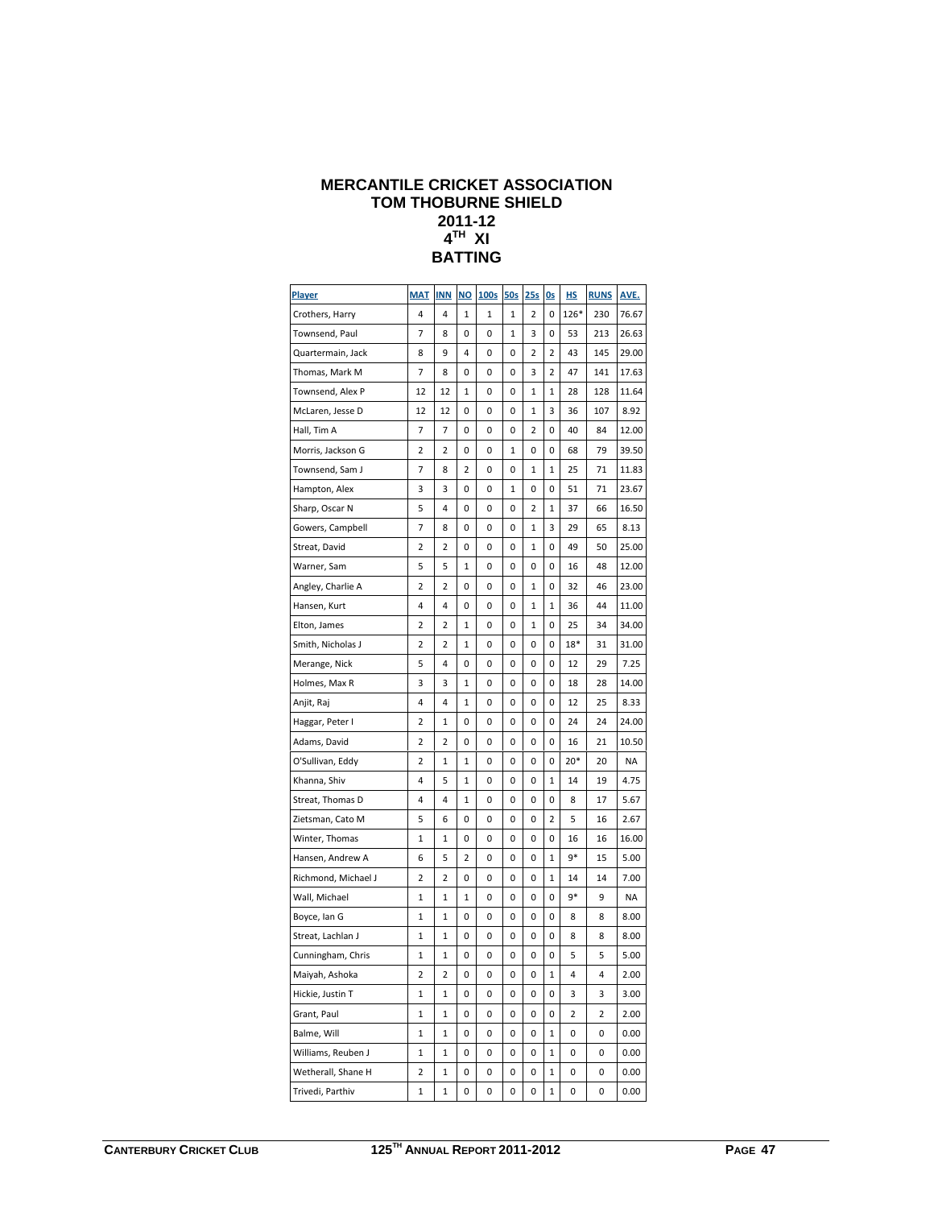# MERCANTILE CRICKET ASSOCIATION
## TOM THOBURNE SHIELD
## 2011-12
## 4TH XI
## BATTING

| Player | MAT | INN | NO | 100s | 50s | 25s | 0s | HS | RUNS | AVE. |
|---|---|---|---|---|---|---|---|---|---|---|
| Crothers, Harry | 4 | 4 | 1 | 1 | 1 | 2 | 0 | 126* | 230 | 76.67 |
| Townsend, Paul | 7 | 8 | 0 | 0 | 1 | 3 | 0 | 53 | 213 | 26.63 |
| Quartermain, Jack | 8 | 9 | 4 | 0 | 0 | 2 | 2 | 43 | 145 | 29.00 |
| Thomas, Mark M | 7 | 8 | 0 | 0 | 0 | 3 | 2 | 47 | 141 | 17.63 |
| Townsend, Alex P | 12 | 12 | 1 | 0 | 0 | 1 | 1 | 28 | 128 | 11.64 |
| McLaren, Jesse D | 12 | 12 | 0 | 0 | 0 | 1 | 3 | 36 | 107 | 8.92 |
| Hall, Tim A | 7 | 7 | 0 | 0 | 0 | 2 | 0 | 40 | 84 | 12.00 |
| Morris, Jackson G | 2 | 2 | 0 | 0 | 1 | 0 | 0 | 68 | 79 | 39.50 |
| Townsend, Sam J | 7 | 8 | 2 | 0 | 0 | 1 | 1 | 25 | 71 | 11.83 |
| Hampton, Alex | 3 | 3 | 0 | 0 | 1 | 0 | 0 | 51 | 71 | 23.67 |
| Sharp, Oscar N | 5 | 4 | 0 | 0 | 0 | 2 | 1 | 37 | 66 | 16.50 |
| Gowers, Campbell | 7 | 8 | 0 | 0 | 0 | 1 | 3 | 29 | 65 | 8.13 |
| Streat, David | 2 | 2 | 0 | 0 | 0 | 1 | 0 | 49 | 50 | 25.00 |
| Warner, Sam | 5 | 5 | 1 | 0 | 0 | 0 | 0 | 16 | 48 | 12.00 |
| Angley, Charlie A | 2 | 2 | 0 | 0 | 0 | 1 | 0 | 32 | 46 | 23.00 |
| Hansen, Kurt | 4 | 4 | 0 | 0 | 0 | 1 | 1 | 36 | 44 | 11.00 |
| Elton, James | 2 | 2 | 1 | 0 | 0 | 1 | 0 | 25 | 34 | 34.00 |
| Smith, Nicholas J | 2 | 2 | 1 | 0 | 0 | 0 | 0 | 18* | 31 | 31.00 |
| Merange, Nick | 5 | 4 | 0 | 0 | 0 | 0 | 0 | 12 | 29 | 7.25 |
| Holmes, Max R | 3 | 3 | 1 | 0 | 0 | 0 | 0 | 18 | 28 | 14.00 |
| Anjit, Raj | 4 | 4 | 1 | 0 | 0 | 0 | 0 | 12 | 25 | 8.33 |
| Haggar, Peter I | 2 | 1 | 0 | 0 | 0 | 0 | 0 | 24 | 24 | 24.00 |
| Adams, David | 2 | 2 | 0 | 0 | 0 | 0 | 0 | 16 | 21 | 10.50 |
| O'Sullivan, Eddy | 2 | 1 | 1 | 0 | 0 | 0 | 0 | 20* | 20 | NA |
| Khanna, Shiv | 4 | 5 | 1 | 0 | 0 | 0 | 1 | 14 | 19 | 4.75 |
| Streat, Thomas D | 4 | 4 | 1 | 0 | 0 | 0 | 0 | 8 | 17 | 5.67 |
| Zietsman, Cato M | 5 | 6 | 0 | 0 | 0 | 0 | 2 | 5 | 16 | 2.67 |
| Winter, Thomas | 1 | 1 | 0 | 0 | 0 | 0 | 0 | 16 | 16 | 16.00 |
| Hansen, Andrew A | 6 | 5 | 2 | 0 | 0 | 0 | 1 | 9* | 15 | 5.00 |
| Richmond, Michael J | 2 | 2 | 0 | 0 | 0 | 0 | 1 | 14 | 14 | 7.00 |
| Wall, Michael | 1 | 1 | 1 | 0 | 0 | 0 | 0 | 9* | 9 | NA |
| Boyce, Ian G | 1 | 1 | 0 | 0 | 0 | 0 | 0 | 8 | 8 | 8.00 |
| Streat, Lachlan J | 1 | 1 | 0 | 0 | 0 | 0 | 0 | 8 | 8 | 8.00 |
| Cunningham, Chris | 1 | 1 | 0 | 0 | 0 | 0 | 0 | 5 | 5 | 5.00 |
| Maiyah, Ashoka | 2 | 2 | 0 | 0 | 0 | 0 | 1 | 4 | 4 | 2.00 |
| Hickie, Justin T | 1 | 1 | 0 | 0 | 0 | 0 | 0 | 3 | 3 | 3.00 |
| Grant, Paul | 1 | 1 | 0 | 0 | 0 | 0 | 0 | 2 | 2 | 2.00 |
| Balme, Will | 1 | 1 | 0 | 0 | 0 | 0 | 1 | 0 | 0 | 0.00 |
| Williams, Reuben J | 1 | 1 | 0 | 0 | 0 | 0 | 1 | 0 | 0 | 0.00 |
| Wetherall, Shane H | 2 | 1 | 0 | 0 | 0 | 0 | 1 | 0 | 0 | 0.00 |
| Trivedi, Parthiv | 1 | 1 | 0 | 0 | 0 | 0 | 1 | 0 | 0 | 0.00 |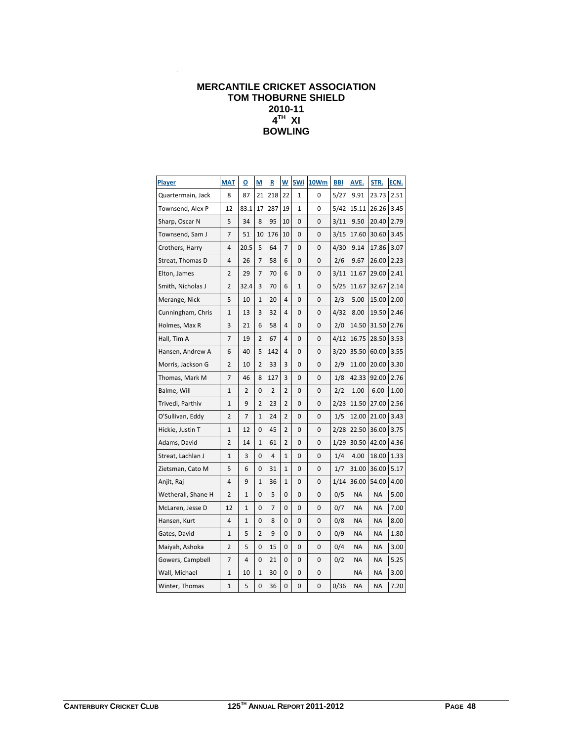# MERCANTILE CRICKET ASSOCIATION
## TOM THOBURNE SHIELD
## 2010-11
## 4TH XI
## BOWLING

| Player | MAT | O | M | R | W | 5Wi | 10Wm | BBI | AVE. | STR. | ECN. |
|---|---|---|---|---|---|---|---|---|---|---|---|
| Quartermain, Jack | 8 | 87 | 21 | 218 | 22 | 1 | 0 | 5/27 | 9.91 | 23.73 | 2.51 |
| Townsend, Alex P | 12 | 83.1 | 17 | 287 | 19 | 1 | 0 | 5/42 | 15.11 | 26.26 | 3.45 |
| Sharp, Oscar N | 5 | 34 | 8 | 95 | 10 | 0 | 0 | 3/11 | 9.50 | 20.40 | 2.79 |
| Townsend, Sam J | 7 | 51 | 10 | 176 | 10 | 0 | 0 | 3/15 | 17.60 | 30.60 | 3.45 |
| Crothers, Harry | 4 | 20.5 | 5 | 64 | 7 | 0 | 0 | 4/30 | 9.14 | 17.86 | 3.07 |
| Streat, Thomas D | 4 | 26 | 7 | 58 | 6 | 0 | 0 | 2/6 | 9.67 | 26.00 | 2.23 |
| Elton, James | 2 | 29 | 7 | 70 | 6 | 0 | 0 | 3/11 | 11.67 | 29.00 | 2.41 |
| Smith, Nicholas J | 2 | 32.4 | 3 | 70 | 6 | 1 | 0 | 5/25 | 11.67 | 32.67 | 2.14 |
| Merange, Nick | 5 | 10 | 1 | 20 | 4 | 0 | 0 | 2/3 | 5.00 | 15.00 | 2.00 |
| Cunningham, Chris | 1 | 13 | 3 | 32 | 4 | 0 | 0 | 4/32 | 8.00 | 19.50 | 2.46 |
| Holmes, Max R | 3 | 21 | 6 | 58 | 4 | 0 | 0 | 2/0 | 14.50 | 31.50 | 2.76 |
| Hall, Tim A | 7 | 19 | 2 | 67 | 4 | 0 | 0 | 4/12 | 16.75 | 28.50 | 3.53 |
| Hansen, Andrew A | 6 | 40 | 5 | 142 | 4 | 0 | 0 | 3/20 | 35.50 | 60.00 | 3.55 |
| Morris, Jackson G | 2 | 10 | 2 | 33 | 3 | 0 | 0 | 2/9 | 11.00 | 20.00 | 3.30 |
| Thomas, Mark M | 7 | 46 | 8 | 127 | 3 | 0 | 0 | 1/8 | 42.33 | 92.00 | 2.76 |
| Balme, Will | 1 | 2 | 0 | 2 | 2 | 0 | 0 | 2/2 | 1.00 | 6.00 | 1.00 |
| Trivedi, Parthiv | 1 | 9 | 2 | 23 | 2 | 0 | 0 | 2/23 | 11.50 | 27.00 | 2.56 |
| O'Sullivan, Eddy | 2 | 7 | 1 | 24 | 2 | 0 | 0 | 1/5 | 12.00 | 21.00 | 3.43 |
| Hickie, Justin T | 1 | 12 | 0 | 45 | 2 | 0 | 0 | 2/28 | 22.50 | 36.00 | 3.75 |
| Adams, David | 2 | 14 | 1 | 61 | 2 | 0 | 0 | 1/29 | 30.50 | 42.00 | 4.36 |
| Streat, Lachlan J | 1 | 3 | 0 | 4 | 1 | 0 | 0 | 1/4 | 4.00 | 18.00 | 1.33 |
| Zietsman, Cato M | 5 | 6 | 0 | 31 | 1 | 0 | 0 | 1/7 | 31.00 | 36.00 | 5.17 |
| Anjit, Raj | 4 | 9 | 1 | 36 | 1 | 0 | 0 | 1/14 | 36.00 | 54.00 | 4.00 |
| Wetherall, Shane H | 2 | 1 | 0 | 5 | 0 | 0 | 0 | 0/5 | NA | NA | 5.00 |
| McLaren, Jesse D | 12 | 1 | 0 | 7 | 0 | 0 | 0 | 0/7 | NA | NA | 7.00 |
| Hansen, Kurt | 4 | 1 | 0 | 8 | 0 | 0 | 0 | 0/8 | NA | NA | 8.00 |
| Gates, David | 1 | 5 | 2 | 9 | 0 | 0 | 0 | 0/9 | NA | NA | 1.80 |
| Maiyah, Ashoka | 2 | 5 | 0 | 15 | 0 | 0 | 0 | 0/4 | NA | NA | 3.00 |
| Gowers, Campbell | 7 | 4 | 0 | 21 | 0 | 0 | 0 | 0/2 | NA | NA | 5.25 |
| Wall, Michael | 1 | 10 | 1 | 30 | 0 | 0 | 0 | | NA | NA | 3.00 |
| Winter, Thomas | 1 | 5 | 0 | 36 | 0 | 0 | 0 | 0/36 | NA | NA | 7.20 |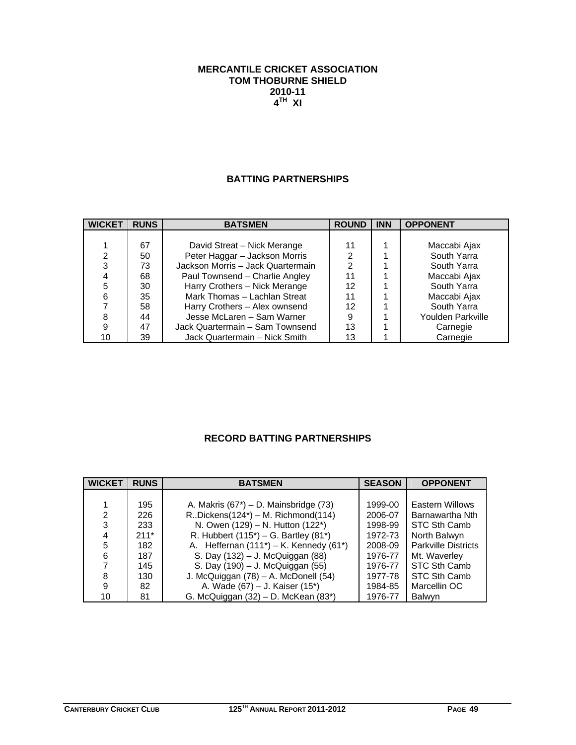# MERCANTILE CRICKET ASSOCIATION
## TOM THOBURNE SHIELD
## 2010-11
## 4TH XI

### BATTING PARTNERSHIPS

| WICKET | RUNS | BATSMEN | ROUND | INN | OPPONENT |
|---|---|---|---|---|---|
| 1 | 67 | David Streat – Nick Merange | 11 | 1 | Maccabi Ajax |
| 2 | 50 | Peter Haggar – Jackson Morris | 2 | 1 | South Yarra |
| 3 | 73 | Jackson Morris – Jack Quartermain | 2 | 1 | South Yarra |
| 4 | 68 | Paul Townsend – Charlie Angley | 11 | 1 | Maccabi Ajax |
| 5 | 30 | Harry Crothers – Nick Merange | 12 | 1 | South Yarra |
| 6 | 35 | Mark Thomas – Lachlan Streat | 11 | 1 | Maccabi Ajax |
| 7 | 58 | Harry Crothers – Alex ownsend | 12 | 1 | South Yarra |
| 8 | 44 | Jesse McLaren – Sam Warner | 9 | 1 | Youlden Parkville |
| 9 | 47 | Jack Quartermain – Sam Townsend | 13 | 1 | Carnegie |
| 10 | 39 | Jack Quartermain – Nick Smith | 13 | 1 | Carnegie |

### RECORD BATTING PARTNERSHIPS

| WICKET | RUNS | BATSMEN | SEASON | OPPONENT |
|---|---|---|---|---|
| 1 | 195 | A. Makris (67*) – D. Mainsbridge (73) | 1999-00 | Eastern Willows |
| 2 | 226 | R..Dickens(124*) – M. Richmond(114) | 2006-07 | Barnawartha Nth |
| 3 | 233 | N. Owen (129) – N. Hutton (122*) | 1998-99 | STC Sth Camb |
| 4 | 211* | R. Hubbert (115*) – G. Bartley (81*) | 1972-73 | North Balwyn |
| 5 | 182 | A. Heffernan (111*) – K. Kennedy (61*) | 2008-09 | Parkville Districts |
| 6 | 187 | S. Day (132) – J. McQuiggan (88) | 1976-77 | Mt. Waverley |
| 7 | 145 | S. Day (190) – J. McQuiggan (55) | 1976-77 | STC Sth Camb |
| 8 | 130 | J. McQuiggan (78) – A. McDonell (54) | 1977-78 | STC Sth Camb |
| 9 | 82 | A. Wade (67) – J. Kaiser (15*) | 1984-85 | Marcellin OC |
| 10 | 81 | G. McQuiggan (32) – D. McKean (83*) | 1976-77 | Balwyn |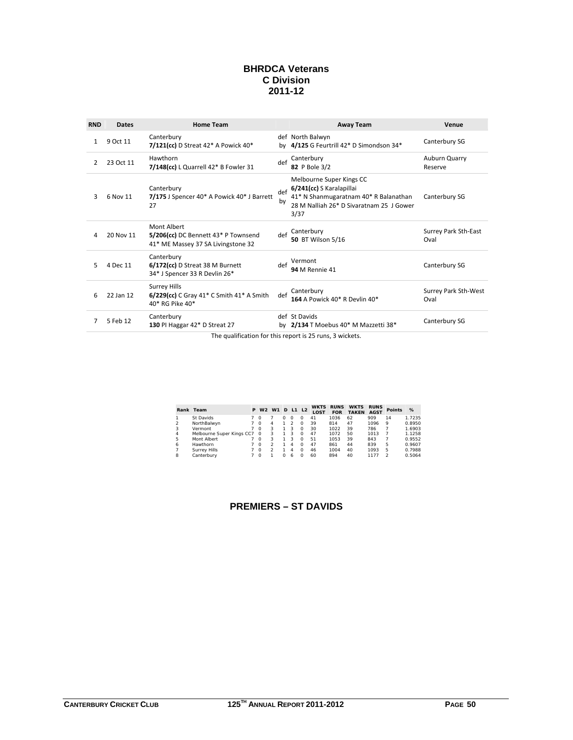# BHRDCA Veterans
## C Division
## 2011-12

| RND | Dates | Home Team | | Away Team | Venue |
|---|---|---|---|---|---|
| 1 | 9 Oct 11 | Canterbury **7/121(cc)** D Streat 42* A Powick 40* | def by | North Balwyn **4/125** G Feurtrill 42* D Simondson 34* | Canterbury SG |
| 2 | 23 Oct 11 | Hawthorn **7/148(cc)** L Quarrell 42* B Fowler 31 | def | Canterbury **82** P Bole 3/2 | Auburn Quarry Reserve |
| 3 | 6 Nov 11 | Canterbury **7/175** J Spencer 40* A Powick 40* J Barrett 27 | def by | Melbourne Super Kings CC **6/241(cc)** S Karalapillai 41* N Shanmugaratnam 40* R Balanathan 28 M Nalliah 26* D Sivaratnam 25 J Gower 3/37 | Canterbury SG |
| 4 | 20 Nov 11 | Mont Albert **5/206(cc)** DC Bennett 43* P Townsend 41* ME Massey 37 SA Livingstone 32 | def | Canterbury **50** BT Wilson 5/16 | Surrey Park Sth-East Oval |
| 5 | 4 Dec 11 | Canterbury **6/172(cc)** D Streat 38 M Burnett 34* J Spencer 33 R Devlin 26* | def | Vermont **94** M Rennie 41 | Canterbury SG |
| 6 | 22 Jan 12 | Surrey Hills **6/229(cc)** C Gray 41* C Smith 41* A Smith 40* RG Pike 40* | def | Canterbury **164** A Powick 40* R Devlin 40* | Surrey Park Sth-West Oval |
| 7 | 5 Feb 12 | Canterbury **130** PI Haggar 42* D Streat 27 | def by | St Davids **2/134** T Moebus 40* M Mazzetti 38* | Canterbury SG |

The qualification for this report is 25 runs, 3 wickets.

| Rank | Team | P | W2 | W1 | D | L1 | L2 | WKTS LOST | RUNS FOR | WKTS TAKEN | RUNS AGST | Points | % |
|---|---|---|---|---|---|---|---|---|---|---|---|---|---|
| 1 | St Davids | 7 | 0 | 7 | 0 | 0 | 0 | 41 | 1036 | 62 | 909 | 14 | 1.7235 |
| 2 | NorthBalwyn | 7 | 0 | 4 | 1 | 2 | 0 | 39 | 814 | 47 | 1096 | 9 | 0.8950 |
| 3 | Vermont | 7 | 0 | 3 | 1 | 3 | 0 | 30 | 1022 | 39 | 786 | 7 | 1.6903 |
| 4 | Melbourne Super Kings CC | 7 | 0 | 3 | 1 | 3 | 0 | 47 | 1072 | 50 | 1013 | 7 | 1.1258 |
| 5 | Mont Albert | 7 | 0 | 3 | 1 | 3 | 0 | 51 | 1053 | 39 | 843 | 7 | 0.9552 |
| 6 | Hawthorn | 7 | 0 | 2 | 1 | 4 | 0 | 47 | 861 | 44 | 839 | 5 | 0.9607 |
| 7 | Surrey Hills | 7 | 0 | 2 | 1 | 4 | 0 | 46 | 1004 | 40 | 1093 | 5 | 0.7988 |
| 8 | Canterbury | 7 | 0 | 1 | 0 | 6 | 0 | 60 | 894 | 40 | 1177 | 2 | 0.5064 |

## PREMIERS – ST DAVIDS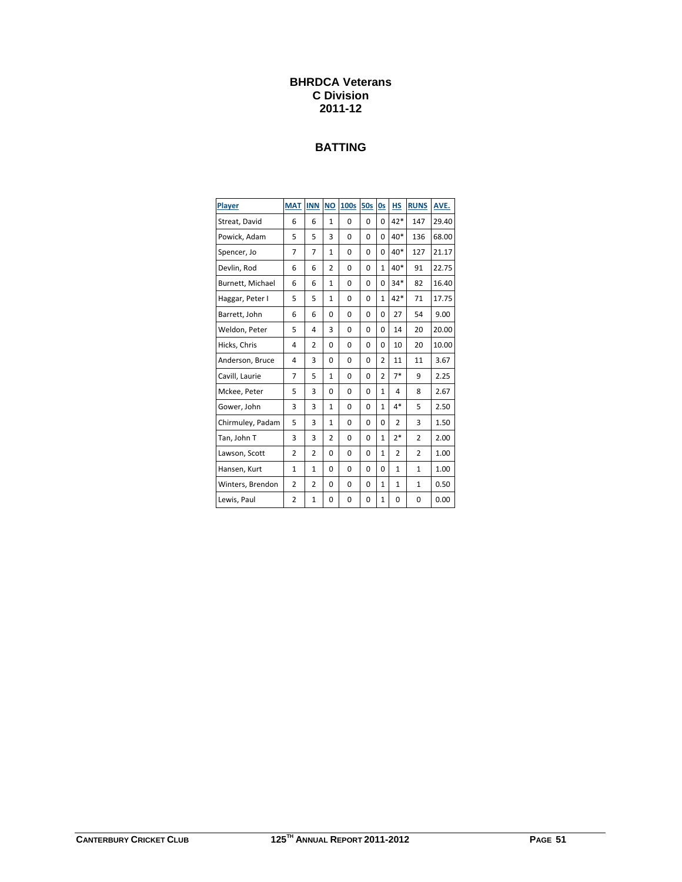# BHRDCA Veterans
# C Division
# 2011-12

## BATTING

| Player | MAT | INN | NO | 100s | 50s | 0s | HS | RUNS | AVE. |
|---|---|---|---|---|---|---|---|---|---|
| Streat, David | 6 | 6 | 1 | 0 | 0 | 0 | 42* | 147 | 29.40 |
| Powick, Adam | 5 | 5 | 3 | 0 | 0 | 0 | 40* | 136 | 68.00 |
| Spencer, Jo | 7 | 7 | 1 | 0 | 0 | 0 | 40* | 127 | 21.17 |
| Devlin, Rod | 6 | 6 | 2 | 0 | 0 | 1 | 40* | 91 | 22.75 |
| Burnett, Michael | 6 | 6 | 1 | 0 | 0 | 0 | 34* | 82 | 16.40 |
| Haggar, Peter I | 5 | 5 | 1 | 0 | 0 | 1 | 42* | 71 | 17.75 |
| Barrett, John | 6 | 6 | 0 | 0 | 0 | 0 | 27 | 54 | 9.00 |
| Weldon, Peter | 5 | 4 | 3 | 0 | 0 | 0 | 14 | 20 | 20.00 |
| Hicks, Chris | 4 | 2 | 0 | 0 | 0 | 0 | 10 | 20 | 10.00 |
| Anderson, Bruce | 4 | 3 | 0 | 0 | 0 | 2 | 11 | 11 | 3.67 |
| Cavill, Laurie | 7 | 5 | 1 | 0 | 0 | 2 | 7* | 9 | 2.25 |
| Mckee, Peter | 5 | 3 | 0 | 0 | 0 | 1 | 4 | 8 | 2.67 |
| Gower, John | 3 | 3 | 1 | 0 | 0 | 1 | 4* | 5 | 2.50 |
| Chirmuley, Padam | 5 | 3 | 1 | 0 | 0 | 0 | 2 | 3 | 1.50 |
| Tan, John T | 3 | 3 | 2 | 0 | 0 | 1 | 2* | 2 | 2.00 |
| Lawson, Scott | 2 | 2 | 0 | 0 | 0 | 1 | 2 | 2 | 1.00 |
| Hansen, Kurt | 1 | 1 | 0 | 0 | 0 | 0 | 1 | 1 | 1.00 |
| Winters, Brendon | 2 | 2 | 0 | 0 | 0 | 1 | 1 | 1 | 0.50 |
| Lewis, Paul | 2 | 1 | 0 | 0 | 0 | 1 | 0 | 0 | 0.00 |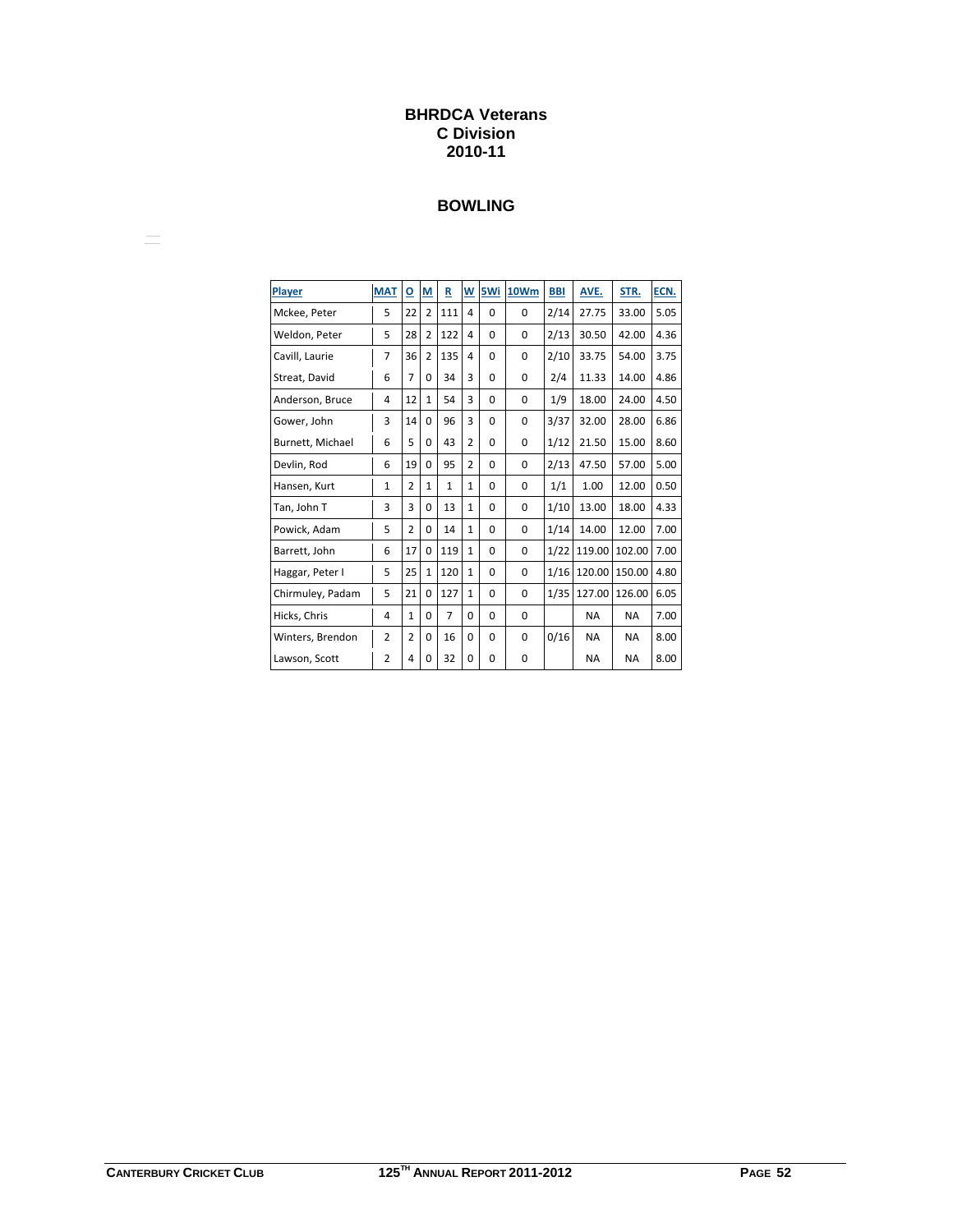# BHRDCA Veterans
# C Division
# 2010-11

## BOWLING

| Player | MAT | O | M | R | W | 5Wi | 10Wm | BBI | AVE. | STR. | ECN. |
|---|---|---|---|---|---|---|---|---|---|---|---|
| Mckee, Peter | 5 | 22 | 2 | 111 | 4 | 0 | 0 | 2/14 | 27.75 | 33.00 | 5.05 |
| Weldon, Peter | 5 | 28 | 2 | 122 | 4 | 0 | 0 | 2/13 | 30.50 | 42.00 | 4.36 |
| Cavill, Laurie | 7 | 36 | 2 | 135 | 4 | 0 | 0 | 2/10 | 33.75 | 54.00 | 3.75 |
| Streat, David | 6 | 7 | 0 | 34 | 3 | 0 | 0 | 2/4 | 11.33 | 14.00 | 4.86 |
| Anderson, Bruce | 4 | 12 | 1 | 54 | 3 | 0 | 0 | 1/9 | 18.00 | 24.00 | 4.50 |
| Gower, John | 3 | 14 | 0 | 96 | 3 | 0 | 0 | 3/37 | 32.00 | 28.00 | 6.86 |
| Burnett, Michael | 6 | 5 | 0 | 43 | 2 | 0 | 0 | 1/12 | 21.50 | 15.00 | 8.60 |
| Devlin, Rod | 6 | 19 | 0 | 95 | 2 | 0 | 0 | 2/13 | 47.50 | 57.00 | 5.00 |
| Hansen, Kurt | 1 | 2 | 1 | 1 | 1 | 0 | 0 | 1/1 | 1.00 | 12.00 | 0.50 |
| Tan, John T | 3 | 3 | 0 | 13 | 1 | 0 | 0 | 1/10 | 13.00 | 18.00 | 4.33 |
| Powick, Adam | 5 | 2 | 0 | 14 | 1 | 0 | 0 | 1/14 | 14.00 | 12.00 | 7.00 |
| Barrett, John | 6 | 17 | 0 | 119 | 1 | 0 | 0 | 1/22 | 119.00 | 102.00 | 7.00 |
| Haggar, Peter I | 5 | 25 | 1 | 120 | 1 | 0 | 0 | 1/16 | 120.00 | 150.00 | 4.80 |
| Chirmuley, Padam | 5 | 21 | 0 | 127 | 1 | 0 | 0 | 1/35 | 127.00 | 126.00 | 6.05 |
| Hicks, Chris | 4 | 1 | 0 | 7 | 0 | 0 | 0 | | NA | NA | 7.00 |
| Winters, Brendon | 2 | 2 | 0 | 16 | 0 | 0 | 0 | 0/16 | NA | NA | 8.00 |
| Lawson, Scott | 2 | 4 | 0 | 32 | 0 | 0 | 0 | | NA | NA | 8.00 |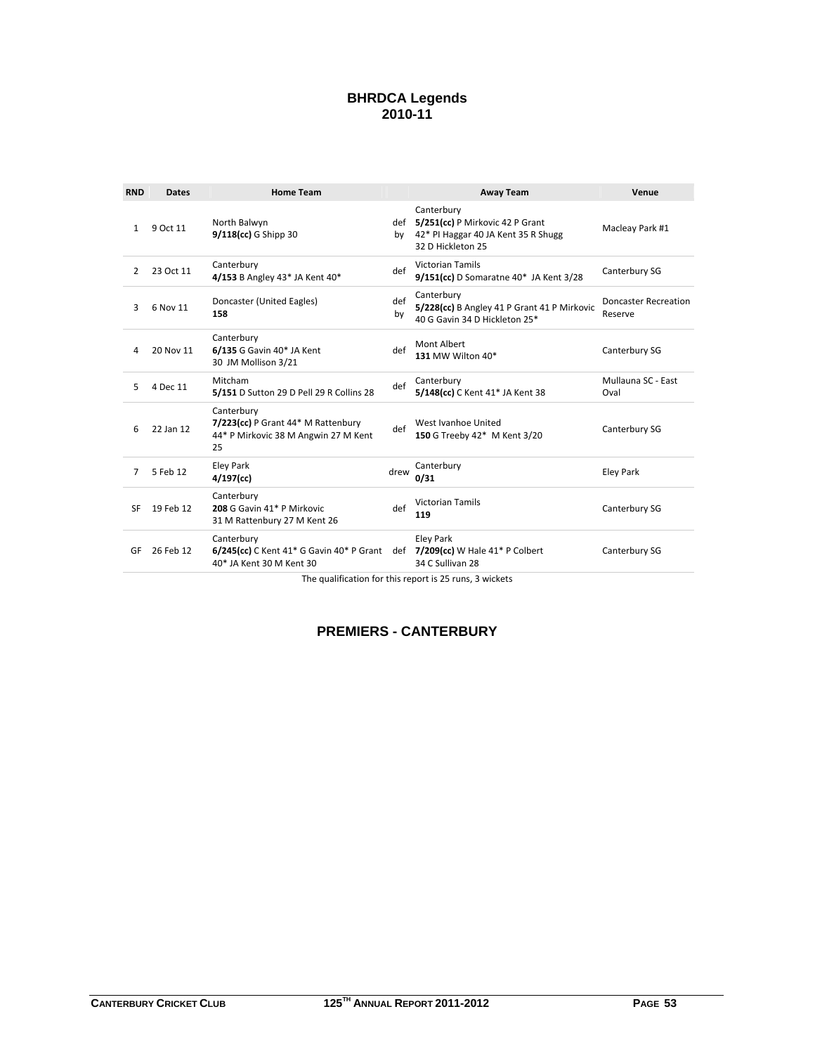# BHRDCA Legends
## 2010-11

| RND | Dates | Home Team | | Away Team | Venue |
|---|---|---|---|---|---|
| 1 | 9 Oct 11 | North Balwyn **9/118(cc)** G Shipp 30 | def by | Canterbury **5/251(cc)** P Mirkovic 42 P Grant 42* PI Haggar 40 JA Kent 35 R Shugg 32 D Hickleton 25 | Macleay Park #1 |
| 2 | 23 Oct 11 | Canterbury **4/153** B Angley 43* JA Kent 40* | def | Victorian Tamils **9/151(cc)** D Somaratne 40* JA Kent 3/28 | Canterbury SG |
| 3 | 6 Nov 11 | Doncaster (United Eagles) **158** | def by | Canterbury **5/228(cc)** B Angley 41 P Grant 41 P Mirkovic 40 G Gavin 34 D Hickleton 25* | Doncaster Recreation Reserve |
| 4 | 20 Nov 11 | Canterbury **6/135** G Gavin 40* JA Kent 30 JM Mollison 3/21 | def | Mont Albert **131** MW Wilton 40* | Canterbury SG |
| 5 | 4 Dec 11 | Mitcham **5/151** D Sutton 29 D Pell 29 R Collins 28 | def | Canterbury **5/148(cc)** C Kent 41* JA Kent 38 | Mullauna SC - East Oval |
| 6 | 22 Jan 12 | Canterbury **7/223(cc)** P Grant 44* M Rattenbury 44* P Mirkovic 38 M Angwin 27 M Kent 25 | def | West Ivanhoe United **150** G Treeby 42* M Kent 3/20 | Canterbury SG |
| 7 | 5 Feb 12 | Eley Park **4/197(cc)** | drew | Canterbury **0/31** | Eley Park |
| SF | 19 Feb 12 | Canterbury **208** G Gavin 41* P Mirkovic 31 M Rattenbury 27 M Kent 26 | def | Victorian Tamils **119** | Canterbury SG |
| GF | 26 Feb 12 | Canterbury **6/245(cc)** C Kent 41* G Gavin 40* P Grant 40* JA Kent 30 M Kent 30 | def | Eley Park **7/209(cc)** W Hale 41* P Colbert 34 C Sullivan 28 | Canterbury SG |

The qualification for this report is 25 runs, 3 wickets

## PREMIERS - CANTERBURY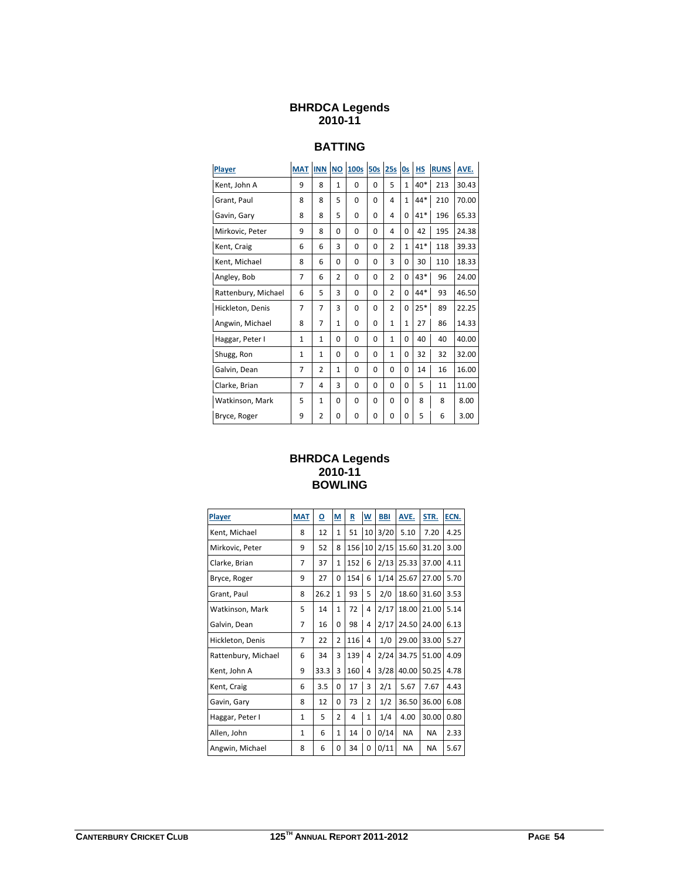# BHRDCA Legends 2010-11

## BATTING

| Player | MAT | INN | NO | 100s | 50s | 25s | 0s | HS | RUNS | AVE. |
|---|---|---|---|---|---|---|---|---|---|---|
| Kent, John A | 9 | 8 | 1 | 0 | 0 | 5 | 1 | 40* | 213 | 30.43 |
| Grant, Paul | 8 | 8 | 5 | 0 | 0 | 4 | 1 | 44* | 210 | 70.00 |
| Gavin, Gary | 8 | 8 | 5 | 0 | 0 | 4 | 0 | 41* | 196 | 65.33 |
| Mirkovic, Peter | 9 | 8 | 0 | 0 | 0 | 4 | 0 | 42 | 195 | 24.38 |
| Kent, Craig | 6 | 6 | 3 | 0 | 0 | 2 | 1 | 41* | 118 | 39.33 |
| Kent, Michael | 8 | 6 | 0 | 0 | 0 | 3 | 0 | 30 | 110 | 18.33 |
| Angley, Bob | 7 | 6 | 2 | 0 | 0 | 2 | 0 | 43* | 96 | 24.00 |
| Rattenbury, Michael | 6 | 5 | 3 | 0 | 0 | 2 | 0 | 44* | 93 | 46.50 |
| Hickleton, Denis | 7 | 7 | 3 | 0 | 0 | 2 | 0 | 25* | 89 | 22.25 |
| Angwin, Michael | 8 | 7 | 1 | 0 | 0 | 1 | 1 | 27 | 86 | 14.33 |
| Haggar, Peter I | 1 | 1 | 0 | 0 | 0 | 1 | 0 | 40 | 40 | 40.00 |
| Shugg, Ron | 1 | 1 | 0 | 0 | 0 | 1 | 0 | 32 | 32 | 32.00 |
| Galvin, Dean | 7 | 2 | 1 | 0 | 0 | 0 | 0 | 14 | 16 | 16.00 |
| Clarke, Brian | 7 | 4 | 3 | 0 | 0 | 0 | 0 | 5 | 11 | 11.00 |
| Watkinson, Mark | 5 | 1 | 0 | 0 | 0 | 0 | 0 | 8 | 8 | 8.00 |
| Bryce, Roger | 9 | 2 | 0 | 0 | 0 | 0 | 0 | 5 | 6 | 3.00 |

# BHRDCA Legends 2010-11 BOWLING

| Player | MAT | O | M | R | W | BBI | AVE. | STR. | ECN. |
|---|---|---|---|---|---|---|---|---|---|
| Kent, Michael | 8 | 12 | 1 | 51 | 10 | 3/20 | 5.10 | 7.20 | 4.25 |
| Mirkovic, Peter | 9 | 52 | 8 | 156 | 10 | 2/15 | 15.60 | 31.20 | 3.00 |
| Clarke, Brian | 7 | 37 | 1 | 152 | 6 | 2/13 | 25.33 | 37.00 | 4.11 |
| Bryce, Roger | 9 | 27 | 0 | 154 | 6 | 1/14 | 25.67 | 27.00 | 5.70 |
| Grant, Paul | 8 | 26.2 | 1 | 93 | 5 | 2/0 | 18.60 | 31.60 | 3.53 |
| Watkinson, Mark | 5 | 14 | 1 | 72 | 4 | 2/17 | 18.00 | 21.00 | 5.14 |
| Galvin, Dean | 7 | 16 | 0 | 98 | 4 | 2/17 | 24.50 | 24.00 | 6.13 |
| Hickleton, Denis | 7 | 22 | 2 | 116 | 4 | 1/0 | 29.00 | 33.00 | 5.27 |
| Rattenbury, Michael | 6 | 34 | 3 | 139 | 4 | 2/24 | 34.75 | 51.00 | 4.09 |
| Kent, John A | 9 | 33.3 | 3 | 160 | 4 | 3/28 | 40.00 | 50.25 | 4.78 |
| Kent, Craig | 6 | 3.5 | 0 | 17 | 3 | 2/1 | 5.67 | 7.67 | 4.43 |
| Gavin, Gary | 8 | 12 | 0 | 73 | 2 | 1/2 | 36.50 | 36.00 | 6.08 |
| Haggar, Peter I | 1 | 5 | 2 | 4 | 1 | 1/4 | 4.00 | 30.00 | 0.80 |
| Allen, John | 1 | 6 | 1 | 14 | 0 | 0/14 | NA | NA | 2.33 |
| Angwin, Michael | 8 | 6 | 0 | 34 | 0 | 0/11 | NA | NA | 5.67 |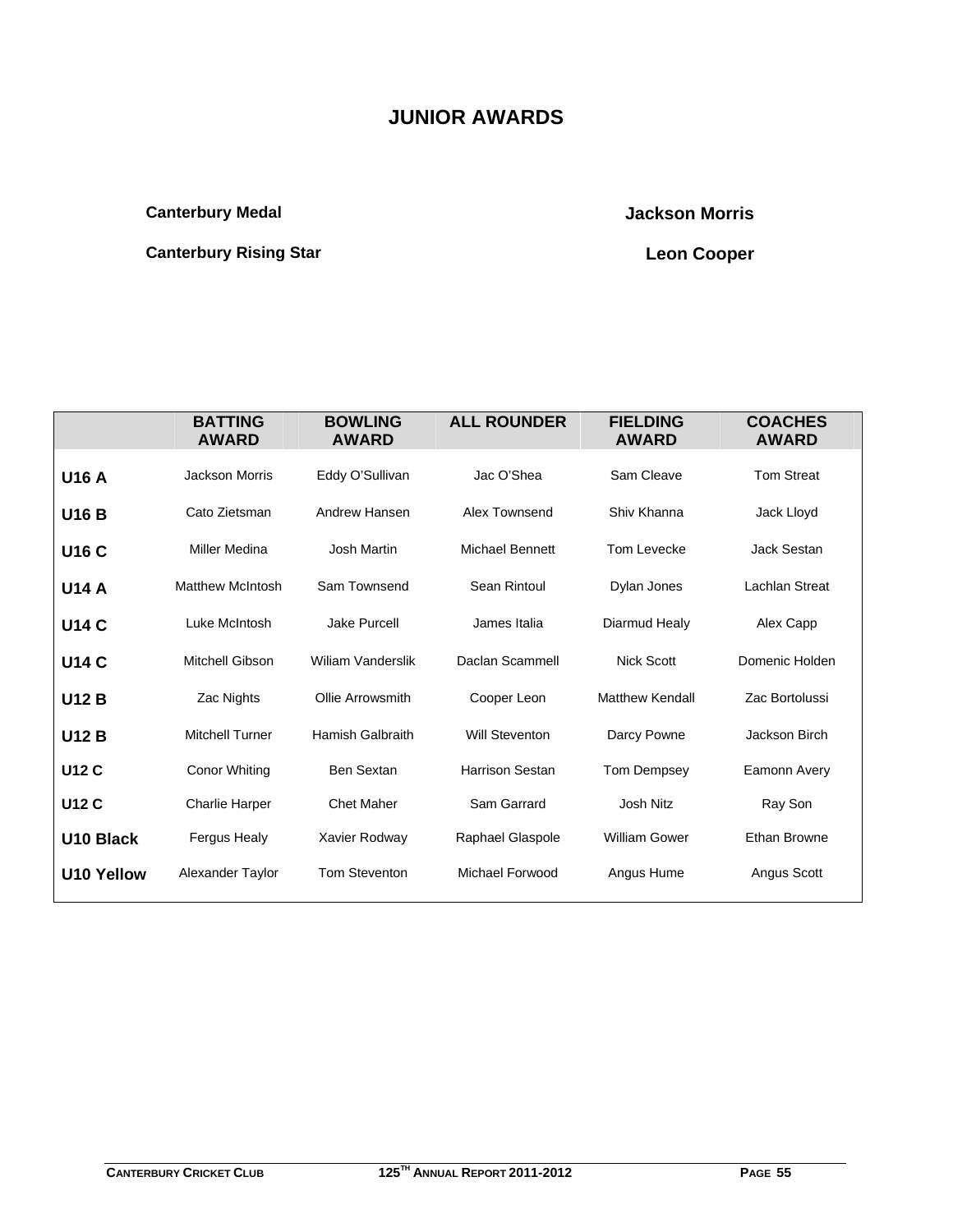# JUNIOR AWARDS

**Canterbury Medal** — **Jackson Morris**

**Canterbury Rising Star** — **Leon Cooper**

| | BATTING AWARD | BOWLING AWARD | ALL ROUNDER | FIELDING AWARD | COACHES AWARD |
|---|---|---|---|---|---|
| **U16 A** | Jackson Morris | Eddy O'Sullivan | Jac O'Shea | Sam Cleave | Tom Streat |
| **U16 B** | Cato Zietsman | Andrew Hansen | Alex Townsend | Shiv Khanna | Jack Lloyd |
| **U16 C** | Miller Medina | Josh Martin | Michael Bennett | Tom Levecke | Jack Sestan |
| **U14 A** | Matthew McIntosh | Sam Townsend | Sean Rintoul | Dylan Jones | Lachlan Streat |
| **U14 C** | Luke McIntosh | Jake Purcell | James Italia | Diarmud Healy | Alex Capp |
| **U14 C** | Mitchell Gibson | Wiliam Vanderslik | Daclan Scammell | Nick Scott | Domenic Holden |
| **U12 B** | Zac Nights | Ollie Arrowsmith | Cooper Leon | Matthew Kendall | Zac Bortolussi |
| **U12 B** | Mitchell Turner | Hamish Galbraith | Will Steventon | Darcy Powne | Jackson Birch |
| **U12 C** | Conor Whiting | Ben Sextan | Harrison Sestan | Tom Dempsey | Eamonn Avery |
| **U12 C** | Charlie Harper | Chet Maher | Sam Garrard | Josh Nitz | Ray Son |
| **U10 Black** | Fergus Healy | Xavier Rodway | Raphael Glaspole | William Gower | Ethan Browne |
| **U10 Yellow** | Alexander Taylor | Tom Steventon | Michael Forwood | Angus Hume | Angus Scott |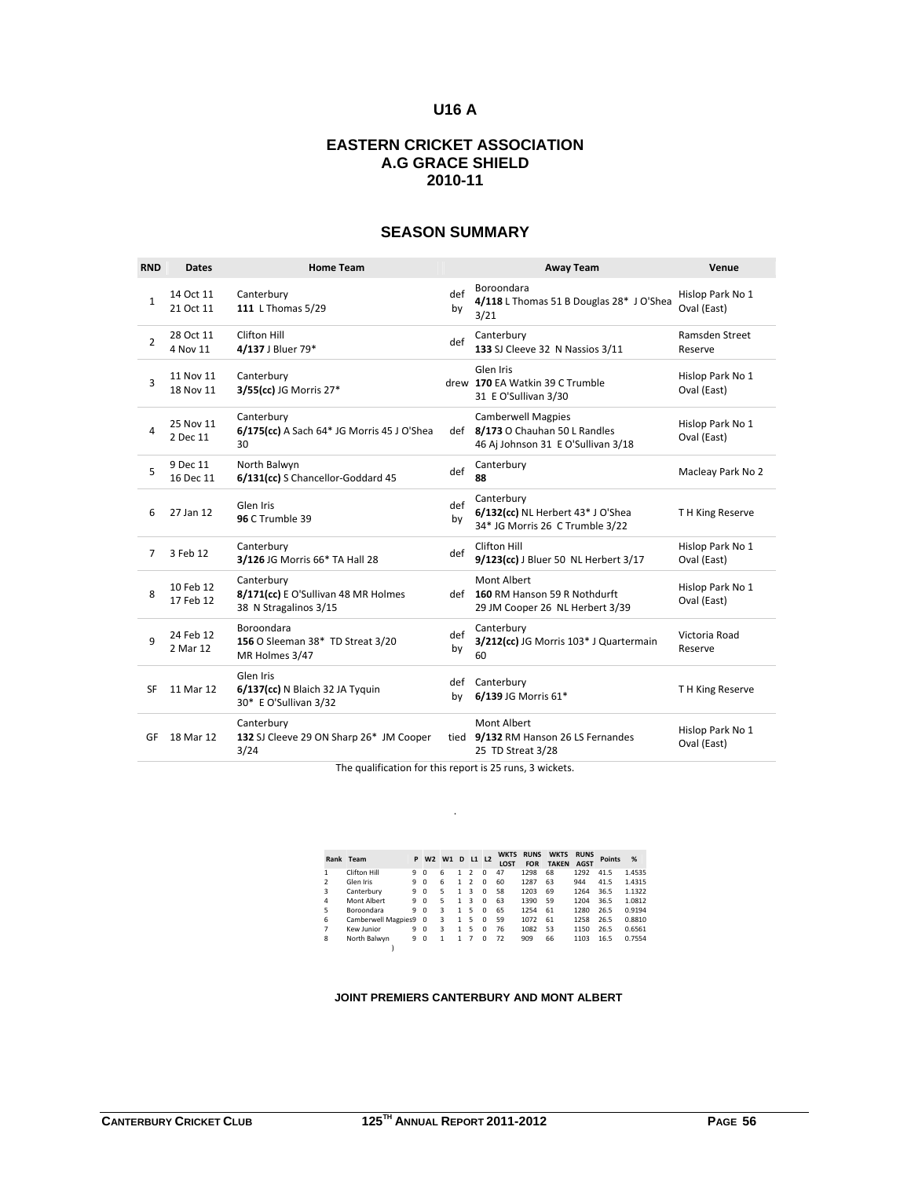# U16 A

## EASTERN CRICKET ASSOCIATION
## A.G GRACE SHIELD
## 2010-11

## SEASON SUMMARY

| RND | Dates | Home Team | | Away Team | Venue |
|---|---|---|---|---|---|
| 1 | 14 Oct 11<br>21 Oct 11 | Canterbury<br>**111** L Thomas 5/29 | def by | Boroondara<br>**4/118** L Thomas 51 B Douglas 28* J O'Shea 3/21 | Hislop Park No 1 Oval (East) |
| 2 | 28 Oct 11<br>4 Nov 11 | Clifton Hill<br>**4/137** J Bluer 79* | def | Canterbury<br>**133** SJ Cleeve 32 N Nassios 3/11 | Ramsden Street Reserve |
| 3 | 11 Nov 11<br>18 Nov 11 | Canterbury<br>**3/55(cc)** JG Morris 27* | drew | Glen Iris<br>**170** EA Watkin 39 C Trumble 31 E O'Sullivan 3/30 | Hislop Park No 1 Oval (East) |
| 4 | 25 Nov 11<br>2 Dec 11 | Canterbury<br>**6/175(cc)** A Sach 64* JG Morris 45 J O'Shea 30 | def | Camberwell Magpies<br>**8/173** O Chauhan 50 L Randles 46 Aj Johnson 31 E O'Sullivan 3/18 | Hislop Park No 1 Oval (East) |
| 5 | 9 Dec 11<br>16 Dec 11 | North Balwyn<br>**6/131(cc)** S Chancellor-Goddard 45 | def | Canterbury<br>**88** | Macleay Park No 2 |
| 6 | 27 Jan 12 | Glen Iris<br>**96** C Trumble 39 | def by | Canterbury<br>**6/132(cc)** NL Herbert 43* J O'Shea 34* JG Morris 26 C Trumble 3/22 | T H King Reserve |
| 7 | 3 Feb 12 | Canterbury<br>**3/126** JG Morris 66* TA Hall 28 | def | Clifton Hill<br>**9/123(cc)** J Bluer 50 NL Herbert 3/17 | Hislop Park No 1 Oval (East) |
| 8 | 10 Feb 12<br>17 Feb 12 | Canterbury<br>**8/171(cc)** E O'Sullivan 48 MR Holmes 38 N Stragalinos 3/15 | def | Mont Albert<br>**160** RM Hanson 59 R Nothdurft 29 JM Cooper 26 NL Herbert 3/39 | Hislop Park No 1 Oval (East) |
| 9 | 24 Feb 12<br>2 Mar 12 | Boroondara<br>**156** O Sleeman 38* TD Streat 3/20 MR Holmes 3/47 | def by | Canterbury<br>**3/212(cc)** JG Morris 103* J Quartermain 60 | Victoria Road Reserve |
| SF | 11 Mar 12 | Glen Iris<br>**6/137(cc)** N Blaich 32 JA Tyquin 30* E O'Sullivan 3/32 | def by | Canterbury<br>**6/139** JG Morris 61* | T H King Reserve |
| GF | 18 Mar 12 | Canterbury<br>**132** SJ Cleeve 29 ON Sharp 26* JM Cooper 3/24 | tied | Mont Albert<br>**9/132** RM Hanson 26 LS Fernandes 25 TD Streat 3/28 | Hislop Park No 1 Oval (East) |

The qualification for this report is 25 runs, 3 wickets.

| Rank | Team | P | W2 | W1 | D | L1 | L2 | WKTS LOST | RUNS FOR | WKTS TAKEN | RUNS AGST | Points | % |
|---|---|---|---|---|---|---|---|---|---|---|---|---|---|
| 1 | Clifton Hill | 9 | 0 | 6 | 1 | 2 | 0 | 47 | 1298 | 68 | 1292 | 41.5 | 1.4535 |
| 2 | Glen Iris | 9 | 0 | 6 | 1 | 2 | 0 | 60 | 1287 | 63 | 944 | 41.5 | 1.4315 |
| 3 | Canterbury | 9 | 0 | 5 | 1 | 3 | 0 | 58 | 1203 | 69 | 1264 | 36.5 | 1.1322 |
| 4 | Mont Albert | 9 | 0 | 5 | 1 | 3 | 0 | 63 | 1390 | 59 | 1204 | 36.5 | 1.0812 |
| 5 | Boroondara | 9 | 0 | 3 | 1 | 5 | 0 | 65 | 1254 | 61 | 1280 | 26.5 | 0.9194 |
| 6 | Camberwell Magpies | 9 | 0 | 3 | 1 | 5 | 0 | 59 | 1072 | 61 | 1258 | 26.5 | 0.8810 |
| 7 | Kew Junior | 9 | 0 | 3 | 1 | 5 | 0 | 76 | 1082 | 53 | 1150 | 26.5 | 0.6561 |
| 8 | North Balwyn | 9 | 0 | 1 | 1 | 7 | 0 | 72 | 909 | 66 | 1103 | 16.5 | 0.7554 |

**JOINT PREMIERS CANTERBURY AND MONT ALBERT**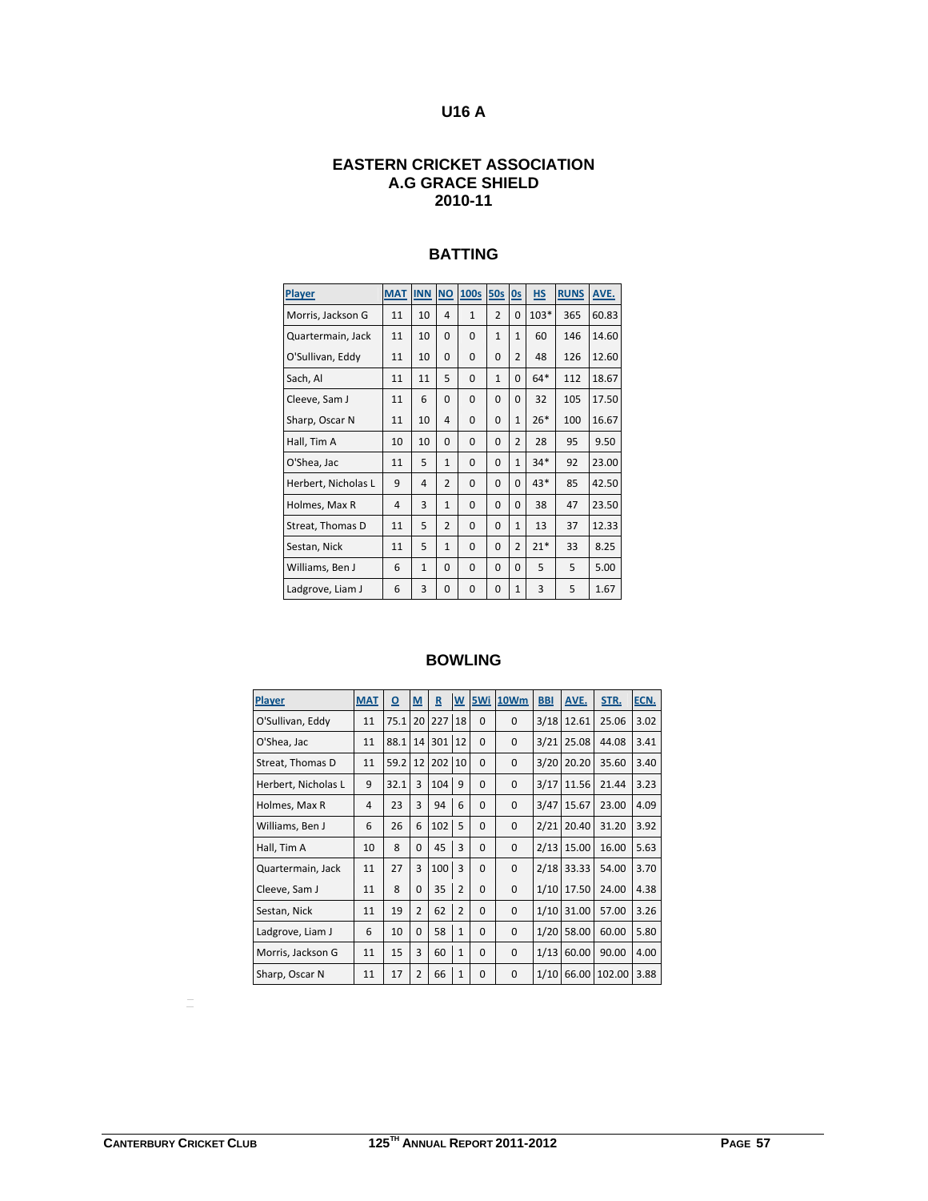# U16 A

## EASTERN CRICKET ASSOCIATION
## A.G GRACE SHIELD
## 2010-11

### BATTING

| Player | MAT | INN | NO | 100s | 50s | 0s | HS | RUNS | AVE. |
|---|---|---|---|---|---|---|---|---|---|
| Morris, Jackson G | 11 | 10 | 4 | 1 | 2 | 0 | 103* | 365 | 60.83 |
| Quartermain, Jack | 11 | 10 | 0 | 0 | 1 | 1 | 60 | 146 | 14.60 |
| O'Sullivan, Eddy | 11 | 10 | 0 | 0 | 0 | 2 | 48 | 126 | 12.60 |
| Sach, Al | 11 | 11 | 5 | 0 | 1 | 0 | 64* | 112 | 18.67 |
| Cleeve, Sam J | 11 | 6 | 0 | 0 | 0 | 0 | 32 | 105 | 17.50 |
| Sharp, Oscar N | 11 | 10 | 4 | 0 | 0 | 1 | 26* | 100 | 16.67 |
| Hall, Tim A | 10 | 10 | 0 | 0 | 0 | 2 | 28 | 95 | 9.50 |
| O'Shea, Jac | 11 | 5 | 1 | 0 | 0 | 1 | 34* | 92 | 23.00 |
| Herbert, Nicholas L | 9 | 4 | 2 | 0 | 0 | 0 | 43* | 85 | 42.50 |
| Holmes, Max R | 4 | 3 | 1 | 0 | 0 | 0 | 38 | 47 | 23.50 |
| Streat, Thomas D | 11 | 5 | 2 | 0 | 0 | 1 | 13 | 37 | 12.33 |
| Sestan, Nick | 11 | 5 | 1 | 0 | 0 | 2 | 21* | 33 | 8.25 |
| Williams, Ben J | 6 | 1 | 0 | 0 | 0 | 0 | 5 | 5 | 5.00 |
| Ladgrove, Liam J | 6 | 3 | 0 | 0 | 0 | 1 | 3 | 5 | 1.67 |

### BOWLING

| Player | MAT | O | M | R | W | 5Wi | 10Wm | BBI | AVE. | STR. | ECN. |
|---|---|---|---|---|---|---|---|---|---|---|---|
| O'Sullivan, Eddy | 11 | 75.1 | 20 | 227 | 18 | 0 | 0 | 3/18 | 12.61 | 25.06 | 3.02 |
| O'Shea, Jac | 11 | 88.1 | 14 | 301 | 12 | 0 | 0 | 3/21 | 25.08 | 44.08 | 3.41 |
| Streat, Thomas D | 11 | 59.2 | 12 | 202 | 10 | 0 | 0 | 3/20 | 20.20 | 35.60 | 3.40 |
| Herbert, Nicholas L | 9 | 32.1 | 3 | 104 | 9 | 0 | 0 | 3/17 | 11.56 | 21.44 | 3.23 |
| Holmes, Max R | 4 | 23 | 3 | 94 | 6 | 0 | 0 | 3/47 | 15.67 | 23.00 | 4.09 |
| Williams, Ben J | 6 | 26 | 6 | 102 | 5 | 0 | 0 | 2/21 | 20.40 | 31.20 | 3.92 |
| Hall, Tim A | 10 | 8 | 0 | 45 | 3 | 0 | 0 | 2/13 | 15.00 | 16.00 | 5.63 |
| Quartermain, Jack | 11 | 27 | 3 | 100 | 3 | 0 | 0 | 2/18 | 33.33 | 54.00 | 3.70 |
| Cleeve, Sam J | 11 | 8 | 0 | 35 | 2 | 0 | 0 | 1/10 | 17.50 | 24.00 | 4.38 |
| Sestan, Nick | 11 | 19 | 2 | 62 | 2 | 0 | 0 | 1/10 | 31.00 | 57.00 | 3.26 |
| Ladgrove, Liam J | 6 | 10 | 0 | 58 | 1 | 0 | 0 | 1/20 | 58.00 | 60.00 | 5.80 |
| Morris, Jackson G | 11 | 15 | 3 | 60 | 1 | 0 | 0 | 1/13 | 60.00 | 90.00 | 4.00 |
| Sharp, Oscar N | 11 | 17 | 2 | 66 | 1 | 0 | 0 | 1/10 | 66.00 | 102.00 | 3.88 |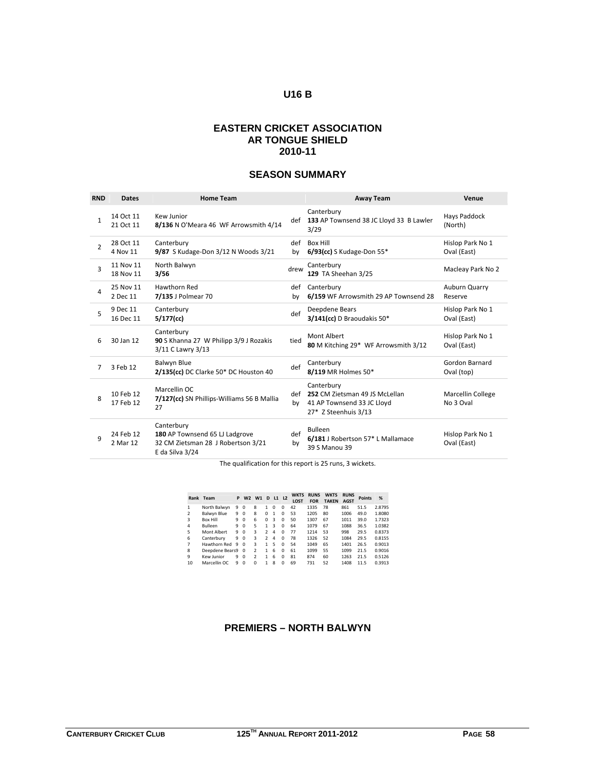# U16 B

## EASTERN CRICKET ASSOCIATION
## AR TONGUE SHIELD
## 2010-11

## SEASON SUMMARY

| RND | Dates | Home Team | | Away Team | Venue |
|---|---|---|---|---|---|
| 1 | 14 Oct 11<br>21 Oct 11 | Kew Junior<br>**8/136** N O'Meara 46 WF Arrowsmith 4/14 | def | Canterbury<br>**133** AP Townsend 38 JC Lloyd 33 B Lawler 3/29 | Hays Paddock (North) |
| 2 | 28 Oct 11<br>4 Nov 11 | Canterbury<br>**9/87** S Kudage-Don 3/12 N Woods 3/21 | def by | Box Hill<br>**6/93(cc)** S Kudage-Don 55* | Hislop Park No 1 Oval (East) |
| 3 | 11 Nov 11<br>18 Nov 11 | North Balwyn<br>**3/56** | drew | Canterbury<br>**129** TA Sheehan 3/25 | Macleay Park No 2 |
| 4 | 25 Nov 11<br>2 Dec 11 | Hawthorn Red<br>**7/135** J Polmear 70 | def by | Canterbury<br>**6/159** WF Arrowsmith 29 AP Townsend 28 | Auburn Quarry Reserve |
| 5 | 9 Dec 11<br>16 Dec 11 | Canterbury<br>**5/177(cc)** | def | Deepdene Bears<br>**3/141(cc)** D Braoudakis 50* | Hislop Park No 1 Oval (East) |
| 6 | 30 Jan 12 | Canterbury<br>**90** S Khanna 27 W Philipp 3/9 J Rozakis 3/11 C Lawry 3/13 | tied | Mont Albert<br>**80** M Kitching 29* WF Arrowsmith 3/12 | Hislop Park No 1 Oval (East) |
| 7 | 3 Feb 12 | Balwyn Blue<br>**2/135(cc)** DC Clarke 50* DC Houston 40 | def | Canterbury<br>**8/119** MR Holmes 50* | Gordon Barnard Oval (top) |
| 8 | 10 Feb 12<br>17 Feb 12 | Marcellin OC<br>**7/127(cc)** SN Phillips-Williams 56 B Mallia 27 | def by | Canterbury<br>**252** CM Zietsman 49 JS McLellan 41 AP Townsend 33 JC Lloyd 27* Z Steenhuis 3/13 | Marcellin College No 3 Oval |
| 9 | 24 Feb 12<br>2 Mar 12 | Canterbury<br>**180** AP Townsend 65 LJ Ladgrove 32 CM Zietsman 28 J Robertson 3/21 E da Silva 3/24 | def by | Bulleen<br>**6/181** J Robertson 57* L Mallamace 39 S Manou 39 | Hislop Park No 1 Oval (East) |

The qualification for this report is 25 runs, 3 wickets.

| Rank | Team | P | W2 | W1 | D | L1 | L2 | WKTS LOST | RUNS FOR | WKTS TAKEN | RUNS AGST | Points | % |
|---|---|---|---|---|---|---|---|---|---|---|---|---|---|
| 1 | North Balwyn | 9 | 0 | 8 | 1 | 0 | 0 | 42 | 1335 | 78 | 861 | 51.5 | 2.8795 |
| 2 | Balwyn Blue | 9 | 0 | 8 | 0 | 1 | 0 | 53 | 1205 | 80 | 1006 | 49.0 | 1.8080 |
| 3 | Box Hill | 9 | 0 | 6 | 0 | 3 | 0 | 50 | 1307 | 67 | 1011 | 39.0 | 1.7323 |
| 4 | Bulleen | 9 | 0 | 5 | 1 | 3 | 0 | 64 | 1079 | 67 | 1088 | 36.5 | 1.0382 |
| 5 | Mont Albert | 9 | 0 | 3 | 2 | 4 | 0 | 77 | 1214 | 53 | 998 | 29.5 | 0.8373 |
| 6 | Canterbury | 9 | 0 | 3 | 2 | 4 | 0 | 78 | 1326 | 52 | 1084 | 29.5 | 0.8155 |
| 7 | Hawthorn Red | 9 | 0 | 3 | 1 | 5 | 0 | 54 | 1049 | 65 | 1401 | 26.5 | 0.9013 |
| 8 | Deepdene Bears | 9 | 0 | 2 | 1 | 6 | 0 | 61 | 1099 | 55 | 1099 | 21.5 | 0.9016 |
| 9 | Kew Junior | 9 | 0 | 2 | 1 | 6 | 0 | 81 | 874 | 60 | 1263 | 21.5 | 0.5126 |
| 10 | Marcellin OC | 9 | 0 | 0 | 1 | 8 | 0 | 69 | 731 | 52 | 1408 | 11.5 | 0.3913 |

## PREMIERS – NORTH BALWYN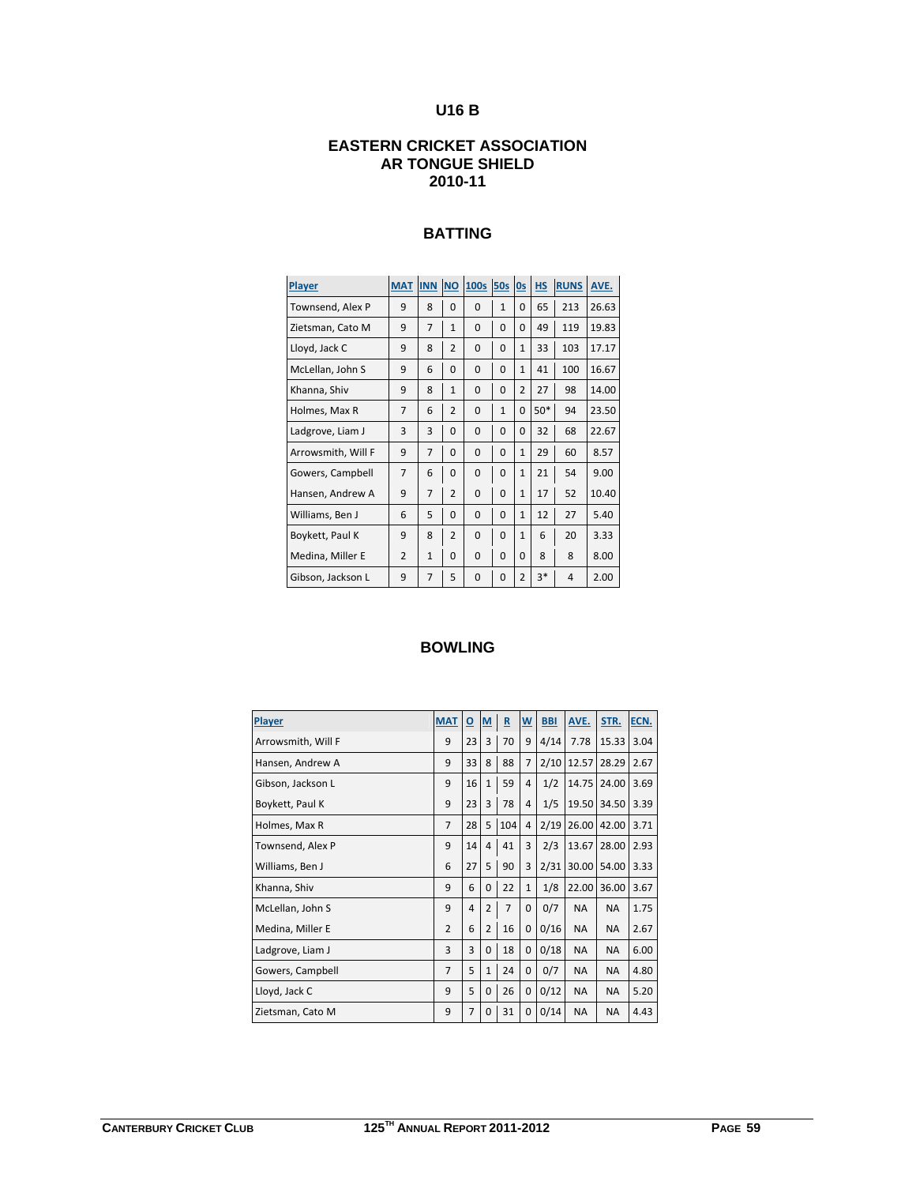# U16 B

## EASTERN CRICKET ASSOCIATION
## AR TONGUE SHIELD
## 2010-11

### BATTING

| Player | MAT | INN | NO | 100s | 50s | 0s | HS | RUNS | AVE. |
|---|---|---|---|---|---|---|---|---|---|
| Townsend, Alex P | 9 | 8 | 0 | 0 | 1 | 0 | 65 | 213 | 26.63 |
| Zietsman, Cato M | 9 | 7 | 1 | 0 | 0 | 0 | 49 | 119 | 19.83 |
| Lloyd, Jack C | 9 | 8 | 2 | 0 | 0 | 1 | 33 | 103 | 17.17 |
| McLellan, John S | 9 | 6 | 0 | 0 | 0 | 1 | 41 | 100 | 16.67 |
| Khanna, Shiv | 9 | 8 | 1 | 0 | 0 | 2 | 27 | 98 | 14.00 |
| Holmes, Max R | 7 | 6 | 2 | 0 | 1 | 0 | 50* | 94 | 23.50 |
| Ladgrove, Liam J | 3 | 3 | 0 | 0 | 0 | 0 | 32 | 68 | 22.67 |
| Arrowsmith, Will F | 9 | 7 | 0 | 0 | 0 | 1 | 29 | 60 | 8.57 |
| Gowers, Campbell | 7 | 6 | 0 | 0 | 0 | 1 | 21 | 54 | 9.00 |
| Hansen, Andrew A | 9 | 7 | 2 | 0 | 0 | 1 | 17 | 52 | 10.40 |
| Williams, Ben J | 6 | 5 | 0 | 0 | 0 | 1 | 12 | 27 | 5.40 |
| Boykett, Paul K | 9 | 8 | 2 | 0 | 0 | 1 | 6 | 20 | 3.33 |
| Medina, Miller E | 2 | 1 | 0 | 0 | 0 | 0 | 8 | 8 | 8.00 |
| Gibson, Jackson L | 9 | 7 | 5 | 0 | 0 | 2 | 3* | 4 | 2.00 |

### BOWLING

| Player | MAT | O | M | R | W | BBI | AVE. | STR. | ECN. |
|---|---|---|---|---|---|---|---|---|---|
| Arrowsmith, Will F | 9 | 23 | 3 | 70 | 9 | 4/14 | 7.78 | 15.33 | 3.04 |
| Hansen, Andrew A | 9 | 33 | 8 | 88 | 7 | 2/10 | 12.57 | 28.29 | 2.67 |
| Gibson, Jackson L | 9 | 16 | 1 | 59 | 4 | 1/2 | 14.75 | 24.00 | 3.69 |
| Boykett, Paul K | 9 | 23 | 3 | 78 | 4 | 1/5 | 19.50 | 34.50 | 3.39 |
| Holmes, Max R | 7 | 28 | 5 | 104 | 4 | 2/19 | 26.00 | 42.00 | 3.71 |
| Townsend, Alex P | 9 | 14 | 4 | 41 | 3 | 2/3 | 13.67 | 28.00 | 2.93 |
| Williams, Ben J | 6 | 27 | 5 | 90 | 3 | 2/31 | 30.00 | 54.00 | 3.33 |
| Khanna, Shiv | 9 | 6 | 0 | 22 | 1 | 1/8 | 22.00 | 36.00 | 3.67 |
| McLellan, John S | 9 | 4 | 2 | 7 | 0 | 0/7 | NA | NA | 1.75 |
| Medina, Miller E | 2 | 6 | 2 | 16 | 0 | 0/16 | NA | NA | 2.67 |
| Ladgrove, Liam J | 3 | 3 | 0 | 18 | 0 | 0/18 | NA | NA | 6.00 |
| Gowers, Campbell | 7 | 5 | 1 | 24 | 0 | 0/7 | NA | NA | 4.80 |
| Lloyd, Jack C | 9 | 5 | 0 | 26 | 0 | 0/12 | NA | NA | 5.20 |
| Zietsman, Cato M | 9 | 7 | 0 | 31 | 0 | 0/14 | NA | NA | 4.43 |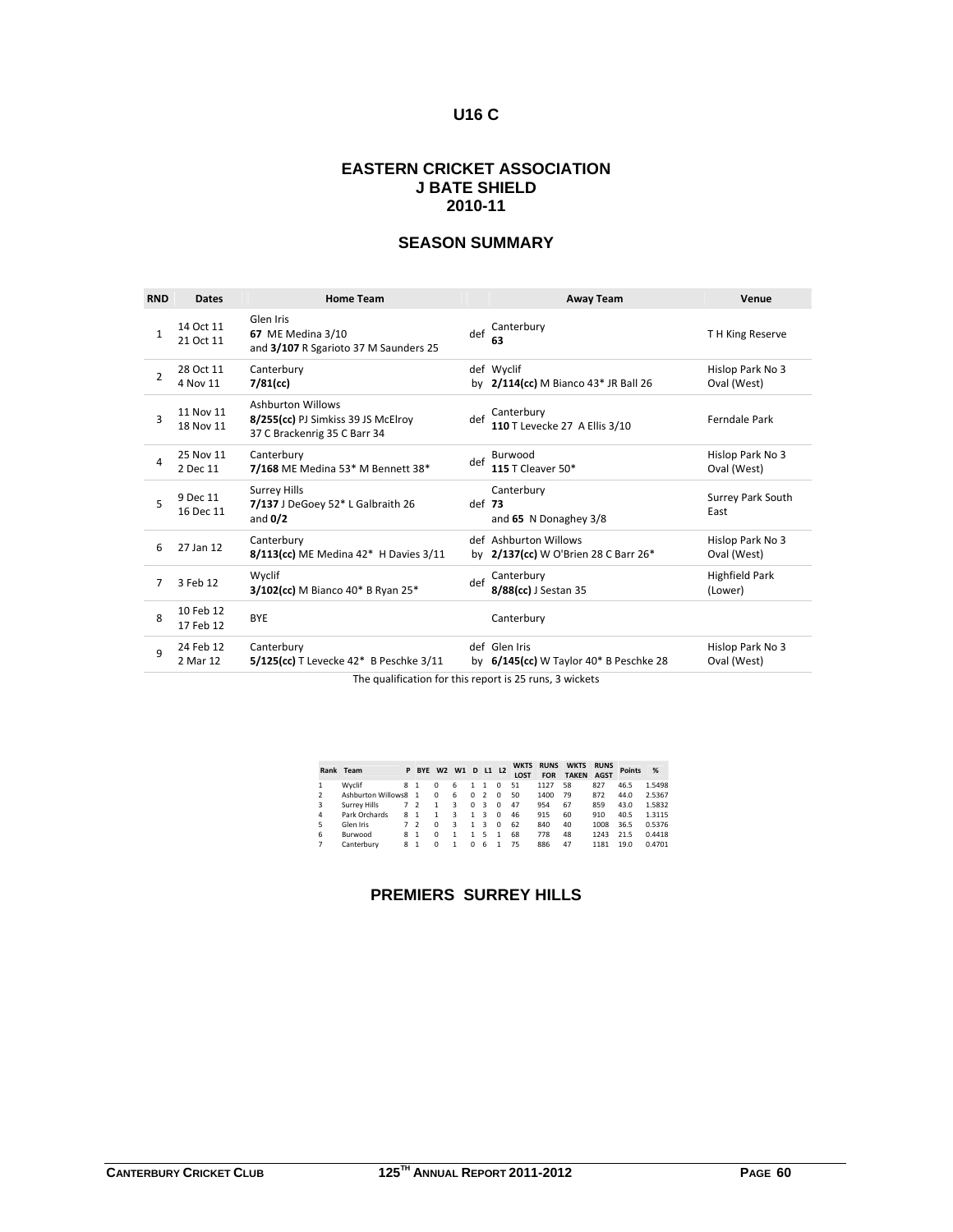# U16 C

## EASTERN CRICKET ASSOCIATION
## J BATE SHIELD
## 2010-11

## SEASON SUMMARY

| RND | Dates | Home Team | | Away Team | Venue |
|---|---|---|---|---|---|
| 1 | 14 Oct 11<br>21 Oct 11 | Glen Iris<br>**67** ME Medina 3/10<br>and **3/107** R Sgarioto 37 M Saunders 25 | def | Canterbury<br>**63** | T H King Reserve |
| 2 | 28 Oct 11<br>4 Nov 11 | Canterbury<br>**7/81(cc)** | def by | Wyclif<br>**2/114(cc)** M Bianco 43* JR Ball 26 | Hislop Park No 3 Oval (West) |
| 3 | 11 Nov 11<br>18 Nov 11 | Ashburton Willows<br>**8/255(cc)** PJ Simkiss 39 JS McElroy 37 C Brackenrig 35 C Barr 34 | def | Canterbury<br>**110** T Levecke 27 A Ellis 3/10 | Ferndale Park |
| 4 | 25 Nov 11<br>2 Dec 11 | Canterbury<br>**7/168** ME Medina 53* M Bennett 38* | def | Burwood<br>**115** T Cleaver 50* | Hislop Park No 3 Oval (West) |
| 5 | 9 Dec 11<br>16 Dec 11 | Surrey Hills<br>**7/137** J DeGoey 52* L Galbraith 26<br>and **0/2** | def | Canterbury<br>**73**<br>and **65** N Donaghey 3/8 | Surrey Park South East |
| 6 | 27 Jan 12 | Canterbury<br>**8/113(cc)** ME Medina 42* H Davies 3/11 | def by | Ashburton Willows<br>**2/137(cc)** W O'Brien 28 C Barr 26* | Hislop Park No 3 Oval (West) |
| 7 | 3 Feb 12 | Wyclif<br>**3/102(cc)** M Bianco 40* B Ryan 25* | def | Canterbury<br>**8/88(cc)** J Sestan 35 | Highfield Park (Lower) |
| 8 | 10 Feb 12<br>17 Feb 12 | BYE | | Canterbury | |
| 9 | 24 Feb 12<br>2 Mar 12 | Canterbury<br>**5/125(cc)** T Levecke 42* B Peschke 3/11 | def by | Glen Iris<br>**6/145(cc)** W Taylor 40* B Peschke 28 | Hislop Park No 3 Oval (West) |

The qualification for this report is 25 runs, 3 wickets

| Rank | Team | P | BYE | W2 | W1 | D | L1 | L2 | WKTS LOST | RUNS FOR | WKTS TAKEN | RUNS AGST | Points | % |
|---|---|---|---|---|---|---|---|---|---|---|---|---|---|---|
| 1 | Wyclif | 8 | 1 | 0 | 6 | 1 | 1 | 0 | 51 | 1127 | 58 | 827 | 46.5 | 1.5498 |
| 2 | Ashburton Willows | 8 | 1 | 0 | 6 | 0 | 2 | 0 | 50 | 1400 | 79 | 872 | 44.0 | 2.5367 |
| 3 | Surrey Hills | 7 | 2 | 1 | 3 | 0 | 3 | 0 | 47 | 954 | 67 | 859 | 43.0 | 1.5832 |
| 4 | Park Orchards | 8 | 1 | 1 | 3 | 1 | 3 | 0 | 46 | 915 | 60 | 910 | 40.5 | 1.3115 |
| 5 | Glen Iris | 7 | 2 | 0 | 3 | 1 | 3 | 0 | 62 | 840 | 40 | 1008 | 36.5 | 0.5376 |
| 6 | Burwood | 8 | 1 | 0 | 1 | 1 | 5 | 1 | 68 | 778 | 48 | 1243 | 21.5 | 0.4418 |
| 7 | Canterbury | 8 | 1 | 0 | 1 | 0 | 6 | 1 | 75 | 886 | 47 | 1181 | 19.0 | 0.4701 |

## PREMIERS SURREY HILLS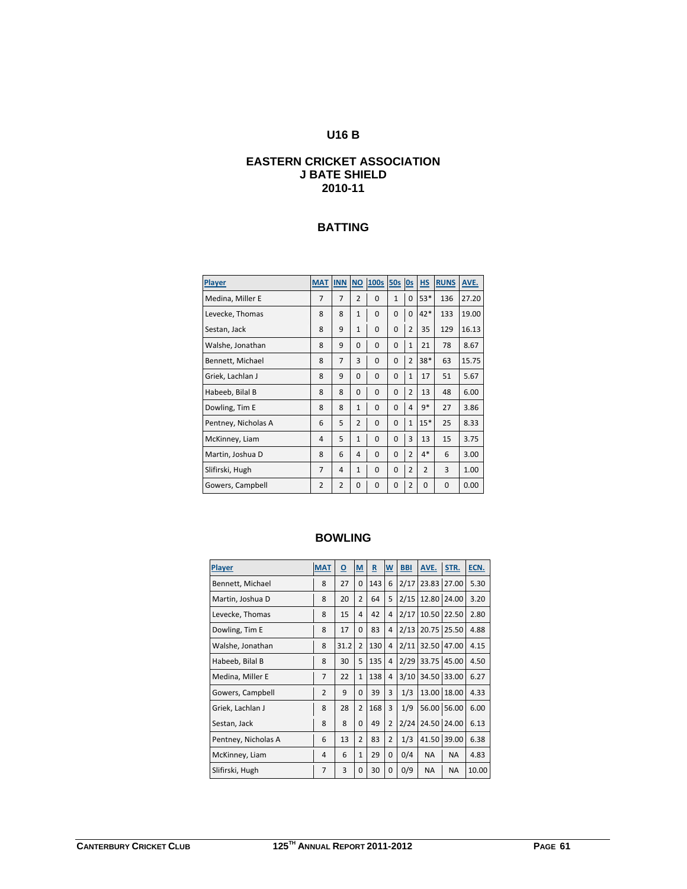## U16 B

## EASTERN CRICKET ASSOCIATION
## J BATE SHIELD
## 2010-11

### BATTING

| Player | MAT | INN | NO | 100s | 50s | 0s | HS | RUNS | AVE. |
|---|---|---|---|---|---|---|---|---|---|
| Medina, Miller E | 7 | 7 | 2 | 0 | 1 | 0 | 53* | 136 | 27.20 |
| Levecke, Thomas | 8 | 8 | 1 | 0 | 0 | 0 | 42* | 133 | 19.00 |
| Sestan, Jack | 8 | 9 | 1 | 0 | 0 | 2 | 35 | 129 | 16.13 |
| Walshe, Jonathan | 8 | 9 | 0 | 0 | 0 | 1 | 21 | 78 | 8.67 |
| Bennett, Michael | 8 | 7 | 3 | 0 | 0 | 2 | 38* | 63 | 15.75 |
| Griek, Lachlan J | 8 | 9 | 0 | 0 | 0 | 1 | 17 | 51 | 5.67 |
| Habeeb, Bilal B | 8 | 8 | 0 | 0 | 0 | 2 | 13 | 48 | 6.00 |
| Dowling, Tim E | 8 | 8 | 1 | 0 | 0 | 4 | 9* | 27 | 3.86 |
| Pentney, Nicholas A | 6 | 5 | 2 | 0 | 0 | 1 | 15* | 25 | 8.33 |
| McKinney, Liam | 4 | 5 | 1 | 0 | 0 | 3 | 13 | 15 | 3.75 |
| Martin, Joshua D | 8 | 6 | 4 | 0 | 0 | 2 | 4* | 6 | 3.00 |
| Slifirski, Hugh | 7 | 4 | 1 | 0 | 0 | 2 | 2 | 3 | 1.00 |
| Gowers, Campbell | 2 | 2 | 0 | 0 | 0 | 2 | 0 | 0 | 0.00 |

### BOWLING

| Player | MAT | O | M | R | W | BBI | AVE. | STR. | ECN. |
|---|---|---|---|---|---|---|---|---|---|
| Bennett, Michael | 8 | 27 | 0 | 143 | 6 | 2/17 | 23.83 | 27.00 | 5.30 |
| Martin, Joshua D | 8 | 20 | 2 | 64 | 5 | 2/15 | 12.80 | 24.00 | 3.20 |
| Levecke, Thomas | 8 | 15 | 4 | 42 | 4 | 2/17 | 10.50 | 22.50 | 2.80 |
| Dowling, Tim E | 8 | 17 | 0 | 83 | 4 | 2/13 | 20.75 | 25.50 | 4.88 |
| Walshe, Jonathan | 8 | 31.2 | 2 | 130 | 4 | 2/11 | 32.50 | 47.00 | 4.15 |
| Habeeb, Bilal B | 8 | 30 | 5 | 135 | 4 | 2/29 | 33.75 | 45.00 | 4.50 |
| Medina, Miller E | 7 | 22 | 1 | 138 | 4 | 3/10 | 34.50 | 33.00 | 6.27 |
| Gowers, Campbell | 2 | 9 | 0 | 39 | 3 | 1/3 | 13.00 | 18.00 | 4.33 |
| Griek, Lachlan J | 8 | 28 | 2 | 168 | 3 | 1/9 | 56.00 | 56.00 | 6.00 |
| Sestan, Jack | 8 | 8 | 0 | 49 | 2 | 2/24 | 24.50 | 24.00 | 6.13 |
| Pentney, Nicholas A | 6 | 13 | 2 | 83 | 2 | 1/3 | 41.50 | 39.00 | 6.38 |
| McKinney, Liam | 4 | 6 | 1 | 29 | 0 | 0/4 | NA | NA | 4.83 |
| Slifirski, Hugh | 7 | 3 | 0 | 30 | 0 | 0/9 | NA | NA | 10.00 |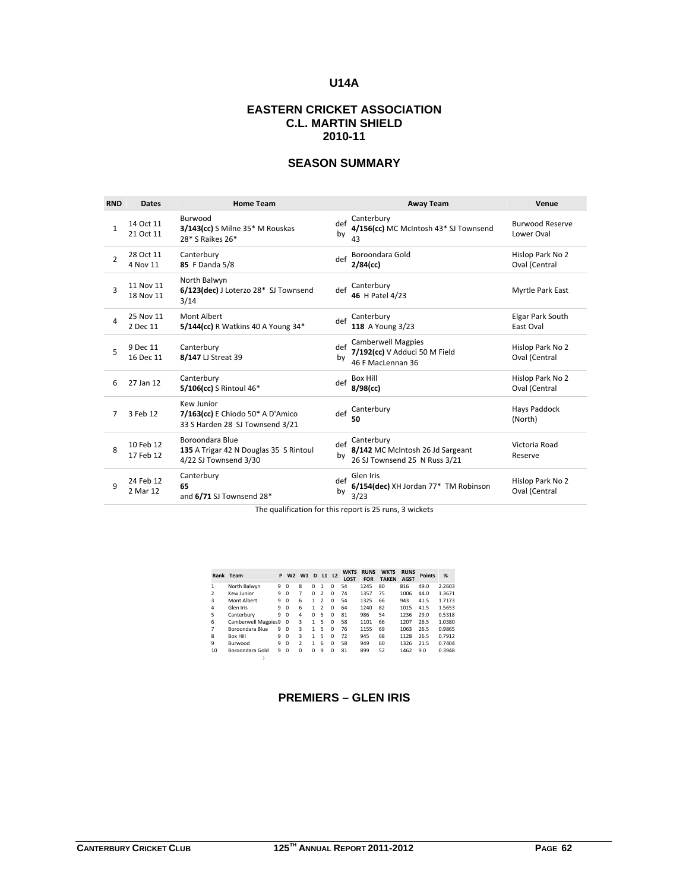# U14A

## EASTERN CRICKET ASSOCIATION
## C.L. MARTIN SHIELD
## 2010-11

### SEASON SUMMARY

| RND | Dates | Home Team | | Away Team | Venue |
|---|---|---|---|---|---|
| 1 | 14 Oct 11<br>21 Oct 11 | Burwood<br>**3/143(cc)** S Milne 35* M Rouskas 28* S Raikes 26* | def by | Canterbury<br>**4/156(cc)** MC McIntosh 43* SJ Townsend 43 | Burwood Reserve Lower Oval |
| 2 | 28 Oct 11<br>4 Nov 11 | Canterbury<br>**85** F Danda 5/8 | def | Boroondara Gold<br>**2/84(cc)** | Hislop Park No 2 Oval (Central |
| 3 | 11 Nov 11<br>18 Nov 11 | North Balwyn<br>**6/123(dec)** J Loterzo 28* SJ Townsend 3/14 | def | Canterbury<br>**46** H Patel 4/23 | Myrtle Park East |
| 4 | 25 Nov 11<br>2 Dec 11 | Mont Albert<br>**5/144(cc)** R Watkins 40 A Young 34* | def | Canterbury<br>**118** A Young 3/23 | Elgar Park South East Oval |
| 5 | 9 Dec 11<br>16 Dec 11 | Canterbury<br>**8/147** LJ Streat 39 | def by | Camberwell Magpies<br>**7/192(cc)** V Adduci 50 M Field 46 F MacLennan 36 | Hislop Park No 2 Oval (Central |
| 6 | 27 Jan 12 | Canterbury<br>**5/106(cc)** S Rintoul 46* | def | Box Hill<br>**8/98(cc)** | Hislop Park No 2 Oval (Central |
| 7 | 3 Feb 12 | Kew Junior<br>**7/163(cc)** E Chiodo 50* A D'Amico 33 S Harden 28 SJ Townsend 3/21 | def | Canterbury<br>**50** | Hays Paddock (North) |
| 8 | 10 Feb 12<br>17 Feb 12 | Boroondara Blue<br>**135** A Trigar 42 N Douglas 35 S Rintoul 4/22 SJ Townsend 3/30 | def by | Canterbury<br>**8/142** MC McIntosh 26 Jd Sargeant 26 SJ Townsend 25 N Russ 3/21 | Victoria Road Reserve |
| 9 | 24 Feb 12<br>2 Mar 12 | Canterbury<br>**65**<br>and **6/71** SJ Townsend 28* | def by | Glen Iris<br>**6/154(dec)** XH Jordan 77* TM Robinson 3/23 | Hislop Park No 2 Oval (Central |

The qualification for this report is 25 runs, 3 wickets

| Rank | Team | P | W2 | W1 | D | L1 | L2 | WKTS LOST | RUNS FOR | WKTS TAKEN | RUNS AGST | Points | % |
|---|---|---|---|---|---|---|---|---|---|---|---|---|---|
| 1 | North Balwyn | 9 | 0 | 8 | 0 | 1 | 0 | 54 | 1245 | 80 | 816 | 49.0 | 2.2603 |
| 2 | Kew Junior | 9 | 0 | 7 | 0 | 2 | 0 | 74 | 1357 | 75 | 1006 | 44.0 | 1.3671 |
| 3 | Mont Albert | 9 | 0 | 6 | 1 | 2 | 0 | 54 | 1325 | 66 | 943 | 41.5 | 1.7173 |
| 4 | Glen Iris | 9 | 0 | 6 | 1 | 2 | 0 | 64 | 1240 | 82 | 1015 | 41.5 | 1.5653 |
| 5 | Canterbury | 9 | 0 | 4 | 0 | 5 | 0 | 81 | 986 | 54 | 1236 | 29.0 | 0.5318 |
| 6 | Camberwell Magpies | 9 | 0 | 3 | 1 | 5 | 0 | 58 | 1101 | 66 | 1207 | 26.5 | 1.0380 |
| 7 | Boroondara Blue | 9 | 0 | 3 | 1 | 5 | 0 | 76 | 1155 | 69 | 1063 | 26.5 | 0.9865 |
| 8 | Box Hill | 9 | 0 | 3 | 1 | 5 | 0 | 72 | 945 | 68 | 1128 | 26.5 | 0.7912 |
| 9 | Burwood | 9 | 0 | 2 | 1 | 6 | 0 | 58 | 949 | 60 | 1326 | 21.5 | 0.7404 |
| 10 | Boroondara Gold | 9 | 0 | 0 | 0 | 9 | 0 | 81 | 899 | 52 | 1462 | 9.0 | 0.3948 |

## PREMIERS – GLEN IRIS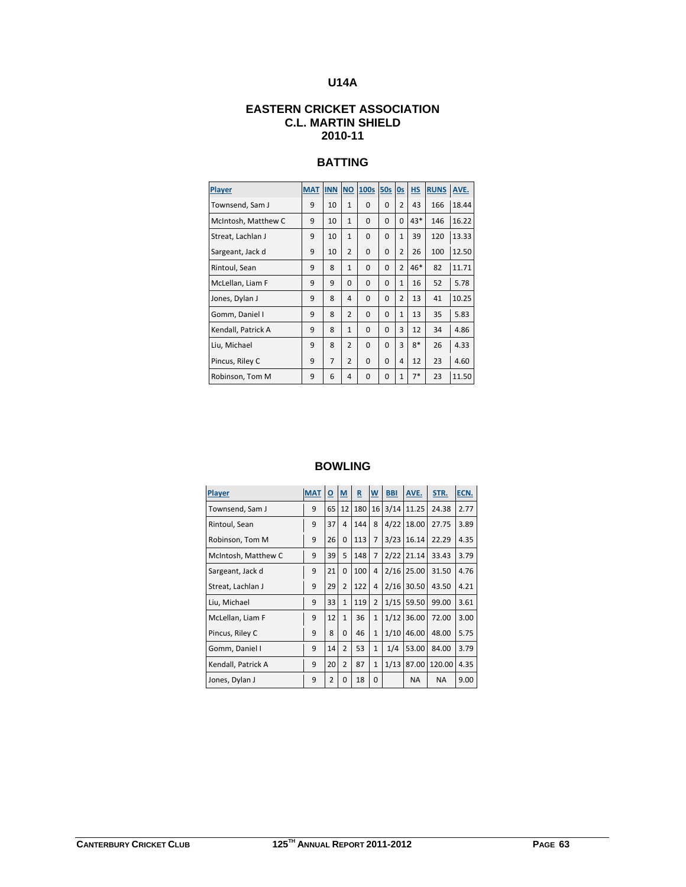# U14A

## EASTERN CRICKET ASSOCIATION
## C.L. MARTIN SHIELD
## 2010-11

### BATTING

| Player | MAT | INN | NO | 100s | 50s | 0s | HS | RUNS | AVE. |
|---|---|---|---|---|---|---|---|---|---|
| Townsend, Sam J | 9 | 10 | 1 | 0 | 0 | 2 | 43 | 166 | 18.44 |
| McIntosh, Matthew C | 9 | 10 | 1 | 0 | 0 | 0 | 43* | 146 | 16.22 |
| Streat, Lachlan J | 9 | 10 | 1 | 0 | 0 | 1 | 39 | 120 | 13.33 |
| Sargeant, Jack d | 9 | 10 | 2 | 0 | 0 | 2 | 26 | 100 | 12.50 |
| Rintoul, Sean | 9 | 8 | 1 | 0 | 0 | 2 | 46* | 82 | 11.71 |
| McLellan, Liam F | 9 | 9 | 0 | 0 | 0 | 1 | 16 | 52 | 5.78 |
| Jones, Dylan J | 9 | 8 | 4 | 0 | 0 | 2 | 13 | 41 | 10.25 |
| Gomm, Daniel I | 9 | 8 | 2 | 0 | 0 | 1 | 13 | 35 | 5.83 |
| Kendall, Patrick A | 9 | 8 | 1 | 0 | 0 | 3 | 12 | 34 | 4.86 |
| Liu, Michael | 9 | 8 | 2 | 0 | 0 | 3 | 8* | 26 | 4.33 |
| Pincus, Riley C | 9 | 7 | 2 | 0 | 0 | 4 | 12 | 23 | 4.60 |
| Robinson, Tom M | 9 | 6 | 4 | 0 | 0 | 1 | 7* | 23 | 11.50 |

### BOWLING

| Player | MAT | O | M | R | W | BBI | AVE. | STR. | ECN. |
|---|---|---|---|---|---|---|---|---|---|
| Townsend, Sam J | 9 | 65 | 12 | 180 | 16 | 3/14 | 11.25 | 24.38 | 2.77 |
| Rintoul, Sean | 9 | 37 | 4 | 144 | 8 | 4/22 | 18.00 | 27.75 | 3.89 |
| Robinson, Tom M | 9 | 26 | 0 | 113 | 7 | 3/23 | 16.14 | 22.29 | 4.35 |
| McIntosh, Matthew C | 9 | 39 | 5 | 148 | 7 | 2/22 | 21.14 | 33.43 | 3.79 |
| Sargeant, Jack d | 9 | 21 | 0 | 100 | 4 | 2/16 | 25.00 | 31.50 | 4.76 |
| Streat, Lachlan J | 9 | 29 | 2 | 122 | 4 | 2/16 | 30.50 | 43.50 | 4.21 |
| Liu, Michael | 9 | 33 | 1 | 119 | 2 | 1/15 | 59.50 | 99.00 | 3.61 |
| McLellan, Liam F | 9 | 12 | 1 | 36 | 1 | 1/12 | 36.00 | 72.00 | 3.00 |
| Pincus, Riley C | 9 | 8 | 0 | 46 | 1 | 1/10 | 46.00 | 48.00 | 5.75 |
| Gomm, Daniel I | 9 | 14 | 2 | 53 | 1 | 1/4 | 53.00 | 84.00 | 3.79 |
| Kendall, Patrick A | 9 | 20 | 2 | 87 | 1 | 1/13 | 87.00 | 120.00 | 4.35 |
| Jones, Dylan J | 9 | 2 | 0 | 18 | 0 | | NA | NA | 9.00 |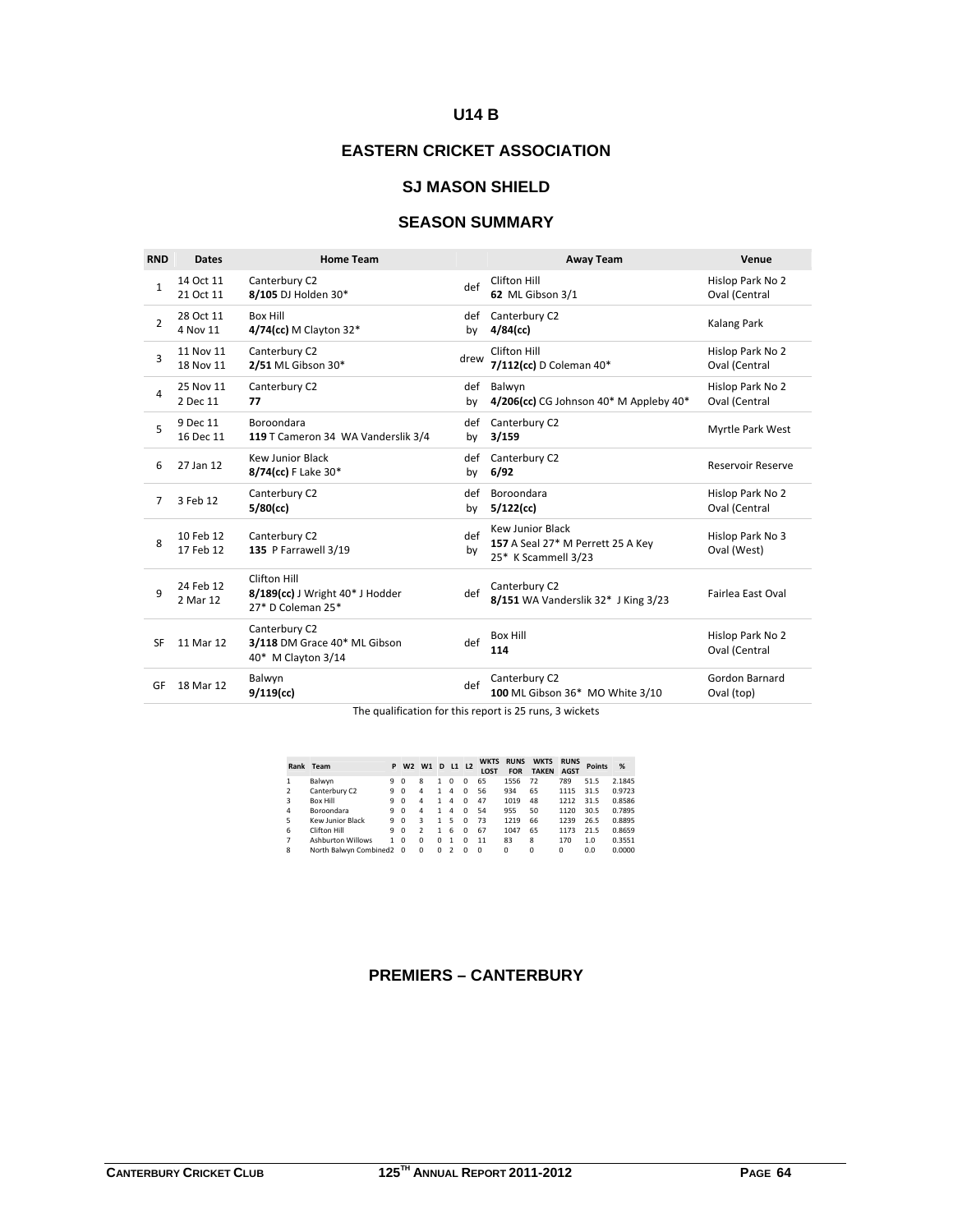## U14 B

## EASTERN CRICKET ASSOCIATION

## SJ MASON SHIELD

## SEASON SUMMARY

| RND | Dates | Home Team | | Away Team | Venue |
|---|---|---|---|---|---|
| 1 | 14 Oct 11<br>21 Oct 11 | Canterbury C2<br>**8/105** DJ Holden 30* | def | Clifton Hill<br>**62** ML Gibson 3/1 | Hislop Park No 2 Oval (Central |
| 2 | 28 Oct 11<br>4 Nov 11 | Box Hill<br>**4/74(cc)** M Clayton 32* | def by | Canterbury C2<br>**4/84(cc)** | Kalang Park |
| 3 | 11 Nov 11<br>18 Nov 11 | Canterbury C2<br>**2/51** ML Gibson 30* | drew | Clifton Hill<br>**7/112(cc)** D Coleman 40* | Hislop Park No 2 Oval (Central |
| 4 | 25 Nov 11<br>2 Dec 11 | Canterbury C2<br>**77** | def by | Balwyn<br>**4/206(cc)** CG Johnson 40* M Appleby 40* | Hislop Park No 2 Oval (Central |
| 5 | 9 Dec 11<br>16 Dec 11 | Boroondara<br>**119** T Cameron 34 WA Vanderslik 3/4 | def by | Canterbury C2<br>**3/159** | Myrtle Park West |
| 6 | 27 Jan 12 | Kew Junior Black<br>**8/74(cc)** F Lake 30* | def by | Canterbury C2<br>**6/92** | Reservoir Reserve |
| 7 | 3 Feb 12 | Canterbury C2<br>**5/80(cc)** | def by | Boroondara<br>**5/122(cc)** | Hislop Park No 2 Oval (Central |
| 8 | 10 Feb 12<br>17 Feb 12 | Canterbury C2<br>**135** P Farrawell 3/19 | def by | Kew Junior Black<br>**157** A Seal 27* M Perrett 25 A Key 25* K Scammell 3/23 | Hislop Park No 3 Oval (West) |
| 9 | 24 Feb 12<br>2 Mar 12 | Clifton Hill<br>**8/189(cc)** J Wright 40* J Hodder 27* D Coleman 25* | def | Canterbury C2<br>**8/151** WA Vanderslik 32* J King 3/23 | Fairlea East Oval |
| SF | 11 Mar 12 | Canterbury C2<br>**3/118** DM Grace 40* ML Gibson 40* M Clayton 3/14 | def | Box Hill<br>**114** | Hislop Park No 2 Oval (Central |
| GF | 18 Mar 12 | Balwyn<br>**9/119(cc)** | def | Canterbury C2<br>**100** ML Gibson 36* MO White 3/10 | Gordon Barnard Oval (top) |

The qualification for this report is 25 runs, 3 wickets

| Rank | Team | P | W2 | W1 | D | L1 | L2 | WKTS LOST | RUNS FOR | WKTS TAKEN | RUNS AGST | Points | % |
|---|---|---|---|---|---|---|---|---|---|---|---|---|---|
| 1 | Balwyn | 9 | 0 | 8 | 1 | 0 | 0 | 65 | 1556 | 72 | 789 | 51.5 | 2.1845 |
| 2 | Canterbury C2 | 9 | 0 | 4 | 1 | 4 | 0 | 56 | 934 | 65 | 1115 | 31.5 | 0.9723 |
| 3 | Box Hill | 9 | 0 | 4 | 1 | 4 | 0 | 47 | 1019 | 48 | 1212 | 31.5 | 0.8586 |
| 4 | Boroondara | 9 | 0 | 4 | 1 | 4 | 0 | 54 | 955 | 50 | 1120 | 30.5 | 0.7895 |
| 5 | Kew Junior Black | 9 | 0 | 3 | 1 | 5 | 0 | 73 | 1219 | 66 | 1239 | 26.5 | 0.8895 |
| 6 | Clifton Hill | 9 | 0 | 2 | 1 | 6 | 0 | 67 | 1047 | 65 | 1173 | 21.5 | 0.8659 |
| 7 | Ashburton Willows | 1 | 0 | 0 | 0 | 1 | 0 | 11 | 83 | 8 | 170 | 1.0 | 0.3551 |
| 8 | North Balwyn Combined2 | 0 | 0 | 0 | 0 | 2 | 0 | 0 | 0 | 0 | 0 | 0.0 | 0.0000 |

## PREMIERS – CANTERBURY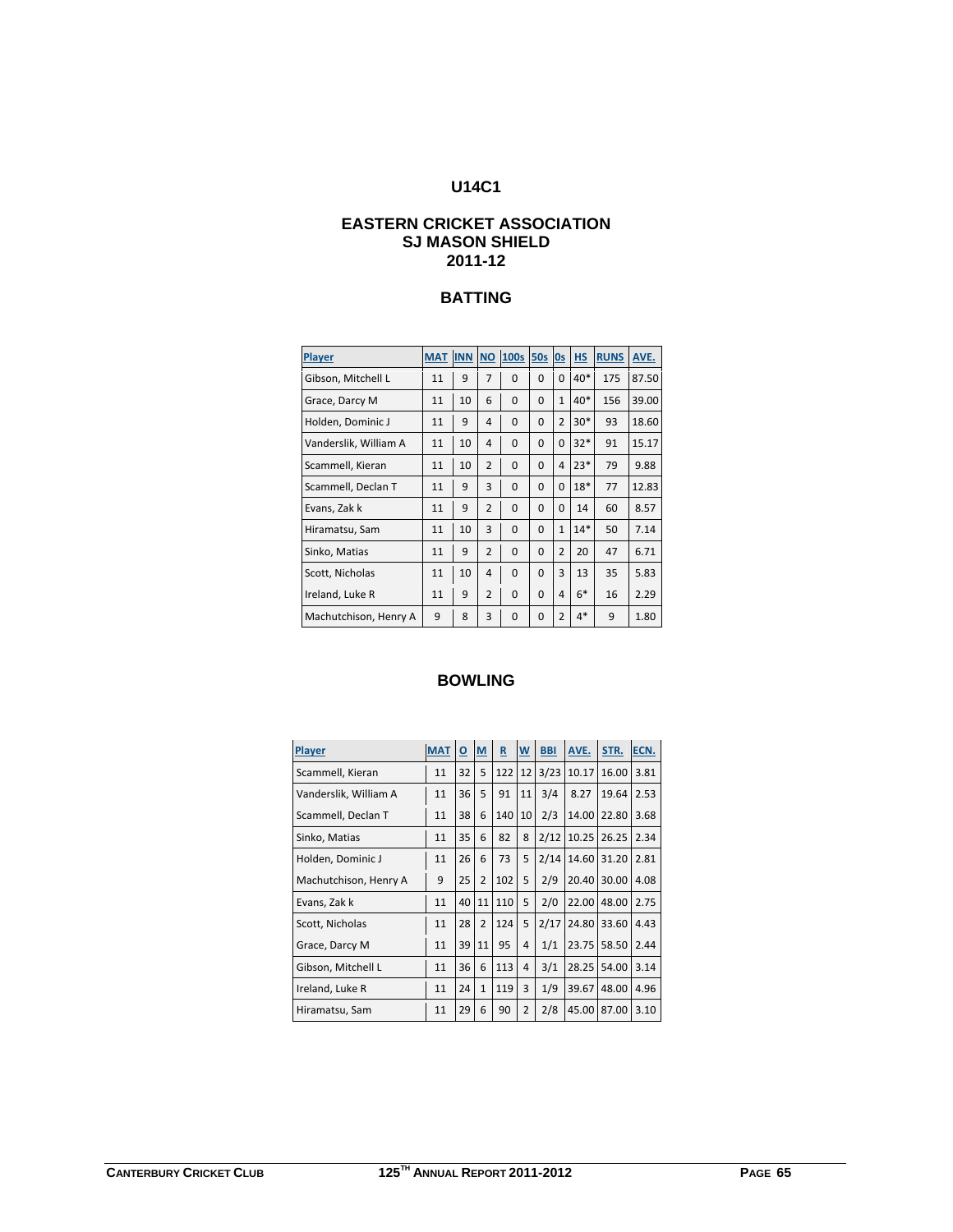# U14C1

## EASTERN CRICKET ASSOCIATION
## SJ MASON SHIELD
## 2011-12

## BATTING

| Player | MAT | INN | NO | 100s | 50s | 0s | HS | RUNS | AVE. |
|---|---|---|---|---|---|---|---|---|---|
| Gibson, Mitchell L | 11 | 9 | 7 | 0 | 0 | 0 | 40* | 175 | 87.50 |
| Grace, Darcy M | 11 | 10 | 6 | 0 | 0 | 1 | 40* | 156 | 39.00 |
| Holden, Dominic J | 11 | 9 | 4 | 0 | 0 | 2 | 30* | 93 | 18.60 |
| Vanderslik, William A | 11 | 10 | 4 | 0 | 0 | 0 | 32* | 91 | 15.17 |
| Scammell, Kieran | 11 | 10 | 2 | 0 | 0 | 4 | 23* | 79 | 9.88 |
| Scammell, Declan T | 11 | 9 | 3 | 0 | 0 | 0 | 18* | 77 | 12.83 |
| Evans, Zak k | 11 | 9 | 2 | 0 | 0 | 0 | 14 | 60 | 8.57 |
| Hiramatsu, Sam | 11 | 10 | 3 | 0 | 0 | 1 | 14* | 50 | 7.14 |
| Sinko, Matias | 11 | 9 | 2 | 0 | 0 | 2 | 20 | 47 | 6.71 |
| Scott, Nicholas | 11 | 10 | 4 | 0 | 0 | 3 | 13 | 35 | 5.83 |
| Ireland, Luke R | 11 | 9 | 2 | 0 | 0 | 4 | 6* | 16 | 2.29 |
| Machutchison, Henry A | 9 | 8 | 3 | 0 | 0 | 2 | 4* | 9 | 1.80 |

## BOWLING

| Player | MAT | O | M | R | W | BBI | AVE. | STR. | ECN. |
|---|---|---|---|---|---|---|---|---|---|
| Scammell, Kieran | 11 | 32 | 5 | 122 | 12 | 3/23 | 10.17 | 16.00 | 3.81 |
| Vanderslik, William A | 11 | 36 | 5 | 91 | 11 | 3/4 | 8.27 | 19.64 | 2.53 |
| Scammell, Declan T | 11 | 38 | 6 | 140 | 10 | 2/3 | 14.00 | 22.80 | 3.68 |
| Sinko, Matias | 11 | 35 | 6 | 82 | 8 | 2/12 | 10.25 | 26.25 | 2.34 |
| Holden, Dominic J | 11 | 26 | 6 | 73 | 5 | 2/14 | 14.60 | 31.20 | 2.81 |
| Machutchison, Henry A | 9 | 25 | 2 | 102 | 5 | 2/9 | 20.40 | 30.00 | 4.08 |
| Evans, Zak k | 11 | 40 | 11 | 110 | 5 | 2/0 | 22.00 | 48.00 | 2.75 |
| Scott, Nicholas | 11 | 28 | 2 | 124 | 5 | 2/17 | 24.80 | 33.60 | 4.43 |
| Grace, Darcy M | 11 | 39 | 11 | 95 | 4 | 1/1 | 23.75 | 58.50 | 2.44 |
| Gibson, Mitchell L | 11 | 36 | 6 | 113 | 4 | 3/1 | 28.25 | 54.00 | 3.14 |
| Ireland, Luke R | 11 | 24 | 1 | 119 | 3 | 1/9 | 39.67 | 48.00 | 4.96 |
| Hiramatsu, Sam | 11 | 29 | 6 | 90 | 2 | 2/8 | 45.00 | 87.00 | 3.10 |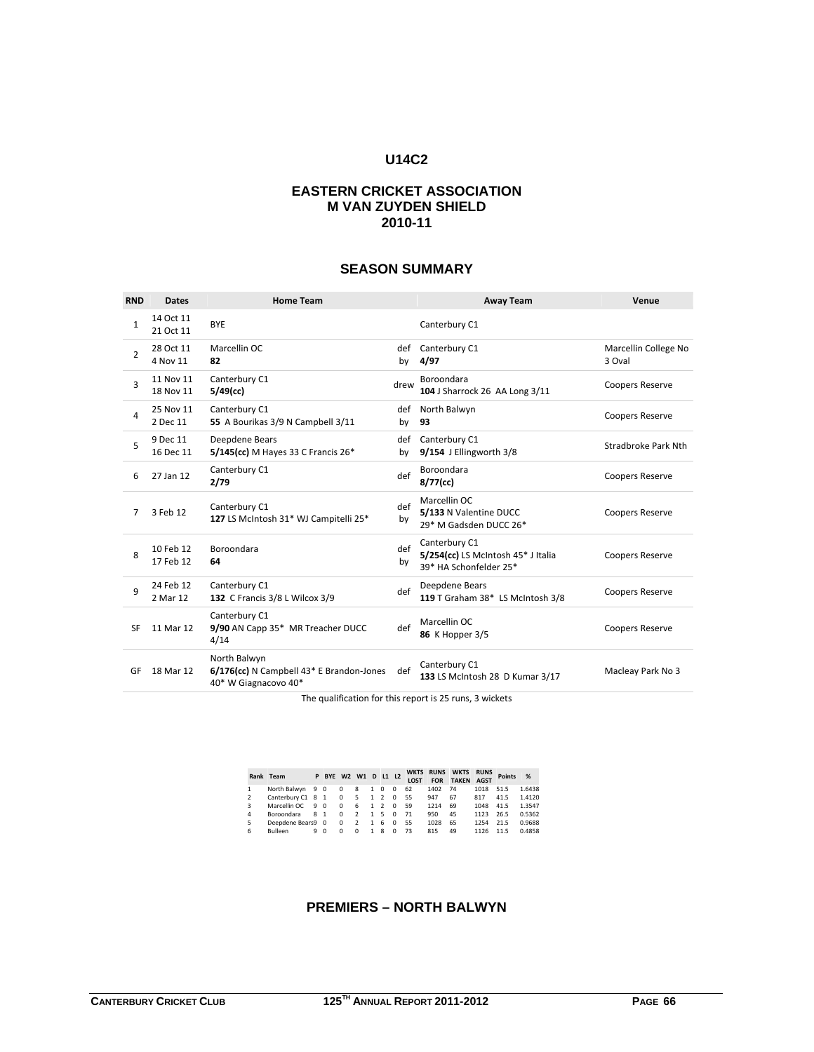# U14C2

## EASTERN CRICKET ASSOCIATION
## M VAN ZUYDEN SHIELD
## 2010-11

### SEASON SUMMARY

| RND | Dates | Home Team | | Away Team | Venue |
|---|---|---|---|---|---|
| 1 | 14 Oct 11<br>21 Oct 11 | BYE | | Canterbury C1 | |
| 2 | 28 Oct 11<br>4 Nov 11 | Marcellin OC<br>**82** | def by | Canterbury C1<br>**4/97** | Marcellin College No 3 Oval |
| 3 | 11 Nov 11<br>18 Nov 11 | Canterbury C1<br>**5/49(cc)** | drew | Boroondara<br>**104** J Sharrock 26 AA Long 3/11 | Coopers Reserve |
| 4 | 25 Nov 11<br>2 Dec 11 | Canterbury C1<br>**55** A Bourikas 3/9 N Campbell 3/11 | def by | North Balwyn<br>**93** | Coopers Reserve |
| 5 | 9 Dec 11<br>16 Dec 11 | Deepdene Bears<br>**5/145(cc)** M Hayes 33 C Francis 26* | def by | Canterbury C1<br>**9/154** J Ellingworth 3/8 | Stradbroke Park Nth |
| 6 | 27 Jan 12 | Canterbury C1<br>**2/79** | def | Boroondara<br>**8/77(cc)** | Coopers Reserve |
| 7 | 3 Feb 12 | Canterbury C1<br>**127** LS McIntosh 31* WJ Campitelli 25* | def by | Marcellin OC<br>**5/133** N Valentine DUCC 29* M Gadsden DUCC 26* | Coopers Reserve |
| 8 | 10 Feb 12<br>17 Feb 12 | Boroondara<br>**64** | def by | Canterbury C1<br>**5/254(cc)** LS McIntosh 45* J Italia 39* HA Schonfelder 25* | Coopers Reserve |
| 9 | 24 Feb 12<br>2 Mar 12 | Canterbury C1<br>**132** C Francis 3/8 L Wilcox 3/9 | def | Deepdene Bears<br>**119** T Graham 38* LS McIntosh 3/8 | Coopers Reserve |
| SF | 11 Mar 12 | Canterbury C1<br>**9/90** AN Capp 35* MR Treacher DUCC 4/14 | def | Marcellin OC<br>**86** K Hopper 3/5 | Coopers Reserve |
| GF | 18 Mar 12 | North Balwyn<br>**6/176(cc)** N Campbell 43* E Brandon-Jones 40* W Giagnacovo 40* | def | Canterbury C1<br>**133** LS McIntosh 28 D Kumar 3/17 | Macleay Park No 3 |

The qualification for this report is 25 runs, 3 wickets

| Rank | Team | P | BYE | W2 | W1 | D | L1 | L2 | WKTS LOST | RUNS FOR | WKTS TAKEN | RUNS AGST | Points | % |
|---|---|---|---|---|---|---|---|---|---|---|---|---|---|---|
| 1 | North Balwyn | 9 | 0 | 0 | 8 | 1 | 0 | 0 | 62 | 1402 | 74 | 1018 | 51.5 | 1.6438 |
| 2 | Canterbury C1 | 8 | 1 | 0 | 5 | 1 | 2 | 0 | 55 | 947 | 67 | 817 | 41.5 | 1.4120 |
| 3 | Marcellin OC | 9 | 0 | 0 | 6 | 1 | 2 | 0 | 59 | 1214 | 69 | 1048 | 41.5 | 1.3547 |
| 4 | Boroondara | 8 | 1 | 0 | 2 | 1 | 5 | 0 | 71 | 950 | 45 | 1123 | 26.5 | 0.5362 |
| 5 | Deepdene Bears | 9 | 0 | 0 | 2 | 1 | 6 | 0 | 55 | 1028 | 65 | 1254 | 21.5 | 0.9688 |
| 6 | Bulleen | 9 | 0 | 0 | 0 | 1 | 8 | 0 | 73 | 815 | 49 | 1126 | 11.5 | 0.4858 |

### PREMIERS – NORTH BALWYN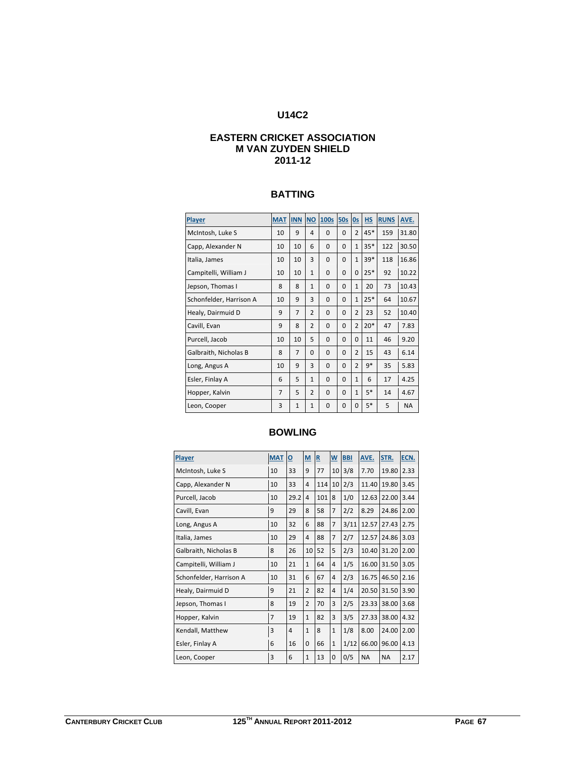# U14C2

## EASTERN CRICKET ASSOCIATION
## M VAN ZUYDEN SHIELD
## 2011-12

### BATTING

| Player | MAT | INN | NO | 100s | 50s | 0s | HS | RUNS | AVE. |
|---|---|---|---|---|---|---|---|---|---|
| McIntosh, Luke S | 10 | 9 | 4 | 0 | 0 | 2 | 45* | 159 | 31.80 |
| Capp, Alexander N | 10 | 10 | 6 | 0 | 0 | 1 | 35* | 122 | 30.50 |
| Italia, James | 10 | 10 | 3 | 0 | 0 | 1 | 39* | 118 | 16.86 |
| Campitelli, William J | 10 | 10 | 1 | 0 | 0 | 0 | 25* | 92 | 10.22 |
| Jepson, Thomas I | 8 | 8 | 1 | 0 | 0 | 1 | 20 | 73 | 10.43 |
| Schonfelder, Harrison A | 10 | 9 | 3 | 0 | 0 | 1 | 25* | 64 | 10.67 |
| Healy, Dairmuid D | 9 | 7 | 2 | 0 | 0 | 2 | 23 | 52 | 10.40 |
| Cavill, Evan | 9 | 8 | 2 | 0 | 0 | 2 | 20* | 47 | 7.83 |
| Purcell, Jacob | 10 | 10 | 5 | 0 | 0 | 0 | 11 | 46 | 9.20 |
| Galbraith, Nicholas B | 8 | 7 | 0 | 0 | 0 | 2 | 15 | 43 | 6.14 |
| Long, Angus A | 10 | 9 | 3 | 0 | 0 | 2 | 9* | 35 | 5.83 |
| Esler, Finlay A | 6 | 5 | 1 | 0 | 0 | 1 | 6 | 17 | 4.25 |
| Hopper, Kalvin | 7 | 5 | 2 | 0 | 0 | 1 | 5* | 14 | 4.67 |
| Leon, Cooper | 3 | 1 | 1 | 0 | 0 | 0 | 5* | 5 | NA |

### BOWLING

| Player | MAT | O | M | R | W | BBI | AVE. | STR. | ECN. |
|---|---|---|---|---|---|---|---|---|---|
| McIntosh, Luke S | 10 | 33 | 9 | 77 | 10 | 3/8 | 7.70 | 19.80 | 2.33 |
| Capp, Alexander N | 10 | 33 | 4 | 114 | 10 | 2/3 | 11.40 | 19.80 | 3.45 |
| Purcell, Jacob | 10 | 29.2 | 4 | 101 | 8 | 1/0 | 12.63 | 22.00 | 3.44 |
| Cavill, Evan | 9 | 29 | 8 | 58 | 7 | 2/2 | 8.29 | 24.86 | 2.00 |
| Long, Angus A | 10 | 32 | 6 | 88 | 7 | 3/11 | 12.57 | 27.43 | 2.75 |
| Italia, James | 10 | 29 | 4 | 88 | 7 | 2/7 | 12.57 | 24.86 | 3.03 |
| Galbraith, Nicholas B | 8 | 26 | 10 | 52 | 5 | 2/3 | 10.40 | 31.20 | 2.00 |
| Campitelli, William J | 10 | 21 | 1 | 64 | 4 | 1/5 | 16.00 | 31.50 | 3.05 |
| Schonfelder, Harrison A | 10 | 31 | 6 | 67 | 4 | 2/3 | 16.75 | 46.50 | 2.16 |
| Healy, Dairmuid D | 9 | 21 | 2 | 82 | 4 | 1/4 | 20.50 | 31.50 | 3.90 |
| Jepson, Thomas I | 8 | 19 | 2 | 70 | 3 | 2/5 | 23.33 | 38.00 | 3.68 |
| Hopper, Kalvin | 7 | 19 | 1 | 82 | 3 | 3/5 | 27.33 | 38.00 | 4.32 |
| Kendall, Matthew | 3 | 4 | 1 | 8 | 1 | 1/8 | 8.00 | 24.00 | 2.00 |
| Esler, Finlay A | 6 | 16 | 0 | 66 | 1 | 1/12 | 66.00 | 96.00 | 4.13 |
| Leon, Cooper | 3 | 6 | 1 | 13 | 0 | 0/5 | NA | NA | 2.17 |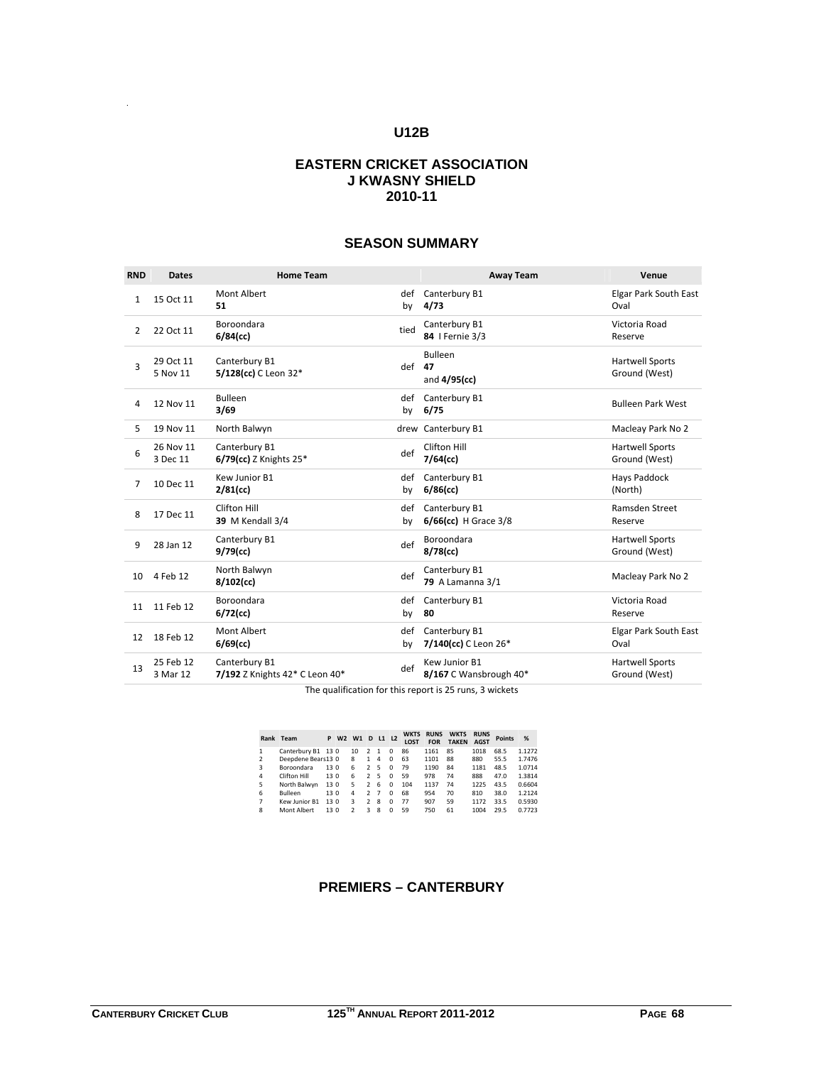# U12B

## EASTERN CRICKET ASSOCIATION
## J KWASNY SHIELD
## 2010-11

## SEASON SUMMARY

| RND | Dates | Home Team | | Away Team | Venue |
|---|---|---|---|---|---|
| 1 | 15 Oct 11 | Mont Albert **51** | def by | Canterbury B1 **4/73** | Elgar Park South East Oval |
| 2 | 22 Oct 11 | Boroondara **6/84(cc)** | tied | Canterbury B1 **84** I Fernie 3/3 | Victoria Road Reserve |
| 3 | 29 Oct 11 5 Nov 11 | Canterbury B1 **5/128(cc)** C Leon 32* | def | Bulleen **47** and **4/95(cc)** | Hartwell Sports Ground (West) |
| 4 | 12 Nov 11 | Bulleen **3/69** | def by | Canterbury B1 **6/75** | Bulleen Park West |
| 5 | 19 Nov 11 | North Balwyn | drew | Canterbury B1 | Macleay Park No 2 |
| 6 | 26 Nov 11 3 Dec 11 | Canterbury B1 **6/79(cc)** Z Knights 25* | def | Clifton Hill **7/64(cc)** | Hartwell Sports Ground (West) |
| 7 | 10 Dec 11 | Kew Junior B1 **2/81(cc)** | def by | Canterbury B1 **6/86(cc)** | Hays Paddock (North) |
| 8 | 17 Dec 11 | Clifton Hill **39** M Kendall 3/4 | def by | Canterbury B1 **6/66(cc)** H Grace 3/8 | Ramsden Street Reserve |
| 9 | 28 Jan 12 | Canterbury B1 **9/79(cc)** | def | Boroondara **8/78(cc)** | Hartwell Sports Ground (West) |
| 10 | 4 Feb 12 | North Balwyn **8/102(cc)** | def | Canterbury B1 **79** A Lamanna 3/1 | Macleay Park No 2 |
| 11 | 11 Feb 12 | Boroondara **6/72(cc)** | def by | Canterbury B1 **80** | Victoria Road Reserve |
| 12 | 18 Feb 12 | Mont Albert **6/69(cc)** | def by | Canterbury B1 **7/140(cc)** C Leon 26* | Elgar Park South East Oval |
| 13 | 25 Feb 12 3 Mar 12 | Canterbury B1 **7/192** Z Knights 42* C Leon 40* | def | Kew Junior B1 **8/167** C Wansbrough 40* | Hartwell Sports Ground (West) |

The qualification for this report is 25 runs, 3 wickets

| Rank | Team | P | W2 | W1 | D | L1 | L2 | WKTS LOST | RUNS FOR | WKTS TAKEN | RUNS AGST | Points | % |
|---|---|---|---|---|---|---|---|---|---|---|---|---|---|
| 1 | Canterbury B1 | 13 | 0 | 10 | 2 | 1 | 0 | 86 | 1161 | 85 | 1018 | 68.5 | 1.1272 |
| 2 | Deepdene Bears | 13 | 0 | 8 | 1 | 4 | 0 | 63 | 1101 | 88 | 880 | 55.5 | 1.7476 |
| 3 | Boroondara | 13 | 0 | 6 | 2 | 5 | 0 | 79 | 1190 | 84 | 1181 | 48.5 | 1.0714 |
| 4 | Clifton Hill | 13 | 0 | 6 | 2 | 5 | 0 | 59 | 978 | 74 | 888 | 47.0 | 1.3814 |
| 5 | North Balwyn | 13 | 0 | 5 | 2 | 6 | 0 | 104 | 1137 | 74 | 1225 | 43.5 | 0.6604 |
| 6 | Bulleen | 13 | 0 | 4 | 2 | 7 | 0 | 68 | 954 | 70 | 810 | 38.0 | 1.2124 |
| 7 | Kew Junior B1 | 13 | 0 | 3 | 2 | 8 | 0 | 77 | 907 | 59 | 1172 | 33.5 | 0.5930 |
| 8 | Mont Albert | 13 | 0 | 2 | 3 | 8 | 0 | 59 | 750 | 61 | 1004 | 29.5 | 0.7723 |

## PREMIERS – CANTERBURY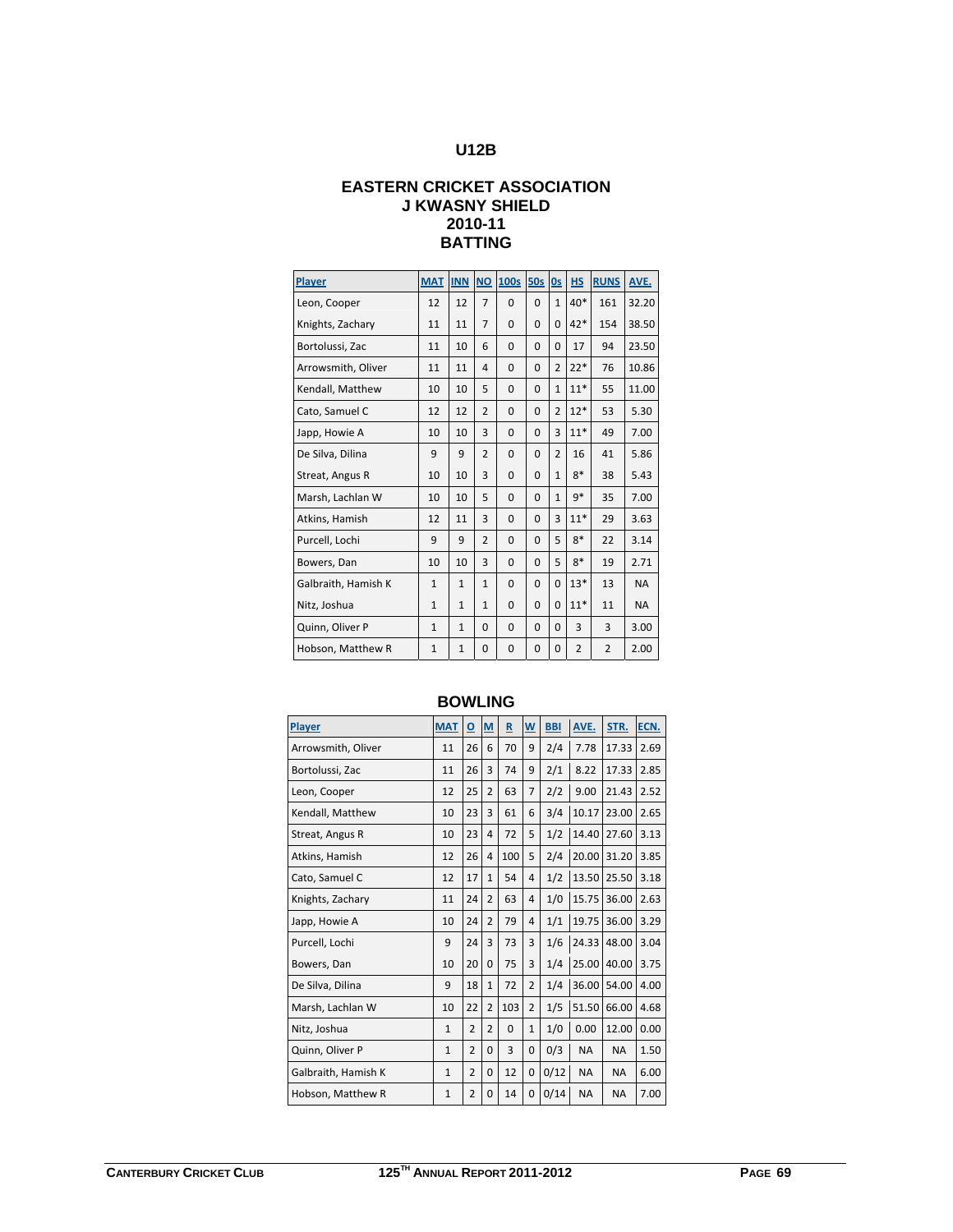# U12B

## EASTERN CRICKET ASSOCIATION
## J KWASNY SHIELD
## 2010-11
## BATTING

| Player | MAT | INN | NO | 100s | 50s | 0s | HS | RUNS | AVE. |
|---|---|---|---|---|---|---|---|---|---|
| Leon, Cooper | 12 | 12 | 7 | 0 | 0 | 1 | 40* | 161 | 32.20 |
| Knights, Zachary | 11 | 11 | 7 | 0 | 0 | 0 | 42* | 154 | 38.50 |
| Bortolussi, Zac | 11 | 10 | 6 | 0 | 0 | 0 | 17 | 94 | 23.50 |
| Arrowsmith, Oliver | 11 | 11 | 4 | 0 | 0 | 2 | 22* | 76 | 10.86 |
| Kendall, Matthew | 10 | 10 | 5 | 0 | 0 | 1 | 11* | 55 | 11.00 |
| Cato, Samuel C | 12 | 12 | 2 | 0 | 0 | 2 | 12* | 53 | 5.30 |
| Japp, Howie A | 10 | 10 | 3 | 0 | 0 | 3 | 11* | 49 | 7.00 |
| De Silva, Dilina | 9 | 9 | 2 | 0 | 0 | 2 | 16 | 41 | 5.86 |
| Streat, Angus R | 10 | 10 | 3 | 0 | 0 | 1 | 8* | 38 | 5.43 |
| Marsh, Lachlan W | 10 | 10 | 5 | 0 | 0 | 1 | 9* | 35 | 7.00 |
| Atkins, Hamish | 12 | 11 | 3 | 0 | 0 | 3 | 11* | 29 | 3.63 |
| Purcell, Lochi | 9 | 9 | 2 | 0 | 0 | 5 | 8* | 22 | 3.14 |
| Bowers, Dan | 10 | 10 | 3 | 0 | 0 | 5 | 8* | 19 | 2.71 |
| Galbraith, Hamish K | 1 | 1 | 1 | 0 | 0 | 0 | 13* | 13 | NA |
| Nitz, Joshua | 1 | 1 | 1 | 0 | 0 | 0 | 11* | 11 | NA |
| Quinn, Oliver P | 1 | 1 | 0 | 0 | 0 | 0 | 3 | 3 | 3.00 |
| Hobson, Matthew R | 1 | 1 | 0 | 0 | 0 | 0 | 2 | 2 | 2.00 |

## BOWLING

| Player | MAT | O | M | R | W | BBI | AVE. | STR. | ECN. |
|---|---|---|---|---|---|---|---|---|---|
| Arrowsmith, Oliver | 11 | 26 | 6 | 70 | 9 | 2/4 | 7.78 | 17.33 | 2.69 |
| Bortolussi, Zac | 11 | 26 | 3 | 74 | 9 | 2/1 | 8.22 | 17.33 | 2.85 |
| Leon, Cooper | 12 | 25 | 2 | 63 | 7 | 2/2 | 9.00 | 21.43 | 2.52 |
| Kendall, Matthew | 10 | 23 | 3 | 61 | 6 | 3/4 | 10.17 | 23.00 | 2.65 |
| Streat, Angus R | 10 | 23 | 4 | 72 | 5 | 1/2 | 14.40 | 27.60 | 3.13 |
| Atkins, Hamish | 12 | 26 | 4 | 100 | 5 | 2/4 | 20.00 | 31.20 | 3.85 |
| Cato, Samuel C | 12 | 17 | 1 | 54 | 4 | 1/2 | 13.50 | 25.50 | 3.18 |
| Knights, Zachary | 11 | 24 | 2 | 63 | 4 | 1/0 | 15.75 | 36.00 | 2.63 |
| Japp, Howie A | 10 | 24 | 2 | 79 | 4 | 1/1 | 19.75 | 36.00 | 3.29 |
| Purcell, Lochi | 9 | 24 | 3 | 73 | 3 | 1/6 | 24.33 | 48.00 | 3.04 |
| Bowers, Dan | 10 | 20 | 0 | 75 | 3 | 1/4 | 25.00 | 40.00 | 3.75 |
| De Silva, Dilina | 9 | 18 | 1 | 72 | 2 | 1/4 | 36.00 | 54.00 | 4.00 |
| Marsh, Lachlan W | 10 | 22 | 2 | 103 | 2 | 1/5 | 51.50 | 66.00 | 4.68 |
| Nitz, Joshua | 1 | 2 | 2 | 0 | 1 | 1/0 | 0.00 | 12.00 | 0.00 |
| Quinn, Oliver P | 1 | 2 | 0 | 3 | 0 | 0/3 | NA | NA | 1.50 |
| Galbraith, Hamish K | 1 | 2 | 0 | 12 | 0 | 0/12 | NA | NA | 6.00 |
| Hobson, Matthew R | 1 | 2 | 0 | 14 | 0 | 0/14 | NA | NA | 7.00 |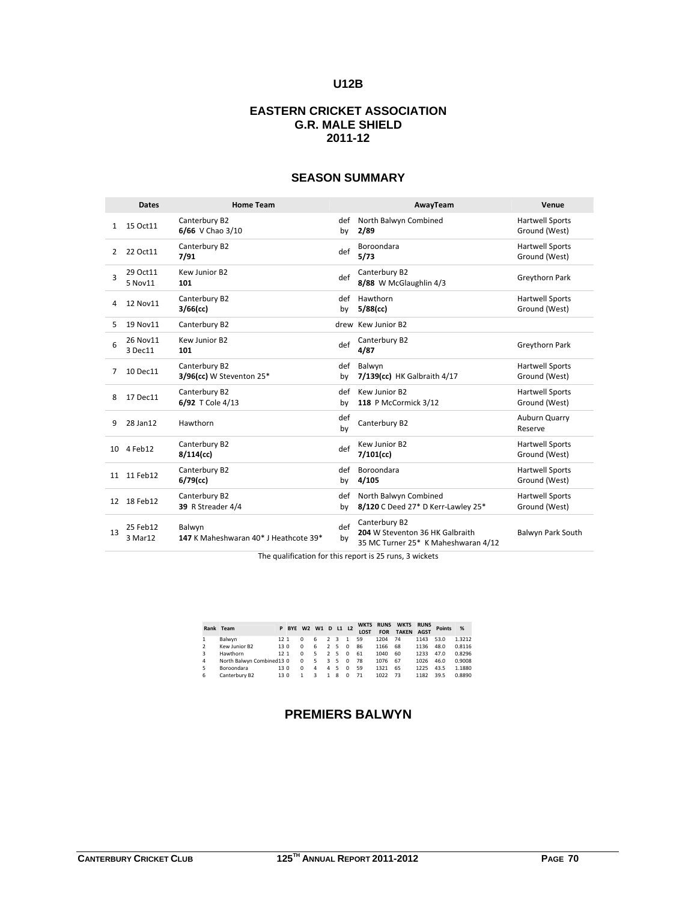## U12B

## EASTERN CRICKET ASSOCIATION
## G.R. MALE SHIELD
## 2011-12

### SEASON SUMMARY

| | Dates | Home Team | | AwayTeam | Venue |
|---|---|---|---|---|---|
| 1 | 15 Oct11 | Canterbury B2<br>**6/66** V Chao 3/10 | def by | North Balwyn Combined<br>**2/89** | Hartwell Sports Ground (West) |
| 2 | 22 Oct11 | Canterbury B2<br>**7/91** | def | Boroondara<br>**5/73** | Hartwell Sports Ground (West) |
| 3 | 29 Oct11<br>5 Nov11 | Kew Junior B2<br>**101** | def | Canterbury B2<br>**8/88** W McGlaughlin 4/3 | Greythorn Park |
| 4 | 12 Nov11 | Canterbury B2<br>**3/66(cc)** | def by | Hawthorn<br>**5/88(cc)** | Hartwell Sports Ground (West) |
| 5 | 19 Nov11 | Canterbury B2 | drew | Kew Junior B2 | |
| 6 | 26 Nov11<br>3 Dec11 | Kew Junior B2<br>**101** | def | Canterbury B2<br>**4/87** | Greythorn Park |
| 7 | 10 Dec11 | Canterbury B2<br>**3/96(cc)** W Steventon 25* | def by | Balwyn<br>**7/139(cc)** HK Galbraith 4/17 | Hartwell Sports Ground (West) |
| 8 | 17 Dec11 | Canterbury B2<br>**6/92** T Cole 4/13 | def by | Kew Junior B2<br>**118** P McCormick 3/12 | Hartwell Sports Ground (West) |
| 9 | 28 Jan12 | Hawthorn | def by | Canterbury B2 | Auburn Quarry Reserve |
| 10 | 4 Feb12 | Canterbury B2<br>**8/114(cc)** | def | Kew Junior B2<br>**7/101(cc)** | Hartwell Sports Ground (West) |
| 11 | 11 Feb12 | Canterbury B2<br>**6/79(cc)** | def by | Boroondara<br>**4/105** | Hartwell Sports Ground (West) |
| 12 | 18 Feb12 | Canterbury B2<br>**39** R Streader 4/4 | def by | North Balwyn Combined<br>**8/120** C Deed 27* D Kerr-Lawley 25* | Hartwell Sports Ground (West) |
| 13 | 25 Feb12<br>3 Mar12 | Balwyn<br>**147** K Maheshwaran 40* J Heathcote 39* | def by | Canterbury B2<br>**204** W Steventon 36 HK Galbraith 35 MC Turner 25* K Maheshwaran 4/12 | Balwyn Park South |

The qualification for this report is 25 runs, 3 wickets

| Rank | Team | P | BYE | W2 | W1 | D | L1 | L2 | WKTS LOST | RUNS FOR | WKTS TAKEN | RUNS AGST | Points | % |
|---|---|---|---|---|---|---|---|---|---|---|---|---|---|---|
| 1 | Balwyn | 12 | 1 | 0 | 6 | 2 | 3 | 1 | 59 | 1204 | 74 | 1143 | 53.0 | 1.3212 |
| 2 | Kew Junior B2 | 13 | 0 | 0 | 6 | 2 | 5 | 0 | 86 | 1166 | 68 | 1136 | 48.0 | 0.8116 |
| 3 | Hawthorn | 12 | 1 | 0 | 5 | 2 | 5 | 0 | 61 | 1040 | 60 | 1233 | 47.0 | 0.8296 |
| 4 | North Balwyn Combined | 13 | 0 | 0 | 5 | 3 | 5 | 0 | 78 | 1076 | 67 | 1026 | 46.0 | 0.9008 |
| 5 | Boroondara | 13 | 0 | 0 | 4 | 4 | 5 | 0 | 59 | 1321 | 65 | 1225 | 43.5 | 1.1880 |
| 6 | Canterbury B2 | 13 | 0 | 1 | 3 | 1 | 8 | 0 | 71 | 1022 | 73 | 1182 | 39.5 | 0.8890 |

## PREMIERS BALWYN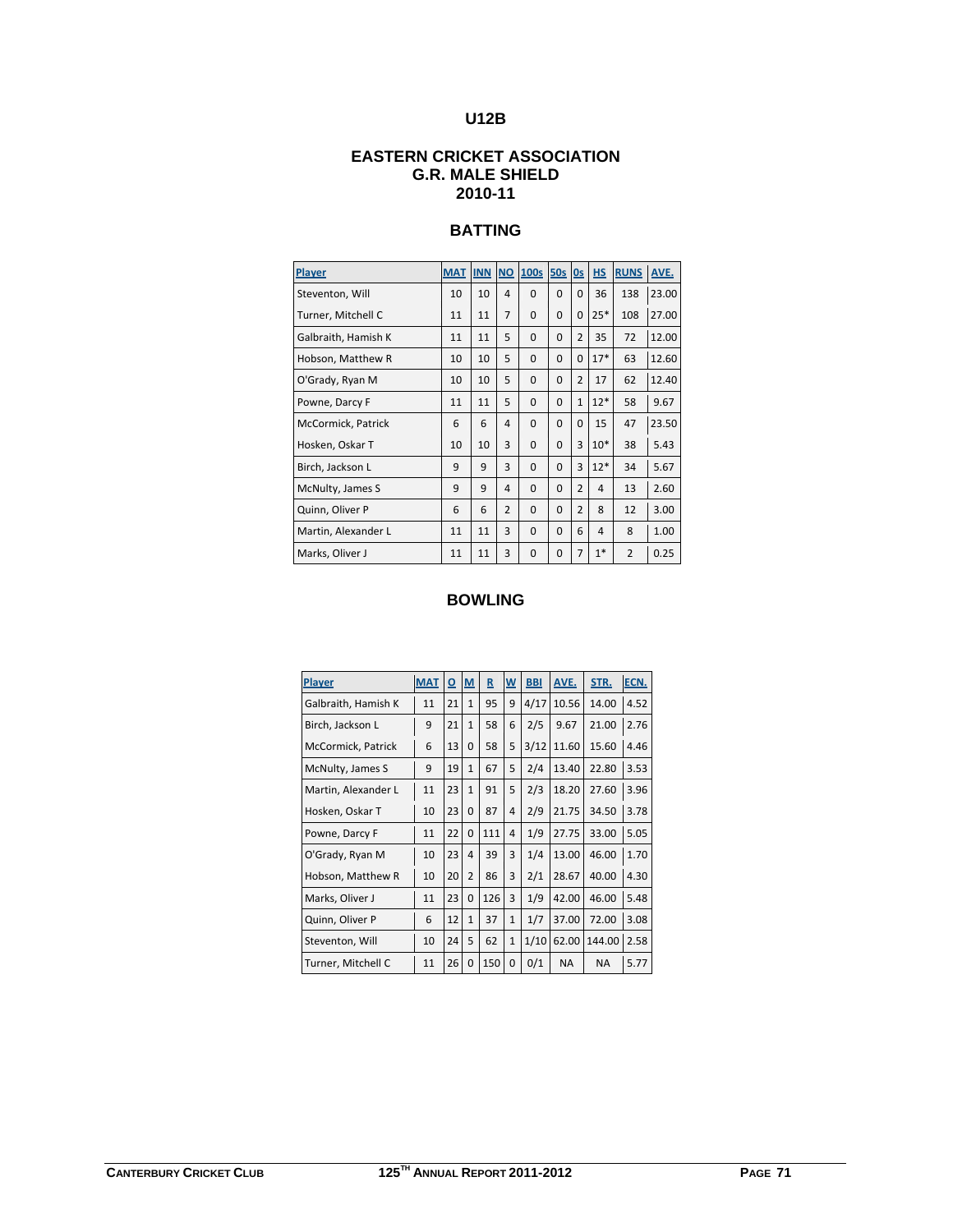# U12B

## EASTERN CRICKET ASSOCIATION
## G.R. MALE SHIELD
## 2010-11

### BATTING

| Player | MAT | INN | NO | 100s | 50s | 0s | HS | RUNS | AVE. |
|---|---|---|---|---|---|---|---|---|---|
| Steventon, Will | 10 | 10 | 4 | 0 | 0 | 0 | 36 | 138 | 23.00 |
| Turner, Mitchell C | 11 | 11 | 7 | 0 | 0 | 0 | 25* | 108 | 27.00 |
| Galbraith, Hamish K | 11 | 11 | 5 | 0 | 0 | 2 | 35 | 72 | 12.00 |
| Hobson, Matthew R | 10 | 10 | 5 | 0 | 0 | 0 | 17* | 63 | 12.60 |
| O'Grady, Ryan M | 10 | 10 | 5 | 0 | 0 | 2 | 17 | 62 | 12.40 |
| Powne, Darcy F | 11 | 11 | 5 | 0 | 0 | 1 | 12* | 58 | 9.67 |
| McCormick, Patrick | 6 | 6 | 4 | 0 | 0 | 0 | 15 | 47 | 23.50 |
| Hosken, Oskar T | 10 | 10 | 3 | 0 | 0 | 3 | 10* | 38 | 5.43 |
| Birch, Jackson L | 9 | 9 | 3 | 0 | 0 | 3 | 12* | 34 | 5.67 |
| McNulty, James S | 9 | 9 | 4 | 0 | 0 | 2 | 4 | 13 | 2.60 |
| Quinn, Oliver P | 6 | 6 | 2 | 0 | 0 | 2 | 8 | 12 | 3.00 |
| Martin, Alexander L | 11 | 11 | 3 | 0 | 0 | 6 | 4 | 8 | 1.00 |
| Marks, Oliver J | 11 | 11 | 3 | 0 | 0 | 7 | 1* | 2 | 0.25 |

### BOWLING

| Player | MAT | O | M | R | W | BBI | AVE. | STR. | ECN. |
|---|---|---|---|---|---|---|---|---|---|
| Galbraith, Hamish K | 11 | 21 | 1 | 95 | 9 | 4/17 | 10.56 | 14.00 | 4.52 |
| Birch, Jackson L | 9 | 21 | 1 | 58 | 6 | 2/5 | 9.67 | 21.00 | 2.76 |
| McCormick, Patrick | 6 | 13 | 0 | 58 | 5 | 3/12 | 11.60 | 15.60 | 4.46 |
| McNulty, James S | 9 | 19 | 1 | 67 | 5 | 2/4 | 13.40 | 22.80 | 3.53 |
| Martin, Alexander L | 11 | 23 | 1 | 91 | 5 | 2/3 | 18.20 | 27.60 | 3.96 |
| Hosken, Oskar T | 10 | 23 | 0 | 87 | 4 | 2/9 | 21.75 | 34.50 | 3.78 |
| Powne, Darcy F | 11 | 22 | 0 | 111 | 4 | 1/9 | 27.75 | 33.00 | 5.05 |
| O'Grady, Ryan M | 10 | 23 | 4 | 39 | 3 | 1/4 | 13.00 | 46.00 | 1.70 |
| Hobson, Matthew R | 10 | 20 | 2 | 86 | 3 | 2/1 | 28.67 | 40.00 | 4.30 |
| Marks, Oliver J | 11 | 23 | 0 | 126 | 3 | 1/9 | 42.00 | 46.00 | 5.48 |
| Quinn, Oliver P | 6 | 12 | 1 | 37 | 1 | 1/7 | 37.00 | 72.00 | 3.08 |
| Steventon, Will | 10 | 24 | 5 | 62 | 1 | 1/10 | 62.00 | 144.00 | 2.58 |
| Turner, Mitchell C | 11 | 26 | 0 | 150 | 0 | 0/1 | NA | NA | 5.77 |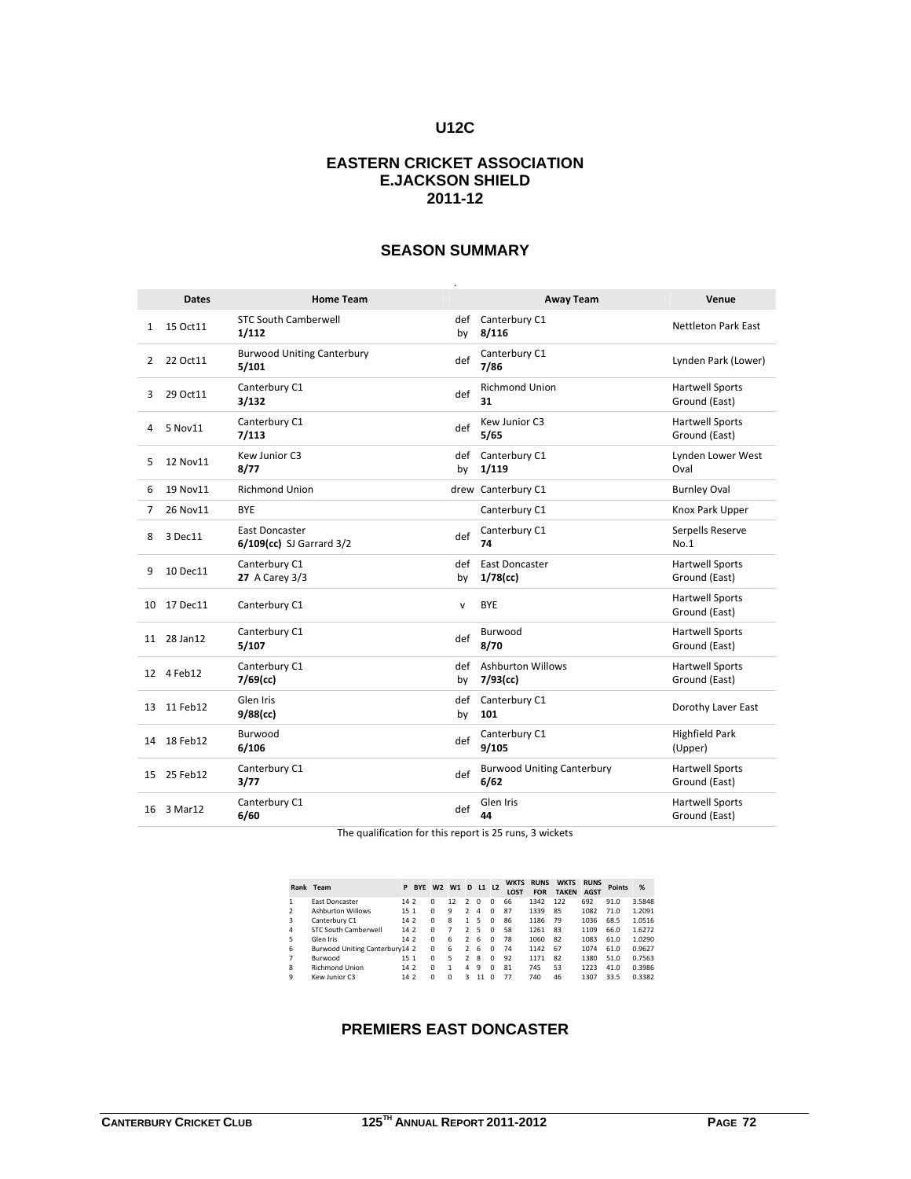# U12C

## EASTERN CRICKET ASSOCIATION
## E.JACKSON SHIELD
## 2011-12

## SEASON SUMMARY

| | Dates | Home Team | | Away Team | Venue |
|---|---|---|---|---|---|
| 1 | 15 Oct11 | STC South Camberwell **1/112** | def by | Canterbury C1 **8/116** | Nettleton Park East |
| 2 | 22 Oct11 | Burwood Uniting Canterbury **5/101** | def | Canterbury C1 **7/86** | Lynden Park (Lower) |
| 3 | 29 Oct11 | Canterbury C1 **3/132** | def | Richmond Union **31** | Hartwell Sports Ground (East) |
| 4 | 5 Nov11 | Canterbury C1 **7/113** | def | Kew Junior C3 **5/65** | Hartwell Sports Ground (East) |
| 5 | 12 Nov11 | Kew Junior C3 **8/77** | def by | Canterbury C1 **1/119** | Lynden Lower West Oval |
| 6 | 19 Nov11 | Richmond Union | drew | Canterbury C1 | Burnley Oval |
| 7 | 26 Nov11 | BYE | | Canterbury C1 | Knox Park Upper |
| 8 | 3 Dec11 | East Doncaster **6/109(cc)** SJ Garrard 3/2 | def | Canterbury C1 **74** | Serpells Reserve No.1 |
| 9 | 10 Dec11 | Canterbury C1 **27** A Carey 3/3 | def by | East Doncaster **1/78(cc)** | Hartwell Sports Ground (East) |
| 10 | 17 Dec11 | Canterbury C1 | v | BYE | Hartwell Sports Ground (East) |
| 11 | 28 Jan12 | Canterbury C1 **5/107** | def | Burwood **8/70** | Hartwell Sports Ground (East) |
| 12 | 4 Feb12 | Canterbury C1 **7/69(cc)** | def by | Ashburton Willows **7/93(cc)** | Hartwell Sports Ground (East) |
| 13 | 11 Feb12 | Glen Iris **9/88(cc)** | def by | Canterbury C1 **101** | Dorothy Laver East |
| 14 | 18 Feb12 | Burwood **6/106** | def | Canterbury C1 **9/105** | Highfield Park (Upper) |
| 15 | 25 Feb12 | Canterbury C1 **3/77** | def | Burwood Uniting Canterbury **6/62** | Hartwell Sports Ground (East) |
| 16 | 3 Mar12 | Canterbury C1 **6/60** | def | Glen Iris **44** | Hartwell Sports Ground (East) |

The qualification for this report is 25 runs, 3 wickets

| Rank | Team | P | BYE | W2 | W1 | D | L1 | L2 | WKTS LOST | RUNS FOR | WKTS TAKEN | RUNS AGST | Points | % |
|---|---|---|---|---|---|---|---|---|---|---|---|---|---|---|
| 1 | East Doncaster | 14 | 2 | 0 | 12 | 2 | 0 | 0 | 66 | 1342 | 122 | 692 | 91.0 | 3.5848 |
| 2 | Ashburton Willows | 15 | 1 | 0 | 9 | 2 | 4 | 0 | 87 | 1339 | 85 | 1082 | 71.0 | 1.2091 |
| 3 | Canterbury C1 | 14 | 2 | 0 | 8 | 1 | 5 | 0 | 86 | 1186 | 79 | 1036 | 68.5 | 1.0516 |
| 4 | STC South Camberwell | 14 | 2 | 0 | 7 | 2 | 5 | 0 | 58 | 1261 | 83 | 1109 | 66.0 | 1.6272 |
| 5 | Glen Iris | 14 | 2 | 0 | 6 | 2 | 6 | 0 | 78 | 1060 | 82 | 1083 | 61.0 | 1.0290 |
| 6 | Burwood Uniting Canterbury | 14 | 2 | 0 | 6 | 2 | 6 | 0 | 74 | 1142 | 67 | 1074 | 61.0 | 0.9627 |
| 7 | Burwood | 15 | 1 | 0 | 5 | 2 | 8 | 0 | 92 | 1171 | 82 | 1380 | 51.0 | 0.7563 |
| 8 | Richmond Union | 14 | 2 | 0 | 1 | 4 | 9 | 0 | 81 | 745 | 53 | 1223 | 41.0 | 0.3986 |
| 9 | Kew Junior C3 | 14 | 2 | 0 | 0 | 3 | 11 | 0 | 77 | 740 | 46 | 1307 | 33.5 | 0.3382 |

## PREMIERS EAST DONCASTER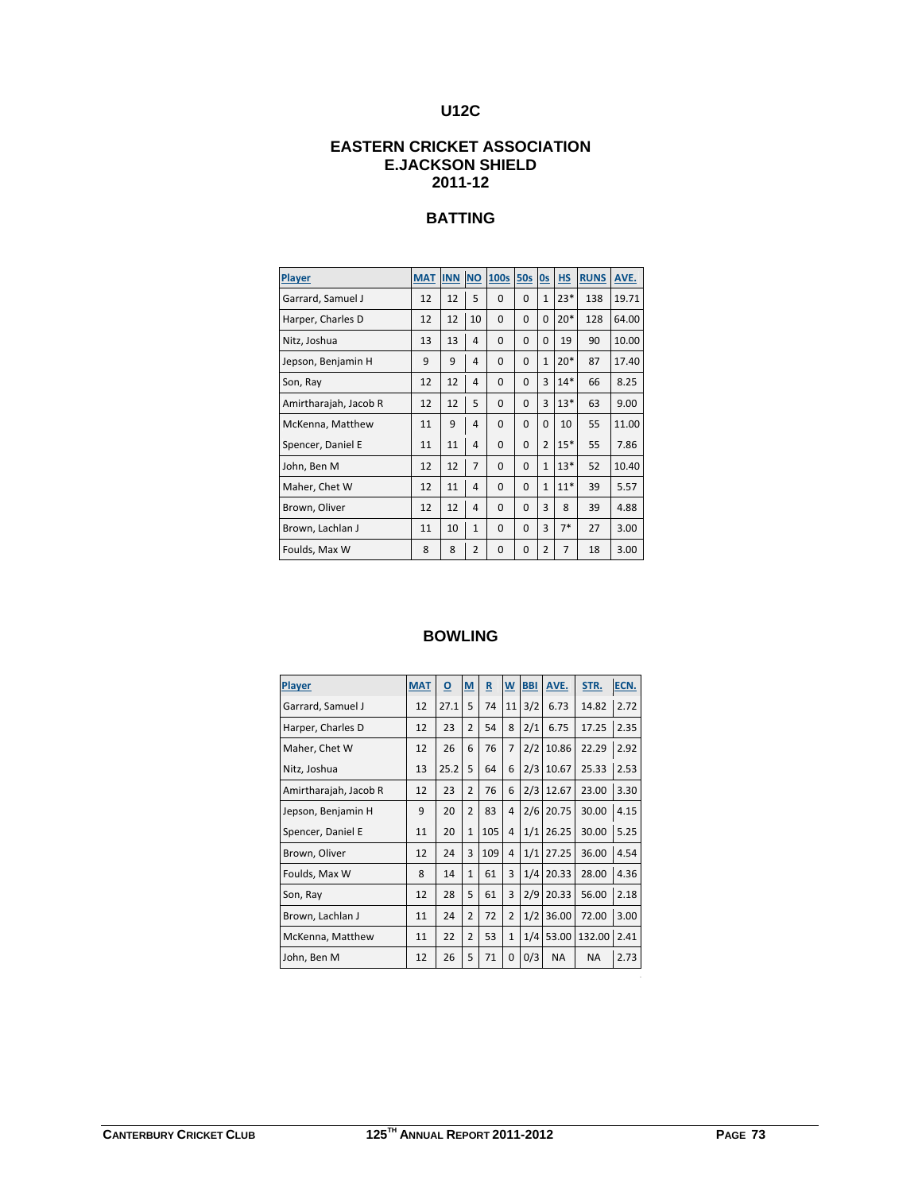# U12C

## EASTERN CRICKET ASSOCIATION
## E.JACKSON SHIELD
## 2011-12

### BATTING

| Player | MAT | INN | NO | 100s | 50s | 0s | HS | RUNS | AVE. |
|---|---|---|---|---|---|---|---|---|---|
| Garrard, Samuel J | 12 | 12 | 5 | 0 | 0 | 1 | 23* | 138 | 19.71 |
| Harper, Charles D | 12 | 12 | 10 | 0 | 0 | 0 | 20* | 128 | 64.00 |
| Nitz, Joshua | 13 | 13 | 4 | 0 | 0 | 0 | 19 | 90 | 10.00 |
| Jepson, Benjamin H | 9 | 9 | 4 | 0 | 0 | 1 | 20* | 87 | 17.40 |
| Son, Ray | 12 | 12 | 4 | 0 | 0 | 3 | 14* | 66 | 8.25 |
| Amirtharajah, Jacob R | 12 | 12 | 5 | 0 | 0 | 3 | 13* | 63 | 9.00 |
| McKenna, Matthew | 11 | 9 | 4 | 0 | 0 | 0 | 10 | 55 | 11.00 |
| Spencer, Daniel E | 11 | 11 | 4 | 0 | 0 | 2 | 15* | 55 | 7.86 |
| John, Ben M | 12 | 12 | 7 | 0 | 0 | 1 | 13* | 52 | 10.40 |
| Maher, Chet W | 12 | 11 | 4 | 0 | 0 | 1 | 11* | 39 | 5.57 |
| Brown, Oliver | 12 | 12 | 4 | 0 | 0 | 3 | 8 | 39 | 4.88 |
| Brown, Lachlan J | 11 | 10 | 1 | 0 | 0 | 3 | 7* | 27 | 3.00 |
| Foulds, Max W | 8 | 8 | 2 | 0 | 0 | 2 | 7 | 18 | 3.00 |

### BOWLING

| Player | MAT | O | M | R | W | BBI | AVE. | STR. | ECN. |
|---|---|---|---|---|---|---|---|---|---|
| Garrard, Samuel J | 12 | 27.1 | 5 | 74 | 11 | 3/2 | 6.73 | 14.82 | 2.72 |
| Harper, Charles D | 12 | 23 | 2 | 54 | 8 | 2/1 | 6.75 | 17.25 | 2.35 |
| Maher, Chet W | 12 | 26 | 6 | 76 | 7 | 2/2 | 10.86 | 22.29 | 2.92 |
| Nitz, Joshua | 13 | 25.2 | 5 | 64 | 6 | 2/3 | 10.67 | 25.33 | 2.53 |
| Amirtharajah, Jacob R | 12 | 23 | 2 | 76 | 6 | 2/3 | 12.67 | 23.00 | 3.30 |
| Jepson, Benjamin H | 9 | 20 | 2 | 83 | 4 | 2/6 | 20.75 | 30.00 | 4.15 |
| Spencer, Daniel E | 11 | 20 | 1 | 105 | 4 | 1/1 | 26.25 | 30.00 | 5.25 |
| Brown, Oliver | 12 | 24 | 3 | 109 | 4 | 1/1 | 27.25 | 36.00 | 4.54 |
| Foulds, Max W | 8 | 14 | 1 | 61 | 3 | 1/4 | 20.33 | 28.00 | 4.36 |
| Son, Ray | 12 | 28 | 5 | 61 | 3 | 2/9 | 20.33 | 56.00 | 2.18 |
| Brown, Lachlan J | 11 | 24 | 2 | 72 | 2 | 1/2 | 36.00 | 72.00 | 3.00 |
| McKenna, Matthew | 11 | 22 | 2 | 53 | 1 | 1/4 | 53.00 | 132.00 | 2.41 |
| John, Ben M | 12 | 26 | 5 | 71 | 0 | 0/3 | NA | NA | 2.73 |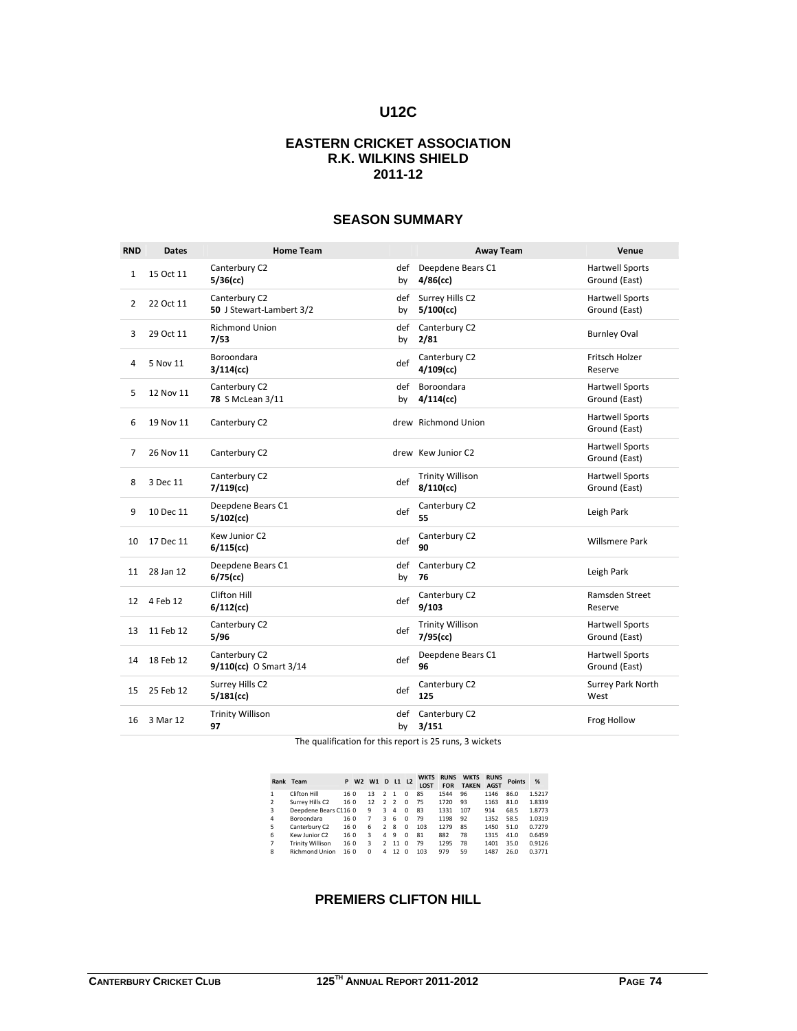# U12C

## EASTERN CRICKET ASSOCIATION
## R.K. WILKINS SHIELD
## 2011-12

## SEASON SUMMARY

| RND | Dates | Home Team | | Away Team | Venue |
|---|---|---|---|---|---|
| 1 | 15 Oct 11 | Canterbury C2 **5/36(cc)** | def by | Deepdene Bears C1 **4/86(cc)** | Hartwell Sports Ground (East) |
| 2 | 22 Oct 11 | Canterbury C2 **50** J Stewart-Lambert 3/2 | def by | Surrey Hills C2 **5/100(cc)** | Hartwell Sports Ground (East) |
| 3 | 29 Oct 11 | Richmond Union **7/53** | def by | Canterbury C2 **2/81** | Burnley Oval |
| 4 | 5 Nov 11 | Boroondara **3/114(cc)** | def | Canterbury C2 **4/109(cc)** | Fritsch Holzer Reserve |
| 5 | 12 Nov 11 | Canterbury C2 **78** S McLean 3/11 | def by | Boroondara **4/114(cc)** | Hartwell Sports Ground (East) |
| 6 | 19 Nov 11 | Canterbury C2 | drew | Richmond Union | Hartwell Sports Ground (East) |
| 7 | 26 Nov 11 | Canterbury C2 | drew | Kew Junior C2 | Hartwell Sports Ground (East) |
| 8 | 3 Dec 11 | Canterbury C2 **7/119(cc)** | def | Trinity Willison **8/110(cc)** | Hartwell Sports Ground (East) |
| 9 | 10 Dec 11 | Deepdene Bears C1 **5/102(cc)** | def | Canterbury C2 **55** | Leigh Park |
| 10 | 17 Dec 11 | Kew Junior C2 **6/115(cc)** | def | Canterbury C2 **90** | Willsmere Park |
| 11 | 28 Jan 12 | Deepdene Bears C1 **6/75(cc)** | def by | Canterbury C2 **76** | Leigh Park |
| 12 | 4 Feb 12 | Clifton Hill **6/112(cc)** | def | Canterbury C2 **9/103** | Ramsden Street Reserve |
| 13 | 11 Feb 12 | Canterbury C2 **5/96** | def | Trinity Willison **7/95(cc)** | Hartwell Sports Ground (East) |
| 14 | 18 Feb 12 | Canterbury C2 **9/110(cc)** O Smart 3/14 | def | Deepdene Bears C1 **96** | Hartwell Sports Ground (East) |
| 15 | 25 Feb 12 | Surrey Hills C2 **5/181(cc)** | def | Canterbury C2 **125** | Surrey Park North West |
| 16 | 3 Mar 12 | Trinity Willison **97** | def by | Canterbury C2 **3/151** | Frog Hollow |

The qualification for this report is 25 runs, 3 wickets

| Rank | Team | P | W2 | W1 | D | L1 | L2 | WKTS LOST | RUNS FOR | WKTS TAKEN | RUNS AGST | Points | % |
|---|---|---|---|---|---|---|---|---|---|---|---|---|---|
| 1 | Clifton Hill | 16 | 0 | 13 | 2 | 1 | 0 | 85 | 1544 | 96 | 1146 | 86.0 | 1.5217 |
| 2 | Surrey Hills C2 | 16 | 0 | 12 | 2 | 2 | 0 | 75 | 1720 | 93 | 1163 | 81.0 | 1.8339 |
| 3 | Deepdene Bears C1 | 16 | 0 | 9 | 3 | 4 | 0 | 83 | 1331 | 107 | 914 | 68.5 | 1.8773 |
| 4 | Boroondara | 16 | 0 | 7 | 3 | 6 | 0 | 79 | 1198 | 92 | 1352 | 58.5 | 1.0319 |
| 5 | Canterbury C2 | 16 | 0 | 6 | 2 | 8 | 0 | 103 | 1279 | 85 | 1450 | 51.0 | 0.7279 |
| 6 | Kew Junior C2 | 16 | 0 | 3 | 4 | 9 | 0 | 81 | 882 | 78 | 1315 | 41.0 | 0.6459 |
| 7 | Trinity Willison | 16 | 0 | 3 | 2 | 11 | 0 | 79 | 1295 | 78 | 1401 | 35.0 | 0.9126 |
| 8 | Richmond Union | 16 | 0 | 0 | 4 | 12 | 0 | 103 | 979 | 59 | 1487 | 26.0 | 0.3771 |

## PREMIERS CLIFTON HILL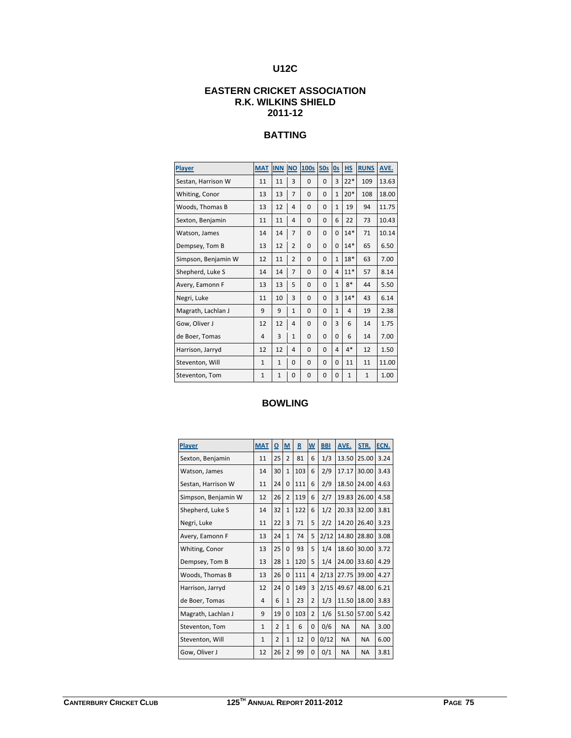# U12C

## EASTERN CRICKET ASSOCIATION
## R.K. WILKINS SHIELD
## 2011-12

### BATTING

| Player | MAT | INN | NO | 100s | 50s | 0s | HS | RUNS | AVE. |
|---|---|---|---|---|---|---|---|---|---|
| Sestan, Harrison W | 11 | 11 | 3 | 0 | 0 | 3 | 22* | 109 | 13.63 |
| Whiting, Conor | 13 | 13 | 7 | 0 | 0 | 1 | 20* | 108 | 18.00 |
| Woods, Thomas B | 13 | 12 | 4 | 0 | 0 | 1 | 19 | 94 | 11.75 |
| Sexton, Benjamin | 11 | 11 | 4 | 0 | 0 | 6 | 22 | 73 | 10.43 |
| Watson, James | 14 | 14 | 7 | 0 | 0 | 0 | 14* | 71 | 10.14 |
| Dempsey, Tom B | 13 | 12 | 2 | 0 | 0 | 0 | 14* | 65 | 6.50 |
| Simpson, Benjamin W | 12 | 11 | 2 | 0 | 0 | 1 | 18* | 63 | 7.00 |
| Shepherd, Luke S | 14 | 14 | 7 | 0 | 0 | 4 | 11* | 57 | 8.14 |
| Avery, Eamonn F | 13 | 13 | 5 | 0 | 0 | 1 | 8* | 44 | 5.50 |
| Negri, Luke | 11 | 10 | 3 | 0 | 0 | 3 | 14* | 43 | 6.14 |
| Magrath, Lachlan J | 9 | 9 | 1 | 0 | 0 | 1 | 4 | 19 | 2.38 |
| Gow, Oliver J | 12 | 12 | 4 | 0 | 0 | 3 | 6 | 14 | 1.75 |
| de Boer, Tomas | 4 | 3 | 1 | 0 | 0 | 0 | 6 | 14 | 7.00 |
| Harrison, Jarryd | 12 | 12 | 4 | 0 | 0 | 4 | 4* | 12 | 1.50 |
| Steventon, Will | 1 | 1 | 0 | 0 | 0 | 0 | 11 | 11 | 11.00 |
| Steventon, Tom | 1 | 1 | 0 | 0 | 0 | 0 | 1 | 1 | 1.00 |

### BOWLING

| Player | MAT | O | M | R | W | BBI | AVE. | STR. | ECN. |
|---|---|---|---|---|---|---|---|---|---|
| Sexton, Benjamin | 11 | 25 | 2 | 81 | 6 | 1/3 | 13.50 | 25.00 | 3.24 |
| Watson, James | 14 | 30 | 1 | 103 | 6 | 2/9 | 17.17 | 30.00 | 3.43 |
| Sestan, Harrison W | 11 | 24 | 0 | 111 | 6 | 2/9 | 18.50 | 24.00 | 4.63 |
| Simpson, Benjamin W | 12 | 26 | 2 | 119 | 6 | 2/7 | 19.83 | 26.00 | 4.58 |
| Shepherd, Luke S | 14 | 32 | 1 | 122 | 6 | 1/2 | 20.33 | 32.00 | 3.81 |
| Negri, Luke | 11 | 22 | 3 | 71 | 5 | 2/2 | 14.20 | 26.40 | 3.23 |
| Avery, Eamonn F | 13 | 24 | 1 | 74 | 5 | 2/12 | 14.80 | 28.80 | 3.08 |
| Whiting, Conor | 13 | 25 | 0 | 93 | 5 | 1/4 | 18.60 | 30.00 | 3.72 |
| Dempsey, Tom B | 13 | 28 | 1 | 120 | 5 | 1/4 | 24.00 | 33.60 | 4.29 |
| Woods, Thomas B | 13 | 26 | 0 | 111 | 4 | 2/13 | 27.75 | 39.00 | 4.27 |
| Harrison, Jarryd | 12 | 24 | 0 | 149 | 3 | 2/15 | 49.67 | 48.00 | 6.21 |
| de Boer, Tomas | 4 | 6 | 1 | 23 | 2 | 1/3 | 11.50 | 18.00 | 3.83 |
| Magrath, Lachlan J | 9 | 19 | 0 | 103 | 2 | 1/6 | 51.50 | 57.00 | 5.42 |
| Steventon, Tom | 1 | 2 | 1 | 6 | 0 | 0/6 | NA | NA | 3.00 |
| Steventon, Will | 1 | 2 | 1 | 12 | 0 | 0/12 | NA | NA | 6.00 |
| Gow, Oliver J | 12 | 26 | 2 | 99 | 0 | 0/1 | NA | NA | 3.81 |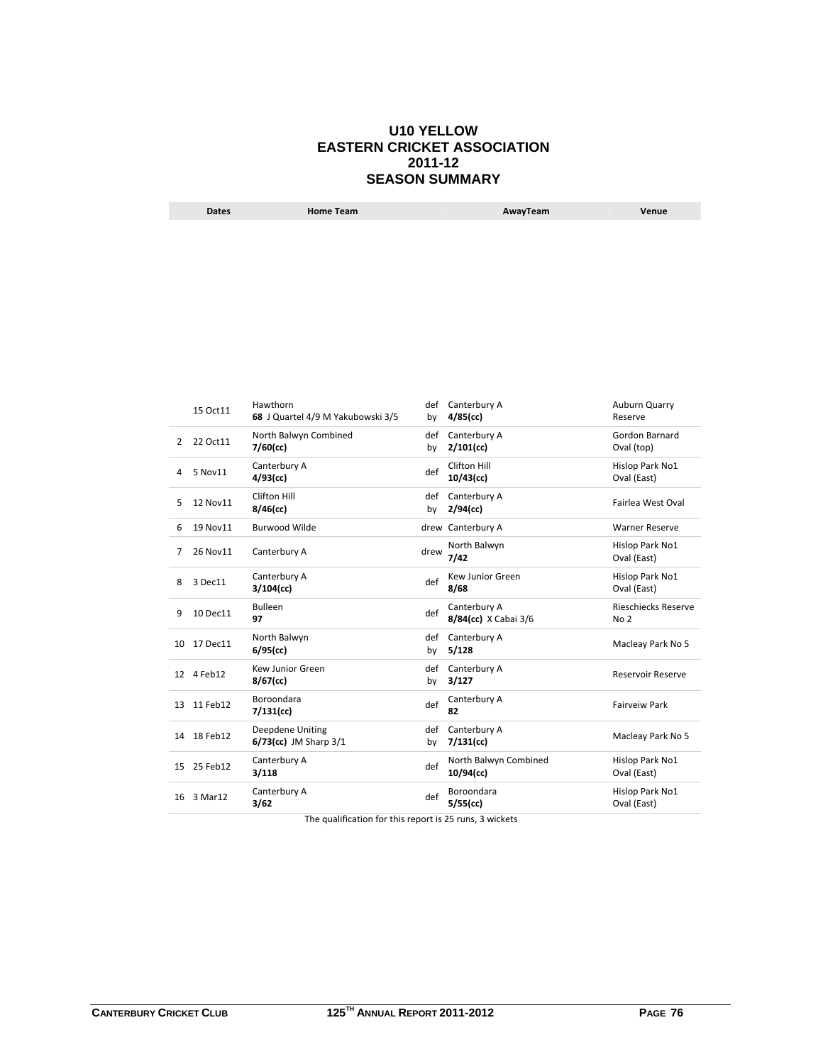# U10 YELLOW
# EASTERN CRICKET ASSOCIATION
# 2011-12
# SEASON SUMMARY

| | Dates | Home Team | | AwayTeam | Venue |
|---|---|---|---|---|---|
| | 15 Oct11 | Hawthorn<br>**68** J Quartel 4/9 M Yakubowski 3/5 | def by | Canterbury A<br>**4/85(cc)** | Auburn Quarry Reserve |
| 2 | 22 Oct11 | North Balwyn Combined<br>**7/60(cc)** | def by | Canterbury A<br>**2/101(cc)** | Gordon Barnard Oval (top) |
| 4 | 5 Nov11 | Canterbury A<br>**4/93(cc)** | def | Clifton Hill<br>**10/43(cc)** | Hislop Park No1 Oval (East) |
| 5 | 12 Nov11 | Clifton Hill<br>**8/46(cc)** | def by | Canterbury A<br>**2/94(cc)** | Fairlea West Oval |
| 6 | 19 Nov11 | Burwood Wilde | drew | Canterbury A | Warner Reserve |
| 7 | 26 Nov11 | Canterbury A | drew | North Balwyn<br>**7/42** | Hislop Park No1 Oval (East) |
| 8 | 3 Dec11 | Canterbury A<br>**3/104(cc)** | def | Kew Junior Green<br>**8/68** | Hislop Park No1 Oval (East) |
| 9 | 10 Dec11 | Bulleen<br>**97** | def | Canterbury A<br>**8/84(cc)** X Cabai 3/6 | Rieschiecks Reserve No 2 |
| 10 | 17 Dec11 | North Balwyn<br>**6/95(cc)** | def by | Canterbury A<br>**5/128** | Macleay Park No 5 |
| 12 | 4 Feb12 | Kew Junior Green<br>**8/67(cc)** | def by | Canterbury A<br>**3/127** | Reservoir Reserve |
| 13 | 11 Feb12 | Boroondara<br>**7/131(cc)** | def | Canterbury A<br>**82** | Fairveiw Park |
| 14 | 18 Feb12 | Deepdene Uniting<br>**6/73(cc)** JM Sharp 3/1 | def by | Canterbury A<br>**7/131(cc)** | Macleay Park No 5 |
| 15 | 25 Feb12 | Canterbury A<br>**3/118** | def | North Balwyn Combined<br>**10/94(cc)** | Hislop Park No1 Oval (East) |
| 16 | 3 Mar12 | Canterbury A<br>**3/62** | def | Boroondara<br>**5/55(cc)** | Hislop Park No1 Oval (East) |

The qualification for this report is 25 runs, 3 wickets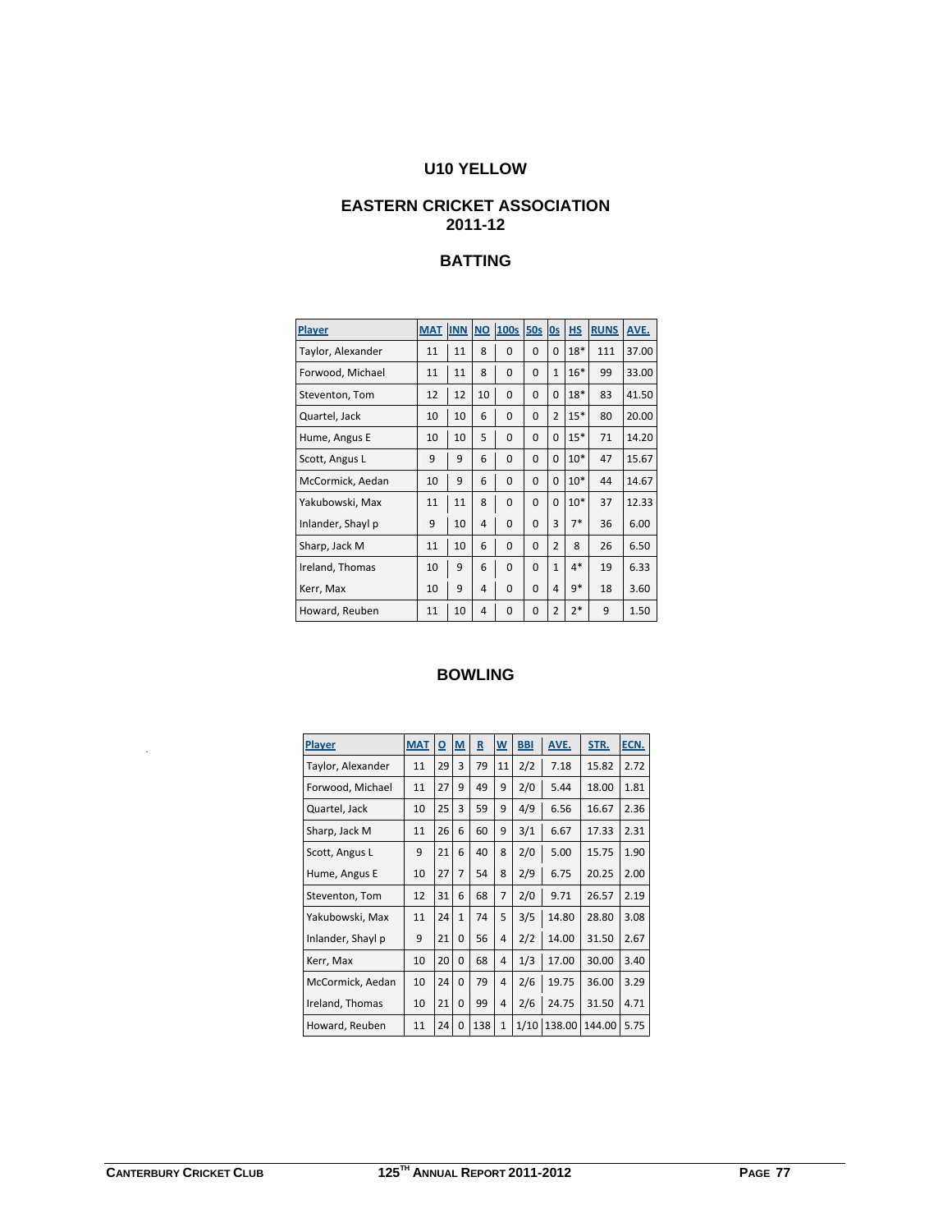## U10 YELLOW

## EASTERN CRICKET ASSOCIATION
## 2011-12

### BATTING

| Player | MAT | INN | NO | 100s | 50s | 0s | HS | RUNS | AVE. |
|---|---|---|---|---|---|---|---|---|---|
| Taylor, Alexander | 11 | 11 | 8 | 0 | 0 | 0 | 18* | 111 | 37.00 |
| Forwood, Michael | 11 | 11 | 8 | 0 | 0 | 1 | 16* | 99 | 33.00 |
| Steventon, Tom | 12 | 12 | 10 | 0 | 0 | 0 | 18* | 83 | 41.50 |
| Quartel, Jack | 10 | 10 | 6 | 0 | 0 | 2 | 15* | 80 | 20.00 |
| Hume, Angus E | 10 | 10 | 5 | 0 | 0 | 0 | 15* | 71 | 14.20 |
| Scott, Angus L | 9 | 9 | 6 | 0 | 0 | 0 | 10* | 47 | 15.67 |
| McCormick, Aedan | 10 | 9 | 6 | 0 | 0 | 0 | 10* | 44 | 14.67 |
| Yakubowski, Max | 11 | 11 | 8 | 0 | 0 | 0 | 10* | 37 | 12.33 |
| Inlander, Shayl p | 9 | 10 | 4 | 0 | 0 | 3 | 7* | 36 | 6.00 |
| Sharp, Jack M | 11 | 10 | 6 | 0 | 0 | 2 | 8 | 26 | 6.50 |
| Ireland, Thomas | 10 | 9 | 6 | 0 | 0 | 1 | 4* | 19 | 6.33 |
| Kerr, Max | 10 | 9 | 4 | 0 | 0 | 4 | 9* | 18 | 3.60 |
| Howard, Reuben | 11 | 10 | 4 | 0 | 0 | 2 | 2* | 9 | 1.50 |

### BOWLING

| Player | MAT | O | M | R | W | BBI | AVE. | STR. | ECN. |
|---|---|---|---|---|---|---|---|---|---|
| Taylor, Alexander | 11 | 29 | 3 | 79 | 11 | 2/2 | 7.18 | 15.82 | 2.72 |
| Forwood, Michael | 11 | 27 | 9 | 49 | 9 | 2/0 | 5.44 | 18.00 | 1.81 |
| Quartel, Jack | 10 | 25 | 3 | 59 | 9 | 4/9 | 6.56 | 16.67 | 2.36 |
| Sharp, Jack M | 11 | 26 | 6 | 60 | 9 | 3/1 | 6.67 | 17.33 | 2.31 |
| Scott, Angus L | 9 | 21 | 6 | 40 | 8 | 2/0 | 5.00 | 15.75 | 1.90 |
| Hume, Angus E | 10 | 27 | 7 | 54 | 8 | 2/9 | 6.75 | 20.25 | 2.00 |
| Steventon, Tom | 12 | 31 | 6 | 68 | 7 | 2/0 | 9.71 | 26.57 | 2.19 |
| Yakubowski, Max | 11 | 24 | 1 | 74 | 5 | 3/5 | 14.80 | 28.80 | 3.08 |
| Inlander, Shayl p | 9 | 21 | 0 | 56 | 4 | 2/2 | 14.00 | 31.50 | 2.67 |
| Kerr, Max | 10 | 20 | 0 | 68 | 4 | 1/3 | 17.00 | 30.00 | 3.40 |
| McCormick, Aedan | 10 | 24 | 0 | 79 | 4 | 2/6 | 19.75 | 36.00 | 3.29 |
| Ireland, Thomas | 10 | 21 | 0 | 99 | 4 | 2/6 | 24.75 | 31.50 | 4.71 |
| Howard, Reuben | 11 | 24 | 0 | 138 | 1 | 1/10 | 138.00 | 144.00 | 5.75 |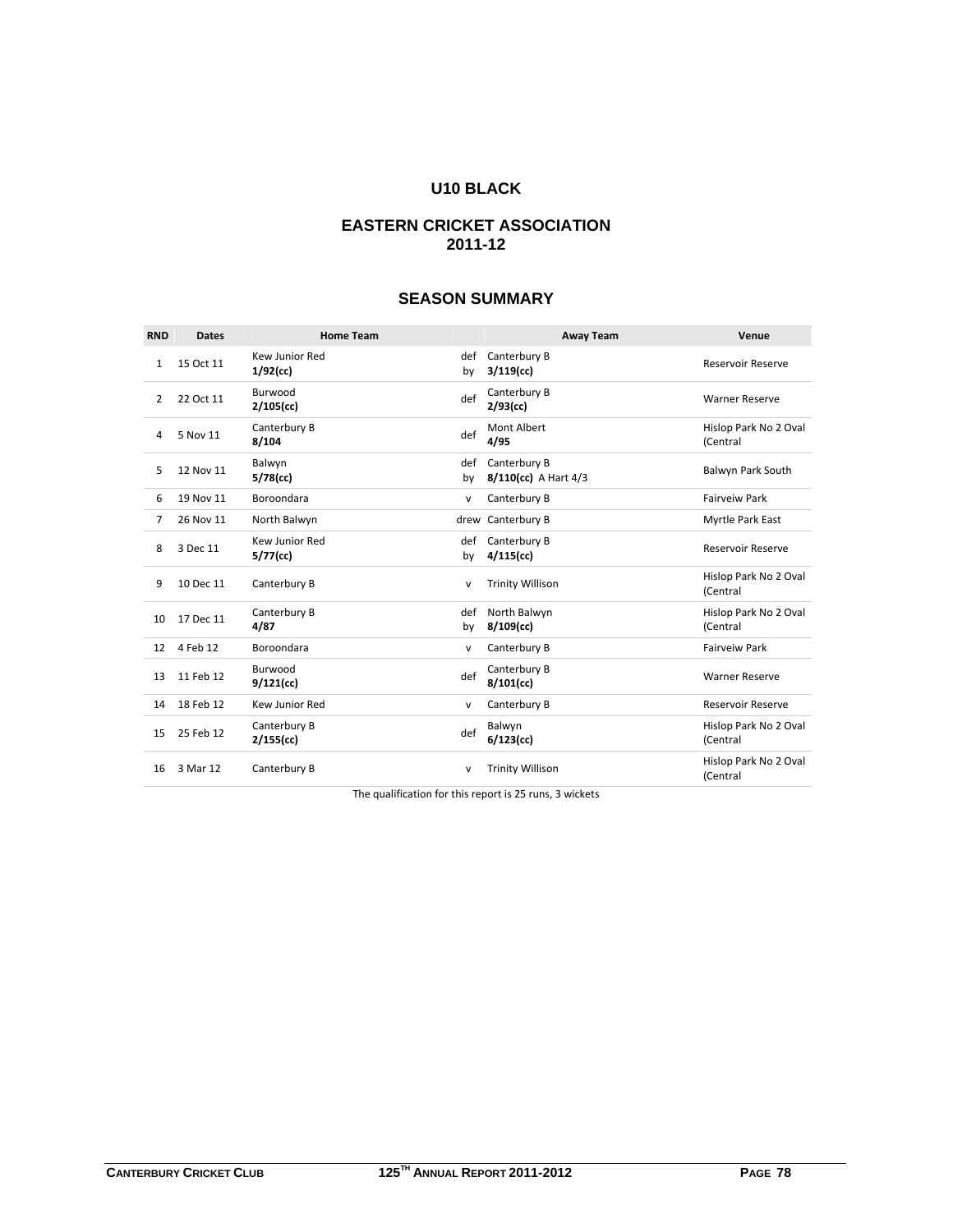## U10 BLACK

## EASTERN CRICKET ASSOCIATION
## 2011-12

### SEASON SUMMARY

| RND | Dates | Home Team | | Away Team | Venue |
|---|---|---|---|---|---|
| 1 | 15 Oct 11 | Kew Junior Red **1/92(cc)** | def by | Canterbury B **3/119(cc)** | Reservoir Reserve |
| 2 | 22 Oct 11 | Burwood **2/105(cc)** | def | Canterbury B **2/93(cc)** | Warner Reserve |
| 4 | 5 Nov 11 | Canterbury B **8/104** | def | Mont Albert **4/95** | Hislop Park No 2 Oval (Central |
| 5 | 12 Nov 11 | Balwyn **5/78(cc)** | def by | Canterbury B **8/110(cc)** A Hart 4/3 | Balwyn Park South |
| 6 | 19 Nov 11 | Boroondara | v | Canterbury B | Fairveiw Park |
| 7 | 26 Nov 11 | North Balwyn | drew | Canterbury B | Myrtle Park East |
| 8 | 3 Dec 11 | Kew Junior Red **5/77(cc)** | def by | Canterbury B **4/115(cc)** | Reservoir Reserve |
| 9 | 10 Dec 11 | Canterbury B | v | Trinity Willison | Hislop Park No 2 Oval (Central |
| 10 | 17 Dec 11 | Canterbury B **4/87** | def by | North Balwyn **8/109(cc)** | Hislop Park No 2 Oval (Central |
| 12 | 4 Feb 12 | Boroondara | v | Canterbury B | Fairveiw Park |
| 13 | 11 Feb 12 | Burwood **9/121(cc)** | def | Canterbury B **8/101(cc)** | Warner Reserve |
| 14 | 18 Feb 12 | Kew Junior Red | v | Canterbury B | Reservoir Reserve |
| 15 | 25 Feb 12 | Canterbury B **2/155(cc)** | def | Balwyn **6/123(cc)** | Hislop Park No 2 Oval (Central |
| 16 | 3 Mar 12 | Canterbury B | v | Trinity Willison | Hislop Park No 2 Oval (Central |

The qualification for this report is 25 runs, 3 wickets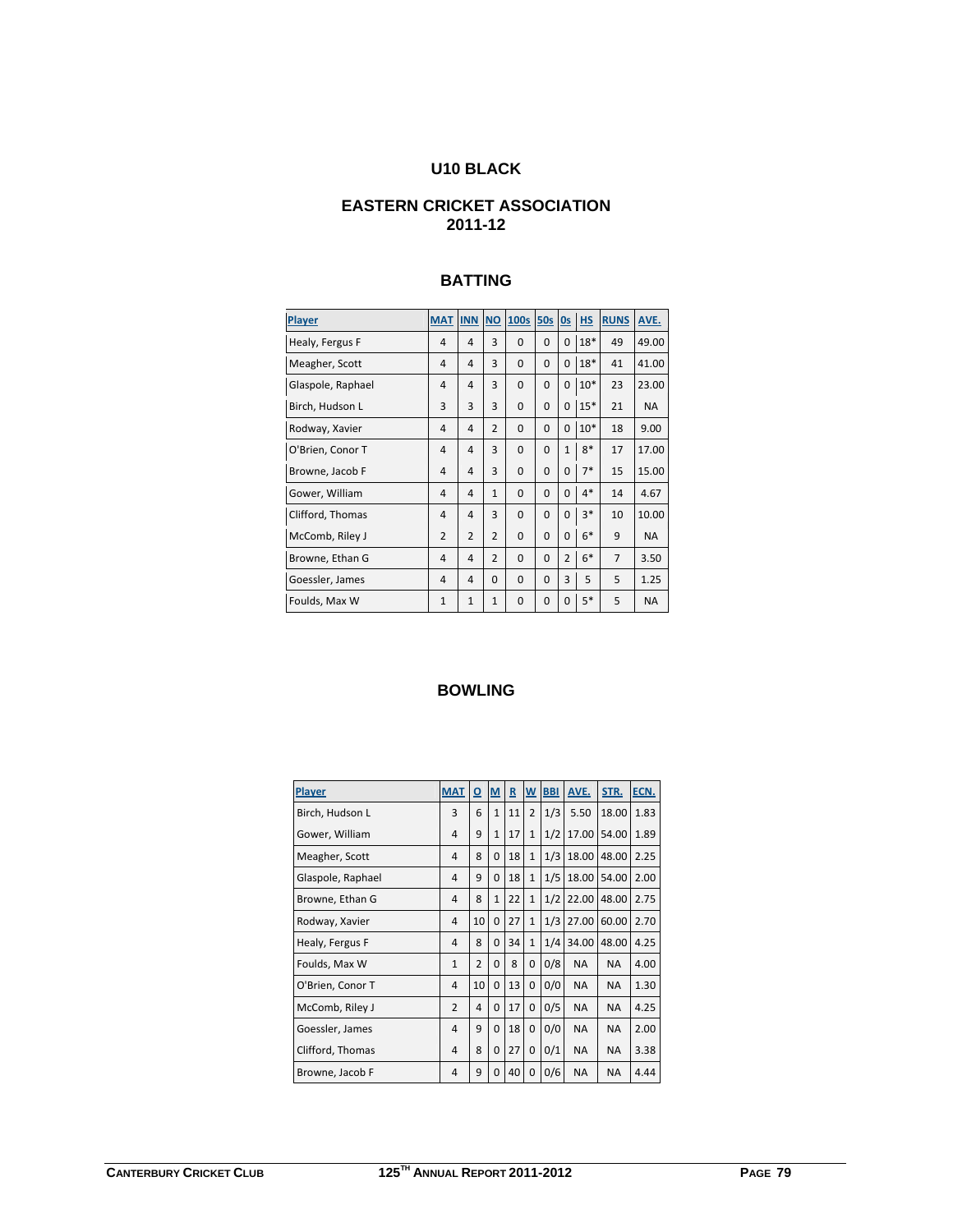## U10 BLACK

## EASTERN CRICKET ASSOCIATION
## 2011-12

### BATTING

| Player | MAT | INN | NO | 100s | 50s | 0s | HS | RUNS | AVE. |
|---|---|---|---|---|---|---|---|---|---|
| Healy, Fergus F | 4 | 4 | 3 | 0 | 0 | 0 | 18* | 49 | 49.00 |
| Meagher, Scott | 4 | 4 | 3 | 0 | 0 | 0 | 18* | 41 | 41.00 |
| Glaspole, Raphael | 4 | 4 | 3 | 0 | 0 | 0 | 10* | 23 | 23.00 |
| Birch, Hudson L | 3 | 3 | 3 | 0 | 0 | 0 | 15* | 21 | NA |
| Rodway, Xavier | 4 | 4 | 2 | 0 | 0 | 0 | 10* | 18 | 9.00 |
| O'Brien, Conor T | 4 | 4 | 3 | 0 | 0 | 1 | 8* | 17 | 17.00 |
| Browne, Jacob F | 4 | 4 | 3 | 0 | 0 | 0 | 7* | 15 | 15.00 |
| Gower, William | 4 | 4 | 1 | 0 | 0 | 0 | 4* | 14 | 4.67 |
| Clifford, Thomas | 4 | 4 | 3 | 0 | 0 | 0 | 3* | 10 | 10.00 |
| McComb, Riley J | 2 | 2 | 2 | 0 | 0 | 0 | 6* | 9 | NA |
| Browne, Ethan G | 4 | 4 | 2 | 0 | 0 | 2 | 6* | 7 | 3.50 |
| Goessler, James | 4 | 4 | 0 | 0 | 0 | 3 | 5 | 5 | 1.25 |
| Foulds, Max W | 1 | 1 | 1 | 0 | 0 | 0 | 5* | 5 | NA |

### BOWLING

| Player | MAT | O | M | R | W | BBI | AVE. | STR. | ECN. |
|---|---|---|---|---|---|---|---|---|---|
| Birch, Hudson L | 3 | 6 | 1 | 11 | 2 | 1/3 | 5.50 | 18.00 | 1.83 |
| Gower, William | 4 | 9 | 1 | 17 | 1 | 1/2 | 17.00 | 54.00 | 1.89 |
| Meagher, Scott | 4 | 8 | 0 | 18 | 1 | 1/3 | 18.00 | 48.00 | 2.25 |
| Glaspole, Raphael | 4 | 9 | 0 | 18 | 1 | 1/5 | 18.00 | 54.00 | 2.00 |
| Browne, Ethan G | 4 | 8 | 1 | 22 | 1 | 1/2 | 22.00 | 48.00 | 2.75 |
| Rodway, Xavier | 4 | 10 | 0 | 27 | 1 | 1/3 | 27.00 | 60.00 | 2.70 |
| Healy, Fergus F | 4 | 8 | 0 | 34 | 1 | 1/4 | 34.00 | 48.00 | 4.25 |
| Foulds, Max W | 1 | 2 | 0 | 8 | 0 | 0/8 | NA | NA | 4.00 |
| O'Brien, Conor T | 4 | 10 | 0 | 13 | 0 | 0/0 | NA | NA | 1.30 |
| McComb, Riley J | 2 | 4 | 0 | 17 | 0 | 0/5 | NA | NA | 4.25 |
| Goessler, James | 4 | 9 | 0 | 18 | 0 | 0/0 | NA | NA | 2.00 |
| Clifford, Thomas | 4 | 8 | 0 | 27 | 0 | 0/1 | NA | NA | 3.38 |
| Browne, Jacob F | 4 | 9 | 0 | 40 | 0 | 0/6 | NA | NA | 4.44 |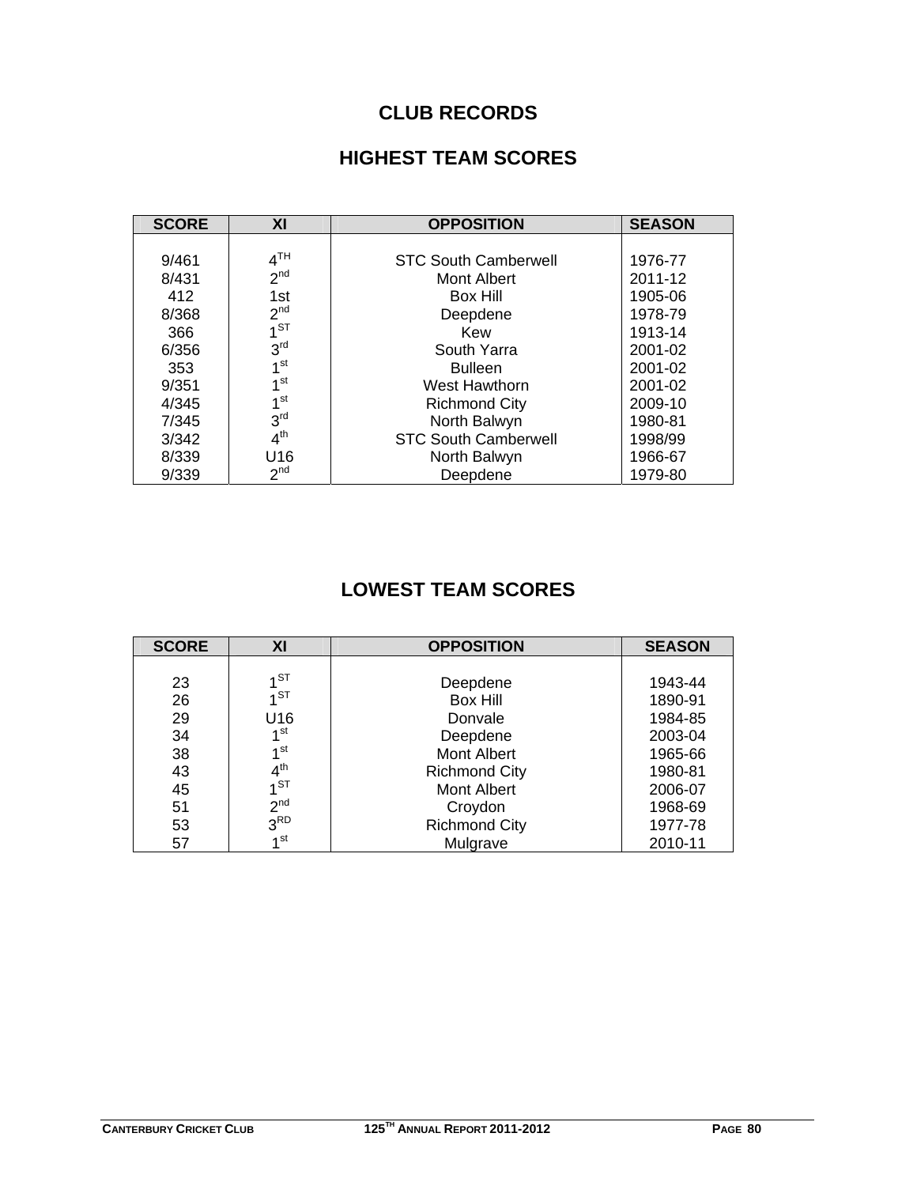# CLUB RECORDS

## HIGHEST TEAM SCORES

| SCORE | XI | OPPOSITION | SEASON |
|---|---|---|---|
| 9/461 | 4TH | STC South Camberwell | 1976-77 |
| 8/431 | 2nd | Mont Albert | 2011-12 |
| 412 | 1st | Box Hill | 1905-06 |
| 8/368 | 2nd | Deepdene | 1978-79 |
| 366 | 1ST | Kew | 1913-14 |
| 6/356 | 3rd | South Yarra | 2001-02 |
| 353 | 1st | Bulleen | 2001-02 |
| 9/351 | 1st | West Hawthorn | 2001-02 |
| 4/345 | 1st | Richmond City | 2009-10 |
| 7/345 | 3rd | North Balwyn | 1980-81 |
| 3/342 | 4th | STC South Camberwell | 1998/99 |
| 8/339 | U16 | North Balwyn | 1966-67 |
| 9/339 | 2nd | Deepdene | 1979-80 |

## LOWEST TEAM SCORES

| SCORE | XI | OPPOSITION | SEASON |
|---|---|---|---|
| 23 | 1ST | Deepdene | 1943-44 |
| 26 | 1ST | Box Hill | 1890-91 |
| 29 | U16 | Donvale | 1984-85 |
| 34 | 1st | Deepdene | 2003-04 |
| 38 | 1st | Mont Albert | 1965-66 |
| 43 | 4th | Richmond City | 1980-81 |
| 45 | 1ST | Mont Albert | 2006-07 |
| 51 | 2nd | Croydon | 1968-69 |
| 53 | 3RD | Richmond City | 1977-78 |
| 57 | 1st | Mulgrave | 2010-11 |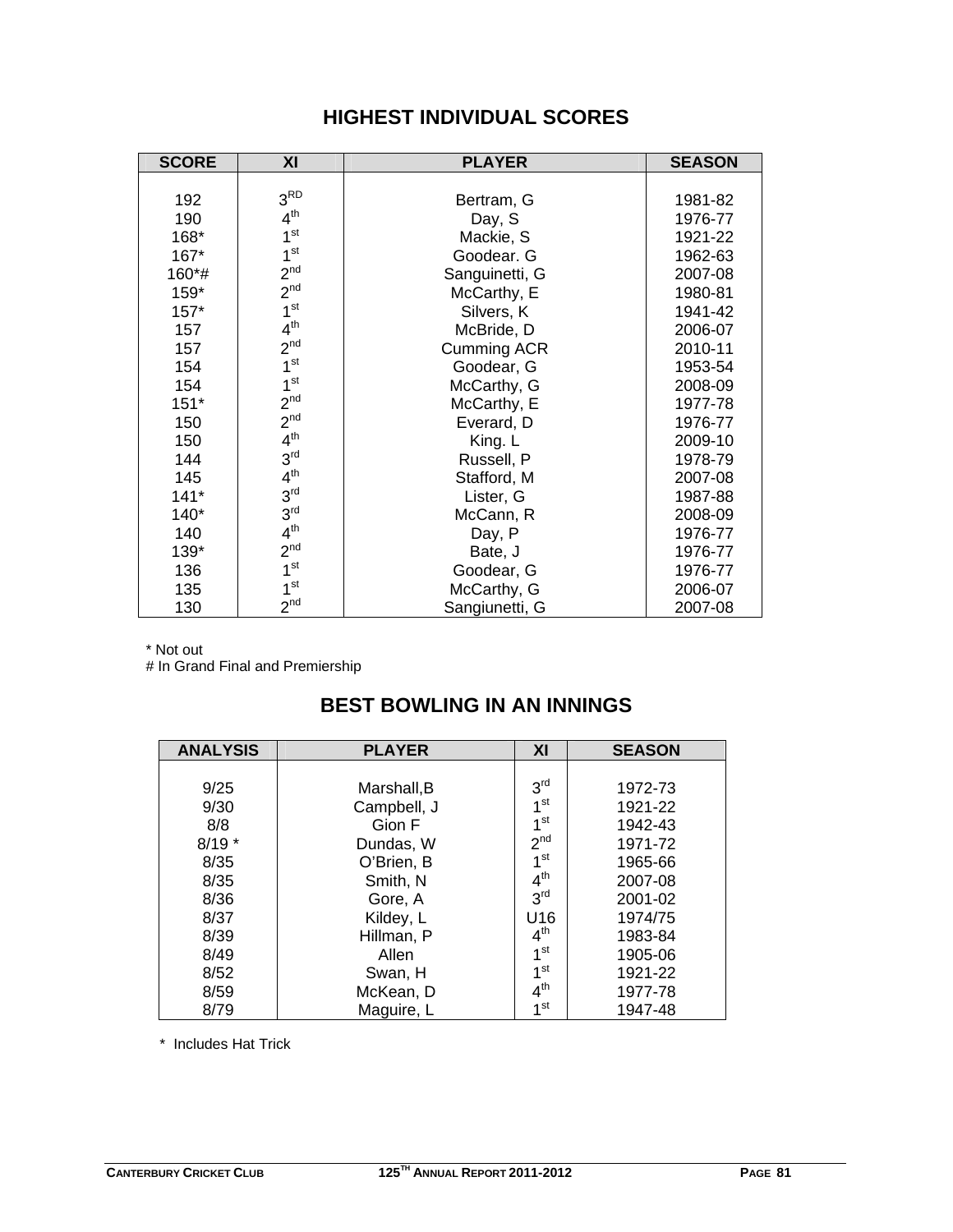## HIGHEST INDIVIDUAL SCORES

| SCORE | XI | PLAYER | SEASON |
|---|---|---|---|
| 192 | 3RD | Bertram, G | 1981-82 |
| 190 | 4th | Day, S | 1976-77 |
| 168* | 1st | Mackie, S | 1921-22 |
| 167* | 1st | Goodear. G | 1962-63 |
| 160*# | 2nd | Sanguinetti, G | 2007-08 |
| 159* | 2nd | McCarthy, E | 1980-81 |
| 157* | 1st | Silvers, K | 1941-42 |
| 157 | 4th | McBride, D | 2006-07 |
| 157 | 2nd | Cumming ACR | 2010-11 |
| 154 | 1st | Goodear, G | 1953-54 |
| 154 | 1st | McCarthy, G | 2008-09 |
| 151* | 2nd | McCarthy, E | 1977-78 |
| 150 | 2nd | Everard, D | 1976-77 |
| 150 | 4th | King. L | 2009-10 |
| 144 | 3rd | Russell, P | 1978-79 |
| 145 | 4th | Stafford, M | 2007-08 |
| 141* | 3rd | Lister, G | 1987-88 |
| 140* | 3rd | McCann, R | 2008-09 |
| 140 | 4th | Day, P | 1976-77 |
| 139* | 2nd | Bate, J | 1976-77 |
| 136 | 1st | Goodear, G | 1976-77 |
| 135 | 1st | McCarthy, G | 2006-07 |
| 130 | 2nd | Sangiunetti, G | 2007-08 |

* Not out
# In Grand Final and Premiership

## BEST BOWLING IN AN INNINGS

| ANALYSIS | PLAYER | XI | SEASON |
|---|---|---|---|
| 9/25 | Marshall,B | 3rd | 1972-73 |
| 9/30 | Campbell, J | 1st | 1921-22 |
| 8/8 | Gion F | 1st | 1942-43 |
| 8/19 * | Dundas, W | 2nd | 1971-72 |
| 8/35 | O'Brien, B | 1st | 1965-66 |
| 8/35 | Smith, N | 4th | 2007-08 |
| 8/36 | Gore, A | 3rd | 2001-02 |
| 8/37 | Kildey, L | U16 | 1974/75 |
| 8/39 | Hillman, P | 4th | 1983-84 |
| 8/49 | Allen | 1st | 1905-06 |
| 8/52 | Swan, H | 1st | 1921-22 |
| 8/59 | McKean, D | 4th | 1977-78 |
| 8/79 | Maguire, L | 1st | 1947-48 |

* Includes Hat Trick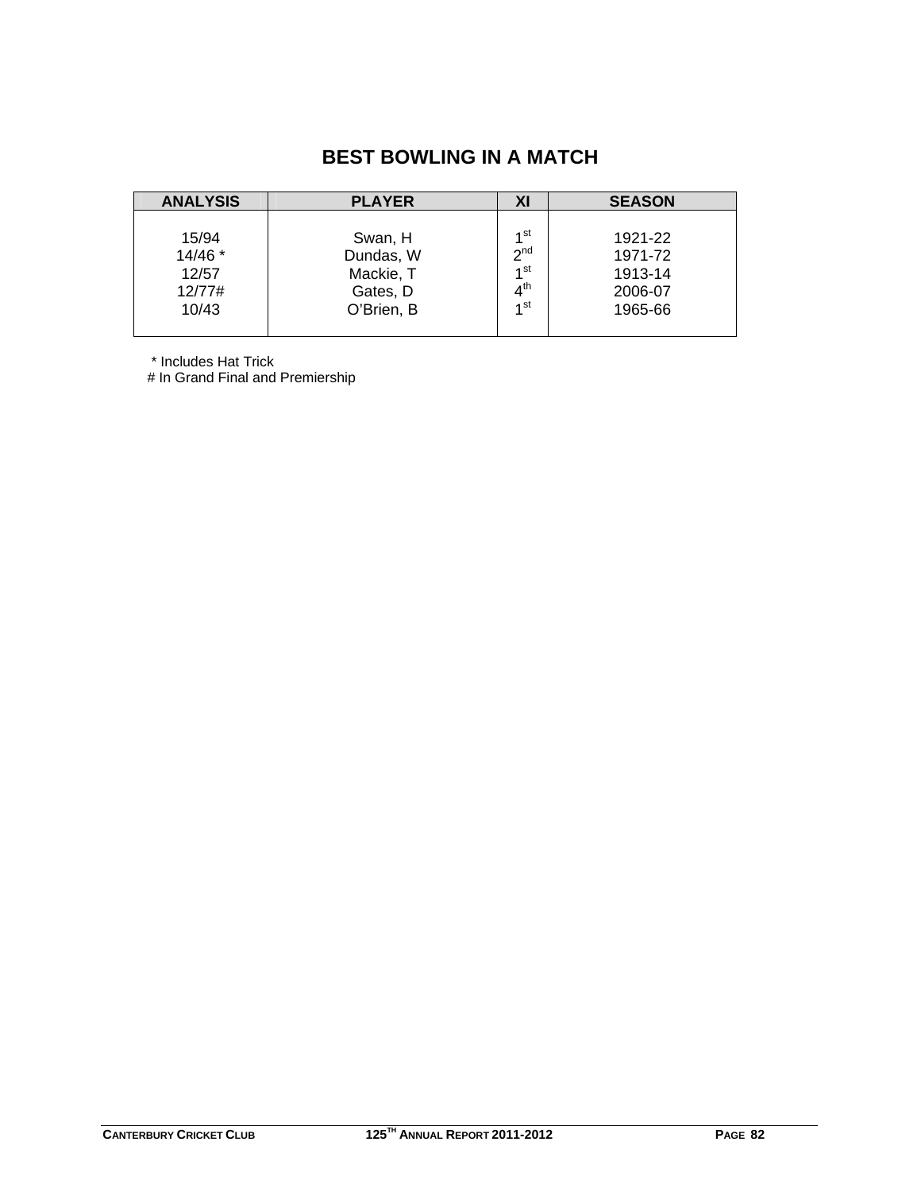# BEST BOWLING IN A MATCH

| ANALYSIS | PLAYER | XI | SEASON |
|---|---|---|---|
| 15/94 | Swan, H | 1st | 1921-22 |
| 14/46 * | Dundas, W | 2nd | 1971-72 |
| 12/57 | Mackie, T | 1st | 1913-14 |
| 12/77# | Gates, D | 4th | 2006-07 |
| 10/43 | O'Brien, B | 1st | 1965-66 |

\* Includes Hat Trick

\# In Grand Final and Premiership